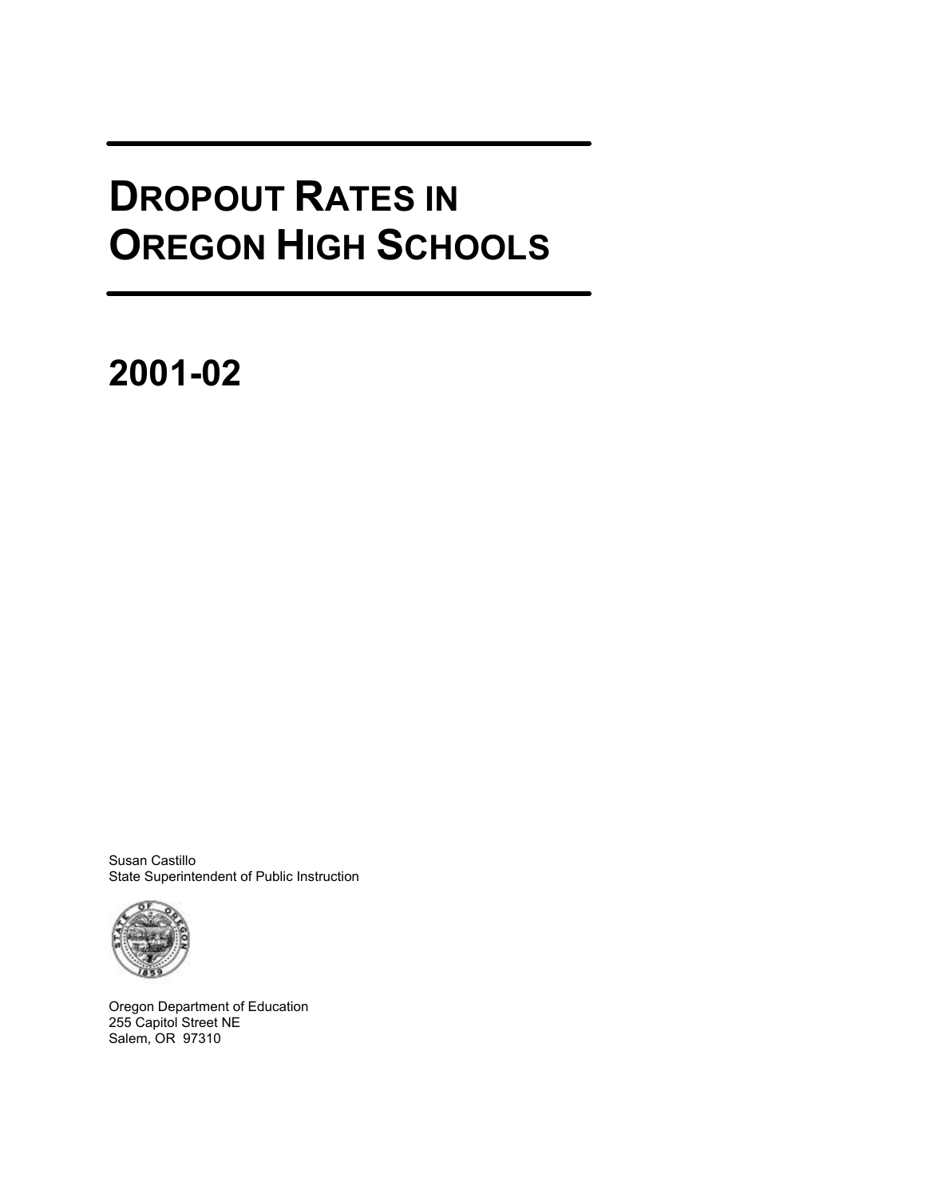# DROPOUT RATES IN OREGON HIGH SCHOOLS

## 2001-02

Susan Castillo
State Superintendent of Public Instruction

Oregon Department of Education
255 Capitol Street NE
Salem, OR 97310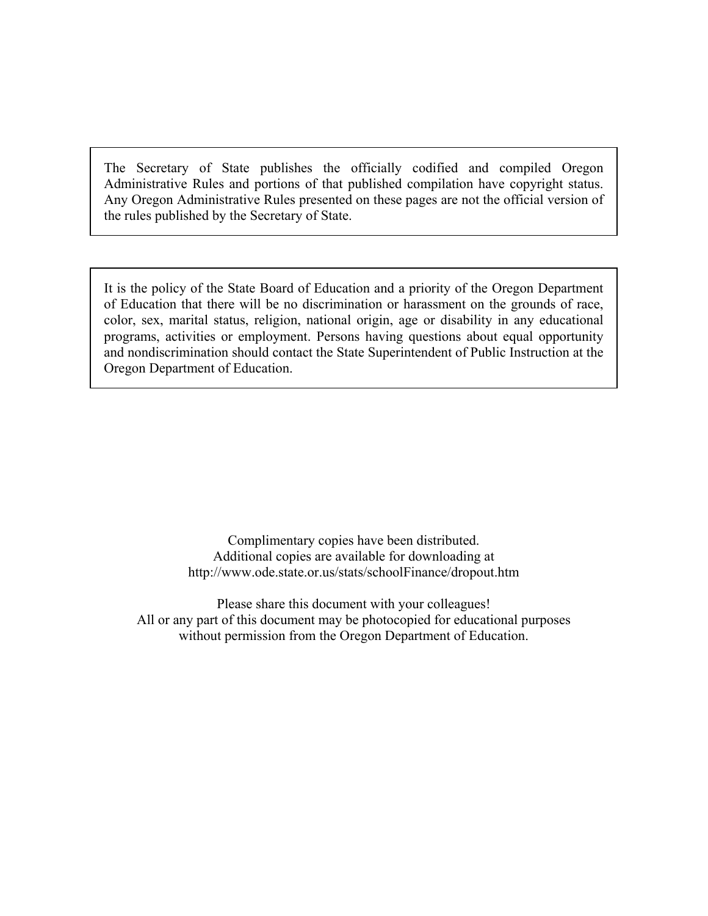The Secretary of State publishes the officially codified and compiled Oregon Administrative Rules and portions of that published compilation have copyright status. Any Oregon Administrative Rules presented on these pages are not the official version of the rules published by the Secretary of State.

It is the policy of the State Board of Education and a priority of the Oregon Department of Education that there will be no discrimination or harassment on the grounds of race, color, sex, marital status, religion, national origin, age or disability in any educational programs, activities or employment. Persons having questions about equal opportunity and nondiscrimination should contact the State Superintendent of Public Instruction at the Oregon Department of Education.

Complimentary copies have been distributed.
Additional copies are available for downloading at
http://www.ode.state.or.us/stats/schoolFinance/dropout.htm

Please share this document with your colleagues!
All or any part of this document may be photocopied for educational purposes without permission from the Oregon Department of Education.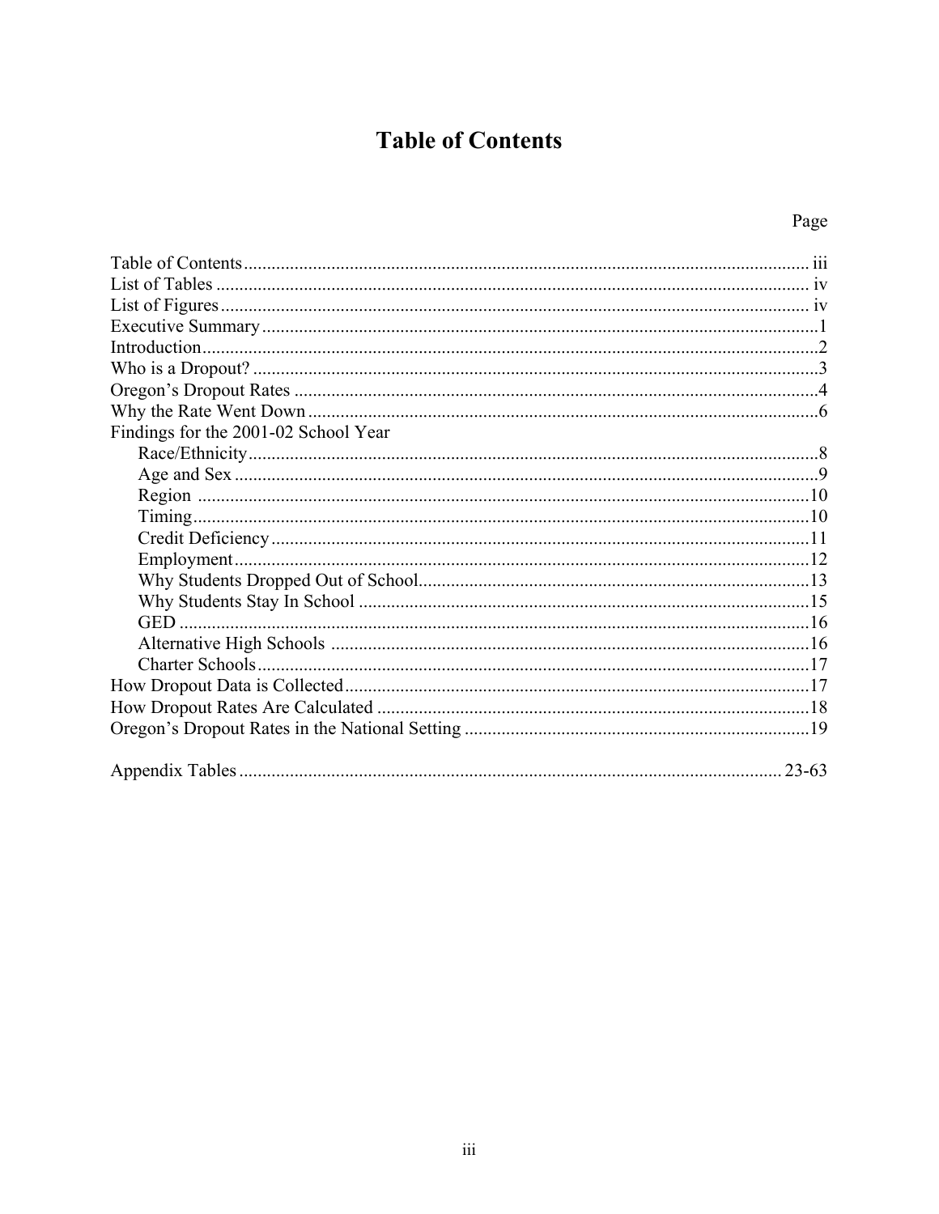# Table of Contents

| | Page |
|---|---|
| Table of Contents | iii |
| List of Tables | iv |
| List of Figures | iv |
| Executive Summary | 1 |
| Introduction | 2 |
| Who is a Dropout? | 3 |
| Oregon's Dropout Rates | 4 |
| Why the Rate Went Down | 6 |
| Findings for the 2001-02 School Year | |
| Race/Ethnicity | 8 |
| Age and Sex | 9 |
| Region | 10 |
| Timing | 10 |
| Credit Deficiency | 11 |
| Employment | 12 |
| Why Students Dropped Out of School | 13 |
| Why Students Stay In School | 15 |
| GED | 16 |
| Alternative High Schools | 16 |
| Charter Schools | 17 |
| How Dropout Data is Collected | 17 |
| How Dropout Rates Are Calculated | 18 |
| Oregon's Dropout Rates in the National Setting | 19 |
| Appendix Tables | 23-63 |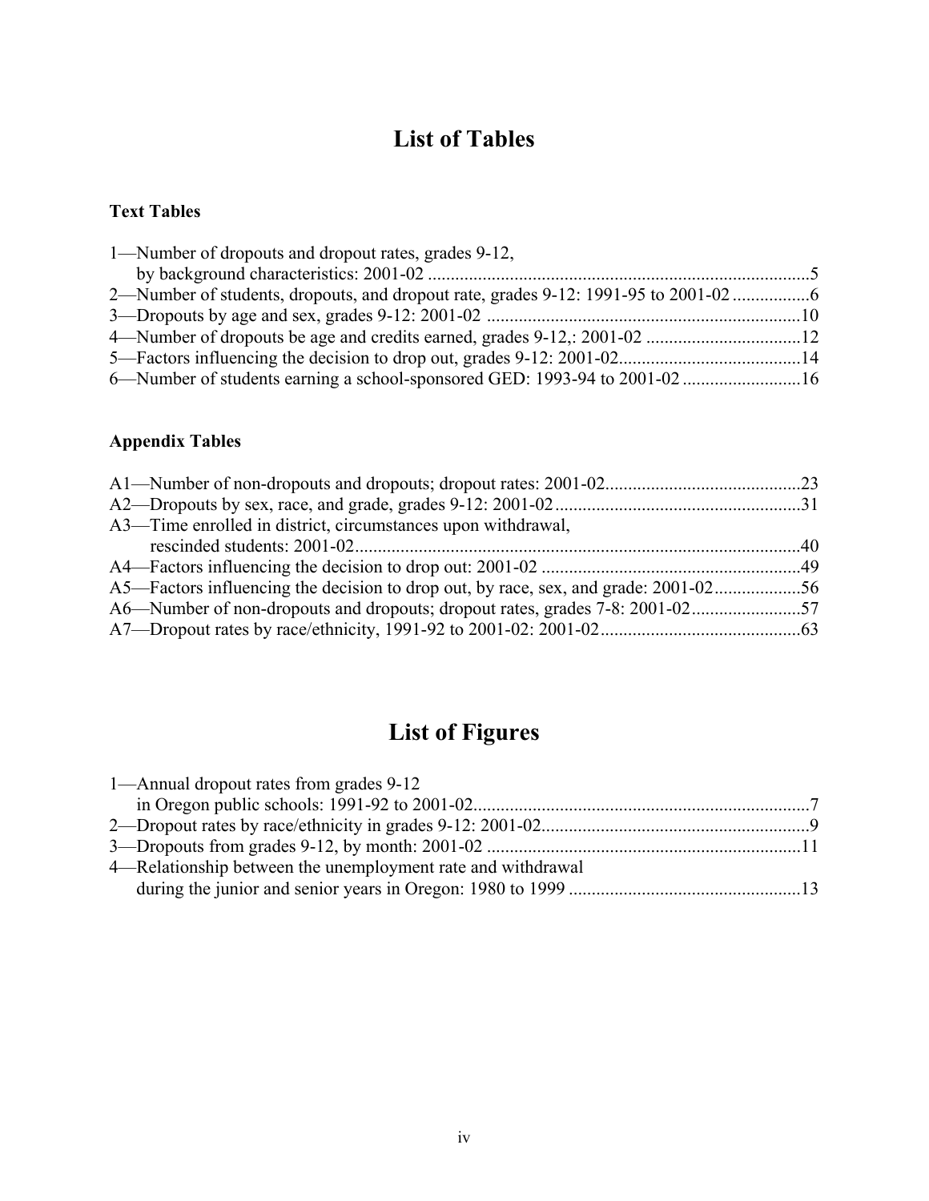# List of Tables

### Text Tables

1—Number of dropouts and dropout rates, grades 9-12, by background characteristics: 2001-02 ....................................................................................5

2—Number of students, dropouts, and dropout rate, grades 9-12: 1991-95 to 2001-02 .................6

3—Dropouts by age and sex, grades 9-12: 2001-02 ....................................................................10

4—Number of dropouts be age and credits earned, grades 9-12,: 2001-02 ..................................12

5—Factors influencing the decision to drop out, grades 9-12: 2001-02........................................14

6—Number of students earning a school-sponsored GED: 1993-94 to 2001-02 ..........................16

### Appendix Tables

A1—Number of non-dropouts and dropouts; dropout rates: 2001-02...........................................23

A2—Dropouts by sex, race, and grade, grades 9-12: 2001-02......................................................31

A3—Time enrolled in district, circumstances upon withdrawal, rescinded students: 2001-02.................................................................................................40

A4—Factors influencing the decision to drop out: 2001-02 .........................................................49

A5—Factors influencing the decision to drop out, by race, sex, and grade: 2001-02...................56

A6—Number of non-dropouts and dropouts; dropout rates, grades 7-8: 2001-02........................57

A7—Dropout rates by race/ethnicity, 1991-92 to 2001-02: 2001-02............................................63

# List of Figures

1—Annual dropout rates from grades 9-12 in Oregon public schools: 1991-92 to 2001-02.........................................................................7

2—Dropout rates by race/ethnicity in grades 9-12: 2001-02...........................................................9

3—Dropouts from grades 9-12, by month: 2001-02 .....................................................................11

4—Relationship between the unemployment rate and withdrawal during the junior and senior years in Oregon: 1980 to 1999 ...................................................13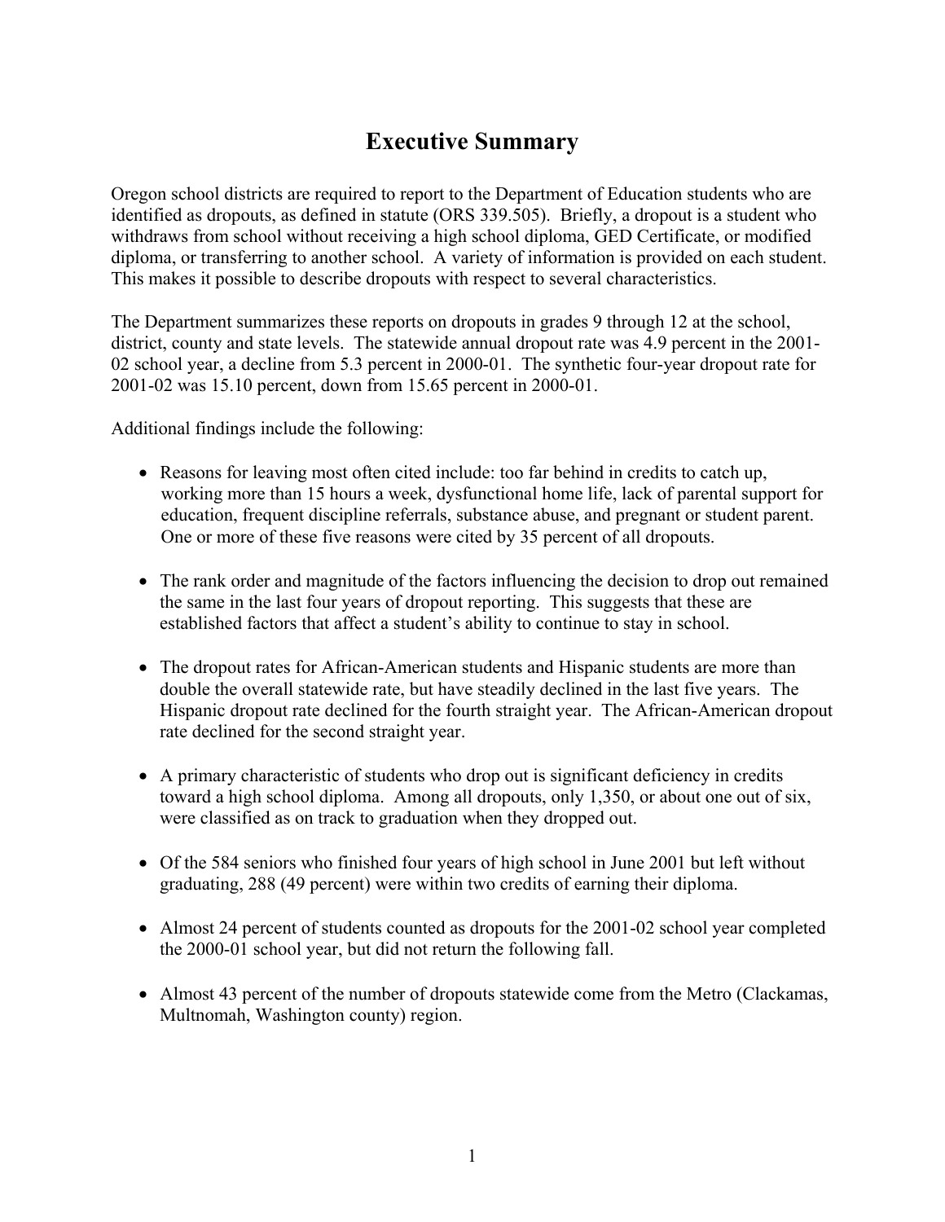# Executive Summary

Oregon school districts are required to report to the Department of Education students who are identified as dropouts, as defined in statute (ORS 339.505). Briefly, a dropout is a student who withdraws from school without receiving a high school diploma, GED Certificate, or modified diploma, or transferring to another school. A variety of information is provided on each student. This makes it possible to describe dropouts with respect to several characteristics.

The Department summarizes these reports on dropouts in grades 9 through 12 at the school, district, county and state levels. The statewide annual dropout rate was 4.9 percent in the 2001-02 school year, a decline from 5.3 percent in 2000-01. The synthetic four-year dropout rate for 2001-02 was 15.10 percent, down from 15.65 percent in 2000-01.

Additional findings include the following:

- Reasons for leaving most often cited include: too far behind in credits to catch up, working more than 15 hours a week, dysfunctional home life, lack of parental support for education, frequent discipline referrals, substance abuse, and pregnant or student parent. One or more of these five reasons were cited by 35 percent of all dropouts.

- The rank order and magnitude of the factors influencing the decision to drop out remained the same in the last four years of dropout reporting. This suggests that these are established factors that affect a student's ability to continue to stay in school.

- The dropout rates for African-American students and Hispanic students are more than double the overall statewide rate, but have steadily declined in the last five years. The Hispanic dropout rate declined for the fourth straight year. The African-American dropout rate declined for the second straight year.

- A primary characteristic of students who drop out is significant deficiency in credits toward a high school diploma. Among all dropouts, only 1,350, or about one out of six, were classified as on track to graduation when they dropped out.

- Of the 584 seniors who finished four years of high school in June 2001 but left without graduating, 288 (49 percent) were within two credits of earning their diploma.

- Almost 24 percent of students counted as dropouts for the 2001-02 school year completed the 2000-01 school year, but did not return the following fall.

- Almost 43 percent of the number of dropouts statewide come from the Metro (Clackamas, Multnomah, Washington county) region.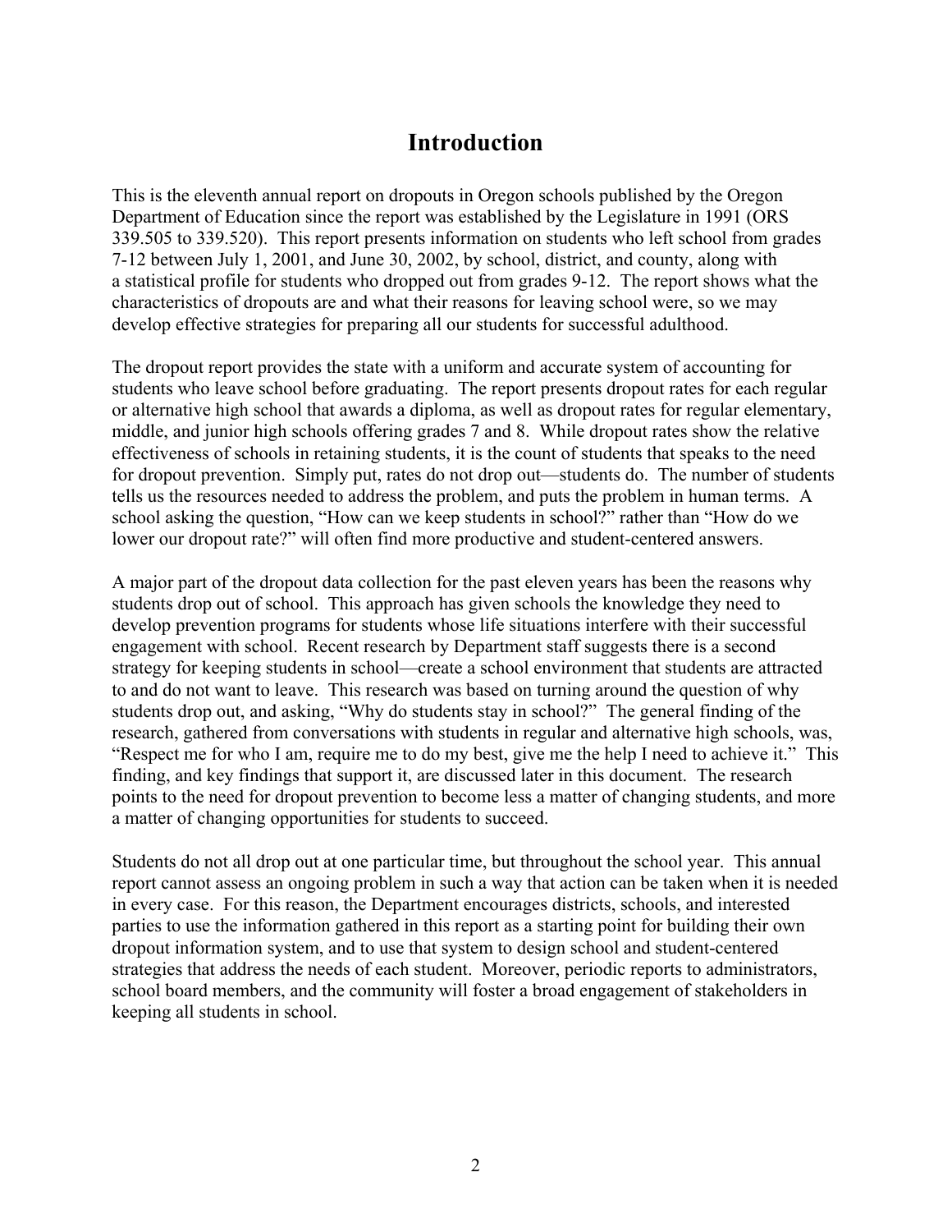# Introduction

This is the eleventh annual report on dropouts in Oregon schools published by the Oregon Department of Education since the report was established by the Legislature in 1991 (ORS 339.505 to 339.520). This report presents information on students who left school from grades 7-12 between July 1, 2001, and June 30, 2002, by school, district, and county, along with a statistical profile for students who dropped out from grades 9-12. The report shows what the characteristics of dropouts are and what their reasons for leaving school were, so we may develop effective strategies for preparing all our students for successful adulthood.

The dropout report provides the state with a uniform and accurate system of accounting for students who leave school before graduating. The report presents dropout rates for each regular or alternative high school that awards a diploma, as well as dropout rates for regular elementary, middle, and junior high schools offering grades 7 and 8. While dropout rates show the relative effectiveness of schools in retaining students, it is the count of students that speaks to the need for dropout prevention. Simply put, rates do not drop out—students do. The number of students tells us the resources needed to address the problem, and puts the problem in human terms. A school asking the question, "How can we keep students in school?" rather than "How do we lower our dropout rate?" will often find more productive and student-centered answers.

A major part of the dropout data collection for the past eleven years has been the reasons why students drop out of school. This approach has given schools the knowledge they need to develop prevention programs for students whose life situations interfere with their successful engagement with school. Recent research by Department staff suggests there is a second strategy for keeping students in school—create a school environment that students are attracted to and do not want to leave. This research was based on turning around the question of why students drop out, and asking, "Why do students stay in school?" The general finding of the research, gathered from conversations with students in regular and alternative high schools, was, "Respect me for who I am, require me to do my best, give me the help I need to achieve it." This finding, and key findings that support it, are discussed later in this document. The research points to the need for dropout prevention to become less a matter of changing students, and more a matter of changing opportunities for students to succeed.

Students do not all drop out at one particular time, but throughout the school year. This annual report cannot assess an ongoing problem in such a way that action can be taken when it is needed in every case. For this reason, the Department encourages districts, schools, and interested parties to use the information gathered in this report as a starting point for building their own dropout information system, and to use that system to design school and student-centered strategies that address the needs of each student. Moreover, periodic reports to administrators, school board members, and the community will foster a broad engagement of stakeholders in keeping all students in school.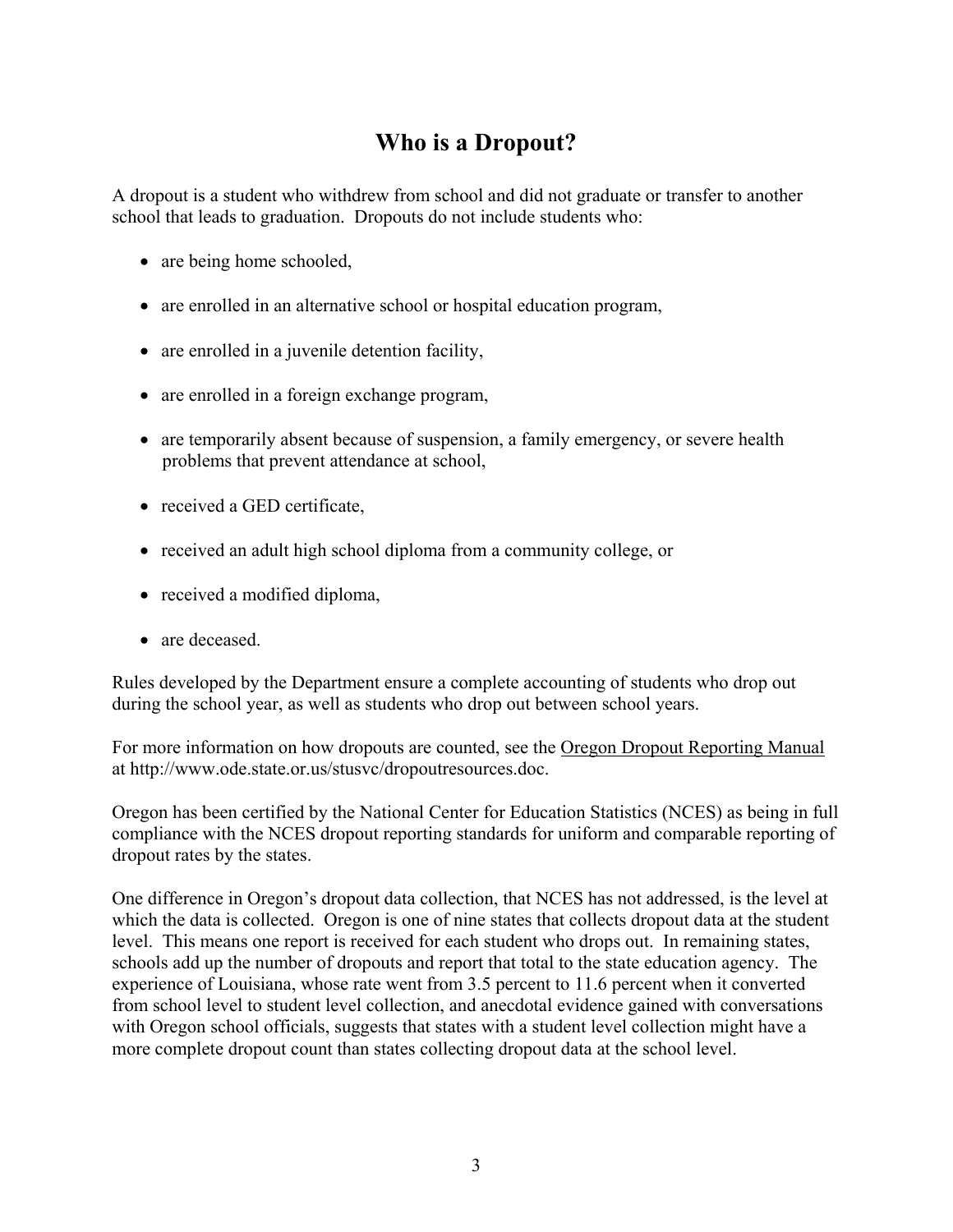# Who is a Dropout?

A dropout is a student who withdrew from school and did not graduate or transfer to another school that leads to graduation. Dropouts do not include students who:

- are being home schooled,
- are enrolled in an alternative school or hospital education program,
- are enrolled in a juvenile detention facility,
- are enrolled in a foreign exchange program,
- are temporarily absent because of suspension, a family emergency, or severe health problems that prevent attendance at school,
- received a GED certificate,
- received an adult high school diploma from a community college, or
- received a modified diploma,
- are deceased.

Rules developed by the Department ensure a complete accounting of students who drop out during the school year, as well as students who drop out between school years.

For more information on how dropouts are counted, see the Oregon Dropout Reporting Manual at http://www.ode.state.or.us/stusvc/dropoutresources.doc.

Oregon has been certified by the National Center for Education Statistics (NCES) as being in full compliance with the NCES dropout reporting standards for uniform and comparable reporting of dropout rates by the states.

One difference in Oregon's dropout data collection, that NCES has not addressed, is the level at which the data is collected. Oregon is one of nine states that collects dropout data at the student level. This means one report is received for each student who drops out. In remaining states, schools add up the number of dropouts and report that total to the state education agency. The experience of Louisiana, whose rate went from 3.5 percent to 11.6 percent when it converted from school level to student level collection, and anecdotal evidence gained with conversations with Oregon school officials, suggests that states with a student level collection might have a more complete dropout count than states collecting dropout data at the school level.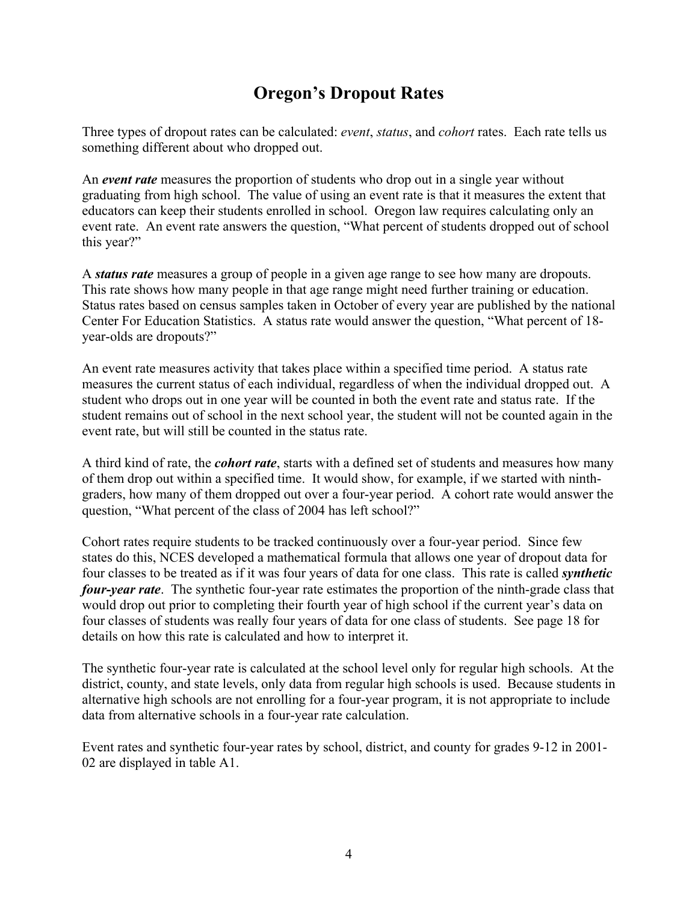# Oregon's Dropout Rates

Three types of dropout rates can be calculated: *event*, *status*, and *cohort* rates. Each rate tells us something different about who dropped out.

An ***event rate*** measures the proportion of students who drop out in a single year without graduating from high school. The value of using an event rate is that it measures the extent that educators can keep their students enrolled in school. Oregon law requires calculating only an event rate. An event rate answers the question, "What percent of students dropped out of school this year?"

A ***status rate*** measures a group of people in a given age range to see how many are dropouts. This rate shows how many people in that age range might need further training or education. Status rates based on census samples taken in October of every year are published by the national Center For Education Statistics. A status rate would answer the question, "What percent of 18-year-olds are dropouts?"

An event rate measures activity that takes place within a specified time period. A status rate measures the current status of each individual, regardless of when the individual dropped out. A student who drops out in one year will be counted in both the event rate and status rate. If the student remains out of school in the next school year, the student will not be counted again in the event rate, but will still be counted in the status rate.

A third kind of rate, the ***cohort rate***, starts with a defined set of students and measures how many of them drop out within a specified time. It would show, for example, if we started with ninth-graders, how many of them dropped out over a four-year period. A cohort rate would answer the question, "What percent of the class of 2004 has left school?"

Cohort rates require students to be tracked continuously over a four-year period. Since few states do this, NCES developed a mathematical formula that allows one year of dropout data for four classes to be treated as if it was four years of data for one class. This rate is called ***synthetic four-year rate***. The synthetic four-year rate estimates the proportion of the ninth-grade class that would drop out prior to completing their fourth year of high school if the current year's data on four classes of students was really four years of data for one class of students. See page 18 for details on how this rate is calculated and how to interpret it.

The synthetic four-year rate is calculated at the school level only for regular high schools. At the district, county, and state levels, only data from regular high schools is used. Because students in alternative high schools are not enrolling for a four-year program, it is not appropriate to include data from alternative schools in a four-year rate calculation.

Event rates and synthetic four-year rates by school, district, and county for grades 9-12 in 2001-02 are displayed in table A1.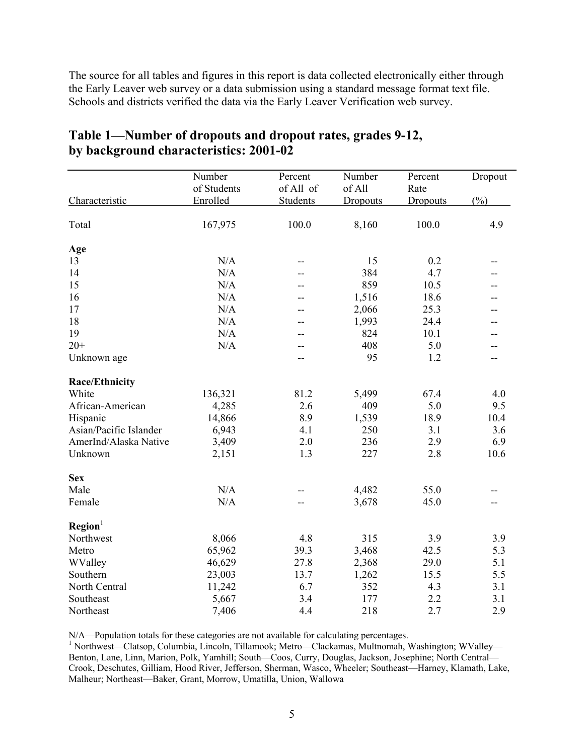The source for all tables and figures in this report is data collected electronically either through the Early Leaver web survey or a data submission using a standard message format text file. Schools and districts verified the data via the Early Leaver Verification web survey.

## Table 1—Number of dropouts and dropout rates, grades 9-12, by background characteristics: 2001-02

| Characteristic | Number of Students Enrolled | Percent of All of Students | Number of All Dropouts | Percent Rate Dropouts | Dropout (%) |
|---|---|---|---|---|---|
| Total | 167,975 | 100.0 | 8,160 | 100.0 | 4.9 |
| **Age** | | | | | |
| 13 | N/A | -- | 15 | 0.2 | -- |
| 14 | N/A | -- | 384 | 4.7 | -- |
| 15 | N/A | -- | 859 | 10.5 | -- |
| 16 | N/A | -- | 1,516 | 18.6 | -- |
| 17 | N/A | -- | 2,066 | 25.3 | -- |
| 18 | N/A | -- | 1,993 | 24.4 | -- |
| 19 | N/A | -- | 824 | 10.1 | -- |
| 20+ | N/A | -- | 408 | 5.0 | -- |
| Unknown age | | -- | 95 | 1.2 | -- |
| **Race/Ethnicity** | | | | | |
| White | 136,321 | 81.2 | 5,499 | 67.4 | 4.0 |
| African-American | 4,285 | 2.6 | 409 | 5.0 | 9.5 |
| Hispanic | 14,866 | 8.9 | 1,539 | 18.9 | 10.4 |
| Asian/Pacific Islander | 6,943 | 4.1 | 250 | 3.1 | 3.6 |
| AmerInd/Alaska Native | 3,409 | 2.0 | 236 | 2.9 | 6.9 |
| Unknown | 2,151 | 1.3 | 227 | 2.8 | 10.6 |
| **Sex** | | | | | |
| Male | N/A | -- | 4,482 | 55.0 | -- |
| Female | N/A | -- | 3,678 | 45.0 | -- |
| **Region**[1] | | | | | |
| Northwest | 8,066 | 4.8 | 315 | 3.9 | 3.9 |
| Metro | 65,962 | 39.3 | 3,468 | 42.5 | 5.3 |
| WValley | 46,629 | 27.8 | 2,368 | 29.0 | 5.1 |
| Southern | 23,003 | 13.7 | 1,262 | 15.5 | 5.5 |
| North Central | 11,242 | 6.7 | 352 | 4.3 | 3.1 |
| Southeast | 5,667 | 3.4 | 177 | 2.2 | 3.1 |
| Northeast | 7,406 | 4.4 | 218 | 2.7 | 2.9 |

N/A—Population totals for these categories are not available for calculating percentages.

[1] Northwest—Clatsop, Columbia, Lincoln, Tillamook; Metro—Clackamas, Multnomah, Washington; WValley—Benton, Lane, Linn, Marion, Polk, Yamhill; South—Coos, Curry, Douglas, Jackson, Josephine; North Central—Crook, Deschutes, Gilliam, Hood River, Jefferson, Sherman, Wasco, Wheeler; Southeast—Harney, Klamath, Lake, Malheur; Northeast—Baker, Grant, Morrow, Umatilla, Union, Wallowa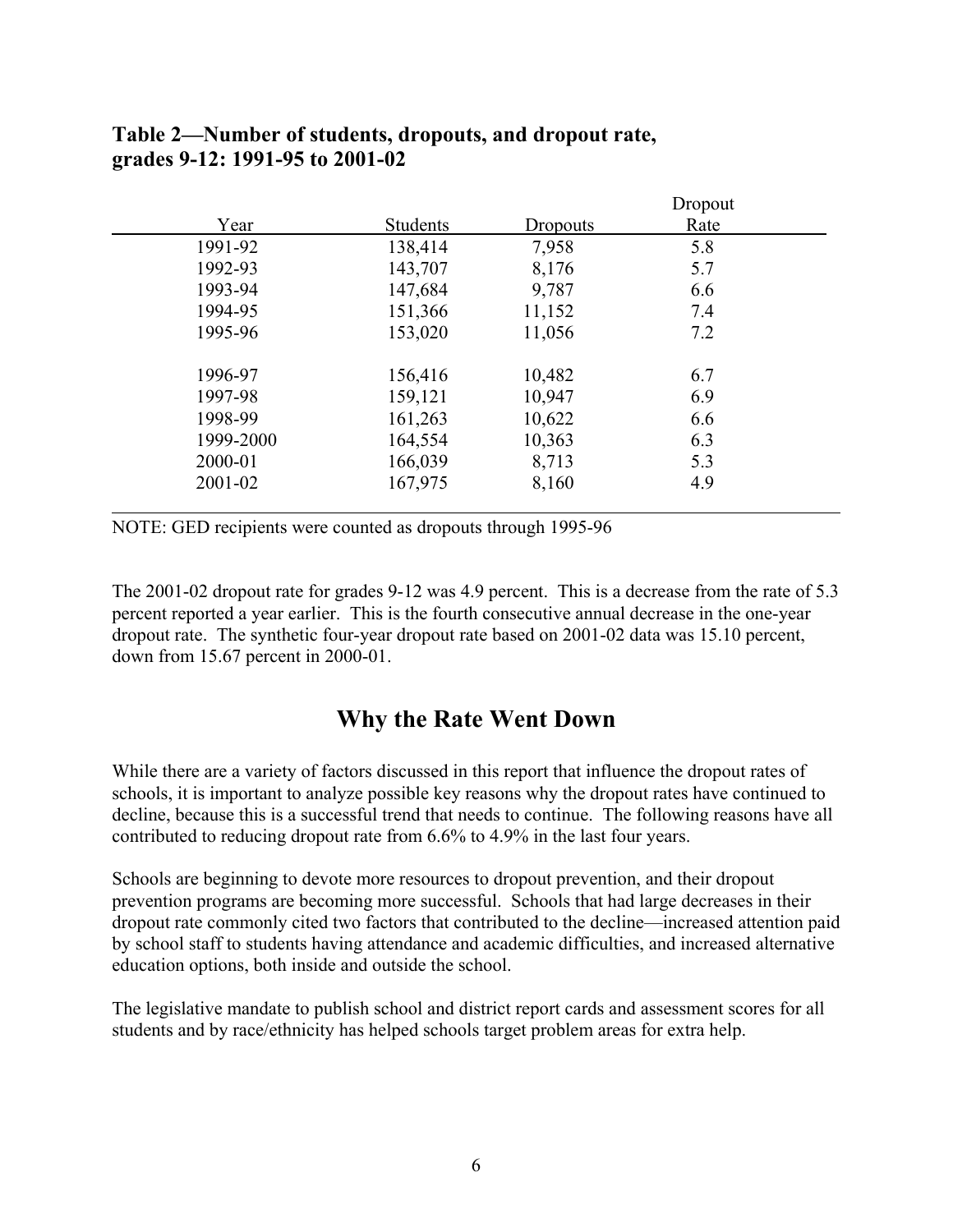**Table 2—Number of students, dropouts, and dropout rate, grades 9-12: 1991-95 to 2001-02**

| Year | Students | Dropouts | Dropout Rate |
|---|---|---|---|
| 1991-92 | 138,414 | 7,958 | 5.8 |
| 1992-93 | 143,707 | 8,176 | 5.7 |
| 1993-94 | 147,684 | 9,787 | 6.6 |
| 1994-95 | 151,366 | 11,152 | 7.4 |
| 1995-96 | 153,020 | 11,056 | 7.2 |
| 1996-97 | 156,416 | 10,482 | 6.7 |
| 1997-98 | 159,121 | 10,947 | 6.9 |
| 1998-99 | 161,263 | 10,622 | 6.6 |
| 1999-2000 | 164,554 | 10,363 | 6.3 |
| 2000-01 | 166,039 | 8,713 | 5.3 |
| 2001-02 | 167,975 | 8,160 | 4.9 |

NOTE: GED recipients were counted as dropouts through 1995-96

The 2001-02 dropout rate for grades 9-12 was 4.9 percent. This is a decrease from the rate of 5.3 percent reported a year earlier. This is the fourth consecutive annual decrease in the one-year dropout rate. The synthetic four-year dropout rate based on 2001-02 data was 15.10 percent, down from 15.67 percent in 2000-01.

## Why the Rate Went Down

While there are a variety of factors discussed in this report that influence the dropout rates of schools, it is important to analyze possible key reasons why the dropout rates have continued to decline, because this is a successful trend that needs to continue. The following reasons have all contributed to reducing dropout rate from 6.6% to 4.9% in the last four years.

Schools are beginning to devote more resources to dropout prevention, and their dropout prevention programs are becoming more successful. Schools that had large decreases in their dropout rate commonly cited two factors that contributed to the decline—increased attention paid by school staff to students having attendance and academic difficulties, and increased alternative education options, both inside and outside the school.

The legislative mandate to publish school and district report cards and assessment scores for all students and by race/ethnicity has helped schools target problem areas for extra help.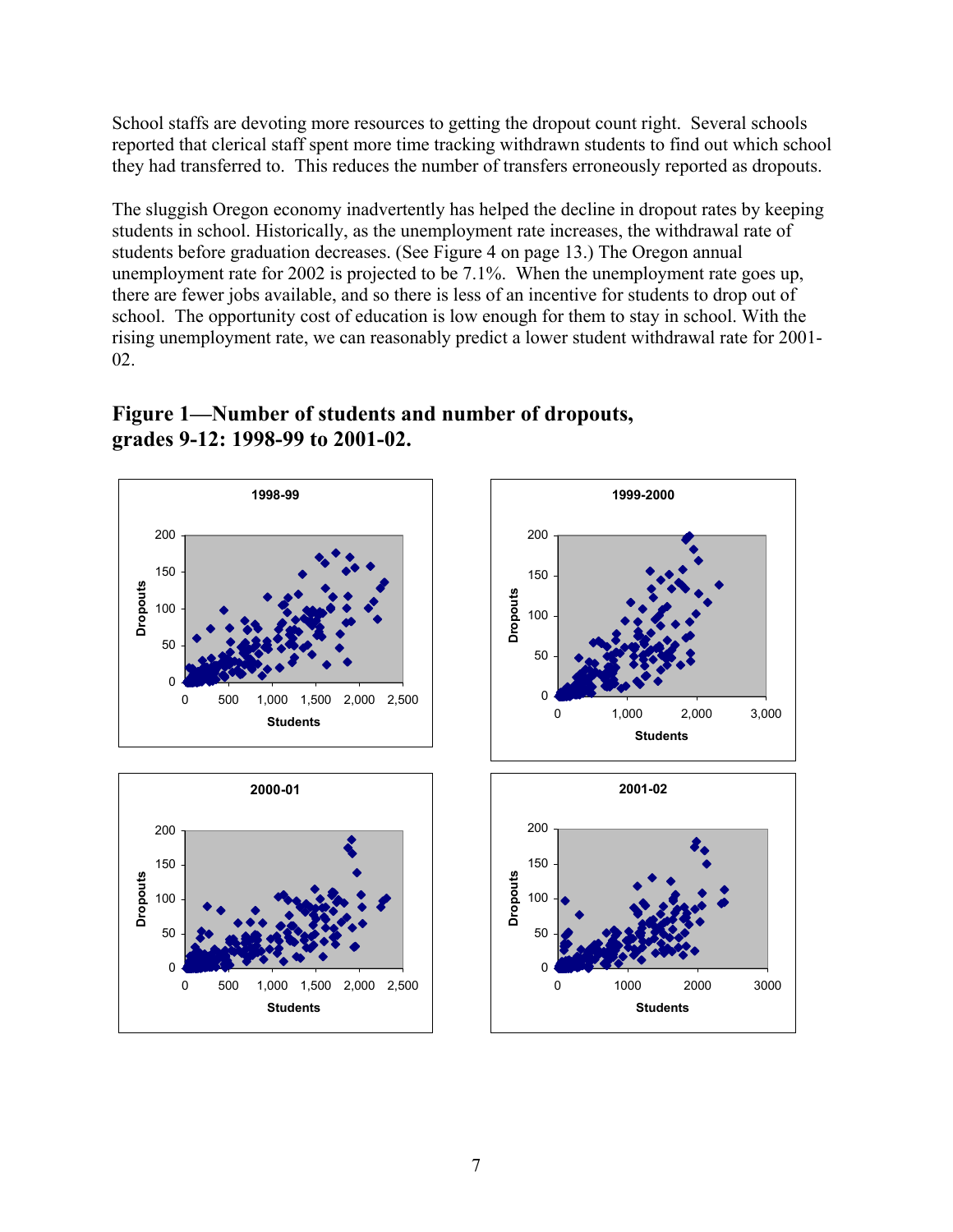School staffs are devoting more resources to getting the dropout count right. Several schools reported that clerical staff spent more time tracking withdrawn students to find out which school they had transferred to. This reduces the number of transfers erroneously reported as dropouts.

The sluggish Oregon economy inadvertently has helped the decline in dropout rates by keeping students in school. Historically, as the unemployment rate increases, the withdrawal rate of students before graduation decreases. (See Figure 4 on page 13.) The Oregon annual unemployment rate for 2002 is projected to be 7.1%. When the unemployment rate goes up, there are fewer jobs available, and so there is less of an incentive for students to drop out of school. The opportunity cost of education is low enough for them to stay in school. With the rising unemployment rate, we can reasonably predict a lower student withdrawal rate for 2001-02.

## Figure 1—Number of students and number of dropouts, grades 9-12: 1998-99 to 2001-02.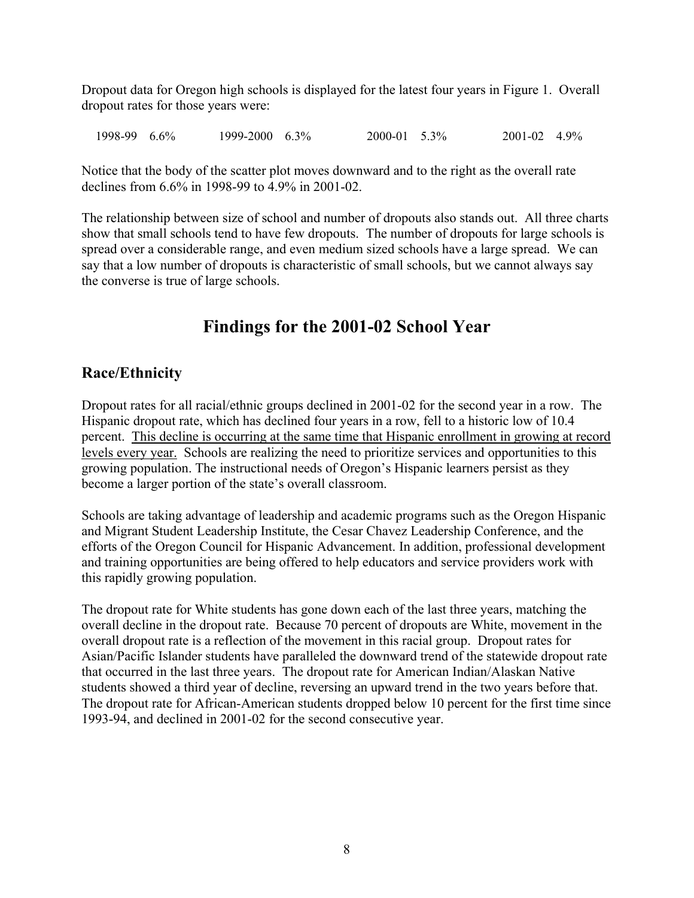Dropout data for Oregon high schools is displayed for the latest four years in Figure 1. Overall dropout rates for those years were:

| 1998-99 | 6.6% | 1999-2000 | 6.3% | 2000-01 | 5.3% | 2001-02 | 4.9% |
|---|---|---|---|---|---|---|---|

Notice that the body of the scatter plot moves downward and to the right as the overall rate declines from 6.6% in 1998-99 to 4.9% in 2001-02.

The relationship between size of school and number of dropouts also stands out. All three charts show that small schools tend to have few dropouts. The number of dropouts for large schools is spread over a considerable range, and even medium sized schools have a large spread. We can say that a low number of dropouts is characteristic of small schools, but we cannot always say the converse is true of large schools.

# Findings for the 2001-02 School Year

## Race/Ethnicity

Dropout rates for all racial/ethnic groups declined in 2001-02 for the second year in a row. The Hispanic dropout rate, which has declined four years in a row, fell to a historic low of 10.4 percent. <u>This decline is occurring at the same time that Hispanic enrollment in growing at record levels every year.</u> Schools are realizing the need to prioritize services and opportunities to this growing population. The instructional needs of Oregon's Hispanic learners persist as they become a larger portion of the state's overall classroom.

Schools are taking advantage of leadership and academic programs such as the Oregon Hispanic and Migrant Student Leadership Institute, the Cesar Chavez Leadership Conference, and the efforts of the Oregon Council for Hispanic Advancement. In addition, professional development and training opportunities are being offered to help educators and service providers work with this rapidly growing population.

The dropout rate for White students has gone down each of the last three years, matching the overall decline in the dropout rate. Because 70 percent of dropouts are White, movement in the overall dropout rate is a reflection of the movement in this racial group. Dropout rates for Asian/Pacific Islander students have paralleled the downward trend of the statewide dropout rate that occurred in the last three years. The dropout rate for American Indian/Alaskan Native students showed a third year of decline, reversing an upward trend in the two years before that. The dropout rate for African-American students dropped below 10 percent for the first time since 1993-94, and declined in 2001-02 for the second consecutive year.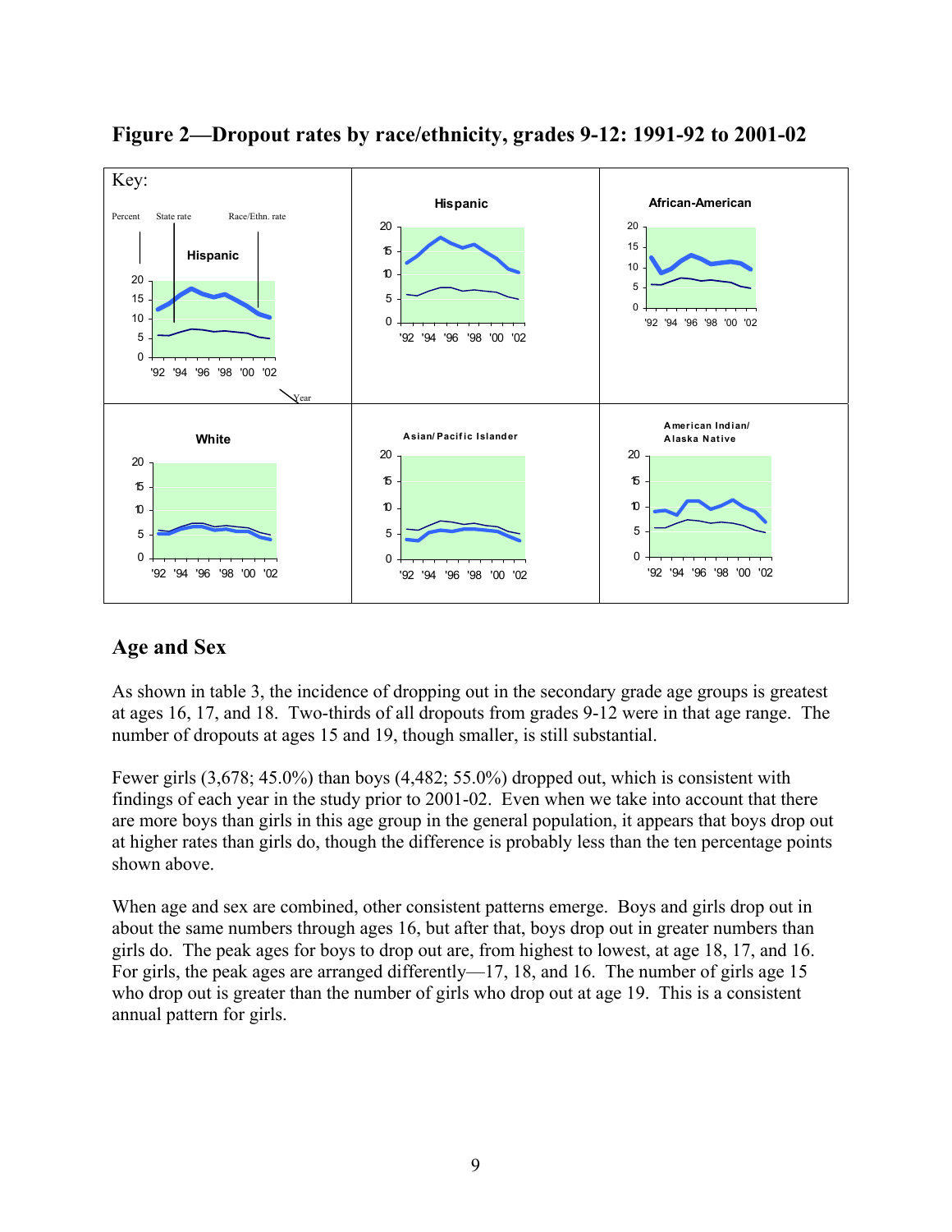**Figure 2—Dropout rates by race/ethnicity, grades 9-12: 1991-92 to 2001-02**

## Age and Sex

As shown in table 3, the incidence of dropping out in the secondary grade age groups is greatest at ages 16, 17, and 18. Two-thirds of all dropouts from grades 9-12 were in that age range. The number of dropouts at ages 15 and 19, though smaller, is still substantial.

Fewer girls (3,678; 45.0%) than boys (4,482; 55.0%) dropped out, which is consistent with findings of each year in the study prior to 2001-02. Even when we take into account that there are more boys than girls in this age group in the general population, it appears that boys drop out at higher rates than girls do, though the difference is probably less than the ten percentage points shown above.

When age and sex are combined, other consistent patterns emerge. Boys and girls drop out in about the same numbers through ages 16, but after that, boys drop out in greater numbers than girls do. The peak ages for boys to drop out are, from highest to lowest, at age 18, 17, and 16. For girls, the peak ages are arranged differently—17, 18, and 16. The number of girls age 15 who drop out is greater than the number of girls who drop out at age 19. This is a consistent annual pattern for girls.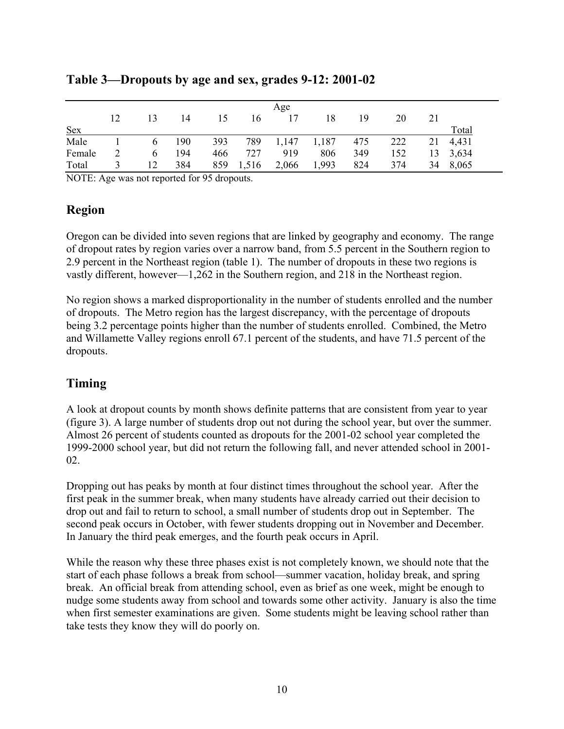**Table 3—Dropouts by age and sex, grades 9-12: 2001-02**

| | Age | | | | | | | | | | |
|---|---|---|---|---|---|---|---|---|---|---|---|
| Sex | 12 | 13 | 14 | 15 | 16 | 17 | 18 | 19 | 20 | 21 | Total |
| Male | 1 | 6 | 190 | 393 | 789 | 1,147 | 1,187 | 475 | 222 | 21 | 4,431 |
| Female | 2 | 6 | 194 | 466 | 727 | 919 | 806 | 349 | 152 | 13 | 3,634 |
| Total | 3 | 12 | 384 | 859 | 1,516 | 2,066 | 1,993 | 824 | 374 | 34 | 8,065 |

NOTE: Age was not reported for 95 dropouts.

## Region

Oregon can be divided into seven regions that are linked by geography and economy. The range of dropout rates by region varies over a narrow band, from 5.5 percent in the Southern region to 2.9 percent in the Northeast region (table 1). The number of dropouts in these two regions is vastly different, however—1,262 in the Southern region, and 218 in the Northeast region.

No region shows a marked disproportionality in the number of students enrolled and the number of dropouts. The Metro region has the largest discrepancy, with the percentage of dropouts being 3.2 percentage points higher than the number of students enrolled. Combined, the Metro and Willamette Valley regions enroll 67.1 percent of the students, and have 71.5 percent of the dropouts.

## Timing

A look at dropout counts by month shows definite patterns that are consistent from year to year (figure 3). A large number of students drop out not during the school year, but over the summer. Almost 26 percent of students counted as dropouts for the 2001-02 school year completed the 1999-2000 school year, but did not return the following fall, and never attended school in 2001-02.

Dropping out has peaks by month at four distinct times throughout the school year. After the first peak in the summer break, when many students have already carried out their decision to drop out and fail to return to school, a small number of students drop out in September. The second peak occurs in October, with fewer students dropping out in November and December. In January the third peak emerges, and the fourth peak occurs in April.

While the reason why these three phases exist is not completely known, we should note that the start of each phase follows a break from school—summer vacation, holiday break, and spring break. An official break from attending school, even as brief as one week, might be enough to nudge some students away from school and towards some other activity. January is also the time when first semester examinations are given. Some students might be leaving school rather than take tests they know they will do poorly on.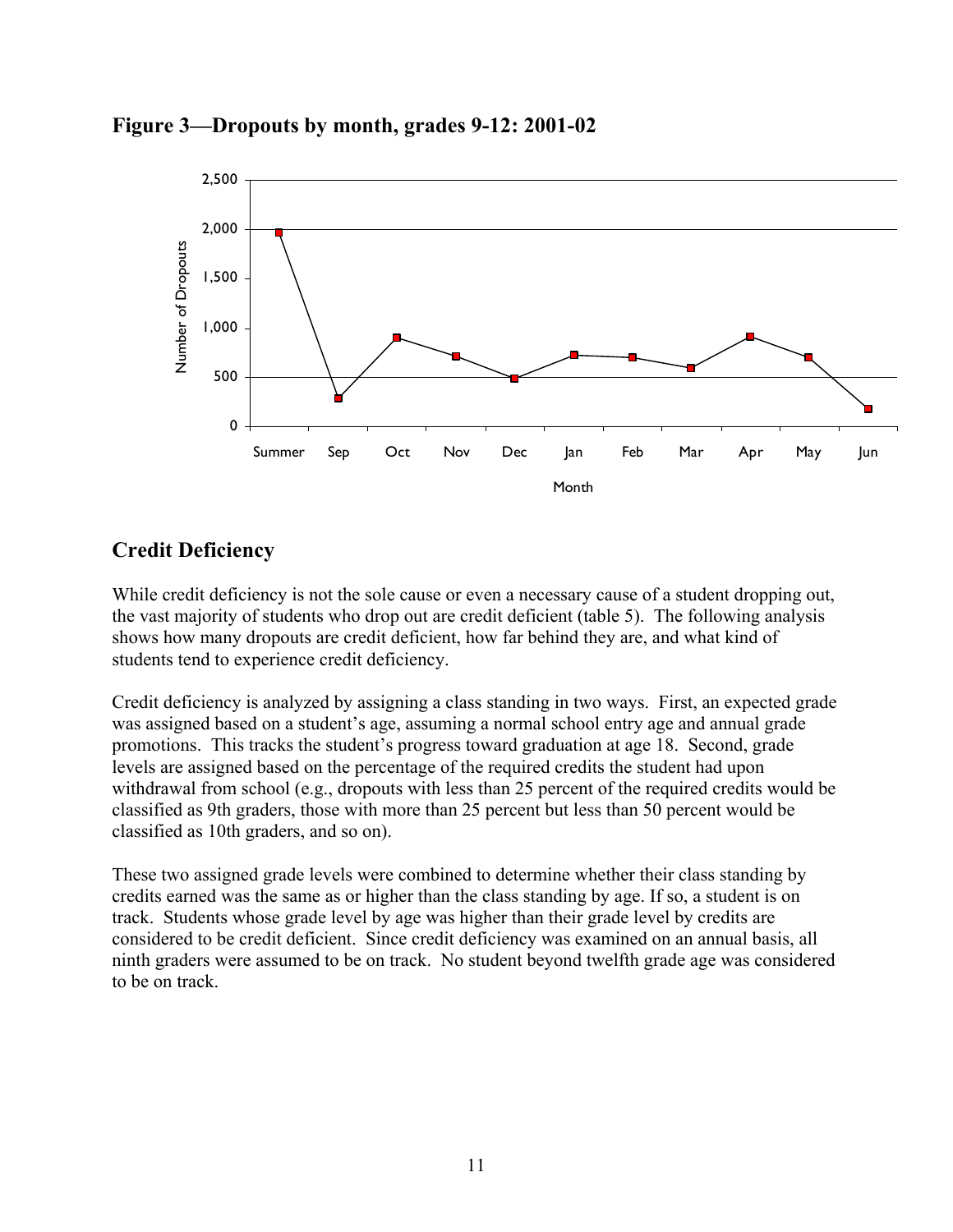## Figure 3—Dropouts by month, grades 9-12: 2001-02

## Credit Deficiency

While credit deficiency is not the sole cause or even a necessary cause of a student dropping out, the vast majority of students who drop out are credit deficient (table 5). The following analysis shows how many dropouts are credit deficient, how far behind they are, and what kind of students tend to experience credit deficiency.

Credit deficiency is analyzed by assigning a class standing in two ways. First, an expected grade was assigned based on a student's age, assuming a normal school entry age and annual grade promotions. This tracks the student's progress toward graduation at age 18. Second, grade levels are assigned based on the percentage of the required credits the student had upon withdrawal from school (e.g., dropouts with less than 25 percent of the required credits would be classified as 9th graders, those with more than 25 percent but less than 50 percent would be classified as 10th graders, and so on).

These two assigned grade levels were combined to determine whether their class standing by credits earned was the same as or higher than the class standing by age. If so, a student is on track. Students whose grade level by age was higher than their grade level by credits are considered to be credit deficient. Since credit deficiency was examined on an annual basis, all ninth graders were assumed to be on track. No student beyond twelfth grade age was considered to be on track.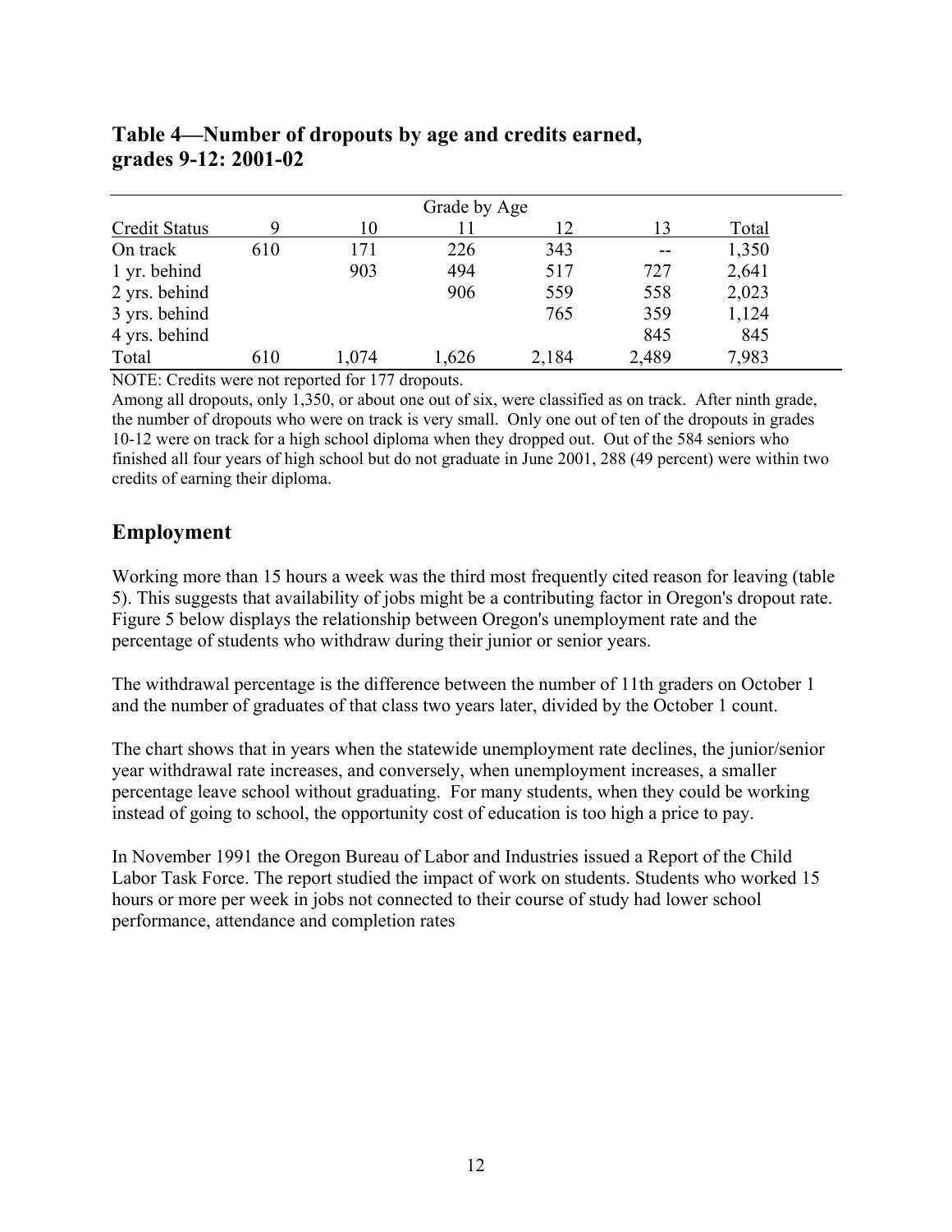## Table 4—Number of dropouts by age and credits earned, grades 9-12: 2001-02

| | Grade by Age | | | | | |
|---|---|---|---|---|---|---|
| Credit Status | 9 | 10 | 11 | 12 | 13 | Total |
| On track | 610 | 171 | 226 | 343 | -- | 1,350 |
| 1 yr. behind | | 903 | 494 | 517 | 727 | 2,641 |
| 2 yrs. behind | | | 906 | 559 | 558 | 2,023 |
| 3 yrs. behind | | | | 765 | 359 | 1,124 |
| 4 yrs. behind | | | | | 845 | 845 |
| Total | 610 | 1,074 | 1,626 | 2,184 | 2,489 | 7,983 |

NOTE: Credits were not reported for 177 dropouts.

Among all dropouts, only 1,350, or about one out of six, were classified as on track. After ninth grade, the number of dropouts who were on track is very small. Only one out of ten of the dropouts in grades 10-12 were on track for a high school diploma when they dropped out. Out of the 584 seniors who finished all four years of high school but do not graduate in June 2001, 288 (49 percent) were within two credits of earning their diploma.

## Employment

Working more than 15 hours a week was the third most frequently cited reason for leaving (table 5). This suggests that availability of jobs might be a contributing factor in Oregon's dropout rate. Figure 5 below displays the relationship between Oregon's unemployment rate and the percentage of students who withdraw during their junior or senior years.

The withdrawal percentage is the difference between the number of 11th graders on October 1 and the number of graduates of that class two years later, divided by the October 1 count.

The chart shows that in years when the statewide unemployment rate declines, the junior/senior year withdrawal rate increases, and conversely, when unemployment increases, a smaller percentage leave school without graduating. For many students, when they could be working instead of going to school, the opportunity cost of education is too high a price to pay.

In November 1991 the Oregon Bureau of Labor and Industries issued a Report of the Child Labor Task Force. The report studied the impact of work on students. Students who worked 15 hours or more per week in jobs not connected to their course of study had lower school performance, attendance and completion rates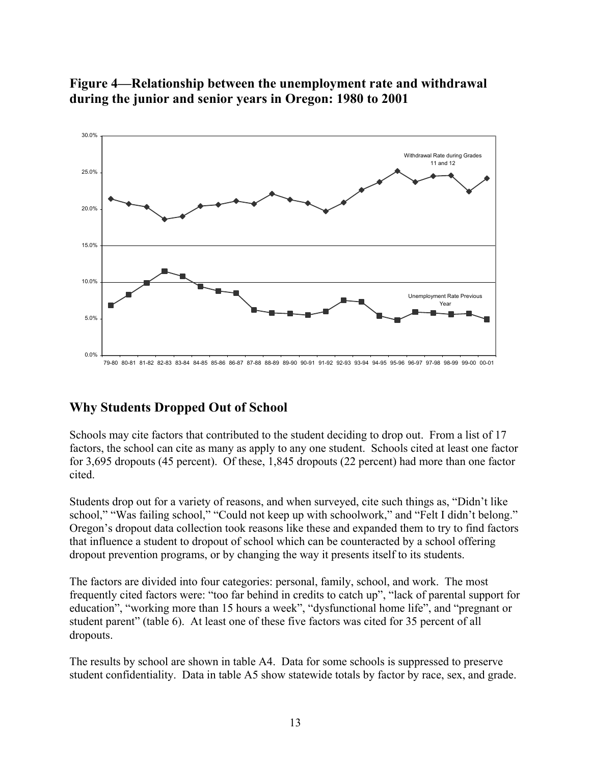**Figure 4—Relationship between the unemployment rate and withdrawal during the junior and senior years in Oregon: 1980 to 2001**

## Why Students Dropped Out of School

Schools may cite factors that contributed to the student deciding to drop out. From a list of 17 factors, the school can cite as many as apply to any one student. Schools cited at least one factor for 3,695 dropouts (45 percent). Of these, 1,845 dropouts (22 percent) had more than one factor cited.

Students drop out for a variety of reasons, and when surveyed, cite such things as, "Didn't like school," "Was failing school," "Could not keep up with schoolwork," and "Felt I didn't belong." Oregon's dropout data collection took reasons like these and expanded them to try to find factors that influence a student to dropout of school which can be counteracted by a school offering dropout prevention programs, or by changing the way it presents itself to its students.

The factors are divided into four categories: personal, family, school, and work. The most frequently cited factors were: "too far behind in credits to catch up", "lack of parental support for education", "working more than 15 hours a week", "dysfunctional home life", and "pregnant or student parent" (table 6). At least one of these five factors was cited for 35 percent of all dropouts.

The results by school are shown in table A4. Data for some schools is suppressed to preserve student confidentiality. Data in table A5 show statewide totals by factor by race, sex, and grade.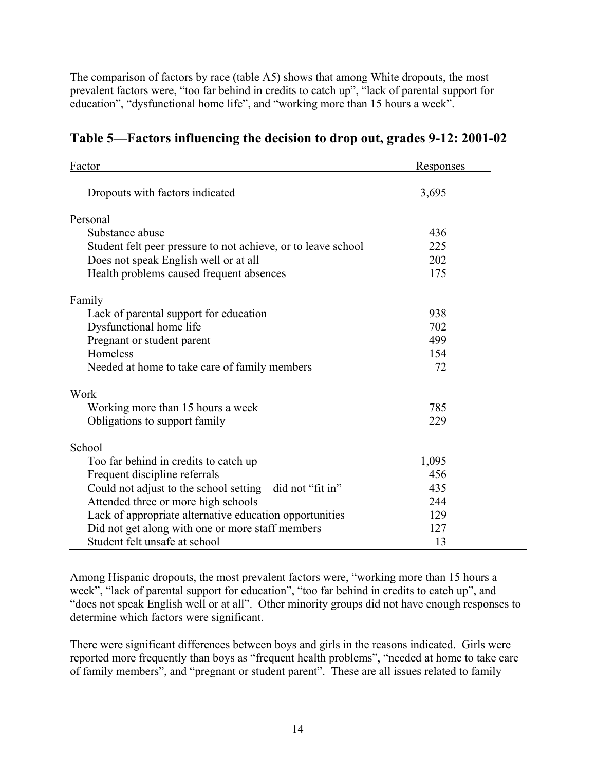The comparison of factors by race (table A5) shows that among White dropouts, the most prevalent factors were, "too far behind in credits to catch up", "lack of parental support for education", "dysfunctional home life", and "working more than 15 hours a week".

## Table 5—Factors influencing the decision to drop out, grades 9-12: 2001-02

| Factor | Responses |
|---|---|
| Dropouts with factors indicated | 3,695 |
| **Personal** | |
| Substance abuse | 436 |
| Student felt peer pressure to not achieve, or to leave school | 225 |
| Does not speak English well or at all | 202 |
| Health problems caused frequent absences | 175 |
| **Family** | |
| Lack of parental support for education | 938 |
| Dysfunctional home life | 702 |
| Pregnant or student parent | 499 |
| Homeless | 154 |
| Needed at home to take care of family members | 72 |
| **Work** | |
| Working more than 15 hours a week | 785 |
| Obligations to support family | 229 |
| **School** | |
| Too far behind in credits to catch up | 1,095 |
| Frequent discipline referrals | 456 |
| Could not adjust to the school setting—did not "fit in" | 435 |
| Attended three or more high schools | 244 |
| Lack of appropriate alternative education opportunities | 129 |
| Did not get along with one or more staff members | 127 |
| Student felt unsafe at school | 13 |

Among Hispanic dropouts, the most prevalent factors were, "working more than 15 hours a week", "lack of parental support for education", "too far behind in credits to catch up", and "does not speak English well or at all". Other minority groups did not have enough responses to determine which factors were significant.

There were significant differences between boys and girls in the reasons indicated. Girls were reported more frequently than boys as "frequent health problems", "needed at home to take care of family members", and "pregnant or student parent". These are all issues related to family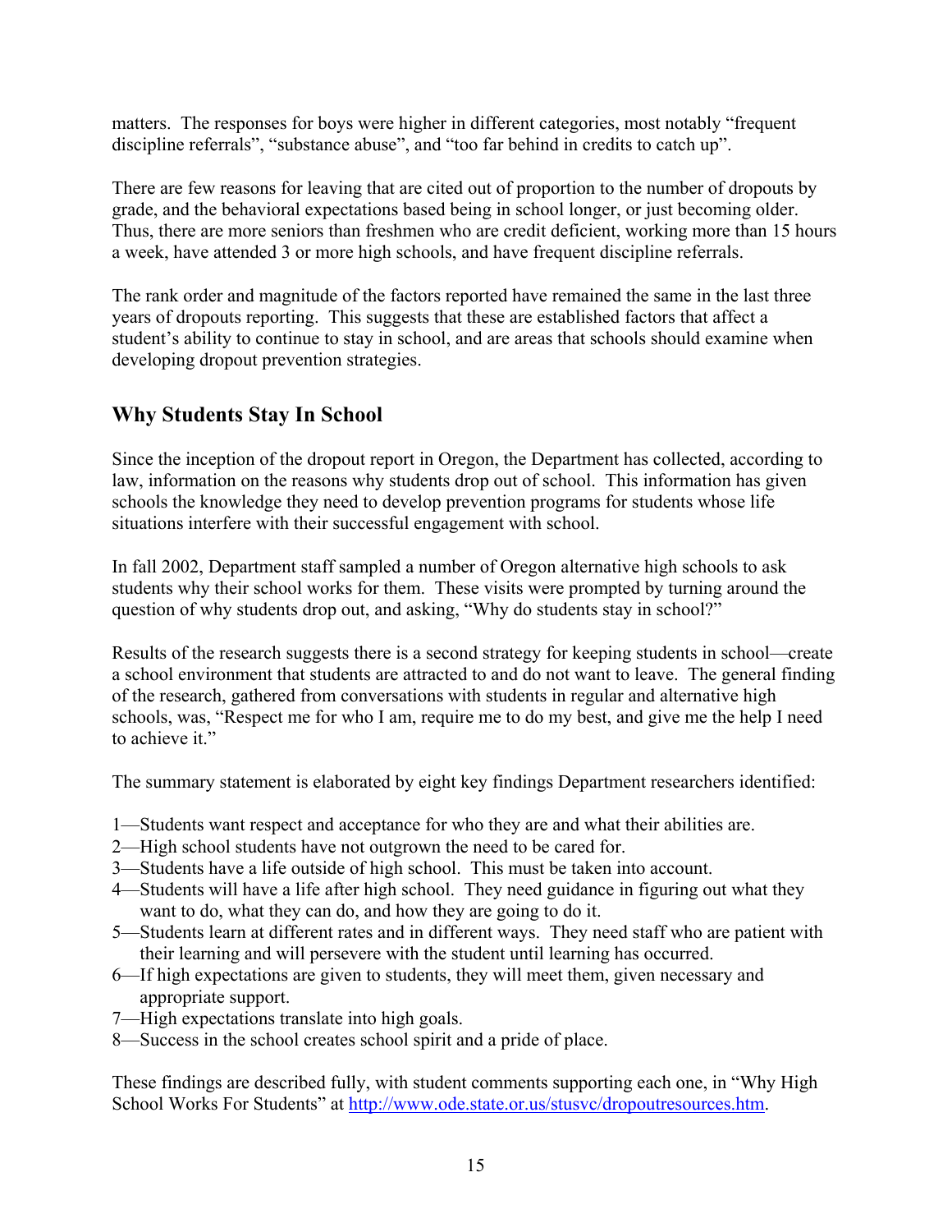matters. The responses for boys were higher in different categories, most notably "frequent discipline referrals", "substance abuse", and "too far behind in credits to catch up".

There are few reasons for leaving that are cited out of proportion to the number of dropouts by grade, and the behavioral expectations based being in school longer, or just becoming older. Thus, there are more seniors than freshmen who are credit deficient, working more than 15 hours a week, have attended 3 or more high schools, and have frequent discipline referrals.

The rank order and magnitude of the factors reported have remained the same in the last three years of dropouts reporting. This suggests that these are established factors that affect a student's ability to continue to stay in school, and are areas that schools should examine when developing dropout prevention strategies.

## Why Students Stay In School

Since the inception of the dropout report in Oregon, the Department has collected, according to law, information on the reasons why students drop out of school. This information has given schools the knowledge they need to develop prevention programs for students whose life situations interfere with their successful engagement with school.

In fall 2002, Department staff sampled a number of Oregon alternative high schools to ask students why their school works for them. These visits were prompted by turning around the question of why students drop out, and asking, "Why do students stay in school?"

Results of the research suggests there is a second strategy for keeping students in school—create a school environment that students are attracted to and do not want to leave. The general finding of the research, gathered from conversations with students in regular and alternative high schools, was, "Respect me for who I am, require me to do my best, and give me the help I need to achieve it."

The summary statement is elaborated by eight key findings Department researchers identified:

1—Students want respect and acceptance for who they are and what their abilities are.
2—High school students have not outgrown the need to be cared for.
3—Students have a life outside of high school. This must be taken into account.
4—Students will have a life after high school. They need guidance in figuring out what they want to do, what they can do, and how they are going to do it.
5—Students learn at different rates and in different ways. They need staff who are patient with their learning and will persevere with the student until learning has occurred.
6—If high expectations are given to students, they will meet them, given necessary and appropriate support.
7—High expectations translate into high goals.
8—Success in the school creates school spirit and a pride of place.

These findings are described fully, with student comments supporting each one, in "Why High School Works For Students" at http://www.ode.state.or.us/stusvc/dropoutresources.htm.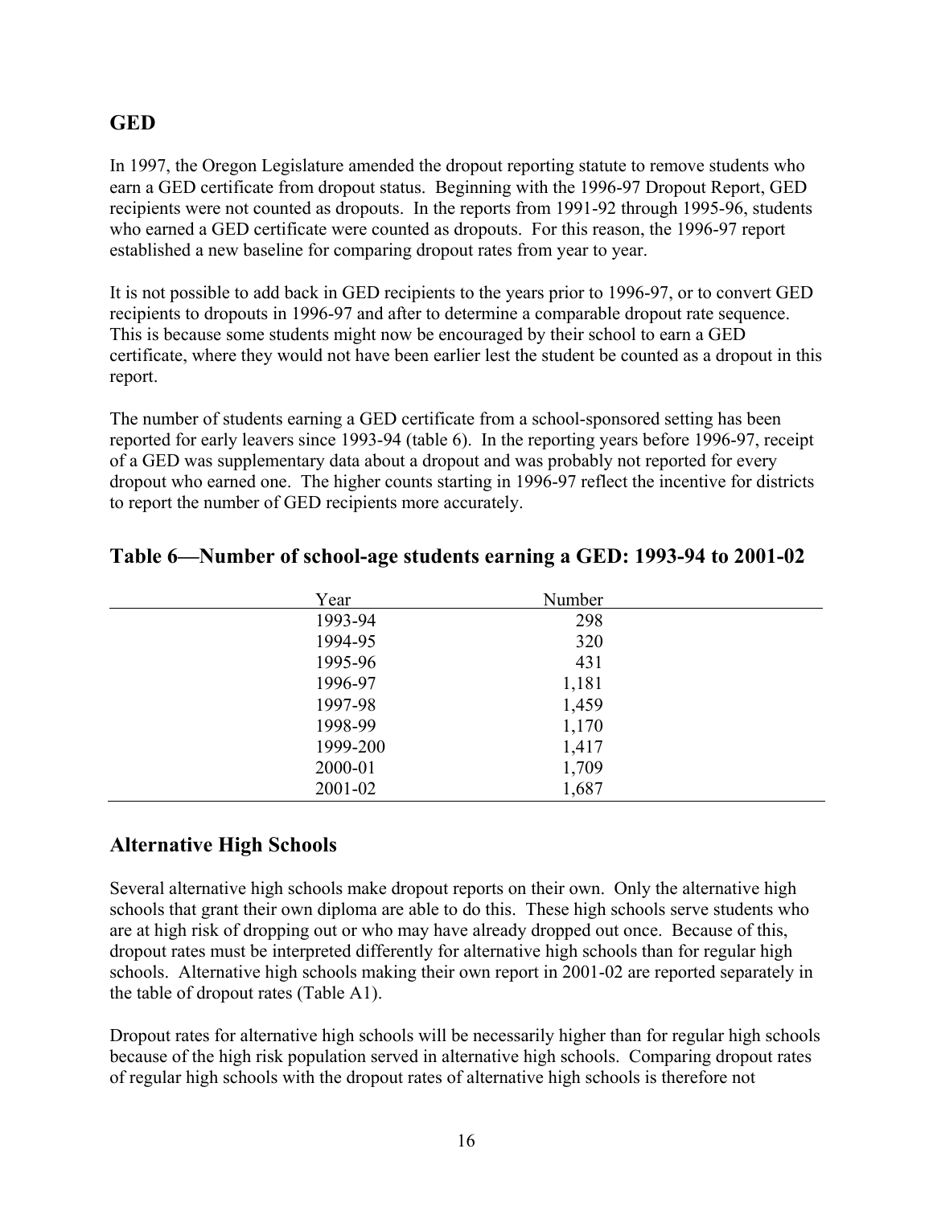## GED

In 1997, the Oregon Legislature amended the dropout reporting statute to remove students who earn a GED certificate from dropout status. Beginning with the 1996-97 Dropout Report, GED recipients were not counted as dropouts. In the reports from 1991-92 through 1995-96, students who earned a GED certificate were counted as dropouts. For this reason, the 1996-97 report established a new baseline for comparing dropout rates from year to year.

It is not possible to add back in GED recipients to the years prior to 1996-97, or to convert GED recipients to dropouts in 1996-97 and after to determine a comparable dropout rate sequence. This is because some students might now be encouraged by their school to earn a GED certificate, where they would not have been earlier lest the student be counted as a dropout in this report.

The number of students earning a GED certificate from a school-sponsored setting has been reported for early leavers since 1993-94 (table 6). In the reporting years before 1996-97, receipt of a GED was supplementary data about a dropout and was probably not reported for every dropout who earned one. The higher counts starting in 1996-97 reflect the incentive for districts to report the number of GED recipients more accurately.

## Table 6—Number of school-age students earning a GED: 1993-94 to 2001-02

| Year | Number |
|---|---|
| 1993-94 | 298 |
| 1994-95 | 320 |
| 1995-96 | 431 |
| 1996-97 | 1,181 |
| 1997-98 | 1,459 |
| 1998-99 | 1,170 |
| 1999-200 | 1,417 |
| 2000-01 | 1,709 |
| 2001-02 | 1,687 |

## Alternative High Schools

Several alternative high schools make dropout reports on their own. Only the alternative high schools that grant their own diploma are able to do this. These high schools serve students who are at high risk of dropping out or who may have already dropped out once. Because of this, dropout rates must be interpreted differently for alternative high schools than for regular high schools. Alternative high schools making their own report in 2001-02 are reported separately in the table of dropout rates (Table A1).

Dropout rates for alternative high schools will be necessarily higher than for regular high schools because of the high risk population served in alternative high schools. Comparing dropout rates of regular high schools with the dropout rates of alternative high schools is therefore not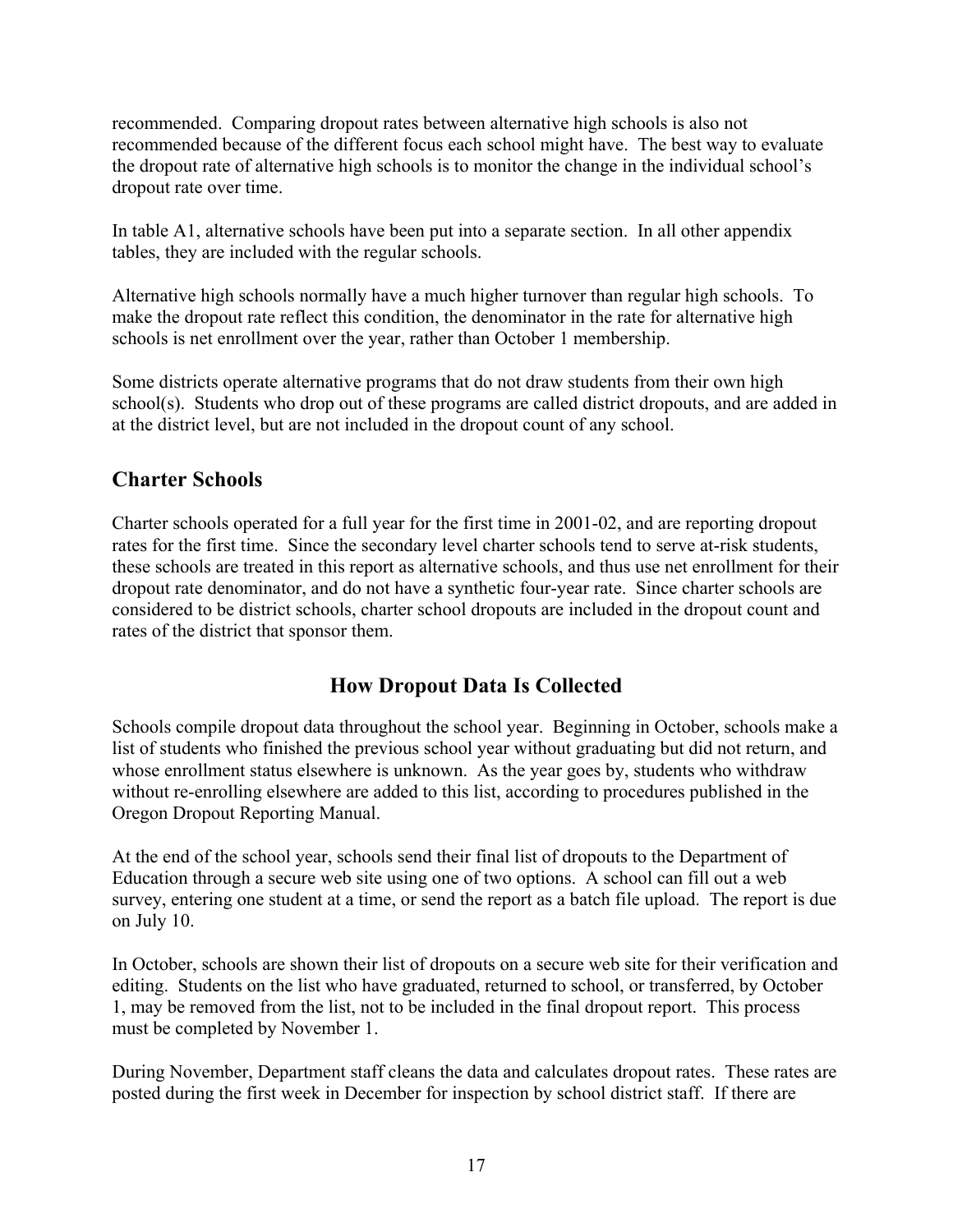recommended. Comparing dropout rates between alternative high schools is also not recommended because of the different focus each school might have. The best way to evaluate the dropout rate of alternative high schools is to monitor the change in the individual school's dropout rate over time.

In table A1, alternative schools have been put into a separate section. In all other appendix tables, they are included with the regular schools.

Alternative high schools normally have a much higher turnover than regular high schools. To make the dropout rate reflect this condition, the denominator in the rate for alternative high schools is net enrollment over the year, rather than October 1 membership.

Some districts operate alternative programs that do not draw students from their own high school(s). Students who drop out of these programs are called district dropouts, and are added in at the district level, but are not included in the dropout count of any school.

## Charter Schools

Charter schools operated for a full year for the first time in 2001-02, and are reporting dropout rates for the first time. Since the secondary level charter schools tend to serve at-risk students, these schools are treated in this report as alternative schools, and thus use net enrollment for their dropout rate denominator, and do not have a synthetic four-year rate. Since charter schools are considered to be district schools, charter school dropouts are included in the dropout count and rates of the district that sponsor them.

## How Dropout Data Is Collected

Schools compile dropout data throughout the school year. Beginning in October, schools make a list of students who finished the previous school year without graduating but did not return, and whose enrollment status elsewhere is unknown. As the year goes by, students who withdraw without re-enrolling elsewhere are added to this list, according to procedures published in the Oregon Dropout Reporting Manual.

At the end of the school year, schools send their final list of dropouts to the Department of Education through a secure web site using one of two options. A school can fill out a web survey, entering one student at a time, or send the report as a batch file upload. The report is due on July 10.

In October, schools are shown their list of dropouts on a secure web site for their verification and editing. Students on the list who have graduated, returned to school, or transferred, by October 1, may be removed from the list, not to be included in the final dropout report. This process must be completed by November 1.

During November, Department staff cleans the data and calculates dropout rates. These rates are posted during the first week in December for inspection by school district staff. If there are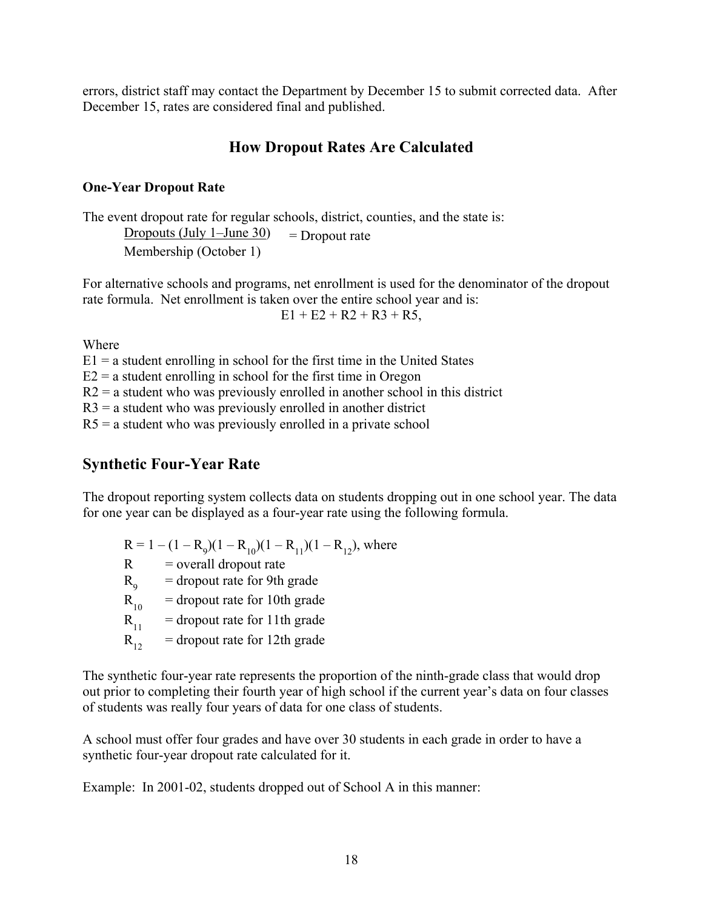errors, district staff may contact the Department by December 15 to submit corrected data. After December 15, rates are considered final and published.

## How Dropout Rates Are Calculated

### One-Year Dropout Rate

The event dropout rate for regular schools, district, counties, and the state is:

$$\frac{\text{Dropouts (July 1–June 30)}}{\text{Membership (October 1)}} = \text{Dropout rate}$$

For alternative schools and programs, net enrollment is used for the denominator of the dropout rate formula. Net enrollment is taken over the entire school year and is:

$$E1 + E2 + R2 + R3 + R5,$$

Where

E1 = a student enrolling in school for the first time in the United States  
E2 = a student enrolling in school for the first time in Oregon  
R2 = a student who was previously enrolled in another school in this district  
R3 = a student who was previously enrolled in another district  
R5 = a student who was previously enrolled in a private school

## Synthetic Four-Year Rate

The dropout reporting system collects data on students dropping out in one school year. The data for one year can be displayed as a four-year rate using the following formula.

$R = 1 - (1 - R_9)(1 - R_{10})(1 - R_{11})(1 - R_{12})$, where

$R$ = overall dropout rate  
$R_9$ = dropout rate for 9th grade  
$R_{10}$ = dropout rate for 10th grade  
$R_{11}$ = dropout rate for 11th grade  
$R_{12}$ = dropout rate for 12th grade

The synthetic four-year rate represents the proportion of the ninth-grade class that would drop out prior to completing their fourth year of high school if the current year's data on four classes of students was really four years of data for one class of students.

A school must offer four grades and have over 30 students in each grade in order to have a synthetic four-year dropout rate calculated for it.

Example: In 2001-02, students dropped out of School A in this manner: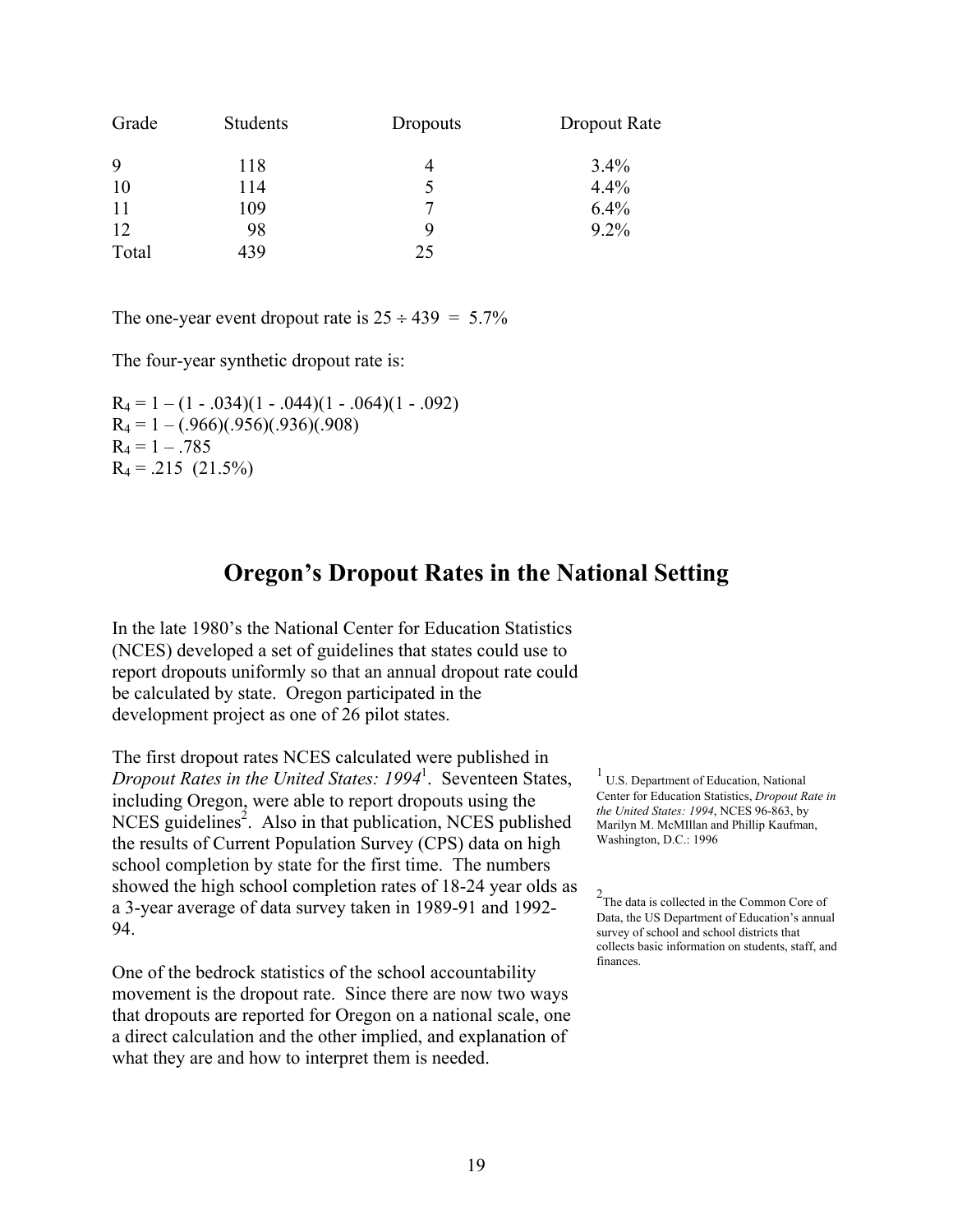| Grade | Students | Dropouts | Dropout Rate |
| --- | --- | --- | --- |
| 9 | 118 | 4 | 3.4% |
| 10 | 114 | 5 | 4.4% |
| 11 | 109 | 7 | 6.4% |
| 12 | 98 | 9 | 9.2% |
| Total | 439 | 25 | |

The one-year event dropout rate is $25 \div 439 = 5.7\%$

The four-year synthetic dropout rate is:

$R_4 = 1 - (1 - .034)(1 - .044)(1 - .064)(1 - .092)$
$R_4 = 1 - (.966)(.956)(.936)(.908)$
$R_4 = 1 - .785$
$R_4 = .215$ (21.5%)

## Oregon's Dropout Rates in the National Setting

In the late 1980's the National Center for Education Statistics (NCES) developed a set of guidelines that states could use to report dropouts uniformly so that an annual dropout rate could be calculated by state. Oregon participated in the development project as one of 26 pilot states.

The first dropout rates NCES calculated were published in *Dropout Rates in the United States: 1994*[1]. Seventeen States, including Oregon, were able to report dropouts using the NCES guidelines[2]. Also in that publication, NCES published the results of Current Population Survey (CPS) data on high school completion by state for the first time. The numbers showed the high school completion rates of 18-24 year olds as a 3-year average of data survey taken in 1989-91 and 1992-94.

One of the bedrock statistics of the school accountability movement is the dropout rate. Since there are now two ways that dropouts are reported for Oregon on a national scale, one a direct calculation and the other implied, and explanation of what they are and how to interpret them is needed.

[1] U.S. Department of Education, National Center for Education Statistics, *Dropout Rate in the United States: 1994*, NCES 96-863, by Marilyn M. McMIllan and Phillip Kaufman, Washington, D.C.: 1996

[2] The data is collected in the Common Core of Data, the US Department of Education's annual survey of school and school districts that collects basic information on students, staff, and finances.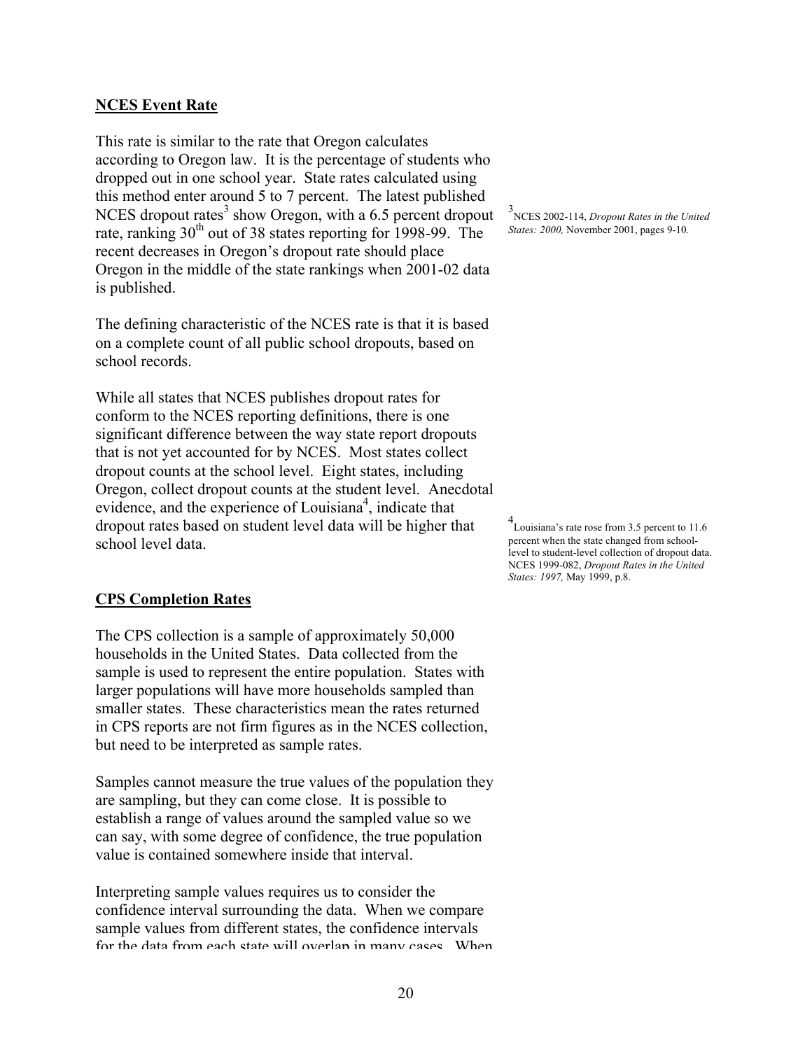**NCES Event Rate**

This rate is similar to the rate that Oregon calculates according to Oregon law. It is the percentage of students who dropped out in one school year. State rates calculated using this method enter around 5 to 7 percent. The latest published NCES dropout rates[3] show Oregon, with a 6.5 percent dropout rate, ranking 30th out of 38 states reporting for 1998-99. The recent decreases in Oregon's dropout rate should place Oregon in the middle of the state rankings when 2001-02 data is published.

The defining characteristic of the NCES rate is that it is based on a complete count of all public school dropouts, based on school records.

While all states that NCES publishes dropout rates for conform to the NCES reporting definitions, there is one significant difference between the way state report dropouts that is not yet accounted for by NCES. Most states collect dropout counts at the school level. Eight states, including Oregon, collect dropout counts at the student level. Anecdotal evidence, and the experience of Louisiana[4], indicate that dropout rates based on student level data will be higher that school level data.

[3] NCES 2002-114, *Dropout Rates in the United States: 2000,* November 2001, pages 9-10.

[4] Louisiana's rate rose from 3.5 percent to 11.6 percent when the state changed from school-level to student-level collection of dropout data. NCES 1999-082, *Dropout Rates in the United States: 1997,* May 1999, p.8.

**CPS Completion Rates**

The CPS collection is a sample of approximately 50,000 households in the United States. Data collected from the sample is used to represent the entire population. States with larger populations will have more households sampled than smaller states. These characteristics mean the rates returned in CPS reports are not firm figures as in the NCES collection, but need to be interpreted as sample rates.

Samples cannot measure the true values of the population they are sampling, but they can come close. It is possible to establish a range of values around the sampled value so we can say, with some degree of confidence, the true population value is contained somewhere inside that interval.

Interpreting sample values requires us to consider the confidence interval surrounding the data. When we compare sample values from different states, the confidence intervals for the data from each state will overlap in many cases. When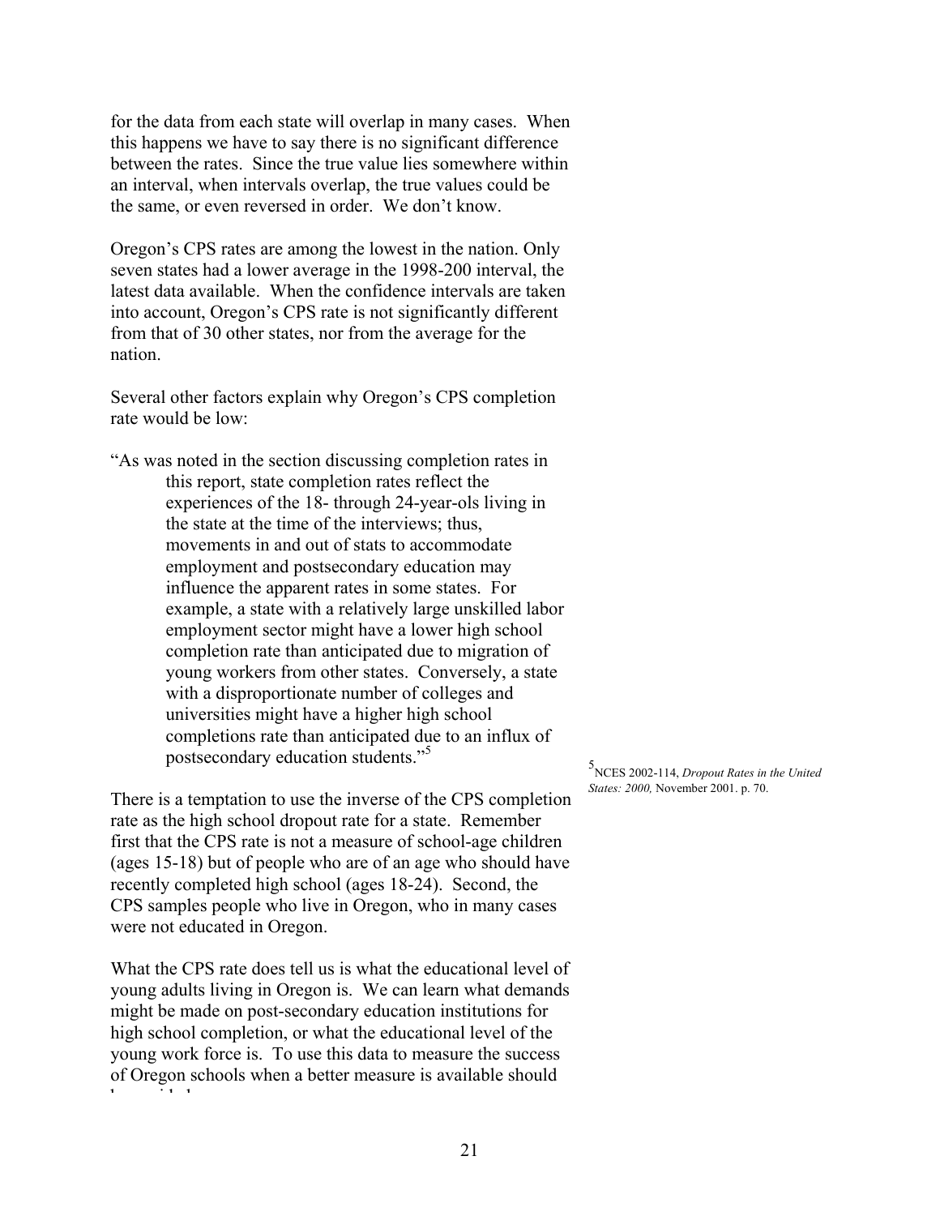for the data from each state will overlap in many cases. When this happens we have to say there is no significant difference between the rates. Since the true value lies somewhere within an interval, when intervals overlap, the true values could be the same, or even reversed in order. We don't know.

Oregon's CPS rates are among the lowest in the nation. Only seven states had a lower average in the 1998-200 interval, the latest data available. When the confidence intervals are taken into account, Oregon's CPS rate is not significantly different from that of 30 other states, nor from the average for the nation.

Several other factors explain why Oregon's CPS completion rate would be low:

> "As was noted in the section discussing completion rates in this report, state completion rates reflect the experiences of the 18- through 24-year-ols living in the state at the time of the interviews; thus, movements in and out of stats to accommodate employment and postsecondary education may influence the apparent rates in some states. For example, a state with a relatively large unskilled labor employment sector might have a lower high school completion rate than anticipated due to migration of young workers from other states. Conversely, a state with a disproportionate number of colleges and universities might have a higher high school completions rate than anticipated due to an influx of postsecondary education students."[5]

There is a temptation to use the inverse of the CPS completion rate as the high school dropout rate for a state. Remember first that the CPS rate is not a measure of school-age children (ages 15-18) but of people who are of an age who should have recently completed high school (ages 18-24). Second, the CPS samples people who live in Oregon, who in many cases were not educated in Oregon.

What the CPS rate does tell us is what the educational level of young adults living in Oregon is. We can learn what demands might be made on post-secondary education institutions for high school completion, or what the educational level of the young work force is. To use this data to measure the success of Oregon schools when a better measure is available should be avoided.

[5] NCES 2002-114, *Dropout Rates in the United States: 2000,* November 2001. p. 70.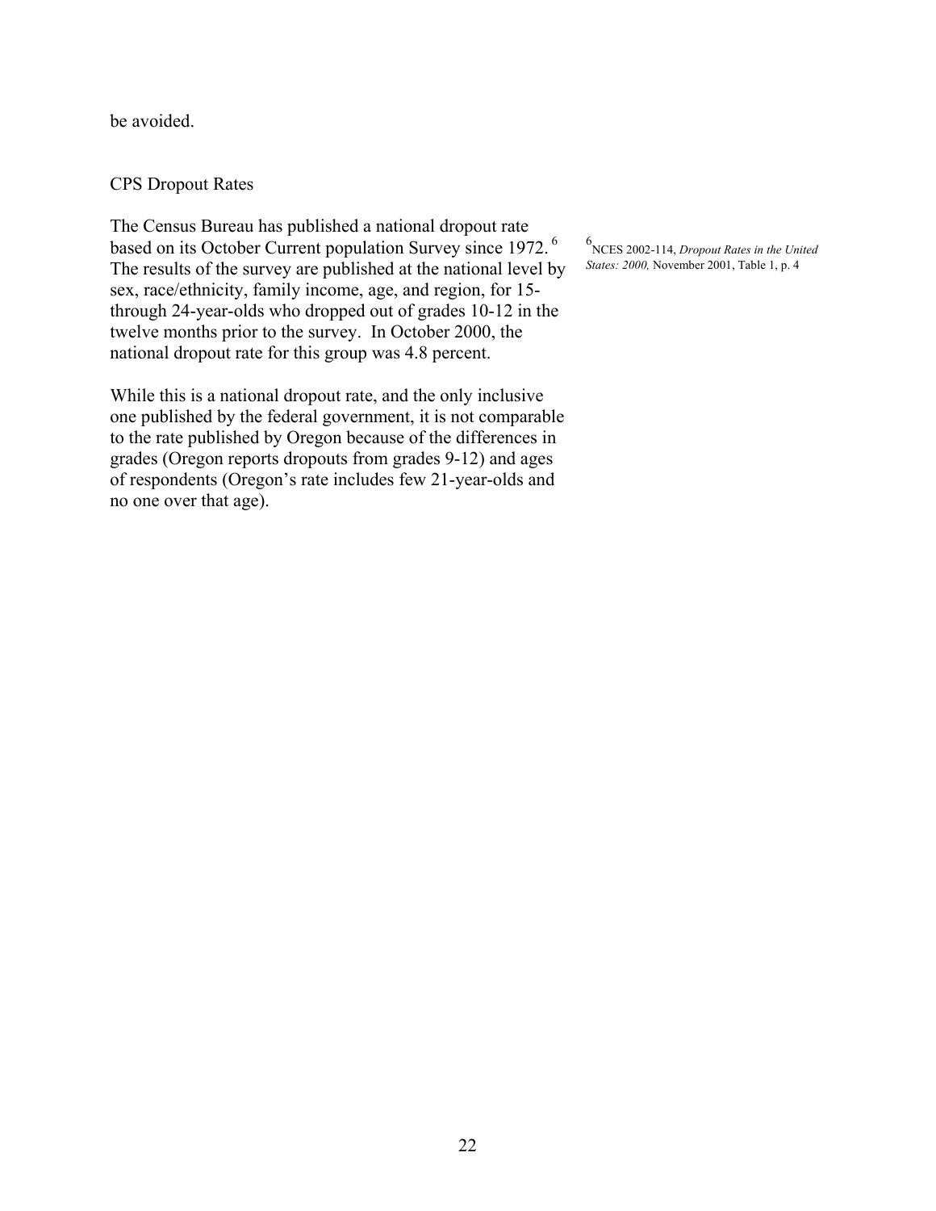be avoided.

## CPS Dropout Rates

The Census Bureau has published a national dropout rate based on its October Current population Survey since 1972.[6] The results of the survey are published at the national level by sex, race/ethnicity, family income, age, and region, for 15- through 24-year-olds who dropped out of grades 10-12 in the twelve months prior to the survey. In October 2000, the national dropout rate for this group was 4.8 percent.

[6] NCES 2002-114, *Dropout Rates in the United States: 2000,* November 2001, Table 1, p. 4

While this is a national dropout rate, and the only inclusive one published by the federal government, it is not comparable to the rate published by Oregon because of the differences in grades (Oregon reports dropouts from grades 9-12) and ages of respondents (Oregon's rate includes few 21-year-olds and no one over that age).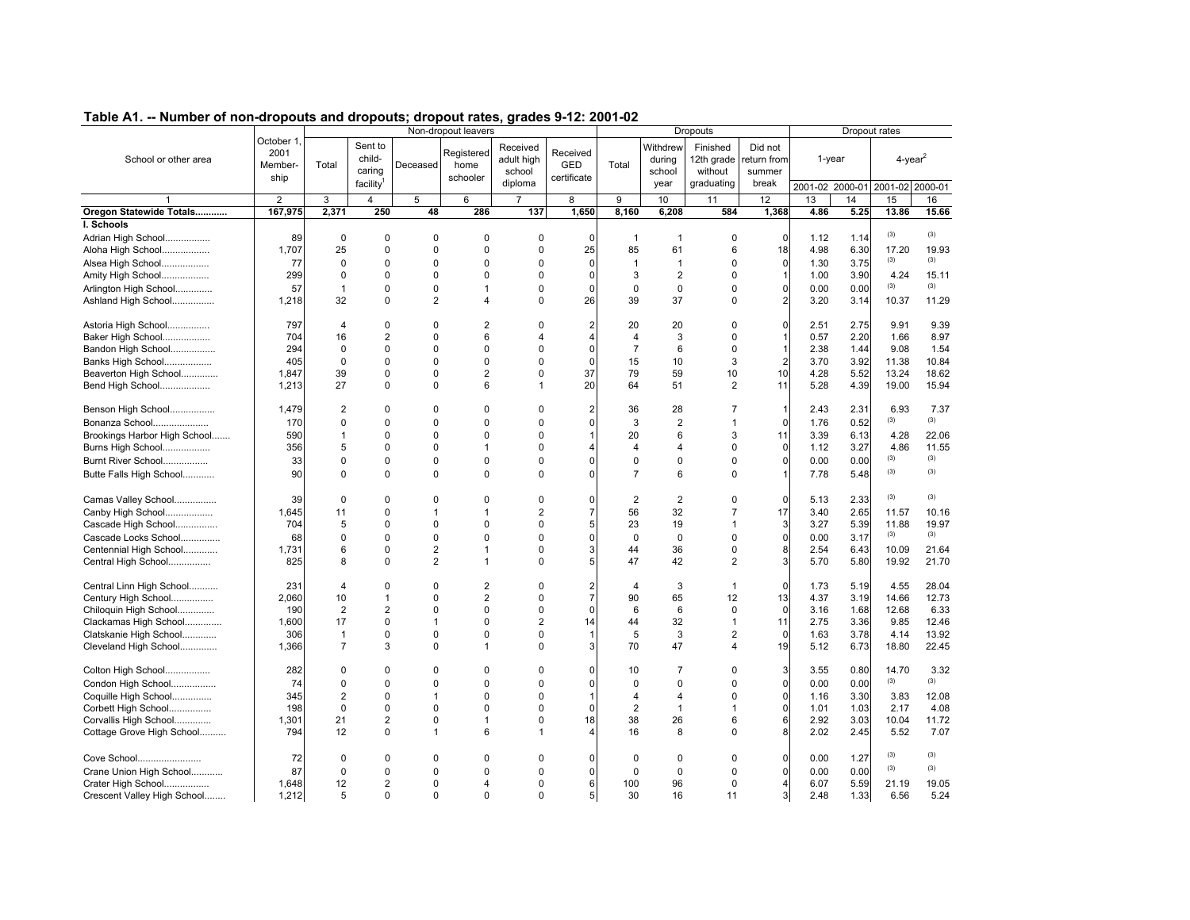## Table A1. -- Number of non-dropouts and dropouts; dropout rates, grades 9-12: 2001-02

| School or other area | October 1, 2001 Member-ship | Non-dropout leavers | | | | | | Dropouts | | | | Dropout rates | | | |
|---|---|---|---|---|---|---|---|---|---|---|---|---|---|---|---|
| | | Total | Sent to child-caring facility[1] | Deceased | Registered home schooler | Received adult high school diploma | Received GED certificate | Total | Withdrew during school year | Finished 12th grade without graduating | Did not return from summer break | 1-year | | 4-year[2] | |
| | | | | | | | | | | | | 2001-02 | 2000-01 | 2001-02 | 2000-01 |
| 1 | 2 | 3 | 4 | 5 | 6 | 7 | 8 | 9 | 10 | 11 | 12 | 13 | 14 | 15 | 16 |
| **Oregon Statewide Totals............** | **167,975** | **2,371** | **250** | **48** | **286** | **137** | **1,650** | **8,160** | **6,208** | **584** | **1,368** | **4.86** | **5.25** | **13.86** | **15.66** |
| **I. Schools** | | | | | | | | | | | | | | | |
| Adrian High School................. | 89 | 0 | 0 | 0 | 0 | 0 | 0 | 1 | 1 | 0 | 0 | 1.12 | 1.14 | (3) | (3) |
| Aloha High School.................. | 1,707 | 25 | 0 | 0 | 0 | 0 | 25 | 85 | 61 | 6 | 18 | 4.98 | 6.30 | 17.20 | 19.93 |
| Alsea High School.................. | 77 | 0 | 0 | 0 | 0 | 0 | 0 | 1 | 1 | 0 | 0 | 1.30 | 3.75 | (3) | (3) |
| Amity High School.................. | 299 | 0 | 0 | 0 | 0 | 0 | 0 | 3 | 2 | 0 | 1 | 1.00 | 3.90 | 4.24 | 15.11 |
| Arlington High School.............. | 57 | 1 | 0 | 0 | 1 | 0 | 0 | 0 | 0 | 0 | 0 | 0.00 | 0.00 | (3) | (3) |
| Ashland High School................ | 1,218 | 32 | 0 | 2 | 4 | 0 | 26 | 39 | 37 | 0 | 2 | 3.20 | 3.14 | 10.37 | 11.29 |
| Astoria High School................ | 797 | 4 | 0 | 0 | 2 | 0 | 2 | 20 | 20 | 0 | 0 | 2.51 | 2.75 | 9.91 | 9.39 |
| Baker High School.................. | 704 | 16 | 2 | 0 | 6 | 4 | 4 | 4 | 3 | 0 | 1 | 0.57 | 2.20 | 1.66 | 8.97 |
| Bandon High School................. | 294 | 0 | 0 | 0 | 0 | 0 | 0 | 7 | 6 | 0 | 1 | 2.38 | 1.44 | 9.08 | 1.54 |
| Banks High School.................. | 405 | 0 | 0 | 0 | 0 | 0 | 0 | 15 | 10 | 3 | 2 | 3.70 | 3.92 | 11.38 | 10.84 |
| Beaverton High School............. | 1,847 | 39 | 0 | 0 | 2 | 0 | 37 | 79 | 59 | 10 | 10 | 4.28 | 5.52 | 13.24 | 18.62 |
| Bend High School................... | 1,213 | 27 | 0 | 0 | 6 | 1 | 20 | 64 | 51 | 2 | 11 | 5.28 | 4.39 | 19.00 | 15.94 |
| Benson High School................. | 1,479 | 2 | 0 | 0 | 0 | 0 | 2 | 36 | 28 | 7 | 1 | 2.43 | 2.31 | 6.93 | 7.37 |
| Bonanza School..................... | 170 | 0 | 0 | 0 | 0 | 0 | 0 | 3 | 2 | 1 | 0 | 1.76 | 0.52 | (3) | (3) |
| Brookings Harbor High School....... | 590 | 1 | 0 | 0 | 0 | 0 | 1 | 20 | 6 | 3 | 11 | 3.39 | 6.13 | 4.28 | 22.06 |
| Burns High School.................. | 356 | 5 | 0 | 0 | 1 | 0 | 4 | 4 | 4 | 0 | 0 | 1.12 | 3.27 | 4.86 | 11.55 |
| Burnt River School................. | 33 | 0 | 0 | 0 | 0 | 0 | 0 | 0 | 0 | 0 | 0 | 0.00 | 0.00 | (3) | (3) |
| Butte Falls High School............ | 90 | 0 | 0 | 0 | 0 | 0 | 0 | 7 | 6 | 0 | 1 | 7.78 | 5.48 | (3) | (3) |
| Camas Valley School................ | 39 | 0 | 0 | 0 | 0 | 0 | 0 | 2 | 2 | 0 | 0 | 5.13 | 2.33 | (3) | (3) |
| Canby High School.................. | 1,645 | 11 | 0 | 1 | 1 | 2 | 7 | 56 | 32 | 7 | 17 | 3.40 | 2.65 | 11.57 | 10.16 |
| Cascade High School................ | 704 | 5 | 0 | 0 | 0 | 0 | 5 | 23 | 19 | 1 | 3 | 3.27 | 5.39 | 11.88 | 19.97 |
| Cascade Locks School............... | 68 | 0 | 0 | 0 | 0 | 0 | 0 | 0 | 0 | 0 | 0 | 0.00 | 3.17 | (3) | (3) |
| Centennial High School............. | 1,731 | 6 | 0 | 2 | 1 | 0 | 3 | 44 | 36 | 0 | 8 | 2.54 | 6.43 | 10.09 | 21.64 |
| Central High School................ | 825 | 8 | 0 | 2 | 1 | 0 | 5 | 47 | 42 | 2 | 3 | 5.70 | 5.80 | 19.92 | 21.70 |
| Central Linn High School........... | 231 | 4 | 0 | 0 | 2 | 0 | 2 | 4 | 3 | 1 | 0 | 1.73 | 5.19 | 4.55 | 28.04 |
| Century High School................ | 2,060 | 10 | 1 | 0 | 2 | 0 | 7 | 90 | 65 | 12 | 13 | 4.37 | 3.19 | 14.66 | 12.73 |
| Chiloquin High School.............. | 190 | 2 | 2 | 0 | 0 | 0 | 0 | 6 | 6 | 0 | 0 | 3.16 | 1.68 | 12.68 | 6.33 |
| Clackamas High School.............. | 1,600 | 17 | 0 | 1 | 0 | 2 | 14 | 44 | 32 | 1 | 11 | 2.75 | 3.36 | 9.85 | 12.46 |
| Clatskanie High School............. | 306 | 1 | 0 | 0 | 0 | 0 | 1 | 5 | 3 | 2 | 0 | 1.63 | 3.78 | 4.14 | 13.92 |
| Cleveland High School.............. | 1,366 | 7 | 3 | 0 | 1 | 0 | 3 | 70 | 47 | 4 | 19 | 5.12 | 6.73 | 18.80 | 22.45 |
| Colton High School................. | 282 | 0 | 0 | 0 | 0 | 0 | 0 | 10 | 7 | 0 | 3 | 3.55 | 0.80 | 14.70 | 3.32 |
| Condon High School................. | 74 | 0 | 0 | 0 | 0 | 0 | 0 | 0 | 0 | 0 | 0 | 0.00 | 0.00 | (3) | (3) |
| Coquille High School............... | 345 | 2 | 0 | 1 | 0 | 0 | 1 | 4 | 4 | 0 | 0 | 1.16 | 3.30 | 3.83 | 12.08 |
| Corbett High School................ | 198 | 0 | 0 | 0 | 0 | 0 | 0 | 2 | 1 | 1 | 0 | 1.01 | 1.03 | 2.17 | 4.08 |
| Corvallis High School.............. | 1,301 | 21 | 2 | 0 | 1 | 0 | 18 | 38 | 26 | 6 | 6 | 2.92 | 3.03 | 10.04 | 11.72 |
| Cottage Grove High School.......... | 794 | 12 | 0 | 1 | 6 | 1 | 4 | 16 | 8 | 0 | 8 | 2.02 | 2.45 | 5.52 | 7.07 |
| Cove School........................ | 72 | 0 | 0 | 0 | 0 | 0 | 0 | 0 | 0 | 0 | 0 | 0.00 | 1.27 | (3) | (3) |
| Crane Union High School............ | 87 | 0 | 0 | 0 | 0 | 0 | 0 | 0 | 0 | 0 | 0 | 0.00 | 0.00 | (3) | (3) |
| Crater High School................. | 1,648 | 12 | 2 | 0 | 4 | 0 | 6 | 100 | 96 | 0 | 4 | 6.07 | 5.59 | 21.19 | 19.05 |
| Crescent Valley High School........ | 1,212 | 5 | 0 | 0 | 0 | 0 | 5 | 30 | 16 | 11 | 3 | 2.48 | 1.33 | 6.56 | 5.24 |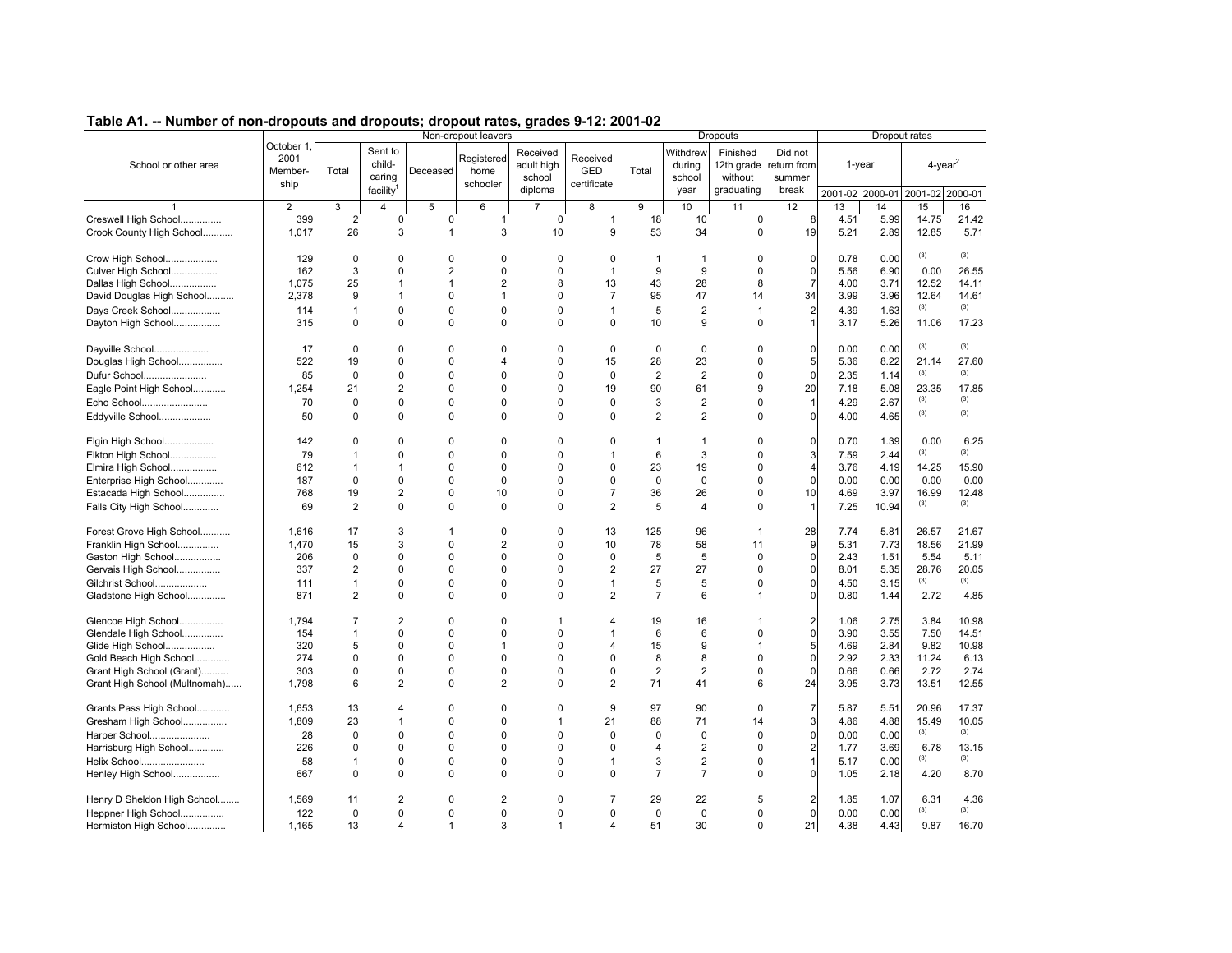## Table A1. -- Number of non-dropouts and dropouts; dropout rates, grades 9-12: 2001-02

| School or other area | October 1, 2001 Membership | Non-dropout leavers | | | | | | Dropouts | | | | Dropout rates | | | |
|---|---|---|---|---|---|---|---|---|---|---|---|---|---|---|---|
| | | Total | Sent to child-caring facility[1] | Deceased | Registered home schooler | Received adult high school diploma | Received GED certificate | Total | Withdrew during school year | Finished 12th grade without graduating | Did not return from summer break | 1-year | | 4-year[2] | |
| | | | | | | | | | | | | 2001-02 | 2000-01 | 2001-02 | 2000-01 |
| 1 | 2 | 3 | 4 | 5 | 6 | 7 | 8 | 9 | 10 | 11 | 12 | 13 | 14 | 15 | 16 |
| Creswell High School............... | 399 | 2 | 0 | 0 | 1 | 0 | 1 | 18 | 10 | 0 | 8 | 4.51 | 5.99 | 14.75 | 21.42 |
| Crook County High School........... | 1,017 | 26 | 3 | 1 | 3 | 10 | 9 | 53 | 34 | 0 | 19 | 5.21 | 2.89 | 12.85 | 5.71 |
| Crow High School................... | 129 | 0 | 0 | 0 | 0 | 0 | 0 | 1 | 1 | 0 | 0 | 0.78 | 0.00 | (3) | (3) |
| Culver High School................. | 162 | 3 | 0 | 2 | 0 | 0 | 1 | 9 | 9 | 0 | 0 | 5.56 | 6.90 | 0.00 | 26.55 |
| Dallas High School................. | 1,075 | 25 | 1 | 1 | 2 | 8 | 13 | 43 | 28 | 8 | 7 | 4.00 | 3.71 | 12.52 | 14.11 |
| David Douglas High School.......... | 2,378 | 9 | 1 | 0 | 1 | 0 | 7 | 95 | 47 | 14 | 34 | 3.99 | 3.96 | 12.64 | 14.61 |
| Days Creek School.................. | 114 | 1 | 0 | 0 | 0 | 0 | 1 | 5 | 2 | 1 | 2 | 4.39 | 1.63 | (3) | (3) |
| Dayton High School................. | 315 | 0 | 0 | 0 | 0 | 0 | 0 | 10 | 9 | 0 | 1 | 3.17 | 5.26 | 11.06 | 17.23 |
| Dayville School.................... | 17 | 0 | 0 | 0 | 0 | 0 | 0 | 0 | 0 | 0 | 0 | 0.00 | 0.00 | (3) | (3) |
| Douglas High School................ | 522 | 19 | 0 | 0 | 4 | 0 | 15 | 28 | 23 | 0 | 5 | 5.36 | 8.22 | 21.14 | 27.60 |
| Dufur School....................... | 85 | 0 | 0 | 0 | 0 | 0 | 0 | 2 | 2 | 0 | 0 | 2.35 | 1.14 | (3) | (3) |
| Eagle Point High School............ | 1,254 | 21 | 2 | 0 | 0 | 0 | 19 | 90 | 61 | 9 | 20 | 7.18 | 5.08 | 23.35 | 17.85 |
| Echo School........................ | 70 | 0 | 0 | 0 | 0 | 0 | 0 | 3 | 2 | 0 | 1 | 4.29 | 2.67 | (3) | (3) |
| Eddyville School................... | 50 | 0 | 0 | 0 | 0 | 0 | 0 | 2 | 2 | 0 | 0 | 4.00 | 4.65 | (3) | (3) |
| Elgin High School.................. | 142 | 0 | 0 | 0 | 0 | 0 | 0 | 1 | 1 | 0 | 0 | 0.70 | 1.39 | 0.00 | 6.25 |
| Elkton High School................. | 79 | 1 | 0 | 0 | 0 | 0 | 1 | 6 | 3 | 0 | 3 | 7.59 | 2.44 | (3) | (3) |
| Elmira High School................. | 612 | 1 | 1 | 0 | 0 | 0 | 0 | 23 | 19 | 0 | 4 | 3.76 | 4.19 | 14.25 | 15.90 |
| Enterprise High School............ | 187 | 0 | 0 | 0 | 0 | 0 | 0 | 0 | 0 | 0 | 0 | 0.00 | 0.00 | 0.00 | 0.00 |
| Estacada High School............... | 768 | 19 | 2 | 0 | 10 | 0 | 7 | 36 | 26 | 0 | 10 | 4.69 | 3.97 | 16.99 | 12.48 |
| Falls City High School............. | 69 | 2 | 0 | 0 | 0 | 0 | 2 | 5 | 4 | 0 | 1 | 7.25 | 10.94 | (3) | (3) |
| Forest Grove High School........... | 1,616 | 17 | 3 | 1 | 0 | 0 | 13 | 125 | 96 | 1 | 28 | 7.74 | 5.81 | 26.57 | 21.67 |
| Franklin High School............... | 1,470 | 15 | 3 | 0 | 2 | 0 | 10 | 78 | 58 | 11 | 9 | 5.31 | 7.73 | 18.56 | 21.99 |
| Gaston High School................. | 206 | 0 | 0 | 0 | 0 | 0 | 0 | 5 | 5 | 0 | 0 | 2.43 | 1.51 | 5.54 | 5.11 |
| Gervais High School................ | 337 | 2 | 0 | 0 | 0 | 0 | 2 | 27 | 27 | 0 | 0 | 8.01 | 5.35 | 28.76 | 20.05 |
| Gilchrist School................... | 111 | 1 | 0 | 0 | 0 | 0 | 1 | 5 | 5 | 0 | 0 | 4.50 | 3.15 | (3) | (3) |
| Gladstone High School.............. | 871 | 2 | 0 | 0 | 0 | 0 | 2 | 7 | 6 | 1 | 0 | 0.80 | 1.44 | 2.72 | 4.85 |
| Glencoe High School................ | 1,794 | 7 | 2 | 0 | 0 | 1 | 4 | 19 | 16 | 1 | 2 | 1.06 | 2.75 | 3.84 | 10.98 |
| Glendale High School............... | 154 | 1 | 0 | 0 | 0 | 0 | 1 | 6 | 6 | 0 | 0 | 3.90 | 3.55 | 7.50 | 14.51 |
| Glide High School.................. | 320 | 5 | 0 | 0 | 1 | 0 | 4 | 15 | 9 | 1 | 5 | 4.69 | 2.84 | 9.82 | 10.98 |
| Gold Beach High School............. | 274 | 0 | 0 | 0 | 0 | 0 | 0 | 8 | 8 | 0 | 0 | 2.92 | 2.33 | 11.24 | 6.13 |
| Grant High School (Grant).......... | 303 | 0 | 0 | 0 | 0 | 0 | 0 | 2 | 2 | 0 | 0 | 0.66 | 0.66 | 2.72 | 2.74 |
| Grant High School (Multnomah)...... | 1,798 | 6 | 2 | 0 | 2 | 0 | 2 | 71 | 41 | 6 | 24 | 3.95 | 3.73 | 13.51 | 12.55 |
| Grants Pass High School............ | 1,653 | 13 | 4 | 0 | 0 | 0 | 9 | 97 | 90 | 0 | 7 | 5.87 | 5.51 | 20.96 | 17.37 |
| Gresham High School................ | 1,809 | 23 | 1 | 0 | 0 | 1 | 21 | 88 | 71 | 14 | 3 | 4.86 | 4.88 | 15.49 | 10.05 |
| Harper School...................... | 28 | 0 | 0 | 0 | 0 | 0 | 0 | 0 | 0 | 0 | 0 | 0.00 | 0.00 | (3) | (3) |
| Harrisburg High School............. | 226 | 0 | 0 | 0 | 0 | 0 | 0 | 4 | 2 | 0 | 2 | 1.77 | 3.69 | 6.78 | 13.15 |
| Helix School....................... | 58 | 1 | 0 | 0 | 0 | 0 | 1 | 3 | 2 | 0 | 1 | 5.17 | 0.00 | (3) | (3) |
| Henley High School................. | 667 | 0 | 0 | 0 | 0 | 0 | 0 | 7 | 7 | 0 | 0 | 1.05 | 2.18 | 4.20 | 8.70 |
| Henry D Sheldon High School........ | 1,569 | 11 | 2 | 0 | 2 | 0 | 7 | 29 | 22 | 5 | 2 | 1.85 | 1.07 | 6.31 | 4.36 |
| Heppner High School................ | 122 | 0 | 0 | 0 | 0 | 0 | 0 | 0 | 0 | 0 | 0 | 0.00 | 0.00 | (3) | (3) |
| Hermiston High School.............. | 1,165 | 13 | 4 | 1 | 3 | 1 | 4 | 51 | 30 | 0 | 21 | 4.38 | 4.43 | 9.87 | 16.70 |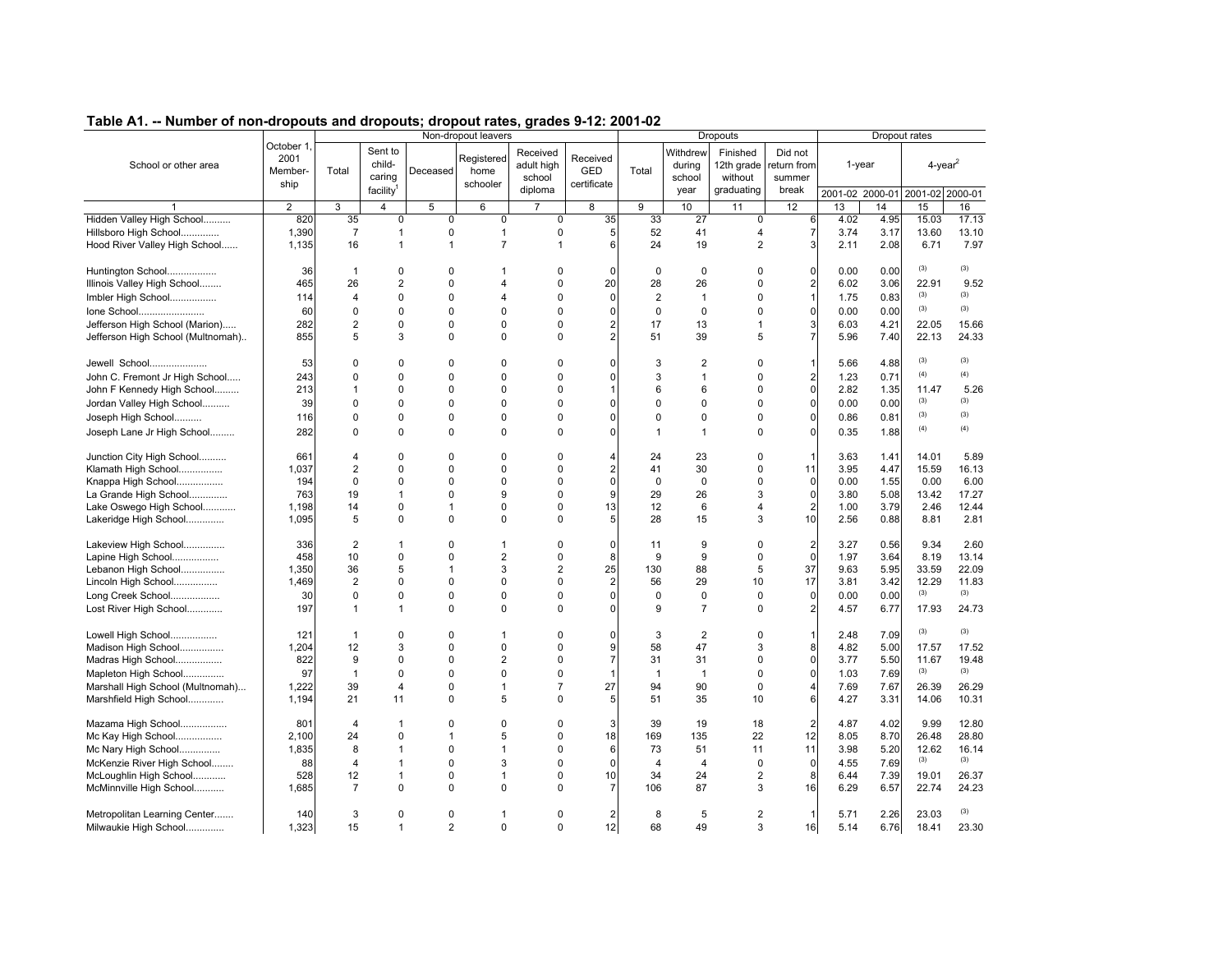## Table A1. -- Number of non-dropouts and dropouts; dropout rates, grades 9-12: 2001-02

| School or other area | October 1, 2001 Member-ship | Non-dropout leavers | | | | | | Dropouts | | | | Dropout rates | | | |
|---|---|---|---|---|---|---|---|---|---|---|---|---|---|---|---|
| | | Total | Sent to child-caring facility[1] | Deceased | Registered home schooler | Received adult high school diploma | Received GED certificate | Total | Withdrew during school year | Finished 12th grade without graduating | Did not return from summer break | 1-year | | 4-year[2] | |
| | | | | | | | | | | | | 2001-02 | 2000-01 | 2001-02 | 2000-01 |
| 1 | 2 | 3 | 4 | 5 | 6 | 7 | 8 | 9 | 10 | 11 | 12 | 13 | 14 | 15 | 16 |
| Hidden Valley High School.......... | 820 | 35 | 0 | 0 | 0 | 0 | 35 | 33 | 27 | 0 | 6 | 4.02 | 4.95 | 15.03 | 17.13 |
| Hillsboro High School.............. | 1,390 | 7 | 1 | 0 | 1 | 0 | 5 | 52 | 41 | 4 | 7 | 3.74 | 3.17 | 13.60 | 13.10 |
| Hood River Valley High School...... | 1,135 | 16 | 1 | 1 | 7 | 1 | 6 | 24 | 19 | 2 | 3 | 2.11 | 2.08 | 6.71 | 7.97 |
| Huntington School.................. | 36 | 1 | 0 | 0 | 1 | 0 | 0 | 0 | 0 | 0 | 0 | 0.00 | 0.00 | (3) | (3) |
| Illinois Valley High School........ | 465 | 26 | 2 | 0 | 4 | 0 | 20 | 28 | 26 | 0 | 2 | 6.02 | 3.06 | 22.91 | 9.52 |
| Imbler High School................. | 114 | 4 | 0 | 0 | 4 | 0 | 0 | 2 | 1 | 0 | 1 | 1.75 | 0.83 | (3) | (3) |
| Ione School........................ | 60 | 0 | 0 | 0 | 0 | 0 | 0 | 0 | 0 | 0 | 0 | 0.00 | 0.00 | (3) | (3) |
| Jefferson High School (Marion)..... | 282 | 2 | 0 | 0 | 0 | 0 | 2 | 17 | 13 | 1 | 3 | 6.03 | 4.21 | 22.05 | 15.66 |
| Jefferson High School (Multnomah).. | 855 | 5 | 3 | 0 | 0 | 0 | 2 | 51 | 39 | 5 | 7 | 5.96 | 7.40 | 22.13 | 24.33 |
| Jewell School..................... | 53 | 0 | 0 | 0 | 0 | 0 | 0 | 3 | 2 | 0 | 1 | 5.66 | 4.88 | (3) | (3) |
| John C. Fremont Jr High School..... | 243 | 0 | 0 | 0 | 0 | 0 | 0 | 3 | 1 | 0 | 2 | 1.23 | 0.71 | (4) | (4) |
| John F Kennedy High School......... | 213 | 1 | 0 | 0 | 0 | 0 | 1 | 6 | 6 | 0 | 0 | 2.82 | 1.35 | 11.47 | 5.26 |
| Jordan Valley High School.......... | 39 | 0 | 0 | 0 | 0 | 0 | 0 | 0 | 0 | 0 | 0 | 0.00 | 0.00 | (3) | (3) |
| Joseph High School.......... | 116 | 0 | 0 | 0 | 0 | 0 | 0 | 0 | 0 | 0 | 0 | 0.86 | 0.81 | (3) | (3) |
| Joseph Lane Jr High School......... | 282 | 0 | 0 | 0 | 0 | 0 | 0 | 1 | 1 | 0 | 0 | 0.35 | 1.88 | (4) | (4) |
| Junction City High School.......... | 661 | 4 | 0 | 0 | 0 | 0 | 4 | 24 | 23 | 0 | 1 | 3.63 | 1.41 | 14.01 | 5.89 |
| Klamath High School................ | 1,037 | 2 | 0 | 0 | 0 | 0 | 2 | 41 | 30 | 0 | 11 | 3.95 | 4.47 | 15.59 | 16.13 |
| Knappa High School................. | 194 | 0 | 0 | 0 | 0 | 0 | 0 | 0 | 0 | 0 | 0 | 0.00 | 1.55 | 0.00 | 6.00 |
| La Grande High School.............. | 763 | 19 | 1 | 0 | 9 | 0 | 9 | 29 | 26 | 3 | 0 | 3.80 | 5.08 | 13.42 | 17.27 |
| Lake Oswego High School............ | 1,198 | 14 | 0 | 1 | 0 | 0 | 13 | 12 | 6 | 4 | 2 | 1.00 | 3.79 | 2.46 | 12.44 |
| Lakeridge High School.............. | 1,095 | 5 | 0 | 0 | 0 | 0 | 5 | 28 | 15 | 3 | 10 | 2.56 | 0.88 | 8.81 | 2.81 |
| Lakeview High School............... | 336 | 2 | 1 | 0 | 1 | 0 | 0 | 11 | 9 | 0 | 2 | 3.27 | 0.56 | 9.34 | 2.60 |
| Lapine High School................. | 458 | 10 | 0 | 0 | 2 | 0 | 8 | 9 | 9 | 0 | 0 | 1.97 | 3.64 | 8.19 | 13.14 |
| Lebanon High School................ | 1,350 | 36 | 5 | 1 | 3 | 2 | 25 | 130 | 88 | 5 | 37 | 9.63 | 5.95 | 33.59 | 22.09 |
| Lincoln High School................ | 1,469 | 2 | 0 | 0 | 0 | 0 | 2 | 56 | 29 | 10 | 17 | 3.81 | 3.42 | 12.29 | 11.83 |
| Long Creek School.................. | 30 | 0 | 0 | 0 | 0 | 0 | 0 | 0 | 0 | 0 | 0 | 0.00 | 0.00 | (3) | (3) |
| Lost River High School............. | 197 | 1 | 1 | 0 | 0 | 0 | 0 | 9 | 7 | 0 | 2 | 4.57 | 6.77 | 17.93 | 24.73 |
| Lowell High School................. | 121 | 1 | 0 | 0 | 1 | 0 | 0 | 3 | 2 | 0 | 1 | 2.48 | 7.09 | (3) | (3) |
| Madison High School................ | 1,204 | 12 | 3 | 0 | 0 | 0 | 9 | 58 | 47 | 3 | 8 | 4.82 | 5.00 | 17.57 | 17.52 |
| Madras High School................. | 822 | 9 | 0 | 0 | 2 | 0 | 7 | 31 | 31 | 0 | 0 | 3.77 | 5.50 | 11.67 | 19.48 |
| Mapleton High School............... | 97 | 1 | 0 | 0 | 0 | 0 | 1 | 1 | 1 | 0 | 0 | 1.03 | 7.69 | (3) | (3) |
| Marshall High School (Multnomah)... | 1,222 | 39 | 4 | 0 | 1 | 7 | 27 | 94 | 90 | 0 | 4 | 7.69 | 7.67 | 26.39 | 26.29 |
| Marshfield High School............. | 1,194 | 21 | 11 | 0 | 5 | 0 | 5 | 51 | 35 | 10 | 6 | 4.27 | 3.31 | 14.06 | 10.31 |
| Mazama High School................. | 801 | 4 | 1 | 0 | 0 | 0 | 3 | 39 | 19 | 18 | 2 | 4.87 | 4.02 | 9.99 | 12.80 |
| Mc Kay High School................. | 2,100 | 24 | 0 | 1 | 5 | 0 | 18 | 169 | 135 | 22 | 12 | 8.05 | 8.70 | 26.48 | 28.80 |
| Mc Nary High School................ | 1,835 | 8 | 1 | 0 | 1 | 0 | 6 | 73 | 51 | 11 | 11 | 3.98 | 5.20 | 12.62 | 16.14 |
| McKenzie River High School........ | 88 | 4 | 1 | 0 | 3 | 0 | 0 | 4 | 4 | 0 | 0 | 4.55 | 7.69 | (3) | (3) |
| McLoughlin High School............ | 528 | 12 | 1 | 0 | 1 | 0 | 10 | 34 | 24 | 2 | 8 | 6.44 | 7.39 | 19.01 | 26.37 |
| McMinnville High School........... | 1,685 | 7 | 0 | 0 | 0 | 0 | 7 | 106 | 87 | 3 | 16 | 6.29 | 6.57 | 22.74 | 24.23 |
| Metropolitan Learning Center....... | 140 | 3 | 0 | 0 | 1 | 0 | 2 | 8 | 5 | 2 | 1 | 5.71 | 2.26 | 23.03 | (3) |
| Milwaukie High School.............. | 1,323 | 15 | 1 | 2 | 0 | 0 | 12 | 68 | 49 | 3 | 16 | 5.14 | 6.76 | 18.41 | 23.30 |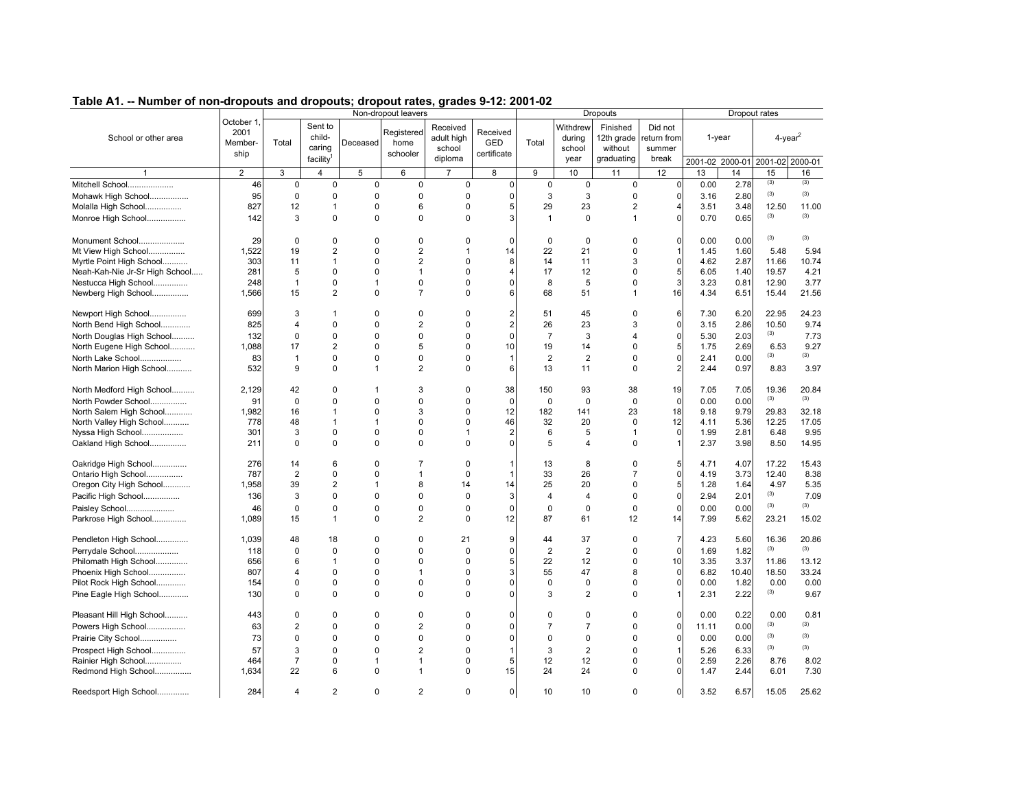## Table A1. -- Number of non-dropouts and dropouts; dropout rates, grades 9-12: 2001-02

| School or other area | October 1, 2001 Member-ship | Non-dropout leavers | | | | | | Dropouts | | | | Dropout rates | | | |
|---|---|---|---|---|---|---|---|---|---|---|---|---|---|---|---|
| | | Total | Sent to child-caring facility[1] | Deceased | Registered home schooler | Received adult high school diploma | Received GED certificate | Total | Withdrew during school year | Finished 12th grade without graduating | Did not return from summer break | 1-year | | 4-year[2] | |
| | | | | | | | | | | | | 2001-02 | 2000-01 | 2001-02 | 2000-01 |
| 1 | 2 | 3 | 4 | 5 | 6 | 7 | 8 | 9 | 10 | 11 | 12 | 13 | 14 | 15 | 16 |
| Mitchell School.................... | 46 | 0 | 0 | 0 | 0 | 0 | 0 | 0 | 0 | 0 | 0 | 0.00 | 2.78 | (3) | (3) |
| Mohawk High School................. | 95 | 0 | 0 | 0 | 0 | 0 | 0 | 3 | 3 | 0 | 0 | 3.16 | 2.80 | (3) | (3) |
| Molalla High School................ | 827 | 12 | 1 | 0 | 6 | 0 | 5 | 29 | 23 | 2 | 4 | 3.51 | 3.48 | 12.50 | 11.00 |
| Monroe High School................. | 142 | 3 | 0 | 0 | 0 | 0 | 3 | 1 | 0 | 1 | 0 | 0.70 | 0.65 | (3) | (3) |
| Monument School.................... | 29 | 0 | 0 | 0 | 0 | 0 | 0 | 0 | 0 | 0 | 0 | 0.00 | 0.00 | (3) | (3) |
| Mt View High School................ | 1,522 | 19 | 2 | 0 | 2 | 1 | 14 | 22 | 21 | 0 | 1 | 1.45 | 1.60 | 5.48 | 5.94 |
| Myrtle Point High School........... | 303 | 11 | 1 | 0 | 2 | 0 | 8 | 14 | 11 | 3 | 0 | 4.62 | 2.87 | 11.66 | 10.74 |
| Neah-Kah-Nie Jr-Sr High School..... | 281 | 5 | 0 | 0 | 1 | 0 | 4 | 17 | 12 | 0 | 5 | 6.05 | 1.40 | 19.57 | 4.21 |
| Nestucca High School............... | 248 | 1 | 0 | 1 | 0 | 0 | 0 | 8 | 5 | 0 | 3 | 3.23 | 0.81 | 12.90 | 3.77 |
| Newberg High School................ | 1,566 | 15 | 2 | 0 | 7 | 0 | 6 | 68 | 51 | 1 | 16 | 4.34 | 6.51 | 15.44 | 21.56 |
| Newport High School................ | 699 | 3 | 1 | 0 | 0 | 0 | 2 | 51 | 45 | 0 | 6 | 7.30 | 6.20 | 22.95 | 24.23 |
| North Bend High School............. | 825 | 4 | 0 | 0 | 2 | 0 | 2 | 26 | 23 | 3 | 0 | 3.15 | 2.86 | 10.50 | 9.74 |
| North Douglas High School.......... | 132 | 0 | 0 | 0 | 0 | 0 | 0 | 7 | 3 | 4 | 0 | 5.30 | 2.03 | (3) | 7.73 |
| North Eugene High School........... | 1,088 | 17 | 2 | 0 | 5 | 0 | 10 | 19 | 14 | 0 | 5 | 1.75 | 2.69 | 6.53 | 9.27 |
| North Lake School.................. | 83 | 1 | 0 | 0 | 0 | 0 | 1 | 2 | 2 | 0 | 0 | 2.41 | 0.00 | (3) | (3) |
| North Marion High School........... | 532 | 9 | 0 | 1 | 2 | 0 | 6 | 13 | 11 | 0 | 2 | 2.44 | 0.97 | 8.83 | 3.97 |
| North Medford High School.......... | 2,129 | 42 | 0 | 1 | 3 | 0 | 38 | 150 | 93 | 38 | 19 | 7.05 | 7.05 | 19.36 | 20.84 |
| North Powder School................ | 91 | 0 | 0 | 0 | 0 | 0 | 0 | 0 | 0 | 0 | 0 | 0.00 | 0.00 | (3) | (3) |
| North Salem High School............ | 1,982 | 16 | 1 | 0 | 3 | 0 | 12 | 182 | 141 | 23 | 18 | 9.18 | 9.79 | 29.83 | 32.18 |
| North Valley High School........... | 778 | 48 | 1 | 1 | 0 | 0 | 46 | 32 | 20 | 0 | 12 | 4.11 | 5.36 | 12.25 | 17.05 |
| Nyssa High School.................. | 301 | 3 | 0 | 0 | 0 | 1 | 2 | 6 | 5 | 1 | 0 | 1.99 | 2.81 | 6.48 | 9.95 |
| Oakland High School................ | 211 | 0 | 0 | 0 | 0 | 0 | 0 | 5 | 4 | 0 | 1 | 2.37 | 3.98 | 8.50 | 14.95 |
| Oakridge High School............... | 276 | 14 | 6 | 0 | 7 | 0 | 1 | 13 | 8 | 0 | 5 | 4.71 | 4.07 | 17.22 | 15.43 |
| Ontario High School................ | 787 | 2 | 0 | 0 | 1 | 0 | 1 | 33 | 26 | 7 | 0 | 4.19 | 3.73 | 12.40 | 8.38 |
| Oregon City High School............ | 1,958 | 39 | 2 | 1 | 8 | 14 | 14 | 25 | 20 | 0 | 5 | 1.28 | 1.64 | 4.97 | 5.35 |
| Pacific High School................ | 136 | 3 | 0 | 0 | 0 | 0 | 3 | 4 | 4 | 0 | 0 | 2.94 | 2.01 | (3) | 7.09 |
| Paisley School..................... | 46 | 0 | 0 | 0 | 0 | 0 | 0 | 0 | 0 | 0 | 0 | 0.00 | 0.00 | (3) | (3) |
| Parkrose High School............... | 1,089 | 15 | 1 | 0 | 2 | 0 | 12 | 87 | 61 | 12 | 14 | 7.99 | 5.62 | 23.21 | 15.02 |
| Pendleton High School.............. | 1,039 | 48 | 18 | 0 | 0 | 21 | 9 | 44 | 37 | 0 | 7 | 4.23 | 5.60 | 16.36 | 20.86 |
| Perrydale School................... | 118 | 0 | 0 | 0 | 0 | 0 | 0 | 2 | 2 | 0 | 0 | 1.69 | 1.82 | (3) | (3) |
| Philomath High School.............. | 656 | 6 | 1 | 0 | 0 | 0 | 5 | 22 | 12 | 0 | 10 | 3.35 | 3.37 | 11.86 | 13.12 |
| Phoenix High School................ | 807 | 4 | 0 | 0 | 1 | 0 | 3 | 55 | 47 | 8 | 0 | 6.82 | 10.40 | 18.50 | 33.24 |
| Pilot Rock High School............. | 154 | 0 | 0 | 0 | 0 | 0 | 0 | 0 | 0 | 0 | 0 | 0.00 | 1.82 | 0.00 | 0.00 |
| Pine Eagle High School............. | 130 | 0 | 0 | 0 | 0 | 0 | 0 | 3 | 2 | 0 | 1 | 2.31 | 2.22 | (3) | 9.67 |
| Pleasant Hill High School.......... | 443 | 0 | 0 | 0 | 0 | 0 | 0 | 0 | 0 | 0 | 0 | 0.00 | 0.22 | 0.00 | 0.81 |
| Powers High School................. | 63 | 2 | 0 | 0 | 2 | 0 | 0 | 7 | 7 | 0 | 0 | 11.11 | 0.00 | (3) | (3) |
| Prairie City School................ | 73 | 0 | 0 | 0 | 0 | 0 | 0 | 0 | 0 | 0 | 0 | 0.00 | 0.00 | (3) | (3) |
| Prospect High School............... | 57 | 3 | 0 | 0 | 2 | 0 | 1 | 3 | 2 | 0 | 1 | 5.26 | 6.33 | (3) | (3) |
| Rainier High School................ | 464 | 7 | 0 | 1 | 1 | 0 | 5 | 12 | 12 | 0 | 0 | 2.59 | 2.26 | 8.76 | 8.02 |
| Redmond High School................ | 1,634 | 22 | 6 | 0 | 1 | 0 | 15 | 24 | 24 | 0 | 0 | 1.47 | 2.44 | 6.01 | 7.30 |
| Reedsport High School.............. | 284 | 4 | 2 | 0 | 2 | 0 | 0 | 10 | 10 | 0 | 0 | 3.52 | 6.57 | 15.05 | 25.62 |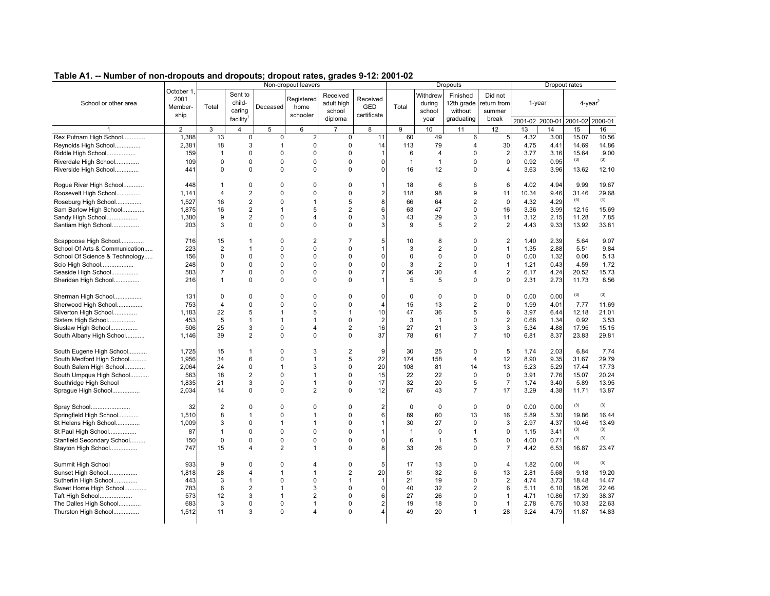## Table A1. -- Number of non-dropouts and dropouts; dropout rates, grades 9-12: 2001-02

| School or other area | October 1, 2001 Membership | Non-dropout leavers | | | | | | Dropouts | | | | Dropout rates | | | |
|---|---|---|---|---|---|---|---|---|---|---|---|---|---|---|---|
| | | Total | Sent to child-caring facility[1] | Deceased | Registered home schooler | Received adult high school diploma | Received GED certificate | Total | Withdrew during school year | Finished 12th grade without graduating | Did not return from summer break | 1-year | | 4-year[2] | |
| | | | | | | | | | | | | 2001-02 | 2000-01 | 2001-02 | 2000-01 |
| 1 | 2 | 3 | 4 | 5 | 6 | 7 | 8 | 9 | 10 | 11 | 12 | 13 | 14 | 15 | 16 |
| Rex Putnam High School............ | 1,388 | 13 | 0 | 0 | 2 | 0 | 11 | 60 | 49 | 6 | 5 | 4.32 | 3.00 | 15.07 | 10.56 |
| Reynolds High School............... | 2,381 | 18 | 3 | 1 | 0 | 0 | 14 | 113 | 79 | 4 | 30 | 4.75 | 4.41 | 14.69 | 14.86 |
| Riddle High School................. | 159 | 1 | 0 | 0 | 0 | 0 | 1 | 6 | 4 | 0 | 2 | 3.77 | 3.16 | 15.64 | 9.00 |
| Riverdale High School.............. | 109 | 0 | 0 | 0 | 0 | 0 | 0 | 1 | 1 | 0 | 0 | 0.92 | 0.95 | (3) | (3) |
| Riverside High School.............. | 441 | 0 | 0 | 0 | 0 | 0 | 0 | 16 | 12 | 0 | 4 | 3.63 | 3.96 | 13.62 | 12.10 |
| Rogue River High School............ | 448 | 1 | 0 | 0 | 0 | 0 | 1 | 18 | 6 | 6 | 6 | 4.02 | 4.94 | 9.99 | 19.67 |
| Roosevelt High School.............. | 1,141 | 4 | 2 | 0 | 0 | 0 | 2 | 118 | 98 | 9 | 11 | 10.34 | 9.46 | 31.46 | 29.68 |
| Roseburg High School............... | 1,527 | 16 | 2 | 0 | 1 | 5 | 8 | 66 | 64 | 2 | 0 | 4.32 | 4.29 | (4) | (4) |
| Sam Barlow High School............. | 1,875 | 16 | 2 | 1 | 5 | 2 | 6 | 63 | 47 | 0 | 16 | 3.36 | 3.99 | 12.15 | 15.69 |
| Sandy High School.................. | 1,380 | 9 | 2 | 0 | 4 | 0 | 3 | 43 | 29 | 3 | 11 | 3.12 | 2.15 | 11.28 | 7.85 |
| Santiam High School................ | 203 | 3 | 0 | 0 | 0 | 0 | 3 | 9 | 5 | 2 | 2 | 4.43 | 9.33 | 13.92 | 33.81 |
| Scappoose High School.............. | 716 | 15 | 1 | 0 | 2 | 7 | 5 | 10 | 8 | 0 | 2 | 1.40 | 2.39 | 5.64 | 9.07 |
| School Of Arts & Communication..... | 223 | 2 | 1 | 0 | 0 | 0 | 1 | 3 | 2 | 0 | 1 | 1.35 | 2.88 | 5.51 | 9.84 |
| School Of Science & Technology..... | 156 | 0 | 0 | 0 | 0 | 0 | 0 | 0 | 0 | 0 | 0 | 0.00 | 1.32 | 0.00 | 5.13 |
| Scio High School................... | 248 | 0 | 0 | 0 | 0 | 0 | 0 | 3 | 2 | 0 | 1 | 1.21 | 0.43 | 4.59 | 1.72 |
| Seaside High School................ | 583 | 7 | 0 | 0 | 0 | 0 | 7 | 36 | 30 | 4 | 2 | 6.17 | 4.24 | 20.52 | 15.73 |
| Sheridan High School............... | 216 | 1 | 0 | 0 | 0 | 0 | 1 | 5 | 5 | 0 | 0 | 2.31 | 2.73 | 11.73 | 8.56 |
| Sherman High School................ | 131 | 0 | 0 | 0 | 0 | 0 | 0 | 0 | 0 | 0 | 0 | 0.00 | 0.00 | (3) | (3) |
| Sherwood High School............... | 753 | 4 | 0 | 0 | 0 | 0 | 4 | 15 | 13 | 2 | 0 | 1.99 | 4.01 | 7.77 | 11.69 |
| Silverton High School.............. | 1,183 | 22 | 5 | 1 | 5 | 1 | 10 | 47 | 36 | 5 | 6 | 3.97 | 6.44 | 12.18 | 21.01 |
| Sisters High School................ | 453 | 5 | 1 | 1 | 1 | 0 | 2 | 3 | 1 | 0 | 2 | 0.66 | 1.34 | 0.92 | 3.53 |
| Siuslaw High School................ | 506 | 25 | 3 | 0 | 4 | 2 | 16 | 27 | 21 | 3 | 3 | 5.34 | 4.88 | 17.95 | 15.15 |
| South Albany High School........... | 1,146 | 39 | 2 | 0 | 0 | 0 | 37 | 78 | 61 | 7 | 10 | 6.81 | 8.37 | 23.83 | 29.81 |
| South Eugene High School........... | 1,725 | 15 | 1 | 0 | 3 | 2 | 9 | 30 | 25 | 0 | 5 | 1.74 | 2.03 | 6.84 | 7.74 |
| South Medford High School.......... | 1,956 | 34 | 6 | 0 | 1 | 5 | 22 | 174 | 158 | 4 | 12 | 8.90 | 9.35 | 31.67 | 29.79 |
| South Salem High School............ | 2,064 | 24 | 0 | 1 | 3 | 0 | 20 | 108 | 81 | 14 | 13 | 5.23 | 5.29 | 17.44 | 17.73 |
| South Umpqua High School........... | 563 | 18 | 2 | 0 | 1 | 0 | 15 | 22 | 22 | 0 | 0 | 3.91 | 7.76 | 15.07 | 20.24 |
| Southridge High School | 1,835 | 21 | 3 | 0 | 1 | 0 | 17 | 32 | 20 | 5 | 7 | 1.74 | 3.40 | 5.89 | 13.95 |
| Sprague High School................ | 2,034 | 14 | 0 | 0 | 2 | 0 | 12 | 67 | 43 | 7 | 17 | 3.29 | 4.38 | 11.71 | 13.87 |
| Spray School....................... | 32 | 2 | 0 | 0 | 0 | 0 | 2 | 0 | 0 | 0 | 0 | 0.00 | 0.00 | (3) | (3) |
| Springfield High School............ | 1,510 | 8 | 1 | 0 | 1 | 0 | 6 | 89 | 60 | 13 | 16 | 5.89 | 5.30 | 19.86 | 16.44 |
| St Helens High School.............. | 1,009 | 3 | 0 | 1 | 1 | 0 | 1 | 30 | 27 | 0 | 3 | 2.97 | 4.37 | 10.46 | 13.49 |
| St Paul High School................ | 87 | 1 | 0 | 0 | 0 | 0 | 1 | 1 | 0 | 1 | 0 | 1.15 | 3.41 | (3) | (3) |
| Stanfield Secondary School......... | 150 | 0 | 0 | 0 | 0 | 0 | 0 | 6 | 1 | 5 | 0 | 4.00 | 0.71 | (3) | (3) |
| Stayton High School................ | 747 | 15 | 4 | 2 | 1 | 0 | 8 | 33 | 26 | 0 | 7 | 4.42 | 6.53 | 16.87 | 23.47 |
| Summit High School | 933 | 9 | 0 | 0 | 4 | 0 | 5 | 17 | 13 | 0 | 4 | 1.82 | 0.00 | (5) | (5) |
| Sunset High School................. | 1,818 | 28 | 4 | 1 | 1 | 2 | 20 | 51 | 32 | 6 | 13 | 2.81 | 5.68 | 9.18 | 19.20 |
| Sutherlin High School.............. | 443 | 3 | 1 | 0 | 0 | 1 | 1 | 21 | 19 | 0 | 2 | 4.74 | 3.73 | 18.48 | 14.47 |
| Sweet Home High School............. | 783 | 6 | 2 | 1 | 3 | 0 | 0 | 40 | 32 | 2 | 6 | 5.11 | 6.10 | 18.26 | 22.46 |
| Taft High School................... | 573 | 12 | 3 | 1 | 2 | 0 | 6 | 27 | 26 | 0 | 1 | 4.71 | 10.86 | 17.39 | 38.37 |
| The Dalles High School............. | 683 | 3 | 0 | 0 | 1 | 0 | 2 | 19 | 18 | 0 | 1 | 2.78 | 6.75 | 10.33 | 22.63 |
| Thurston High School............... | 1,512 | 11 | 3 | 0 | 4 | 0 | 4 | 49 | 20 | 1 | 28 | 3.24 | 4.79 | 11.87 | 14.83 |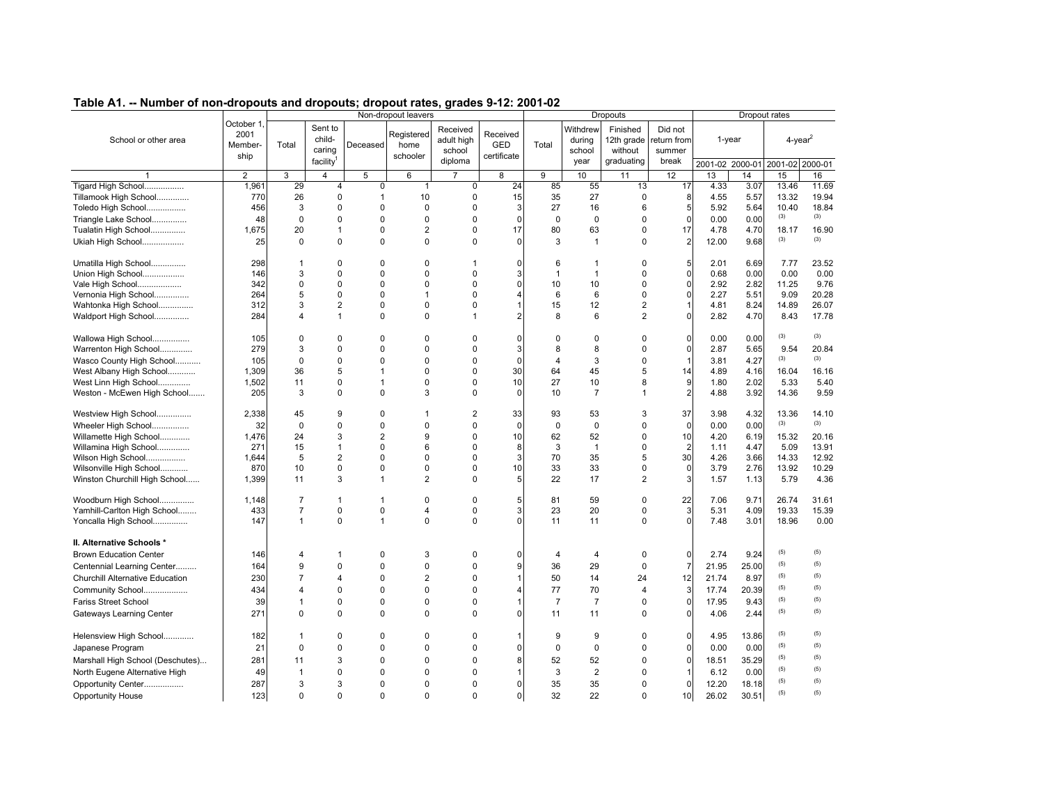## Table A1. -- Number of non-dropouts and dropouts; dropout rates, grades 9-12: 2001-02

| School or other area | October 1, 2001 Membership | Non-dropout leavers | | | | | | Dropouts | | | | Dropout rates | | | |
|---|---|---|---|---|---|---|---|---|---|---|---|---|---|---|---|
| | | Total | Sent to child-caring facility[1] | Deceased | Registered home schooler | Received adult high school diploma | Received GED certificate | Total | Withdrew during school year | Finished 12th grade without graduating | Did not return from summer break | 1-year | | 4-year[2] | |
| | | | | | | | | | | | | 2001-02 | 2000-01 | 2001-02 | 2000-01 |
| 1 | 2 | 3 | 4 | 5 | 6 | 7 | 8 | 9 | 10 | 11 | 12 | 13 | 14 | 15 | 16 |
| Tigard High School................. | 1,961 | 29 | 4 | 0 | 1 | 0 | 24 | 85 | 55 | 13 | 17 | 4.33 | 3.07 | 13.46 | 11.69 |
| Tillamook High School.............. | 770 | 26 | 0 | 1 | 10 | 0 | 15 | 35 | 27 | 0 | 8 | 4.55 | 5.57 | 13.32 | 19.94 |
| Toledo High School................. | 456 | 3 | 0 | 0 | 0 | 0 | 3 | 27 | 16 | 6 | 5 | 5.92 | 5.64 | 10.40 | 18.84 |
| Triangle Lake School............... | 48 | 0 | 0 | 0 | 0 | 0 | 0 | 0 | 0 | 0 | 0 | 0.00 | 0.00 | (3) | (3) |
| Tualatin High School............... | 1,675 | 20 | 1 | 0 | 2 | 0 | 17 | 80 | 63 | 0 | 17 | 4.78 | 4.70 | 18.17 | 16.90 |
| Ukiah High School.................. | 25 | 0 | 0 | 0 | 0 | 0 | 0 | 3 | 1 | 0 | 2 | 12.00 | 9.68 | (3) | (3) |
| Umatilla High School............... | 298 | 1 | 0 | 0 | 0 | 1 | 0 | 6 | 1 | 0 | 5 | 2.01 | 6.69 | 7.77 | 23.52 |
| Union High School.................. | 146 | 3 | 0 | 0 | 0 | 0 | 3 | 1 | 1 | 0 | 0 | 0.68 | 0.00 | 0.00 | 0.00 |
| Vale High School................... | 342 | 0 | 0 | 0 | 0 | 0 | 0 | 10 | 10 | 0 | 0 | 2.92 | 2.82 | 11.25 | 9.76 |
| Vernonia High School............... | 264 | 5 | 0 | 0 | 1 | 0 | 4 | 6 | 6 | 0 | 0 | 2.27 | 5.51 | 9.09 | 20.28 |
| Wahtonka High School............... | 312 | 3 | 2 | 0 | 0 | 0 | 1 | 15 | 12 | 2 | 1 | 4.81 | 8.24 | 14.89 | 26.07 |
| Waldport High School............... | 284 | 4 | 1 | 0 | 0 | 1 | 2 | 8 | 6 | 2 | 0 | 2.82 | 4.70 | 8.43 | 17.78 |
| Wallowa High School................ | 105 | 0 | 0 | 0 | 0 | 0 | 0 | 0 | 0 | 0 | 0 | 0.00 | 0.00 | (3) | (3) |
| Warrenton High School.............. | 279 | 3 | 0 | 0 | 0 | 0 | 3 | 8 | 8 | 0 | 0 | 2.87 | 5.65 | 9.54 | 20.84 |
| Wasco County High School........... | 105 | 0 | 0 | 0 | 0 | 0 | 0 | 4 | 3 | 0 | 1 | 3.81 | 4.27 | (3) | (3) |
| West Albany High School............ | 1,309 | 36 | 5 | 1 | 0 | 0 | 30 | 64 | 45 | 5 | 14 | 4.89 | 4.16 | 16.04 | 16.16 |
| West Linn High School.............. | 1,502 | 11 | 0 | 1 | 0 | 0 | 10 | 27 | 10 | 8 | 9 | 1.80 | 2.02 | 5.33 | 5.40 |
| Weston - McEwen High School....... | 205 | 3 | 0 | 0 | 3 | 0 | 0 | 10 | 7 | 1 | 2 | 4.88 | 3.92 | 14.36 | 9.59 |
| Westview High School............... | 2,338 | 45 | 9 | 0 | 1 | 2 | 33 | 93 | 53 | 3 | 37 | 3.98 | 4.32 | 13.36 | 14.10 |
| Wheeler High School................ | 32 | 0 | 0 | 0 | 0 | 0 | 0 | 0 | 0 | 0 | 0 | 0.00 | 0.00 | (3) | (3) |
| Willamette High School............ | 1,476 | 24 | 3 | 2 | 9 | 0 | 10 | 62 | 52 | 0 | 10 | 4.20 | 6.19 | 15.32 | 20.16 |
| Willamina High School............. | 271 | 15 | 1 | 0 | 6 | 0 | 8 | 3 | 1 | 0 | 2 | 1.11 | 4.47 | 5.09 | 13.91 |
| Wilson High School................. | 1,644 | 5 | 2 | 0 | 0 | 0 | 3 | 70 | 35 | 5 | 30 | 4.26 | 3.66 | 14.33 | 12.92 |
| Wilsonville High School............ | 870 | 10 | 0 | 0 | 0 | 0 | 10 | 33 | 33 | 0 | 0 | 3.79 | 2.76 | 13.92 | 10.29 |
| Winston Churchill High School...... | 1,399 | 11 | 3 | 1 | 2 | 0 | 5 | 22 | 17 | 2 | 3 | 1.57 | 1.13 | 5.79 | 4.36 |
| Woodburn High School............... | 1,148 | 7 | 1 | 1 | 0 | 0 | 5 | 81 | 59 | 0 | 22 | 7.06 | 9.71 | 26.74 | 31.61 |
| Yamhill-Carlton High School........ | 433 | 7 | 0 | 0 | 4 | 0 | 3 | 23 | 20 | 0 | 3 | 5.31 | 4.09 | 19.33 | 15.39 |
| Yoncalla High School............... | 147 | 1 | 0 | 1 | 0 | 0 | 0 | 11 | 11 | 0 | 0 | 7.48 | 3.01 | 18.96 | 0.00 |
| **II. Alternative Schools *** | | | | | | | | | | | | | | | |
| Brown Education Center | 146 | 4 | 1 | 0 | 3 | 0 | 0 | 4 | 4 | 0 | 0 | 2.74 | 9.24 | (5) | (5) |
| Centennial Learning Center......... | 164 | 9 | 0 | 0 | 0 | 0 | 9 | 36 | 29 | 0 | 7 | 21.95 | 25.00 | (5) | (5) |
| Churchill Alternative Education | 230 | 7 | 4 | 0 | 2 | 0 | 1 | 50 | 14 | 24 | 12 | 21.74 | 8.97 | (5) | (5) |
| Community School................... | 434 | 4 | 0 | 0 | 0 | 0 | 4 | 77 | 70 | 4 | 3 | 17.74 | 20.39 | (5) | (5) |
| Fariss Street School | 39 | 1 | 0 | 0 | 0 | 0 | 1 | 7 | 7 | 0 | 0 | 17.95 | 9.43 | (5) | (5) |
| Gateways Learning Center | 271 | 0 | 0 | 0 | 0 | 0 | 0 | 11 | 11 | 0 | 0 | 4.06 | 2.44 | (5) | (5) |
| Helensview High School............ | 182 | 1 | 0 | 0 | 0 | 0 | 1 | 9 | 9 | 0 | 0 | 4.95 | 13.86 | (5) | (5) |
| Japanese Program | 21 | 0 | 0 | 0 | 0 | 0 | 0 | 0 | 0 | 0 | 0 | 0.00 | 0.00 | (5) | (5) |
| Marshall High School (Deschutes)... | 281 | 11 | 3 | 0 | 0 | 0 | 8 | 52 | 52 | 0 | 0 | 18.51 | 35.29 | (5) | (5) |
| North Eugene Alternative High | 49 | 1 | 0 | 0 | 0 | 0 | 1 | 3 | 2 | 0 | 1 | 6.12 | 0.00 | (5) | (5) |
| Opportunity Center................. | 287 | 3 | 3 | 0 | 0 | 0 | 0 | 35 | 35 | 0 | 0 | 12.20 | 18.18 | (5) | (5) |
| Opportunity House | 123 | 0 | 0 | 0 | 0 | 0 | 0 | 32 | 22 | 0 | 10 | 26.02 | 30.51 | (5) | (5) |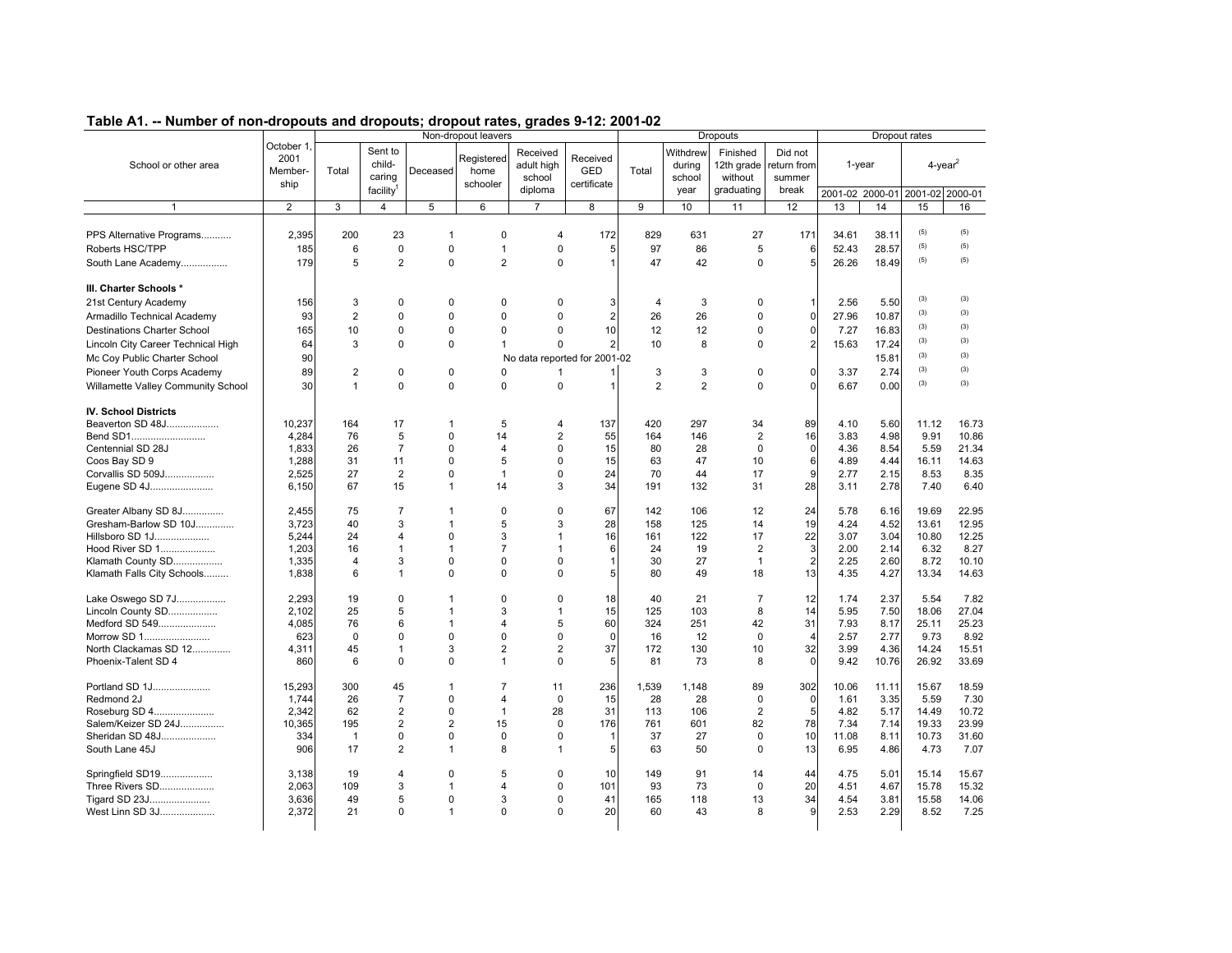## Table A1. -- Number of non-dropouts and dropouts; dropout rates, grades 9-12: 2001-02

| School or other area | October 1, 2001 Membership | Non-dropout leavers | | | | | | Dropouts | | | | Dropout rates | | | |
|---|---|---|---|---|---|---|---|---|---|---|---|---|---|---|---|
| | | Total | Sent to child-caring facility[1] | Deceased | Registered home schooler | Received adult high school diploma | Received GED certificate | Total | Withdrew during school year | Finished 12th grade without graduating | Did not return from summer break | 1-year | | 4-year[2] | |
| | | | | | | | | | | | | 2001-02 | 2000-01 | 2001-02 | 2000-01 |
| 1 | 2 | 3 | 4 | 5 | 6 | 7 | 8 | 9 | 10 | 11 | 12 | 13 | 14 | 15 | 16 |
| PPS Alternative Programs........... | 2,395 | 200 | 23 | 1 | 0 | 4 | 172 | 829 | 631 | 27 | 171 | 34.61 | 38.11 | (5) | (5) |
| Roberts HSC/TPP | 185 | 6 | 0 | 0 | 1 | 0 | 5 | 97 | 86 | 5 | 6 | 52.43 | 28.57 | (5) | (5) |
| South Lane Academy................. | 179 | 5 | 2 | 0 | 2 | 0 | 1 | 47 | 42 | 0 | 5 | 26.26 | 18.49 | (5) | (5) |
| **III. Charter Schools *** | | | | | | | | | | | | | | | |
| 21st Century Academy | 156 | 3 | 0 | 0 | 0 | 0 | 3 | 4 | 3 | 0 | 1 | 2.56 | 5.50 | (3) | (3) |
| Armadillo Technical Academy | 93 | 2 | 0 | 0 | 0 | 0 | 2 | 26 | 26 | 0 | 0 | 27.96 | 10.87 | (3) | (3) |
| Destinations Charter School | 165 | 10 | 0 | 0 | 0 | 0 | 10 | 12 | 12 | 0 | 0 | 7.27 | 16.83 | (3) | (3) |
| Lincoln City Career Technical High | 64 | 3 | 0 | 0 | 1 | 0 | 2 | 10 | 8 | 0 | 2 | 15.63 | 17.24 | (3) | (3) |
| Mc Coy Public Charter School | 90 | | | | | No data reported for 2001-02 | | | | | | | 15.81 | (3) | (3) |
| Pioneer Youth Corps Academy | 89 | 2 | 0 | 0 | 0 | 1 | 1 | 3 | 3 | 0 | 0 | 3.37 | 2.74 | (3) | (3) |
| Willamette Valley Community School | 30 | 1 | 0 | 0 | 0 | 0 | 1 | 2 | 2 | 0 | 0 | 6.67 | 0.00 | (3) | (3) |
| **IV. School Districts** | | | | | | | | | | | | | | | |
| Beaverton SD 48J................... | 10,237 | 164 | 17 | 1 | 5 | 4 | 137 | 420 | 297 | 34 | 89 | 4.10 | 5.60 | 11.12 | 16.73 |
| Bend SD1........................... | 4,284 | 76 | 5 | 0 | 14 | 2 | 55 | 164 | 146 | 2 | 16 | 3.83 | 4.98 | 9.91 | 10.86 |
| Centennial SD 28J | 1,833 | 26 | 7 | 0 | 4 | 0 | 15 | 80 | 28 | 0 | 0 | 4.36 | 8.54 | 5.59 | 21.34 |
| Coos Bay SD 9 | 1,288 | 31 | 11 | 0 | 5 | 0 | 15 | 63 | 47 | 10 | 6 | 4.89 | 4.44 | 16.11 | 14.63 |
| Corvallis SD 509J.................. | 2,525 | 27 | 2 | 0 | 1 | 0 | 24 | 70 | 44 | 17 | 9 | 2.77 | 2.15 | 8.53 | 8.35 |
| Eugene SD 4J....................... | 6,150 | 67 | 15 | 1 | 14 | 3 | 34 | 191 | 132 | 31 | 28 | 3.11 | 2.78 | 7.40 | 6.40 |
| Greater Albany SD 8J............... | 2,455 | 75 | 7 | 1 | 0 | 0 | 67 | 142 | 106 | 12 | 24 | 5.78 | 6.16 | 19.69 | 22.95 |
| Gresham-Barlow SD 10J.............. | 3,723 | 40 | 3 | 1 | 5 | 3 | 28 | 158 | 125 | 14 | 19 | 4.24 | 4.52 | 13.61 | 12.95 |
| Hillsboro SD 1J.................... | 5,244 | 24 | 4 | 0 | 3 | 1 | 16 | 161 | 122 | 17 | 22 | 3.07 | 3.04 | 10.80 | 12.25 |
| Hood River SD 1.................... | 1,203 | 16 | 1 | 1 | 7 | 1 | 6 | 24 | 19 | 2 | 3 | 2.00 | 2.14 | 6.32 | 8.27 |
| Klamath County SD.................. | 1,335 | 4 | 3 | 0 | 0 | 0 | 1 | 30 | 27 | 1 | 2 | 2.25 | 2.60 | 8.72 | 10.10 |
| Klamath Falls City Schools......... | 1,838 | 6 | 1 | 0 | 0 | 0 | 5 | 80 | 49 | 18 | 13 | 4.35 | 4.27 | 13.34 | 14.63 |
| Lake Oswego SD 7J.................. | 2,293 | 19 | 0 | 1 | 0 | 0 | 18 | 40 | 21 | 7 | 12 | 1.74 | 2.37 | 5.54 | 7.82 |
| Lincoln County SD.................. | 2,102 | 25 | 5 | 1 | 3 | 1 | 15 | 125 | 103 | 8 | 14 | 5.95 | 7.50 | 18.06 | 27.04 |
| Medford SD 549..................... | 4,085 | 76 | 6 | 1 | 4 | 5 | 60 | 324 | 251 | 42 | 31 | 7.93 | 8.17 | 25.11 | 25.23 |
| Morrow SD 1........................ | 623 | 0 | 0 | 0 | 0 | 0 | 0 | 16 | 12 | 0 | 4 | 2.57 | 2.77 | 9.73 | 8.92 |
| North Clackamas SD 12.............. | 4,311 | 45 | 1 | 3 | 2 | 2 | 37 | 172 | 130 | 10 | 32 | 3.99 | 4.36 | 14.24 | 15.51 |
| Phoenix-Talent SD 4 | 860 | 6 | 0 | 0 | 1 | 0 | 5 | 81 | 73 | 8 | 0 | 9.42 | 10.76 | 26.92 | 33.69 |
| Portland SD 1J..................... | 15,293 | 300 | 45 | 1 | 7 | 11 | 236 | 1,539 | 1,148 | 89 | 302 | 10.06 | 11.11 | 15.67 | 18.59 |
| Redmond 2J | 1,744 | 26 | 7 | 0 | 4 | 0 | 15 | 28 | 28 | 0 | 0 | 1.61 | 3.35 | 5.59 | 7.30 |
| Roseburg SD 4...................... | 2,342 | 62 | 2 | 0 | 1 | 28 | 31 | 113 | 106 | 2 | 5 | 4.82 | 5.17 | 14.49 | 10.72 |
| Salem/Keizer SD 24J................ | 10,365 | 195 | 2 | 2 | 15 | 0 | 176 | 761 | 601 | 82 | 78 | 7.34 | 7.14 | 19.33 | 23.99 |
| Sheridan SD 48J.................... | 334 | 1 | 0 | 0 | 0 | 0 | 1 | 37 | 27 | 0 | 10 | 11.08 | 8.11 | 10.73 | 31.60 |
| South Lane 45J | 906 | 17 | 2 | 1 | 8 | 1 | 5 | 63 | 50 | 0 | 13 | 6.95 | 4.86 | 4.73 | 7.07 |
| Springfield SD19................... | 3,138 | 19 | 4 | 0 | 5 | 0 | 10 | 149 | 91 | 14 | 44 | 4.75 | 5.01 | 15.14 | 15.67 |
| Three Rivers SD.................... | 2,063 | 109 | 3 | 1 | 4 | 0 | 101 | 93 | 73 | 0 | 20 | 4.51 | 4.67 | 15.78 | 15.32 |
| Tigard SD 23J...................... | 3,636 | 49 | 5 | 0 | 3 | 0 | 41 | 165 | 118 | 13 | 34 | 4.54 | 3.81 | 15.58 | 14.06 |
| West Linn SD 3J.................... | 2,372 | 21 | 0 | 1 | 0 | 0 | 20 | 60 | 43 | 8 | 9 | 2.53 | 2.29 | 8.52 | 7.25 |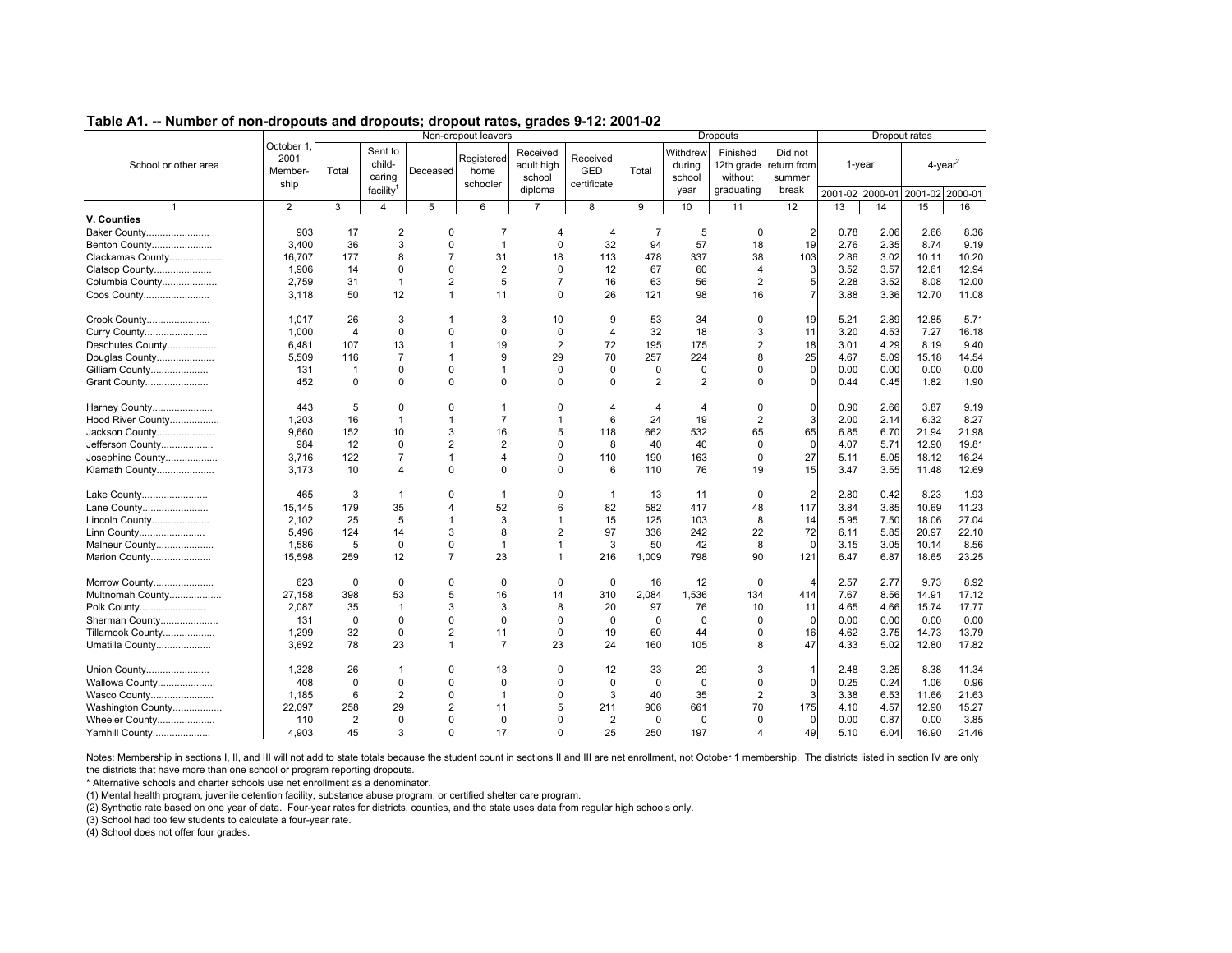## Table A1. -- Number of non-dropouts and dropouts; dropout rates, grades 9-12: 2001-02

| School or other area | October 1, 2001 Membership | Non-dropout leavers | | | | | | Dropouts | | | | Dropout rates | | | |
|---|---|---|---|---|---|---|---|---|---|---|---|---|---|---|---|
| | | Total | Sent to child-caring facility[1] | Deceased | Registered home schooler | Received adult high school diploma | Received GED certificate | Total | Withdrew during school year | Finished 12th grade without graduating | Did not return from summer break | 1-year | | 4-year[2] | |
| | | | | | | | | | | | | 2001-02 | 2000-01 | 2001-02 | 2000-01 |
| 1 | 2 | 3 | 4 | 5 | 6 | 7 | 8 | 9 | 10 | 11 | 12 | 13 | 14 | 15 | 16 |
| **V. Counties** | | | | | | | | | | | | | | | |
| Baker County | 903 | 17 | 2 | 0 | 7 | 4 | 4 | 7 | 5 | 0 | 2 | 0.78 | 2.06 | 2.66 | 8.36 |
| Benton County | 3,400 | 36 | 3 | 0 | 1 | 0 | 32 | 94 | 57 | 18 | 19 | 2.76 | 2.35 | 8.74 | 9.19 |
| Clackamas County | 16,707 | 177 | 8 | 7 | 31 | 18 | 113 | 478 | 337 | 38 | 103 | 2.86 | 3.02 | 10.11 | 10.20 |
| Clatsop County | 1,906 | 14 | 0 | 0 | 2 | 0 | 12 | 67 | 60 | 4 | 3 | 3.52 | 3.57 | 12.61 | 12.94 |
| Columbia County | 2,759 | 31 | 1 | 2 | 5 | 7 | 16 | 63 | 56 | 2 | 5 | 2.28 | 3.52 | 8.08 | 12.00 |
| Coos County | 3,118 | 50 | 12 | 1 | 11 | 0 | 26 | 121 | 98 | 16 | 7 | 3.88 | 3.36 | 12.70 | 11.08 |
| Crook County | 1,017 | 26 | 3 | 1 | 3 | 10 | 9 | 53 | 34 | 0 | 19 | 5.21 | 2.89 | 12.85 | 5.71 |
| Curry County | 1,000 | 4 | 0 | 0 | 0 | 0 | 4 | 32 | 18 | 3 | 11 | 3.20 | 4.53 | 7.27 | 16.18 |
| Deschutes County | 6,481 | 107 | 13 | 1 | 19 | 2 | 72 | 195 | 175 | 2 | 18 | 3.01 | 4.29 | 8.19 | 9.40 |
| Douglas County | 5,509 | 116 | 7 | 1 | 9 | 29 | 70 | 257 | 224 | 8 | 25 | 4.67 | 5.09 | 15.18 | 14.54 |
| Gilliam County | 131 | 1 | 0 | 0 | 1 | 0 | 0 | 0 | 0 | 0 | 0 | 0.00 | 0.00 | 0.00 | 0.00 |
| Grant County | 452 | 0 | 0 | 0 | 0 | 0 | 0 | 2 | 2 | 0 | 0 | 0.44 | 0.45 | 1.82 | 1.90 |
| Harney County | 443 | 5 | 0 | 0 | 1 | 0 | 4 | 4 | 4 | 0 | 0 | 0.90 | 2.66 | 3.87 | 9.19 |
| Hood River County | 1,203 | 16 | 1 | 1 | 7 | 1 | 6 | 24 | 19 | 2 | 3 | 2.00 | 2.14 | 6.32 | 8.27 |
| Jackson County | 9,660 | 152 | 10 | 3 | 16 | 5 | 118 | 662 | 532 | 65 | 65 | 6.85 | 6.70 | 21.94 | 21.98 |
| Jefferson County | 984 | 12 | 0 | 2 | 2 | 0 | 8 | 40 | 40 | 0 | 0 | 4.07 | 5.71 | 12.90 | 19.81 |
| Josephine County | 3,716 | 122 | 7 | 1 | 4 | 0 | 110 | 190 | 163 | 0 | 27 | 5.11 | 5.05 | 18.12 | 16.24 |
| Klamath County | 3,173 | 10 | 4 | 0 | 0 | 0 | 6 | 110 | 76 | 19 | 15 | 3.47 | 3.55 | 11.48 | 12.69 |
| Lake County | 465 | 3 | 1 | 0 | 1 | 0 | 1 | 13 | 11 | 0 | 2 | 2.80 | 0.42 | 8.23 | 1.93 |
| Lane County | 15,145 | 179 | 35 | 4 | 52 | 6 | 82 | 582 | 417 | 48 | 117 | 3.84 | 3.85 | 10.69 | 11.23 |
| Lincoln County | 2,102 | 25 | 5 | 1 | 3 | 1 | 15 | 125 | 103 | 8 | 14 | 5.95 | 7.50 | 18.06 | 27.04 |
| Linn County | 5,496 | 124 | 14 | 3 | 8 | 2 | 97 | 336 | 242 | 22 | 72 | 6.11 | 5.85 | 20.97 | 22.10 |
| Malheur County | 1,586 | 5 | 0 | 0 | 1 | 1 | 3 | 50 | 42 | 8 | 0 | 3.15 | 3.05 | 10.14 | 8.56 |
| Marion County | 15,598 | 259 | 12 | 7 | 23 | 1 | 216 | 1,009 | 798 | 90 | 121 | 6.47 | 6.87 | 18.65 | 23.25 |
| Morrow County | 623 | 0 | 0 | 0 | 0 | 0 | 0 | 16 | 12 | 0 | 4 | 2.57 | 2.77 | 9.73 | 8.92 |
| Multnomah County | 27,158 | 398 | 53 | 5 | 16 | 14 | 310 | 2,084 | 1,536 | 134 | 414 | 7.67 | 8.56 | 14.91 | 17.12 |
| Polk County | 2,087 | 35 | 1 | 3 | 3 | 8 | 20 | 97 | 76 | 10 | 11 | 4.65 | 4.66 | 15.74 | 17.77 |
| Sherman County | 131 | 0 | 0 | 0 | 0 | 0 | 0 | 0 | 0 | 0 | 0 | 0.00 | 0.00 | 0.00 | 0.00 |
| Tillamook County | 1,299 | 32 | 0 | 2 | 11 | 0 | 19 | 60 | 44 | 0 | 16 | 4.62 | 3.75 | 14.73 | 13.79 |
| Umatilla County | 3,692 | 78 | 23 | 1 | 7 | 23 | 24 | 160 | 105 | 8 | 47 | 4.33 | 5.02 | 12.80 | 17.82 |
| Union County | 1,328 | 26 | 1 | 0 | 13 | 0 | 12 | 33 | 29 | 3 | 1 | 2.48 | 3.25 | 8.38 | 11.34 |
| Wallowa County | 408 | 0 | 0 | 0 | 0 | 0 | 0 | 0 | 0 | 0 | 0 | 0.25 | 0.24 | 1.06 | 0.96 |
| Wasco County | 1,185 | 6 | 2 | 0 | 1 | 0 | 3 | 40 | 35 | 2 | 3 | 3.38 | 6.53 | 11.66 | 21.63 |
| Washington County | 22,097 | 258 | 29 | 2 | 11 | 5 | 211 | 906 | 661 | 70 | 175 | 4.10 | 4.57 | 12.90 | 15.27 |
| Wheeler County | 110 | 2 | 0 | 0 | 0 | 0 | 2 | 0 | 0 | 0 | 0 | 0.00 | 0.87 | 0.00 | 3.85 |
| Yamhill County | 4,903 | 45 | 3 | 0 | 17 | 0 | 25 | 250 | 197 | 4 | 49 | 5.10 | 6.04 | 16.90 | 21.46 |

Notes: Membership in sections I, II, and III will not add to state totals because the student count in sections II and III are net enrollment, not October 1 membership. The districts listed in section IV are only the districts that have more than one school or program reporting dropouts.

* Alternative schools and charter schools use net enrollment as a denominator.

(1) Mental health program, juvenile detention facility, substance abuse program, or certified shelter care program.

(2) Synthetic rate based on one year of data. Four-year rates for districts, counties, and the state uses data from regular high schools only.

(3) School had too few students to calculate a four-year rate.

(4) School does not offer four grades.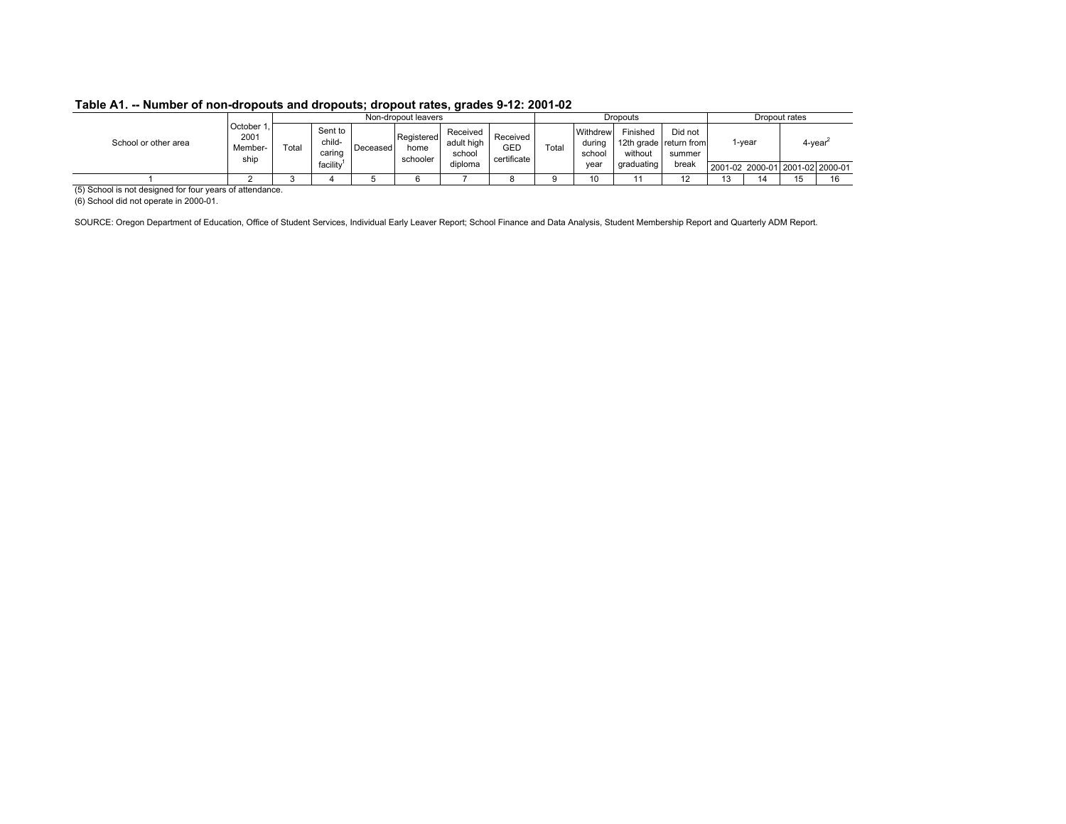## Table A1. -- Number of non-dropouts and dropouts; dropout rates, grades 9-12: 2001-02

| School or other area | October 1, 2001 Membership | Non-dropout leavers | | | | | | Dropouts | | | | Dropout rates | | | |
|---|---|---|---|---|---|---|---|---|---|---|---|---|---|---|---|
| | | Total | Sent to child-caring facility[1] | Deceased | Registered home schooler | Received adult high school diploma | Received GED certificate | Total | Withdrew during school year | Finished 12th grade without graduating | Did not return from summer break | 1-year | | 4-year[2] | |
| | | | | | | | | | | | | 2001-02 | 2000-01 | 2001-02 | 2000-01 |
| 1 | 2 | 3 | 4 | 5 | 6 | 7 | 8 | 9 | 10 | 11 | 12 | 13 | 14 | 15 | 16 |

(5) School is not designed for four years of attendance.

(6) School did not operate in 2000-01.

SOURCE: Oregon Department of Education, Office of Student Services, Individual Early Leaver Report; School Finance and Data Analysis, Student Membership Report and Quarterly ADM Report.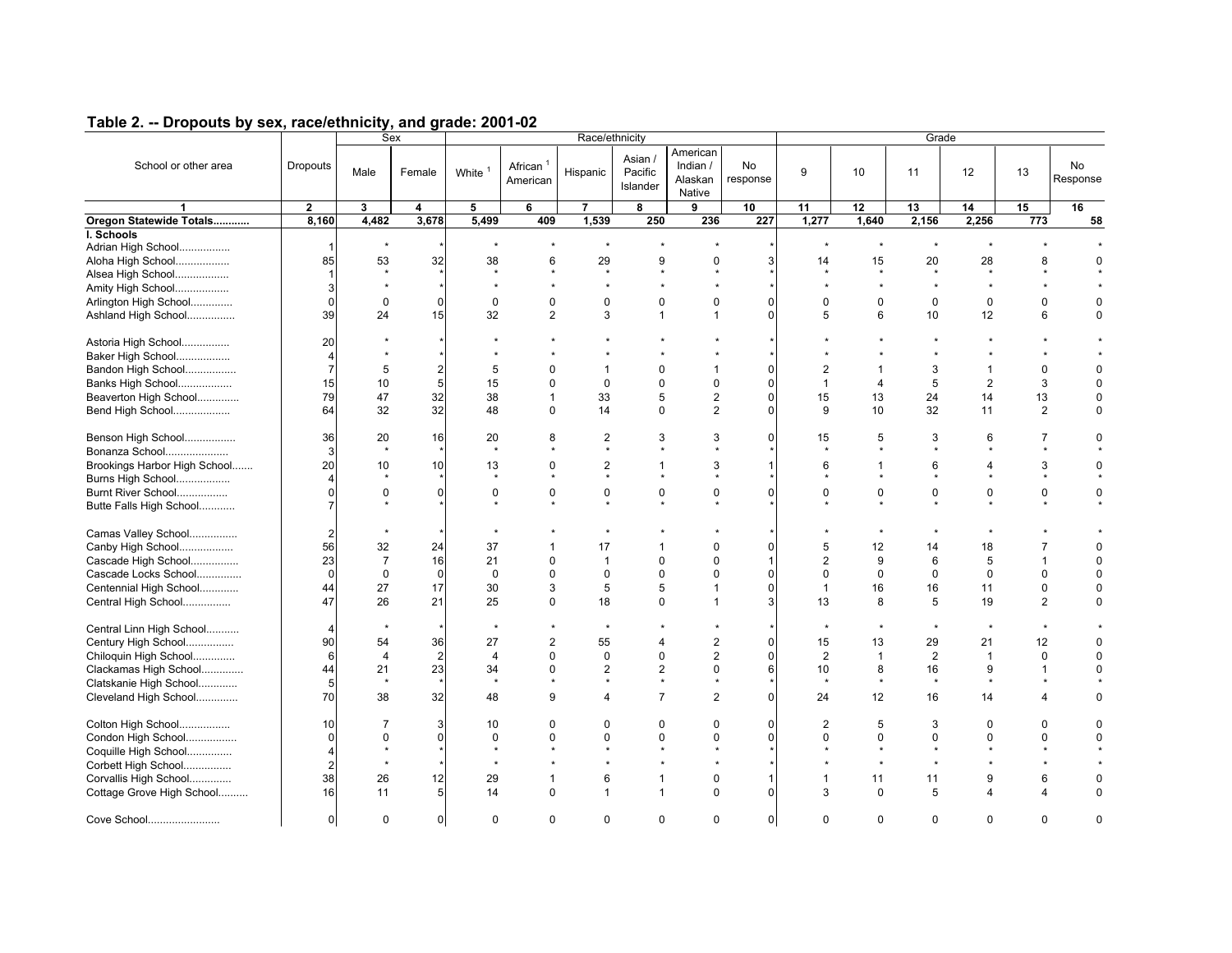## Table 2. -- Dropouts by sex, race/ethnicity, and grade: 2001-02

| School or other area | Dropouts | Sex | | Race/ethnicity | | | | | | Grade | | | | | |
|---|---|---|---|---|---|---|---|---|---|---|---|---|---|---|---|
| | | Male | Female | White [1] | African [1] American | Hispanic | Asian / Pacific Islander | American Indian / Alaskan Native | No response | 9 | 10 | 11 | 12 | 13 | No Response |
| 1 | 2 | 3 | 4 | 5 | 6 | 7 | 8 | 9 | 10 | 11 | 12 | 13 | 14 | 15 | 16 |
| **Oregon Statewide Totals...........** | **8,160** | **4,482** | **3,678** | **5,499** | **409** | **1,539** | **250** | **236** | **227** | **1,277** | **1,640** | **2,156** | **2,256** | **773** | **58** |
| **I. Schools** | | | | | | | | | | | | | | | |
| Adrian High School................. | 1 | * | * | * | * | * | * | * | * | * | * | * | * | * | * |
| Aloha High School.................. | 85 | 53 | 32 | 38 | 6 | 29 | 9 | 0 | 3 | 14 | 15 | 20 | 28 | 8 | 0 |
| Alsea High School.................. | 1 | * | * | * | * | * | * | * | * | * | * | * | * | * | * |
| Amity High School.................. | 3 | * | * | * | * | * | * | * | * | * | * | * | * | * | * |
| Arlington High School.............. | 0 | 0 | 0 | 0 | 0 | 0 | 0 | 0 | 0 | 0 | 0 | 0 | 0 | 0 | 0 |
| Ashland High School................ | 39 | 24 | 15 | 32 | 2 | 3 | 1 | 1 | 0 | 5 | 6 | 10 | 12 | 6 | 0 |
| Astoria High School................ | 20 | * | * | * | * | * | * | * | * | * | * | * | * | * | * |
| Baker High School.................. | 4 | * | * | * | * | * | * | * | * | * | * | * | * | * | * |
| Bandon High School................. | 7 | 5 | 2 | 5 | 0 | 1 | 0 | 1 | 0 | 2 | 1 | 3 | 1 | 0 | 0 |
| Banks High School.................. | 15 | 10 | 5 | 15 | 0 | 0 | 0 | 0 | 0 | 1 | 4 | 5 | 2 | 3 | 0 |
| Beaverton High School.............. | 79 | 47 | 32 | 38 | 1 | 33 | 5 | 2 | 0 | 15 | 13 | 24 | 14 | 13 | 0 |
| Bend High School................... | 64 | 32 | 32 | 48 | 0 | 14 | 0 | 2 | 0 | 9 | 10 | 32 | 11 | 2 | 0 |
| Benson High School................. | 36 | 20 | 16 | 20 | 8 | 2 | 3 | 3 | 0 | 15 | 5 | 3 | 6 | 7 | 0 |
| Bonanza School..................... | 3 | * | * | * | * | * | * | * | * | * | * | * | * | * | * |
| Brookings Harbor High School....... | 20 | 10 | 10 | 13 | 0 | 2 | 1 | 3 | 1 | 6 | 1 | 6 | 4 | 3 | 0 |
| Burns High School.................. | 4 | * | * | * | * | * | * | * | * | * | * | * | * | * | * |
| Burnt River School................. | 0 | 0 | 0 | 0 | 0 | 0 | 0 | 0 | 0 | 0 | 0 | 0 | 0 | 0 | 0 |
| Butte Falls High School............ | 7 | * | * | * | * | * | * | * | * | * | * | * | * | * | * |
| Camas Valley School................ | 2 | * | * | * | * | * | * | * | * | * | * | * | * | * | * |
| Canby High School.................. | 56 | 32 | 24 | 37 | 1 | 17 | 1 | 0 | 0 | 5 | 12 | 14 | 18 | 7 | 0 |
| Cascade High School................ | 23 | 7 | 16 | 21 | 0 | 1 | 0 | 0 | 1 | 2 | 9 | 6 | 5 | 1 | 0 |
| Cascade Locks School............... | 0 | 0 | 0 | 0 | 0 | 0 | 0 | 0 | 0 | 0 | 0 | 0 | 0 | 0 | 0 |
| Centennial High School............. | 44 | 27 | 17 | 30 | 3 | 5 | 5 | 1 | 0 | 1 | 16 | 16 | 11 | 0 | 0 |
| Central High School................ | 47 | 26 | 21 | 25 | 0 | 18 | 0 | 1 | 3 | 13 | 8 | 5 | 19 | 2 | 0 |
| Central Linn High School........... | 4 | * | * | * | * | * | * | * | * | * | * | * | * | * | * |
| Century High School................ | 90 | 54 | 36 | 27 | 2 | 55 | 4 | 2 | 0 | 15 | 13 | 29 | 21 | 12 | 0 |
| Chiloquin High School.............. | 6 | 4 | 2 | 4 | 0 | 0 | 0 | 2 | 0 | 2 | 1 | 2 | 1 | 0 | 0 |
| Clackamas High School.............. | 44 | 21 | 23 | 34 | 0 | 2 | 2 | 0 | 6 | 10 | 8 | 16 | 9 | 1 | 0 |
| Clatskanie High School............. | 5 | * | * | * | * | * | * | * | * | * | * | * | * | * | * |
| Cleveland High School.............. | 70 | 38 | 32 | 48 | 9 | 4 | 7 | 2 | 0 | 24 | 12 | 16 | 14 | 4 | 0 |
| Colton High School................. | 10 | 7 | 3 | 10 | 0 | 0 | 0 | 0 | 0 | 2 | 5 | 3 | 0 | 0 | 0 |
| Condon High School................. | 0 | 0 | 0 | 0 | 0 | 0 | 0 | 0 | 0 | 0 | 0 | 0 | 0 | 0 | 0 |
| Coquille High School............... | 4 | * | * | * | * | * | * | * | * | * | * | * | * | * | * |
| Corbett High School................ | 2 | * | * | * | * | * | * | * | * | * | * | * | * | * | * |
| Corvallis High School.............. | 38 | 26 | 12 | 29 | 1 | 6 | 1 | 0 | 1 | 1 | 11 | 11 | 9 | 6 | 0 |
| Cottage Grove High School.......... | 16 | 11 | 5 | 14 | 0 | 1 | 1 | 0 | 0 | 3 | 0 | 5 | 4 | 4 | 0 |
| Cove School........................ | 0 | 0 | 0 | 0 | 0 | 0 | 0 | 0 | 0 | 0 | 0 | 0 | 0 | 0 | 0 |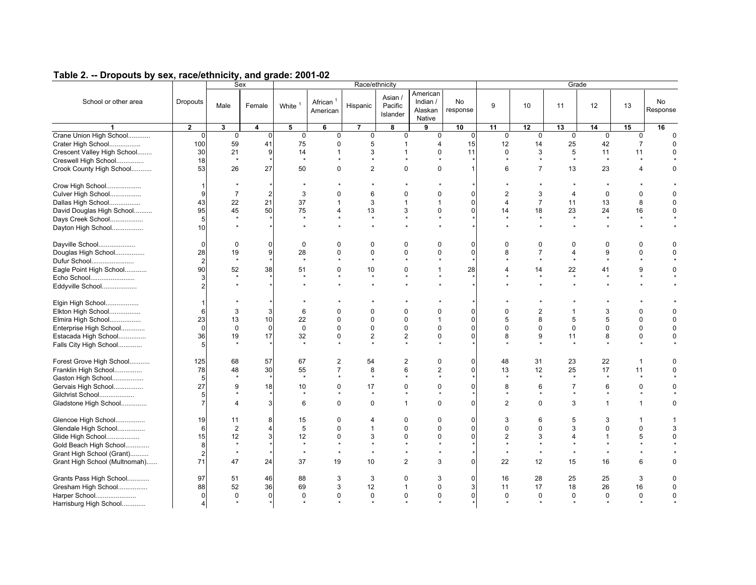## Table 2. -- Dropouts by sex, race/ethnicity, and grade: 2001-02

| School or other area | Dropouts | Sex | | Race/ethnicity | | | | | | Grade | | | | | |
|---|---|---|---|---|---|---|---|---|---|---|---|---|---|---|---|
| | | Male | Female | White [1] | African [1] American | Hispanic | Asian / Pacific Islander | American Indian / Alaskan Native | No response | 9 | 10 | 11 | 12 | 13 | No Response |
| 1 | 2 | 3 | 4 | 5 | 6 | 7 | 8 | 9 | 10 | 11 | 12 | 13 | 14 | 15 | 16 |
| Crane Union High School............ | 0 | 0 | 0 | 0 | 0 | 0 | 0 | 0 | 0 | 0 | 0 | 0 | 0 | 0 | 0 |
| Crater High School................. | 100 | 59 | 41 | 75 | 0 | 5 | 1 | 4 | 15 | 12 | 14 | 25 | 42 | 7 | 0 |
| Crescent Valley High School........ | 30 | 21 | 9 | 14 | 1 | 3 | 1 | 0 | 11 | 0 | 3 | 5 | 11 | 11 | 0 |
| Creswell High School............... | 18 | * | * | * | * | * | * | * | * | * | * | * | * | * | * |
| Crook County High School........... | 53 | 26 | 27 | 50 | 0 | 2 | 0 | 0 | 1 | 6 | 7 | 13 | 23 | 4 | 0 |
| Crow High School................... | 1 | * | * | * | * | * | * | * | * | * | * | * | * | * | * |
| Culver High School................. | 9 | 7 | 2 | 3 | 0 | 6 | 0 | 0 | 0 | 2 | 3 | 4 | 0 | 0 | 0 |
| Dallas High School................. | 43 | 22 | 21 | 37 | 1 | 3 | 1 | 1 | 0 | 4 | 7 | 11 | 13 | 8 | 0 |
| David Douglas High School.......... | 95 | 45 | 50 | 75 | 4 | 13 | 3 | 0 | 0 | 14 | 18 | 23 | 24 | 16 | 0 |
| Days Creek School.................. | 5 | * | * | * | * | * | * | * | * | * | * | * | * | * | * |
| Dayton High School................. | 10 | * | * | * | * | * | * | * | * | * | * | * | * | * | * |
| Dayville School.................... | 0 | 0 | 0 | 0 | 0 | 0 | 0 | 0 | 0 | 0 | 0 | 0 | 0 | 0 | 0 |
| Douglas High School................ | 28 | 19 | 9 | 28 | 0 | 0 | 0 | 0 | 0 | 8 | 7 | 4 | 9 | 0 | 0 |
| Dufur School....................... | 2 | * | * | * | * | * | * | * | * | * | * | * | * | * | * |
| Eagle Point High School............ | 90 | 52 | 38 | 51 | 0 | 10 | 0 | 1 | 28 | 4 | 14 | 22 | 41 | 9 | 0 |
| Echo School........................ | 3 | * | * | * | * | * | * | * | * | * | * | * | * | * | * |
| Eddyville School................... | 2 | * | * | * | * | * | * | * | * | * | * | * | * | * | * |
| Elgin High School.................. | 1 | * | * | * | * | * | * | * | * | * | * | * | * | * | * |
| Elkton High School................. | 6 | 3 | 3 | 6 | 0 | 0 | 0 | 0 | 0 | 0 | 2 | 1 | 3 | 0 | 0 |
| Elmira High School................. | 23 | 13 | 10 | 22 | 0 | 0 | 0 | 1 | 0 | 5 | 8 | 5 | 5 | 0 | 0 |
| Enterprise High School............. | 0 | 0 | 0 | 0 | 0 | 0 | 0 | 0 | 0 | 0 | 0 | 0 | 0 | 0 | 0 |
| Estacada High School............... | 36 | 19 | 17 | 32 | 0 | 2 | 2 | 0 | 0 | 8 | 9 | 11 | 8 | 0 | 0 |
| Falls City High School............. | 5 | * | * | * | * | * | * | * | * | * | * | * | * | * | * |
| Forest Grove High School........... | 125 | 68 | 57 | 67 | 2 | 54 | 2 | 0 | 0 | 48 | 31 | 23 | 22 | 1 | 0 |
| Franklin High School............... | 78 | 48 | 30 | 55 | 7 | 8 | 6 | 2 | 0 | 13 | 12 | 25 | 17 | 11 | 0 |
| Gaston High School................. | 5 | * | * | * | * | * | * | * | * | * | * | * | * | * | * |
| Gervais High School................ | 27 | 9 | 18 | 10 | 0 | 17 | 0 | 0 | 0 | 8 | 6 | 7 | 6 | 0 | 0 |
| Gilchrist School................... | 5 | * | * | * | * | * | * | * | * | * | * | * | * | * | * |
| Gladstone High School.............. | 7 | 4 | 3 | 6 | 0 | 0 | 1 | 0 | 0 | 2 | 0 | 3 | 1 | 1 | 0 |
| Glencoe High School................ | 19 | 11 | 8 | 15 | 0 | 4 | 0 | 0 | 0 | 3 | 6 | 5 | 3 | 1 | 1 |
| Glendale High School............... | 6 | 2 | 4 | 5 | 0 | 1 | 0 | 0 | 0 | 0 | 0 | 3 | 0 | 0 | 3 |
| Glide High School.................. | 15 | 12 | 3 | 12 | 0 | 3 | 0 | 0 | 0 | 2 | 3 | 4 | 1 | 5 | 0 |
| Gold Beach High School............. | 8 | * | * | * | * | * | * | * | * | * | * | * | * | * | * |
| Grant High School (Grant).......... | 2 | * | * | * | * | * | * | * | * | * | * | * | * | * | * |
| Grant High School (Multnomah)...... | 71 | 47 | 24 | 37 | 19 | 10 | 2 | 3 | 0 | 22 | 12 | 15 | 16 | 6 | 0 |
| Grants Pass High School............ | 97 | 51 | 46 | 88 | 3 | 3 | 0 | 3 | 0 | 16 | 28 | 25 | 25 | 3 | 0 |
| Gresham High School................ | 88 | 52 | 36 | 69 | 3 | 12 | 1 | 0 | 3 | 11 | 17 | 18 | 26 | 16 | 0 |
| Harper School...................... | 0 | 0 | 0 | 0 | 0 | 0 | 0 | 0 | 0 | 0 | 0 | 0 | 0 | 0 | 0 |
| Harrisburg High School............. | 4 | * | * | * | * | * | * | * | * | * | * | * | * | * | * |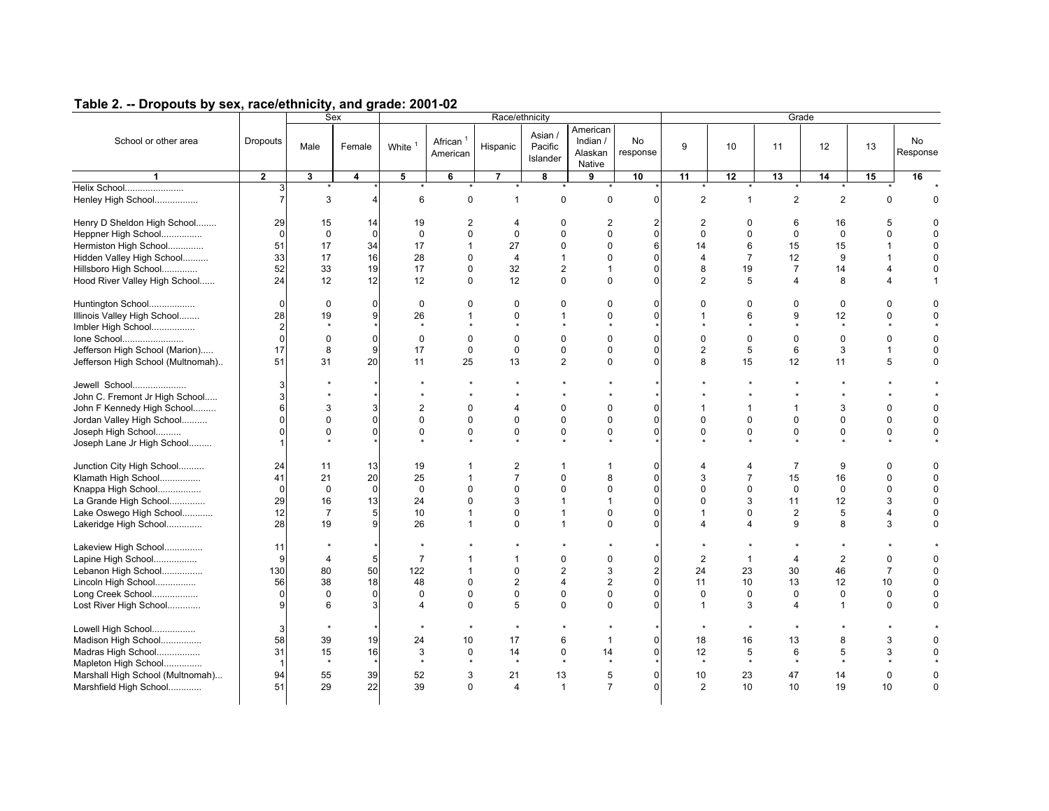## Table 2. -- Dropouts by sex, race/ethnicity, and grade: 2001-02

| School or other area | Dropouts | Sex | | Race/ethnicity | | | | | | Grade | | | | | |
|---|---|---|---|---|---|---|---|---|---|---|---|---|---|---|---|
| | | Male | Female | White [1] | African [1] American | Hispanic | Asian / Pacific Islander | American Indian / Alaskan Native | No response | 9 | 10 | 11 | 12 | 13 | No Response |
| 1 | 2 | 3 | 4 | 5 | 6 | 7 | 8 | 9 | 10 | 11 | 12 | 13 | 14 | 15 | 16 |
| Helix School....................... | 3 | * | * | * | * | * | * | * | * | * | * | * | * | * | * |
| Henley High School................. | 7 | 3 | 4 | 6 | 0 | 1 | 0 | 0 | 0 | 2 | 1 | 2 | 2 | 0 | 0 |
| Henry D Sheldon High School........ | 29 | 15 | 14 | 19 | 2 | 4 | 0 | 2 | 2 | 2 | 0 | 6 | 16 | 5 | 0 |
| Heppner High School................ | 0 | 0 | 0 | 0 | 0 | 0 | 0 | 0 | 0 | 0 | 0 | 0 | 0 | 0 | 0 |
| Hermiston High School.............. | 51 | 17 | 34 | 17 | 1 | 27 | 0 | 0 | 6 | 14 | 6 | 15 | 15 | 1 | 0 |
| Hidden Valley High School.......... | 33 | 17 | 16 | 28 | 0 | 4 | 1 | 0 | 0 | 4 | 7 | 12 | 9 | 1 | 0 |
| Hillsboro High School.............. | 52 | 33 | 19 | 17 | 0 | 32 | 2 | 1 | 0 | 8 | 19 | 7 | 14 | 4 | 0 |
| Hood River Valley High School...... | 24 | 12 | 12 | 12 | 0 | 12 | 0 | 0 | 0 | 2 | 5 | 4 | 8 | 4 | 1 |
| Huntington School.................. | 0 | 0 | 0 | 0 | 0 | 0 | 0 | 0 | 0 | 0 | 0 | 0 | 0 | 0 | 0 |
| Illinois Valley High School........ | 28 | 19 | 9 | 26 | 1 | 0 | 1 | 0 | 0 | 1 | 6 | 9 | 12 | 0 | 0 |
| Imbler High School................. | 2 | * | * | * | * | * | * | * | * | * | * | * | * | * | * |
| Ione School........................ | 0 | 0 | 0 | 0 | 0 | 0 | 0 | 0 | 0 | 0 | 0 | 0 | 0 | 0 | 0 |
| Jefferson High School (Marion)..... | 17 | 8 | 9 | 17 | 0 | 0 | 0 | 0 | 0 | 2 | 5 | 6 | 3 | 1 | 0 |
| Jefferson High School (Multnomah).. | 51 | 31 | 20 | 11 | 25 | 13 | 2 | 0 | 0 | 8 | 15 | 12 | 11 | 5 | 0 |
| Jewell School.................... | 3 | * | * | * | * | * | * | * | * | * | * | * | * | * | * |
| John C. Fremont Jr High School..... | 3 | * | * | * | * | * | * | * | * | * | * | * | * | * | * |
| John F Kennedy High School......... | 6 | 3 | 3 | 2 | 0 | 4 | 0 | 0 | 0 | 1 | 1 | 1 | 3 | 0 | 0 |
| Jordan Valley High School.......... | 0 | 0 | 0 | 0 | 0 | 0 | 0 | 0 | 0 | 0 | 0 | 0 | 0 | 0 | 0 |
| Joseph High School.......... | 0 | 0 | 0 | 0 | 0 | 0 | 0 | 0 | 0 | 0 | 0 | 0 | 0 | 0 | 0 |
| Joseph Lane Jr High School......... | 1 | * | * | * | * | * | * | * | * | * | * | * | * | * | * |
| Junction City High School.......... | 24 | 11 | 13 | 19 | 1 | 2 | 1 | 1 | 0 | 4 | 4 | 7 | 9 | 0 | 0 |
| Klamath High School................ | 41 | 21 | 20 | 25 | 1 | 7 | 0 | 8 | 0 | 3 | 7 | 15 | 16 | 0 | 0 |
| Knappa High School................. | 0 | 0 | 0 | 0 | 0 | 0 | 0 | 0 | 0 | 0 | 0 | 0 | 0 | 0 | 0 |
| La Grande High School.............. | 29 | 16 | 13 | 24 | 0 | 3 | 1 | 1 | 0 | 0 | 3 | 11 | 12 | 3 | 0 |
| Lake Oswego High School............ | 12 | 7 | 5 | 10 | 1 | 0 | 1 | 0 | 0 | 1 | 0 | 2 | 5 | 4 | 0 |
| Lakeridge High School.............. | 28 | 19 | 9 | 26 | 1 | 0 | 1 | 0 | 0 | 4 | 4 | 9 | 8 | 3 | 0 |
| Lakeview High School............... | 11 | * | * | * | * | * | * | * | * | * | * | * | * | * | * |
| Lapine High School................. | 9 | 4 | 5 | 7 | 1 | 1 | 0 | 0 | 0 | 2 | 1 | 4 | 2 | 0 | 0 |
| Lebanon High School................ | 130 | 80 | 50 | 122 | 1 | 0 | 2 | 3 | 2 | 24 | 23 | 30 | 46 | 7 | 0 |
| Lincoln High School................ | 56 | 38 | 18 | 48 | 0 | 2 | 4 | 2 | 0 | 11 | 10 | 13 | 12 | 10 | 0 |
| Long Creek School.................. | 0 | 0 | 0 | 0 | 0 | 0 | 0 | 0 | 0 | 0 | 0 | 0 | 0 | 0 | 0 |
| Lost River High School............. | 9 | 6 | 3 | 4 | 0 | 5 | 0 | 0 | 0 | 1 | 3 | 4 | 1 | 0 | 0 |
| Lowell High School................. | 3 | * | * | * | * | * | * | * | * | * | * | * | * | * | * |
| Madison High School................ | 58 | 39 | 19 | 24 | 10 | 17 | 6 | 1 | 0 | 18 | 16 | 13 | 8 | 3 | 0 |
| Madras High School................. | 31 | 15 | 16 | 3 | 0 | 14 | 0 | 14 | 0 | 12 | 5 | 6 | 5 | 3 | 0 |
| Mapleton High School............... | 1 | * | * | * | * | * | * | * | * | * | * | * | * | * | * |
| Marshall High School (Multnomah)... | 94 | 55 | 39 | 52 | 3 | 21 | 13 | 5 | 0 | 10 | 23 | 47 | 14 | 0 | 0 |
| Marshfield High School............. | 51 | 29 | 22 | 39 | 0 | 4 | 1 | 7 | 0 | 2 | 10 | 10 | 19 | 10 | 0 |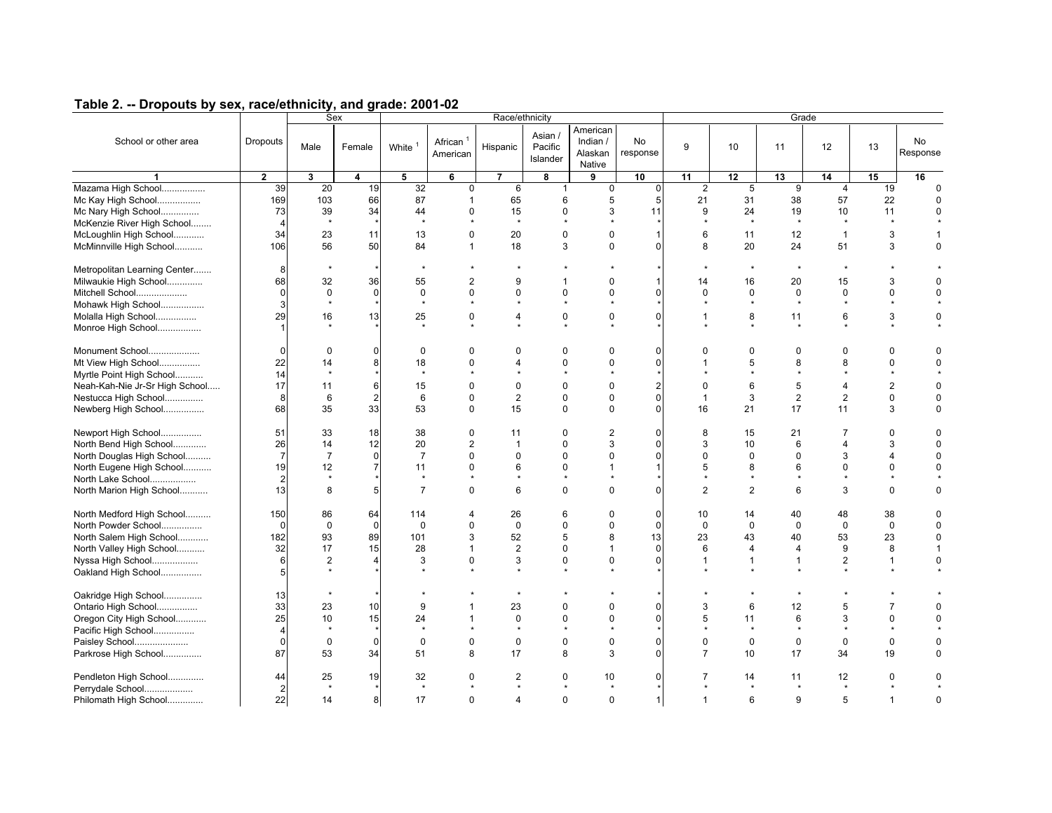## Table 2. -- Dropouts by sex, race/ethnicity, and grade: 2001-02

| School or other area | Dropouts | Sex | | Race/ethnicity | | | | | | Grade | | | | | |
|---|---|---|---|---|---|---|---|---|---|---|---|---|---|---|---|
| | | Male | Female | White [1] | African [1] American | Hispanic | Asian / Pacific Islander | American Indian / Alaskan Native | No response | 9 | 10 | 11 | 12 | 13 | No Response |
| 1 | 2 | 3 | 4 | 5 | 6 | 7 | 8 | 9 | 10 | 11 | 12 | 13 | 14 | 15 | 16 |
| Mazama High School................ | 39 | 20 | 19 | 32 | 0 | 6 | 1 | 0 | 0 | 2 | 5 | 9 | 4 | 19 | 0 |
| Mc Kay High School................ | 169 | 103 | 66 | 87 | 1 | 65 | 6 | 5 | 5 | 21 | 31 | 38 | 57 | 22 | 0 |
| Mc Nary High School.............. | 73 | 39 | 34 | 44 | 0 | 15 | 0 | 3 | 11 | 9 | 24 | 19 | 10 | 11 | 0 |
| McKenzie River High School........ | 4 | * | * | * | * | * | * | * | * | * | * | * | * | * | * |
| McLoughlin High School........... | 34 | 23 | 11 | 13 | 0 | 20 | 0 | 0 | 1 | 6 | 11 | 12 | 1 | 3 | 1 |
| McMinnville High School.......... | 106 | 56 | 50 | 84 | 1 | 18 | 3 | 0 | 0 | 8 | 20 | 24 | 51 | 3 | 0 |
| Metropolitan Learning Center....... | 8 | * | * | * | * | * | * | * | * | * | * | * | * | * | * |
| Milwaukie High School............. | 68 | 32 | 36 | 55 | 2 | 9 | 1 | 0 | 1 | 14 | 16 | 20 | 15 | 3 | 0 |
| Mitchell School.................... | 0 | 0 | 0 | 0 | 0 | 0 | 0 | 0 | 0 | 0 | 0 | 0 | 0 | 0 | 0 |
| Mohawk High School................ | 3 | * | * | * | * | * | * | * | * | * | * | * | * | * | * |
| Molalla High School............... | 29 | 16 | 13 | 25 | 0 | 4 | 0 | 0 | 0 | 1 | 8 | 11 | 6 | 3 | 0 |
| Monroe High School................ | 1 | * | * | * | * | * | * | * | * | * | * | * | * | * | * |
| Monument School.................... | 0 | 0 | 0 | 0 | 0 | 0 | 0 | 0 | 0 | 0 | 0 | 0 | 0 | 0 | 0 |
| Mt View High School................ | 22 | 14 | 8 | 18 | 0 | 4 | 0 | 0 | 0 | 1 | 5 | 8 | 8 | 0 | 0 |
| Myrtle Point High School........... | 14 | * | * | * | * | * | * | * | * | * | * | * | * | * | * |
| Neah-Kah-Nie Jr-Sr High School..... | 17 | 11 | 6 | 15 | 0 | 0 | 0 | 0 | 2 | 0 | 6 | 5 | 4 | 2 | 0 |
| Nestucca High School............... | 8 | 6 | 2 | 6 | 0 | 2 | 0 | 0 | 0 | 1 | 3 | 2 | 2 | 0 | 0 |
| Newberg High School................ | 68 | 35 | 33 | 53 | 0 | 15 | 0 | 0 | 0 | 16 | 21 | 17 | 11 | 3 | 0 |
| Newport High School................ | 51 | 33 | 18 | 38 | 0 | 11 | 0 | 2 | 0 | 8 | 15 | 21 | 7 | 0 | 0 |
| North Bend High School............. | 26 | 14 | 12 | 20 | 2 | 1 | 0 | 3 | 0 | 3 | 10 | 6 | 4 | 3 | 0 |
| North Douglas High School.......... | 7 | 7 | 0 | 7 | 0 | 0 | 0 | 0 | 0 | 0 | 0 | 0 | 3 | 4 | 0 |
| North Eugene High School........... | 19 | 12 | 7 | 11 | 0 | 6 | 0 | 1 | 1 | 5 | 8 | 6 | 0 | 0 | 0 |
| North Lake School.................. | 2 | * | * | * | * | * | * | * | * | * | * | * | * | * | * |
| North Marion High School........... | 13 | 8 | 5 | 7 | 0 | 6 | 0 | 0 | 0 | 2 | 2 | 6 | 3 | 0 | 0 |
| North Medford High School.......... | 150 | 86 | 64 | 114 | 4 | 26 | 6 | 0 | 0 | 10 | 14 | 40 | 48 | 38 | 0 |
| North Powder School................ | 0 | 0 | 0 | 0 | 0 | 0 | 0 | 0 | 0 | 0 | 0 | 0 | 0 | 0 | 0 |
| North Salem High School............ | 182 | 93 | 89 | 101 | 3 | 52 | 5 | 8 | 13 | 23 | 43 | 40 | 53 | 23 | 0 |
| North Valley High School........... | 32 | 17 | 15 | 28 | 1 | 2 | 0 | 1 | 0 | 6 | 4 | 4 | 9 | 8 | 1 |
| Nyssa High School.................. | 6 | 2 | 4 | 3 | 0 | 3 | 0 | 0 | 0 | 1 | 1 | 1 | 2 | 1 | 0 |
| Oakland High School................ | 5 | * | * | * | * | * | * | * | * | * | * | * | * | * | * |
| Oakridge High School............... | 13 | * | * | * | * | * | * | * | * | * | * | * | * | * | * |
| Ontario High School................ | 33 | 23 | 10 | 9 | 1 | 23 | 0 | 0 | 0 | 3 | 6 | 12 | 5 | 7 | 0 |
| Oregon City High School............ | 25 | 10 | 15 | 24 | 1 | 0 | 0 | 0 | 0 | 5 | 11 | 6 | 3 | 0 | 0 |
| Pacific High School................ | 4 | * | * | * | * | * | * | * | * | * | * | * | * | * | * |
| Paisley School..................... | 0 | 0 | 0 | 0 | 0 | 0 | 0 | 0 | 0 | 0 | 0 | 0 | 0 | 0 | 0 |
| Parkrose High School............... | 87 | 53 | 34 | 51 | 8 | 17 | 8 | 3 | 0 | 7 | 10 | 17 | 34 | 19 | 0 |
| Pendleton High School.............. | 44 | 25 | 19 | 32 | 0 | 2 | 0 | 10 | 0 | 7 | 14 | 11 | 12 | 0 | 0 |
| Perrydale School................... | 2 | * | * | * | * | * | * | * | * | * | * | * | * | * | * |
| Philomath High School.............. | 22 | 14 | 8 | 17 | 0 | 4 | 0 | 0 | 1 | 1 | 6 | 9 | 5 | 1 | 0 |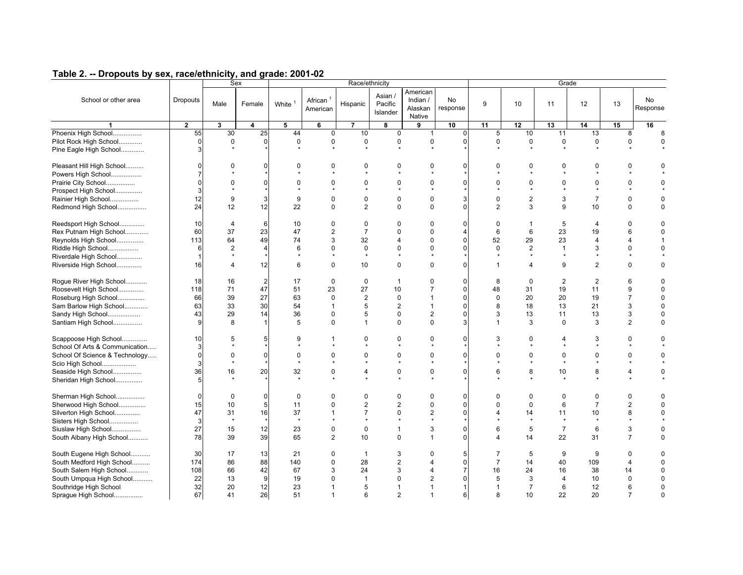## Table 2. -- Dropouts by sex, race/ethnicity, and grade: 2001-02

| School or other area | Dropouts | Sex | | Race/ethnicity | | | | | | Grade | | | | | |
|---|---|---|---|---|---|---|---|---|---|---|---|---|---|---|---|
| | | Male | Female | White [1] | African [1] American | Hispanic | Asian / Pacific Islander | American Indian / Alaskan Native | No response | 9 | 10 | 11 | 12 | 13 | No Response |
| 1 | 2 | 3 | 4 | 5 | 6 | 7 | 8 | 9 | 10 | 11 | 12 | 13 | 14 | 15 | 16 |
| Phoenix High School................ | 55 | 30 | 25 | 44 | 0 | 10 | 0 | 1 | 0 | 5 | 10 | 11 | 13 | 8 | 8 |
| Pilot Rock High School............. | 0 | 0 | 0 | 0 | 0 | 0 | 0 | 0 | 0 | 0 | 0 | 0 | 0 | 0 | 0 |
| Pine Eagle High School............. | 3 | * | * | * | * | * | * | * | * | * | * | * | * | * | * |
| Pleasant Hill High School.......... | 0 | 0 | 0 | 0 | 0 | 0 | 0 | 0 | 0 | 0 | 0 | 0 | 0 | 0 | 0 |
| Powers High School................. | 7 | * | * | * | * | * | * | * | * | * | * | * | * | * | * |
| Prairie City School................ | 0 | 0 | 0 | 0 | 0 | 0 | 0 | 0 | 0 | 0 | 0 | 0 | 0 | 0 | 0 |
| Prospect High School............... | 3 | * | * | * | * | * | * | * | * | * | * | * | * | * | * |
| Rainier High School................ | 12 | 9 | 3 | 9 | 0 | 0 | 0 | 0 | 3 | 0 | 2 | 3 | 7 | 0 | 0 |
| Redmond High School................ | 24 | 12 | 12 | 22 | 0 | 2 | 0 | 0 | 0 | 2 | 3 | 9 | 10 | 0 | 0 |
| Reedsport High School.............. | 10 | 4 | 6 | 10 | 0 | 0 | 0 | 0 | 0 | 0 | 1 | 5 | 4 | 0 | 0 |
| Rex Putnam High School............. | 60 | 37 | 23 | 47 | 2 | 7 | 0 | 0 | 4 | 6 | 6 | 23 | 19 | 6 | 0 |
| Reynolds High School............... | 113 | 64 | 49 | 74 | 3 | 32 | 4 | 0 | 0 | 52 | 29 | 23 | 4 | 4 | 1 |
| Riddle High School................. | 6 | 2 | 4 | 6 | 0 | 0 | 0 | 0 | 0 | 0 | 2 | 1 | 3 | 0 | 0 |
| Riverdale High School.............. | 1 | * | * | * | * | * | * | * | * | * | * | * | * | * | * |
| Riverside High School.............. | 16 | 4 | 12 | 6 | 0 | 10 | 0 | 0 | 0 | 1 | 4 | 9 | 2 | 0 | 0 |
| Rogue River High School............ | 18 | 16 | 2 | 17 | 0 | 0 | 1 | 0 | 0 | 8 | 0 | 2 | 2 | 6 | 0 |
| Roosevelt High School.............. | 118 | 71 | 47 | 51 | 23 | 27 | 10 | 7 | 0 | 48 | 31 | 19 | 11 | 9 | 0 |
| Roseburg High School............... | 66 | 39 | 27 | 63 | 0 | 2 | 0 | 1 | 0 | 0 | 20 | 20 | 19 | 7 | 0 |
| Sam Barlow High School............. | 63 | 33 | 30 | 54 | 1 | 5 | 2 | 1 | 0 | 8 | 18 | 13 | 21 | 3 | 0 |
| Sandy High School.................. | 43 | 29 | 14 | 36 | 0 | 5 | 0 | 2 | 0 | 3 | 13 | 11 | 13 | 3 | 0 |
| Santiam High School................ | 9 | 8 | 1 | 5 | 0 | 1 | 0 | 0 | 3 | 1 | 3 | 0 | 3 | 2 | 0 |
| Scappoose High School.............. | 10 | 5 | 5 | 9 | 1 | 0 | 0 | 0 | 0 | 3 | 0 | 4 | 3 | 0 | 0 |
| School Of Arts & Communication..... | 3 | * | * | * | * | * | * | * | * | * | * | * | * | * | * |
| School Of Science & Technology..... | 0 | 0 | 0 | 0 | 0 | 0 | 0 | 0 | 0 | 0 | 0 | 0 | 0 | 0 | 0 |
| Scio High School................... | 3 | * | * | * | * | * | * | * | * | * | * | * | * | * | * |
| Seaside High School................ | 36 | 16 | 20 | 32 | 0 | 4 | 0 | 0 | 0 | 6 | 8 | 10 | 8 | 4 | 0 |
| Sheridan High School............... | 5 | * | * | * | * | * | * | * | * | * | * | * | * | * | * |
| Sherman High School................ | 0 | 0 | 0 | 0 | 0 | 0 | 0 | 0 | 0 | 0 | 0 | 0 | 0 | 0 | 0 |
| Sherwood High School............... | 15 | 10 | 5 | 11 | 0 | 2 | 2 | 0 | 0 | 0 | 0 | 6 | 7 | 2 | 0 |
| Silverton High School.............. | 47 | 31 | 16 | 37 | 1 | 7 | 0 | 2 | 0 | 4 | 14 | 11 | 10 | 8 | 0 |
| Sisters High School................ | 3 | * | * | * | * | * | * | * | * | * | * | * | * | * | * |
| Siuslaw High School................ | 27 | 15 | 12 | 23 | 0 | 0 | 1 | 3 | 0 | 6 | 5 | 7 | 6 | 3 | 0 |
| South Albany High School........... | 78 | 39 | 39 | 65 | 2 | 10 | 0 | 1 | 0 | 4 | 14 | 22 | 31 | 7 | 0 |
| South Eugene High School........... | 30 | 17 | 13 | 21 | 0 | 1 | 3 | 0 | 5 | 7 | 5 | 9 | 9 | 0 | 0 |
| South Medford High School.......... | 174 | 86 | 88 | 140 | 0 | 28 | 2 | 4 | 0 | 7 | 14 | 40 | 109 | 4 | 0 |
| South Salem High School............ | 108 | 66 | 42 | 67 | 3 | 24 | 3 | 4 | 7 | 16 | 24 | 16 | 38 | 14 | 0 |
| South Umpqua High School........... | 22 | 13 | 9 | 19 | 0 | 1 | 0 | 2 | 0 | 5 | 3 | 4 | 10 | 0 | 0 |
| Southridge High School | 32 | 20 | 12 | 23 | 1 | 5 | 1 | 1 | 1 | 1 | 7 | 6 | 12 | 6 | 0 |
| Sprague High School................ | 67 | 41 | 26 | 51 | 1 | 6 | 2 | 1 | 6 | 8 | 10 | 22 | 20 | 7 | 0 |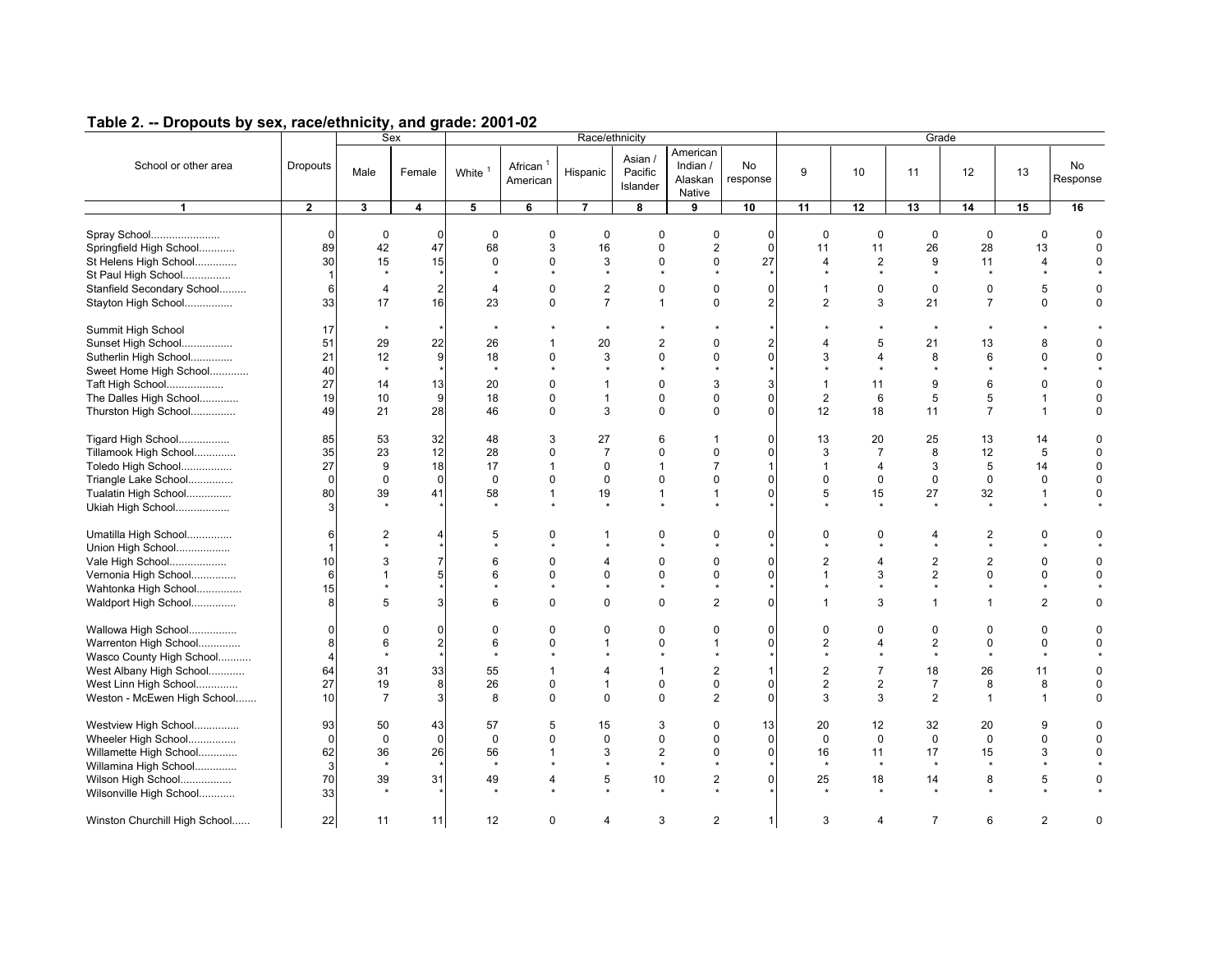## Table 2. -- Dropouts by sex, race/ethnicity, and grade: 2001-02

| School or other area | Dropouts | Sex | | Race/ethnicity | | | | | | Grade | | | | | |
|---|---|---|---|---|---|---|---|---|---|---|---|---|---|---|---|
| | | Male | Female | White [1] | African [1] American | Hispanic | Asian / Pacific Islander | American Indian / Alaskan Native | No response | 9 | 10 | 11 | 12 | 13 | No Response |
| 1 | 2 | 3 | 4 | 5 | 6 | 7 | 8 | 9 | 10 | 11 | 12 | 13 | 14 | 15 | 16 |
| Spray School....................... | 0 | 0 | 0 | 0 | 0 | 0 | 0 | 0 | 0 | 0 | 0 | 0 | 0 | 0 | 0 |
| Springfield High School............ | 89 | 42 | 47 | 68 | 3 | 16 | 0 | 2 | 0 | 11 | 11 | 26 | 28 | 13 | 0 |
| St Helens High School.............. | 30 | 15 | 15 | 0 | 0 | 3 | 0 | 0 | 27 | 4 | 2 | 9 | 11 | 4 | 0 |
| St Paul High School................ | 1 | * | * | * | * | * | * | * | * | * | * | * | * | * | * |
| Stanfield Secondary School......... | 6 | 4 | 2 | 4 | 0 | 2 | 0 | 0 | 0 | 1 | 0 | 0 | 0 | 5 | 0 |
| Stayton High School................ | 33 | 17 | 16 | 23 | 0 | 7 | 1 | 0 | 2 | 2 | 3 | 21 | 7 | 0 | 0 |
| Summit High School | 17 | * | * | * | * | * | * | * | * | * | * | * | * | * | * |
| Sunset High School................. | 51 | 29 | 22 | 26 | 1 | 20 | 2 | 0 | 2 | 4 | 5 | 21 | 13 | 8 | 0 |
| Sutherlin High School.............. | 21 | 12 | 9 | 18 | 0 | 3 | 0 | 0 | 0 | 3 | 4 | 8 | 6 | 0 | 0 |
| Sweet Home High School............. | 40 | * | * | * | * | * | * | * | * | * | * | * | * | * | * |
| Taft High School................... | 27 | 14 | 13 | 20 | 0 | 1 | 0 | 3 | 3 | 1 | 11 | 9 | 6 | 0 | 0 |
| The Dalles High School............. | 19 | 10 | 9 | 18 | 0 | 1 | 0 | 0 | 0 | 2 | 6 | 5 | 5 | 1 | 0 |
| Thurston High School............... | 49 | 21 | 28 | 46 | 0 | 3 | 0 | 0 | 0 | 12 | 18 | 11 | 7 | 1 | 0 |
| Tigard High School................. | 85 | 53 | 32 | 48 | 3 | 27 | 6 | 1 | 0 | 13 | 20 | 25 | 13 | 14 | 0 |
| Tillamook High School.............. | 35 | 23 | 12 | 28 | 0 | 7 | 0 | 0 | 0 | 3 | 7 | 8 | 12 | 5 | 0 |
| Toledo High School................. | 27 | 9 | 18 | 17 | 1 | 0 | 1 | 7 | 1 | 1 | 4 | 3 | 5 | 14 | 0 |
| Triangle Lake School............... | 0 | 0 | 0 | 0 | 0 | 0 | 0 | 0 | 0 | 0 | 0 | 0 | 0 | 0 | 0 |
| Tualatin High School............... | 80 | 39 | 41 | 58 | 1 | 19 | 1 | 1 | 0 | 5 | 15 | 27 | 32 | 1 | 0 |
| Ukiah High School.................. | 3 | * | * | * | * | * | * | * | * | * | * | * | * | * | * |
| Umatilla High School............... | 6 | 2 | 4 | 5 | 0 | 1 | 0 | 0 | 0 | 0 | 0 | 4 | 2 | 0 | 0 |
| Union High School.................. | 1 | * | * | * | * | * | * | * | * | * | * | * | * | * | * |
| Vale High School................... | 10 | 3 | 7 | 6 | 0 | 4 | 0 | 0 | 0 | 2 | 4 | 2 | 2 | 0 | 0 |
| Vernonia High School............... | 6 | 1 | 5 | 6 | 0 | 0 | 0 | 0 | 0 | 1 | 3 | 2 | 0 | 0 | 0 |
| Wahtonka High School............... | 15 | * | * | * | * | * | * | * | * | * | * | * | * | * | * |
| Waldport High School............... | 8 | 5 | 3 | 6 | 0 | 0 | 0 | 2 | 0 | 1 | 3 | 1 | 1 | 2 | 0 |
| Wallowa High School................ | 0 | 0 | 0 | 0 | 0 | 0 | 0 | 0 | 0 | 0 | 0 | 0 | 0 | 0 | 0 |
| Warrenton High School.............. | 8 | 6 | 2 | 6 | 0 | 1 | 0 | 1 | 0 | 2 | 4 | 2 | 0 | 0 | 0 |
| Wasco County High School........... | 4 | * | * | * | * | * | * | * | * | * | * | * | * | * | * |
| West Albany High School............ | 64 | 31 | 33 | 55 | 1 | 4 | 1 | 2 | 1 | 2 | 7 | 18 | 26 | 11 | 0 |
| West Linn High School.............. | 27 | 19 | 8 | 26 | 0 | 1 | 0 | 0 | 0 | 2 | 2 | 7 | 8 | 8 | 0 |
| Weston - McEwen High School....... | 10 | 7 | 3 | 8 | 0 | 0 | 0 | 2 | 0 | 3 | 3 | 2 | 1 | 1 | 0 |
| Westview High School............... | 93 | 50 | 43 | 57 | 5 | 15 | 3 | 0 | 13 | 20 | 12 | 32 | 20 | 9 | 0 |
| Wheeler High School................ | 0 | 0 | 0 | 0 | 0 | 0 | 0 | 0 | 0 | 0 | 0 | 0 | 0 | 0 | 0 |
| Willamette High School............. | 62 | 36 | 26 | 56 | 1 | 3 | 2 | 0 | 0 | 16 | 11 | 17 | 15 | 3 | 0 |
| Willamina High School.............. | 3 | * | * | * | * | * | * | * | * | * | * | * | * | * | * |
| Wilson High School................. | 70 | 39 | 31 | 49 | 4 | 5 | 10 | 2 | 0 | 25 | 18 | 14 | 8 | 5 | 0 |
| Wilsonville High School............ | 33 | * | * | * | * | * | * | * | * | * | * | * | * | * | * |
| Winston Churchill High School...... | 22 | 11 | 11 | 12 | 0 | 4 | 3 | 2 | 1 | 3 | 4 | 7 | 6 | 2 | 0 |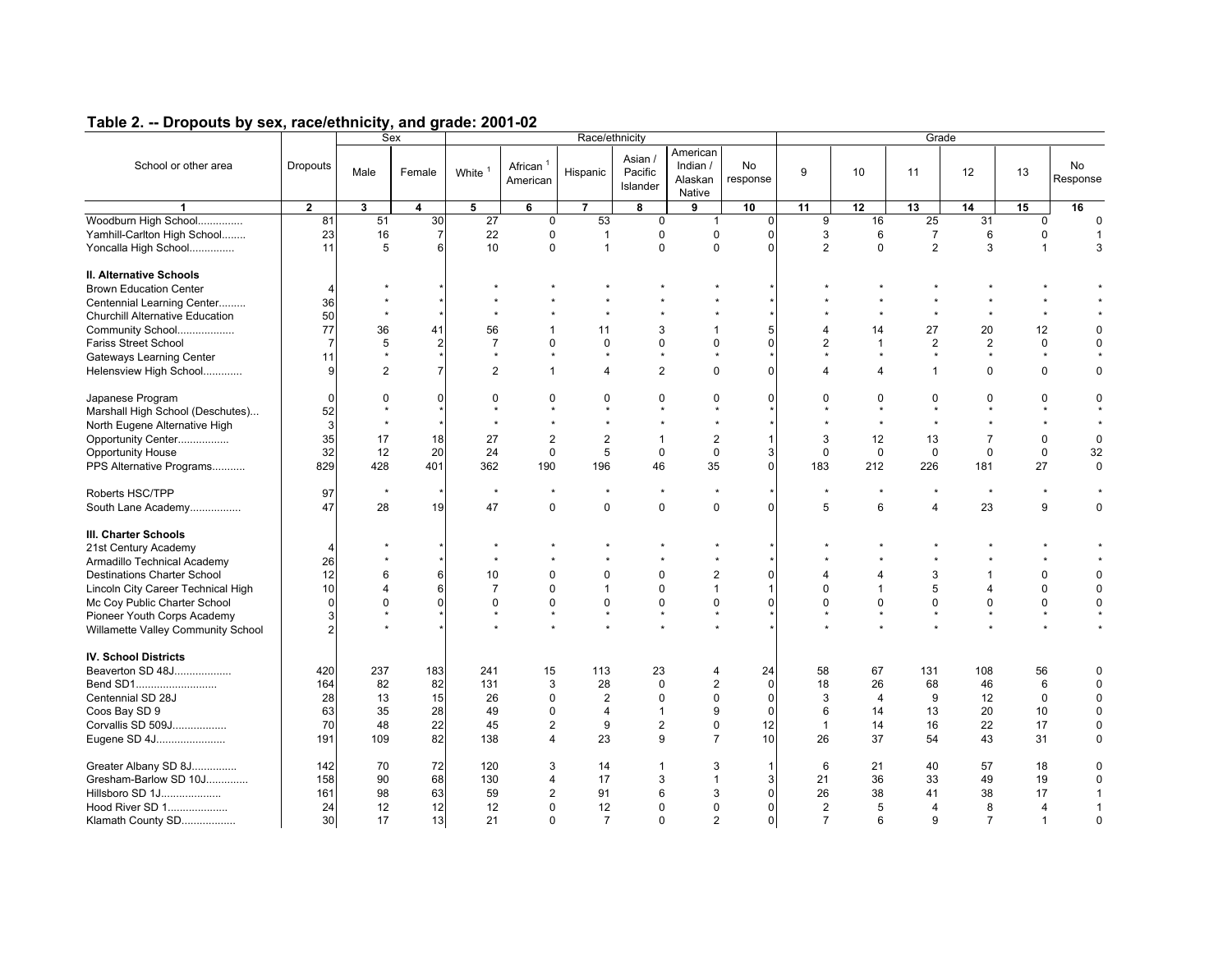## Table 2. -- Dropouts by sex, race/ethnicity, and grade: 2001-02

| School or other area | Dropouts | Sex | | Race/ethnicity | | | | | | Grade | | | | | |
|---|---|---|---|---|---|---|---|---|---|---|---|---|---|---|---|
| | | Male | Female | White [1] | African [1] American | Hispanic | Asian / Pacific Islander | American Indian / Alaskan Native | No response | 9 | 10 | 11 | 12 | 13 | No Response |
| 1 | 2 | 3 | 4 | 5 | 6 | 7 | 8 | 9 | 10 | 11 | 12 | 13 | 14 | 15 | 16 |
| Woodburn High School............... | 81 | 51 | 30 | 27 | 0 | 53 | 0 | 1 | 0 | 9 | 16 | 25 | 31 | 0 | 0 |
| Yamhill-Carlton High School........ | 23 | 16 | 7 | 22 | 0 | 1 | 0 | 0 | 0 | 3 | 6 | 7 | 6 | 0 | 1 |
| Yoncalla High School............... | 11 | 5 | 6 | 10 | 0 | 1 | 0 | 0 | 0 | 2 | 0 | 2 | 3 | 1 | 3 |
| **II. Alternative Schools** | | | | | | | | | | | | | | | |
| Brown Education Center | 4 | * | * | * | * | * | * | * | * | * | * | * | * | * | * |
| Centennial Learning Center......... | 36 | * | * | * | * | * | * | * | * | * | * | * | * | * | * |
| Churchill Alternative Education | 50 | * | * | * | * | * | * | * | * | * | * | * | * | * | * |
| Community School.................. | 77 | 36 | 41 | 56 | 1 | 11 | 3 | 1 | 5 | 4 | 14 | 27 | 20 | 12 | 0 |
| Fariss Street School | 7 | 5 | 2 | 7 | 0 | 0 | 0 | 0 | 0 | 2 | 1 | 2 | 2 | 0 | 0 |
| Gateways Learning Center | 11 | * | * | * | * | * | * | * | * | * | * | * | * | * | * |
| Helensview High School............ | 9 | 2 | 7 | 2 | 1 | 4 | 2 | 0 | 0 | 4 | 4 | 1 | 0 | 0 | 0 |
| Japanese Program | 0 | 0 | 0 | 0 | 0 | 0 | 0 | 0 | 0 | 0 | 0 | 0 | 0 | 0 | 0 |
| Marshall High School (Deschutes)... | 52 | * | * | * | * | * | * | * | * | * | * | * | * | * | * |
| North Eugene Alternative High | 3 | * | * | * | * | * | * | * | * | * | * | * | * | * | * |
| Opportunity Center................ | 35 | 17 | 18 | 27 | 2 | 2 | 1 | 2 | 1 | 3 | 12 | 13 | 7 | 0 | 0 |
| Opportunity House | 32 | 12 | 20 | 24 | 0 | 5 | 0 | 0 | 3 | 0 | 0 | 0 | 0 | 0 | 32 |
| PPS Alternative Programs.......... | 829 | 428 | 401 | 362 | 190 | 196 | 46 | 35 | 0 | 183 | 212 | 226 | 181 | 27 | 0 |
| Roberts HSC/TPP | 97 | * | * | * | * | * | * | * | * | * | * | * | * | * | * |
| South Lane Academy................ | 47 | 28 | 19 | 47 | 0 | 0 | 0 | 0 | 0 | 5 | 6 | 4 | 23 | 9 | 0 |
| **III. Charter Schools** | | | | | | | | | | | | | | | |
| 21st Century Academy | 4 | * | * | * | * | * | * | * | * | * | * | * | * | * | * |
| Armadillo Technical Academy | 26 | * | * | * | * | * | * | * | * | * | * | * | * | * | * |
| Destinations Charter School | 12 | 6 | 6 | 10 | 0 | 0 | 0 | 2 | 0 | 4 | 4 | 3 | 1 | 0 | 0 |
| Lincoln City Career Technical High | 10 | 4 | 6 | 7 | 0 | 1 | 0 | 1 | 1 | 0 | 1 | 5 | 4 | 0 | 0 |
| Mc Coy Public Charter School | 0 | 0 | 0 | 0 | 0 | 0 | 0 | 0 | 0 | 0 | 0 | 0 | 0 | 0 | 0 |
| Pioneer Youth Corps Academy | 3 | * | * | * | * | * | * | * | * | * | * | * | * | * | * |
| Willamette Valley Community School | 2 | * | * | * | * | * | * | * | * | * | * | * | * | * | * |
| **IV. School Districts** | | | | | | | | | | | | | | | |
| Beaverton SD 48J.................. | 420 | 237 | 183 | 241 | 15 | 113 | 23 | 4 | 24 | 58 | 67 | 131 | 108 | 56 | 0 |
| Bend SD1.......................... | 164 | 82 | 82 | 131 | 3 | 28 | 0 | 2 | 0 | 18 | 26 | 68 | 46 | 6 | 0 |
| Centennial SD 28J | 28 | 13 | 15 | 26 | 0 | 2 | 0 | 0 | 0 | 3 | 4 | 9 | 12 | 0 | 0 |
| Coos Bay SD 9 | 63 | 35 | 28 | 49 | 0 | 4 | 1 | 9 | 0 | 6 | 14 | 13 | 20 | 10 | 0 |
| Corvallis SD 509J.................. | 70 | 48 | 22 | 45 | 2 | 9 | 2 | 0 | 12 | 1 | 14 | 16 | 22 | 17 | 0 |
| Eugene SD 4J....................... | 191 | 109 | 82 | 138 | 4 | 23 | 9 | 7 | 10 | 26 | 37 | 54 | 43 | 31 | 0 |
| Greater Albany SD 8J............... | 142 | 70 | 72 | 120 | 3 | 14 | 1 | 3 | 1 | 6 | 21 | 40 | 57 | 18 | 0 |
| Gresham-Barlow SD 10J............. | 158 | 90 | 68 | 130 | 4 | 17 | 3 | 1 | 3 | 21 | 36 | 33 | 49 | 19 | 0 |
| Hillsboro SD 1J.................... | 161 | 98 | 63 | 59 | 2 | 91 | 6 | 3 | 0 | 26 | 38 | 41 | 38 | 17 | 1 |
| Hood River SD 1.................... | 24 | 12 | 12 | 12 | 0 | 12 | 0 | 0 | 0 | 2 | 5 | 4 | 8 | 4 | 1 |
| Klamath County SD................. | 30 | 17 | 13 | 21 | 0 | 7 | 0 | 2 | 0 | 7 | 6 | 9 | 7 | 1 | 0 |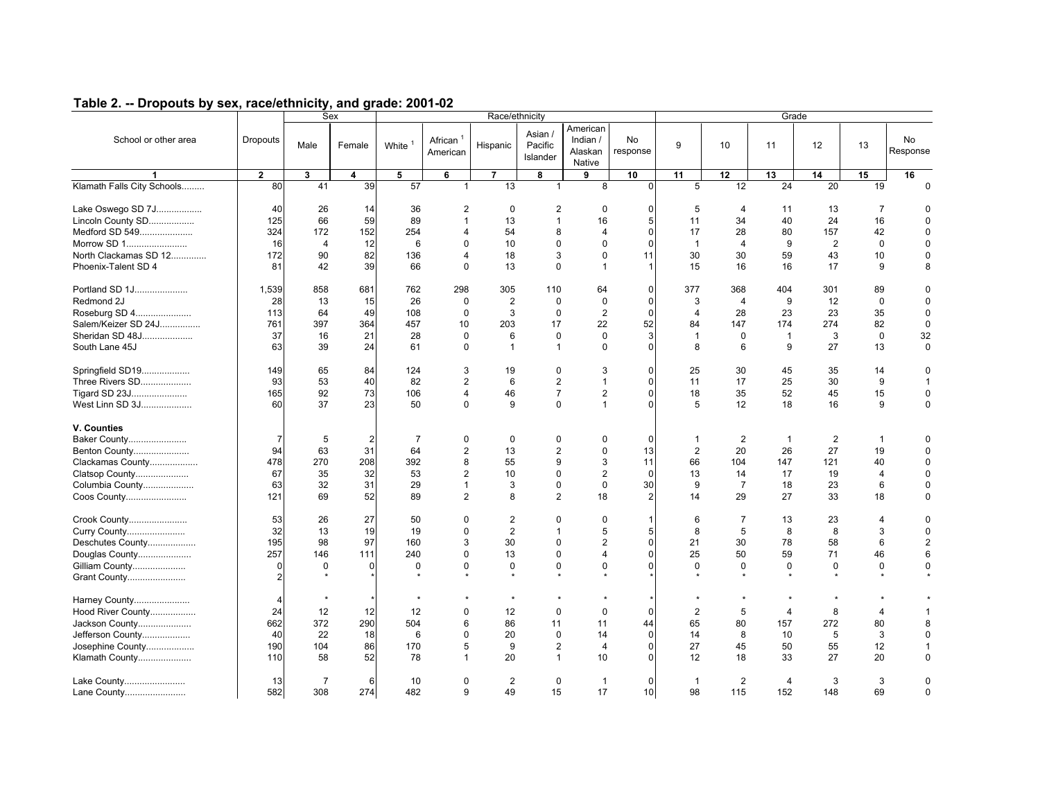## Table 2. -- Dropouts by sex, race/ethnicity, and grade: 2001-02

| School or other area | Dropouts | Sex | | Race/ethnicity | | | | | | Grade | | | | | |
|---|---|---|---|---|---|---|---|---|---|---|---|---|---|---|---|
| | | Male | Female | White [1] | African [1] American | Hispanic | Asian / Pacific Islander | American Indian / Alaskan Native | No response | 9 | 10 | 11 | 12 | 13 | No Response |
| 1 | 2 | 3 | 4 | 5 | 6 | 7 | 8 | 9 | 10 | 11 | 12 | 13 | 14 | 15 | 16 |
| Klamath Falls City Schools......... | 80 | 41 | 39 | 57 | 1 | 13 | 1 | 8 | 0 | 5 | 12 | 24 | 20 | 19 | 0 |
| Lake Oswego SD 7J.................. | 40 | 26 | 14 | 36 | 2 | 0 | 2 | 0 | 0 | 5 | 4 | 11 | 13 | 7 | 0 |
| Lincoln County SD.................. | 125 | 66 | 59 | 89 | 1 | 13 | 1 | 16 | 5 | 11 | 34 | 40 | 24 | 16 | 0 |
| Medford SD 549..................... | 324 | 172 | 152 | 254 | 4 | 54 | 8 | 4 | 0 | 17 | 28 | 80 | 157 | 42 | 0 |
| Morrow SD 1........................ | 16 | 4 | 12 | 6 | 0 | 10 | 0 | 0 | 0 | 1 | 4 | 9 | 2 | 0 | 0 |
| North Clackamas SD 12.............. | 172 | 90 | 82 | 136 | 4 | 18 | 3 | 0 | 11 | 30 | 30 | 59 | 43 | 10 | 0 |
| Phoenix-Talent SD 4 | 81 | 42 | 39 | 66 | 0 | 13 | 0 | 1 | 1 | 15 | 16 | 16 | 17 | 9 | 8 |
| Portland SD 1J..................... | 1,539 | 858 | 681 | 762 | 298 | 305 | 110 | 64 | 0 | 377 | 368 | 404 | 301 | 89 | 0 |
| Redmond 2J | 28 | 13 | 15 | 26 | 0 | 2 | 0 | 0 | 0 | 3 | 4 | 9 | 12 | 0 | 0 |
| Roseburg SD 4...................... | 113 | 64 | 49 | 108 | 0 | 3 | 0 | 2 | 0 | 4 | 28 | 23 | 23 | 35 | 0 |
| Salem/Keizer SD 24J................ | 761 | 397 | 364 | 457 | 10 | 203 | 17 | 22 | 52 | 84 | 147 | 174 | 274 | 82 | 0 |
| Sheridan SD 48J.................... | 37 | 16 | 21 | 28 | 0 | 6 | 0 | 0 | 3 | 1 | 0 | 1 | 3 | 0 | 32 |
| South Lane 45J | 63 | 39 | 24 | 61 | 0 | 1 | 1 | 0 | 0 | 8 | 6 | 9 | 27 | 13 | 0 |
| Springfield SD19................... | 149 | 65 | 84 | 124 | 3 | 19 | 0 | 3 | 0 | 25 | 30 | 45 | 35 | 14 | 0 |
| Three Rivers SD.................... | 93 | 53 | 40 | 82 | 2 | 6 | 2 | 1 | 0 | 11 | 17 | 25 | 30 | 9 | 1 |
| Tigard SD 23J...................... | 165 | 92 | 73 | 106 | 4 | 46 | 7 | 2 | 0 | 18 | 35 | 52 | 45 | 15 | 0 |
| West Linn SD 3J.................... | 60 | 37 | 23 | 50 | 0 | 9 | 0 | 1 | 0 | 5 | 12 | 18 | 16 | 9 | 0 |
| **V. Counties** | | | | | | | | | | | | | | | |
| Baker County....................... | 7 | 5 | 2 | 7 | 0 | 0 | 0 | 0 | 0 | 1 | 2 | 1 | 2 | 1 | 0 |
| Benton County...................... | 94 | 63 | 31 | 64 | 2 | 13 | 2 | 0 | 13 | 2 | 20 | 26 | 27 | 19 | 0 |
| Clackamas County................... | 478 | 270 | 208 | 392 | 8 | 55 | 9 | 3 | 11 | 66 | 104 | 147 | 121 | 40 | 0 |
| Clatsop County..................... | 67 | 35 | 32 | 53 | 2 | 10 | 0 | 2 | 0 | 13 | 14 | 17 | 19 | 4 | 0 |
| Columbia County.................... | 63 | 32 | 31 | 29 | 1 | 3 | 0 | 0 | 30 | 9 | 7 | 18 | 23 | 6 | 0 |
| Coos County........................ | 121 | 69 | 52 | 89 | 2 | 8 | 2 | 18 | 2 | 14 | 29 | 27 | 33 | 18 | 0 |
| Crook County....................... | 53 | 26 | 27 | 50 | 0 | 2 | 0 | 0 | 1 | 6 | 7 | 13 | 23 | 4 | 0 |
| Curry County....................... | 32 | 13 | 19 | 19 | 0 | 2 | 1 | 5 | 5 | 8 | 5 | 8 | 8 | 3 | 0 |
| Deschutes County................... | 195 | 98 | 97 | 160 | 3 | 30 | 0 | 2 | 0 | 21 | 30 | 78 | 58 | 6 | 2 |
| Douglas County..................... | 257 | 146 | 111 | 240 | 0 | 13 | 0 | 4 | 0 | 25 | 50 | 59 | 71 | 46 | 6 |
| Gilliam County..................... | 0 | 0 | 0 | 0 | 0 | 0 | 0 | 0 | 0 | 0 | 0 | 0 | 0 | 0 | 0 |
| Grant County....................... | 2 | * | * | * | * | * | * | * | * | * | * | * | * | * | * |
| Harney County...................... | 4 | * | * | * | * | * | * | * | * | * | * | * | * | * | * |
| Hood River County.................. | 24 | 12 | 12 | 12 | 0 | 12 | 0 | 0 | 0 | 2 | 5 | 4 | 8 | 4 | 1 |
| Jackson County..................... | 662 | 372 | 290 | 504 | 6 | 86 | 11 | 11 | 44 | 65 | 80 | 157 | 272 | 80 | 8 |
| Jefferson County................... | 40 | 22 | 18 | 6 | 0 | 20 | 0 | 14 | 0 | 14 | 8 | 10 | 5 | 3 | 0 |
| Josephine County................... | 190 | 104 | 86 | 170 | 5 | 9 | 2 | 4 | 0 | 27 | 45 | 50 | 55 | 12 | 1 |
| Klamath County..................... | 110 | 58 | 52 | 78 | 1 | 20 | 1 | 10 | 0 | 12 | 18 | 33 | 27 | 20 | 0 |
| Lake County........................ | 13 | 7 | 6 | 10 | 0 | 2 | 0 | 1 | 0 | 1 | 2 | 4 | 3 | 3 | 0 |
| Lane County........................ | 582 | 308 | 274 | 482 | 9 | 49 | 15 | 17 | 10 | 98 | 115 | 152 | 148 | 69 | 0 |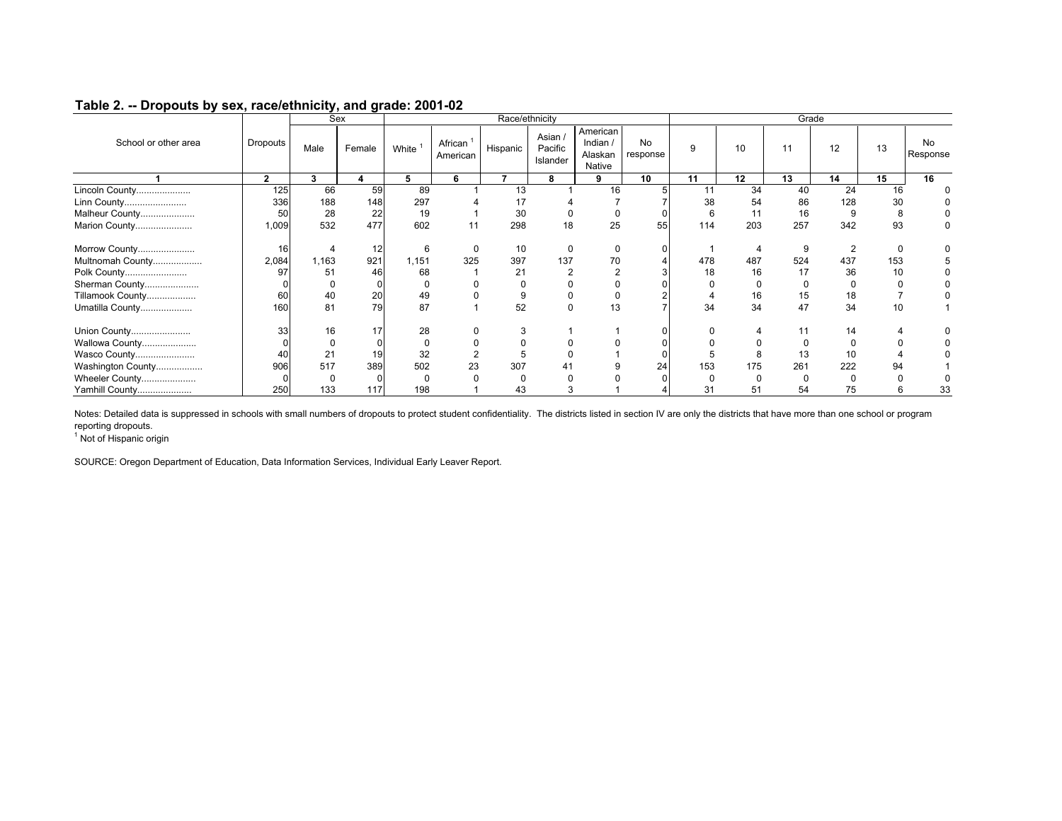## Table 2. -- Dropouts by sex, race/ethnicity, and grade: 2001-02

| School or other area | Dropouts | Sex | | Race/ethnicity | | | | | | Grade | | | | | |
|---|---|---|---|---|---|---|---|---|---|---|---|---|---|---|---|
| | | Male | Female | White [1] | African [1] American | Hispanic | Asian / Pacific Islander | American Indian / Alaskan Native | No response | 9 | 10 | 11 | 12 | 13 | No Response |
| 1 | 2 | 3 | 4 | 5 | 6 | 7 | 8 | 9 | 10 | 11 | 12 | 13 | 14 | 15 | 16 |
| Lincoln County.................... | 125 | 66 | 59 | 89 | 1 | 13 | 1 | 16 | 5 | 11 | 34 | 40 | 24 | 16 | 0 |
| Linn County........................ | 336 | 188 | 148 | 297 | 4 | 17 | 4 | 7 | 7 | 38 | 54 | 86 | 128 | 30 | 0 |
| Malheur County.................... | 50 | 28 | 22 | 19 | 1 | 30 | 0 | 0 | 0 | 6 | 11 | 16 | 9 | 8 | 0 |
| Marion County..................... | 1,009 | 532 | 477 | 602 | 11 | 298 | 18 | 25 | 55 | 114 | 203 | 257 | 342 | 93 | 0 |
| Morrow County..................... | 16 | 4 | 12 | 6 | 0 | 10 | 0 | 0 | 0 | 1 | 4 | 9 | 2 | 0 | 0 |
| Multnomah County.................. | 2,084 | 1,163 | 921 | 1,151 | 325 | 397 | 137 | 70 | 4 | 478 | 487 | 524 | 437 | 153 | 5 |
| Polk County........................ | 97 | 51 | 46 | 68 | 1 | 21 | 2 | 2 | 3 | 18 | 16 | 17 | 36 | 10 | 0 |
| Sherman County.................... | 0 | 0 | 0 | 0 | 0 | 0 | 0 | 0 | 0 | 0 | 0 | 0 | 0 | 0 | 0 |
| Tillamook County.................. | 60 | 40 | 20 | 49 | 0 | 9 | 0 | 0 | 2 | 4 | 16 | 15 | 18 | 7 | 0 |
| Umatilla County................... | 160 | 81 | 79 | 87 | 1 | 52 | 0 | 13 | 7 | 34 | 34 | 47 | 34 | 10 | 1 |
| Union County...................... | 33 | 16 | 17 | 28 | 0 | 3 | 1 | 1 | 0 | 0 | 4 | 11 | 14 | 4 | 0 |
| Wallowa County.................... | 0 | 0 | 0 | 0 | 0 | 0 | 0 | 0 | 0 | 0 | 0 | 0 | 0 | 0 | 0 |
| Wasco County...................... | 40 | 21 | 19 | 32 | 2 | 5 | 0 | 1 | 0 | 5 | 8 | 13 | 10 | 4 | 0 |
| Washington County................. | 906 | 517 | 389 | 502 | 23 | 307 | 41 | 9 | 24 | 153 | 175 | 261 | 222 | 94 | 1 |
| Wheeler County.................... | 0 | 0 | 0 | 0 | 0 | 0 | 0 | 0 | 0 | 0 | 0 | 0 | 0 | 0 | 0 |
| Yamhill County.................... | 250 | 133 | 117 | 198 | 1 | 43 | 3 | 1 | 4 | 31 | 51 | 54 | 75 | 6 | 33 |

Notes: Detailed data is suppressed in schools with small numbers of dropouts to protect student confidentiality. The districts listed in section IV are only the districts that have more than one school or program reporting dropouts.

[1] Not of Hispanic origin

SOURCE: Oregon Department of Education, Data Information Services, Individual Early Leaver Report.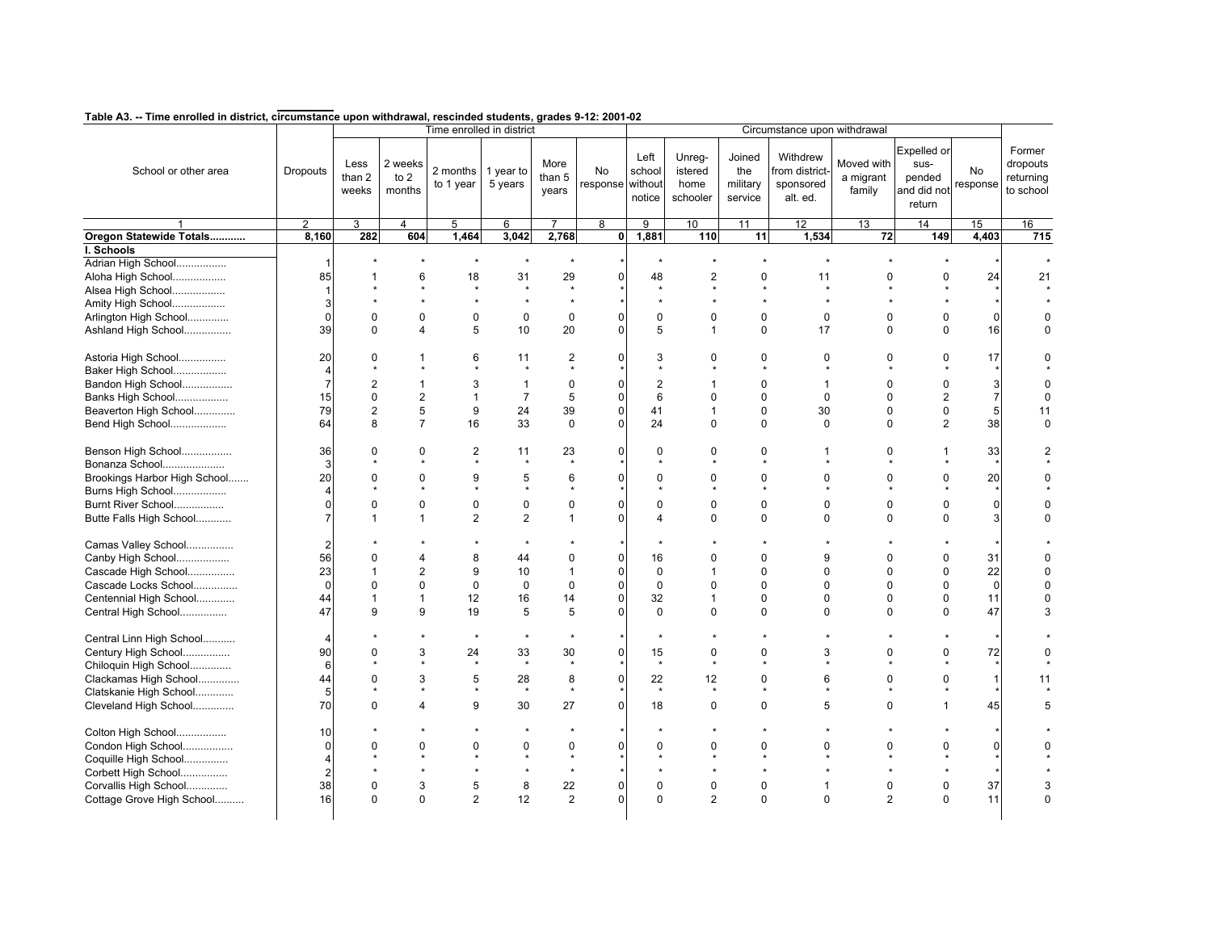**Table A3. -- Time enrolled in district, circumstance upon withdrawal, rescinded students, grades 9-12: 2001-02**

| School or other area | Dropouts | Time enrolled in district | | | | | | Circumstance upon withdrawal | | | | | | | Former dropouts returning to school |
|---|---|---|---|---|---|---|---|---|---|---|---|---|---|---|---|
| | | Less than 2 weeks | 2 weeks to 2 months | 2 months to 1 year | 1 year to 5 years | More than 5 years | No response | Left school without notice | Unreg-istered home schooler | Joined the military service | Withdrew from district-sponsored alt. ed. | Moved with a migrant family | Expelled or sus-pended and did not return | No response | |
| 1 | 2 | 3 | 4 | 5 | 6 | 7 | 8 | 9 | 10 | 11 | 12 | 13 | 14 | 15 | 16 |
| **Oregon Statewide Totals...........** | **8,160** | **282** | **604** | **1,464** | **3,042** | **2,768** | **0** | **1,881** | **110** | **11** | **1,534** | **72** | **149** | **4,403** | **715** |
| **I. Schools** | | | | | | | | | | | | | | | |
| Adrian High School................ | 1 | * | * | * | * | * | * | * | * | * | * | * | * | * | * |
| Aloha High School................. | 85 | 1 | 6 | 18 | 31 | 29 | 0 | 48 | 2 | 0 | 11 | 0 | 0 | 24 | 21 |
| Alsea High School................. | 1 | * | * | * | * | * | * | * | * | * | * | * | * | * | * |
| Amity High School................. | 3 | * | * | * | * | * | * | * | * | * | * | * | * | * | * |
| Arlington High School............. | 0 | 0 | 0 | 0 | 0 | 0 | 0 | 0 | 0 | 0 | 0 | 0 | 0 | 0 | 0 |
| Ashland High School............... | 39 | 0 | 4 | 5 | 10 | 20 | 0 | 5 | 1 | 0 | 17 | 0 | 0 | 16 | 0 |
| Astoria High School............... | 20 | 0 | 1 | 6 | 11 | 2 | 0 | 3 | 0 | 0 | 0 | 0 | 0 | 17 | 0 |
| Baker High School................. | 4 | * | * | * | * | * | * | * | * | * | * | * | * | * | * |
| Bandon High School................ | 7 | 2 | 1 | 3 | 1 | 0 | 0 | 2 | 1 | 0 | 1 | 0 | 0 | 3 | 0 |
| Banks High School................. | 15 | 0 | 2 | 1 | 7 | 5 | 0 | 6 | 0 | 0 | 0 | 0 | 2 | 7 | 0 |
| Beaverton High School............. | 79 | 2 | 5 | 9 | 24 | 39 | 0 | 41 | 1 | 0 | 30 | 0 | 0 | 5 | 11 |
| Bend High School.................. | 64 | 8 | 7 | 16 | 33 | 0 | 0 | 24 | 0 | 0 | 0 | 0 | 2 | 38 | 0 |
| Benson High School................ | 36 | 0 | 0 | 2 | 11 | 23 | 0 | 0 | 0 | 0 | 1 | 0 | 1 | 33 | 2 |
| Bonanza School.................... | 3 | * | * | * | * | * | * | * | * | * | * | * | * | * | * |
| Brookings Harbor High School....... | 20 | 0 | 0 | 9 | 5 | 6 | 0 | 0 | 0 | 0 | 0 | 0 | 0 | 20 | 0 |
| Burns High School................. | 4 | * | * | * | * | * | * | * | * | * | * | * | * | * | * |
| Burnt River School................ | 0 | 0 | 0 | 0 | 0 | 0 | 0 | 0 | 0 | 0 | 0 | 0 | 0 | 0 | 0 |
| Butte Falls High School........... | 7 | 1 | 1 | 2 | 2 | 1 | 0 | 4 | 0 | 0 | 0 | 0 | 0 | 3 | 0 |
| Camas Valley School............... | 2 | * | * | * | * | * | * | * | * | * | * | * | * | * | * |
| Canby High School................. | 56 | 0 | 4 | 8 | 44 | 0 | 0 | 16 | 0 | 0 | 9 | 0 | 0 | 31 | 0 |
| Cascade High School............... | 23 | 1 | 2 | 9 | 10 | 1 | 0 | 0 | 1 | 0 | 0 | 0 | 0 | 22 | 0 |
| Cascade Locks School.............. | 0 | 0 | 0 | 0 | 0 | 0 | 0 | 0 | 0 | 0 | 0 | 0 | 0 | 0 | 0 |
| Centennial High School............ | 44 | 1 | 1 | 12 | 16 | 14 | 0 | 32 | 1 | 0 | 0 | 0 | 0 | 11 | 0 |
| Central High School............... | 47 | 9 | 9 | 19 | 5 | 5 | 0 | 0 | 0 | 0 | 0 | 0 | 0 | 47 | 3 |
| Central Linn High School.......... | 4 | * | * | * | * | * | * | * | * | * | * | * | * | * | * |
| Century High School............... | 90 | 0 | 3 | 24 | 33 | 30 | 0 | 15 | 0 | 0 | 3 | 0 | 0 | 72 | 0 |
| Chiloquin High School............. | 6 | * | * | * | * | * | * | * | * | * | * | * | * | * | * |
| Clackamas High School............. | 44 | 0 | 3 | 5 | 28 | 8 | 0 | 22 | 12 | 0 | 6 | 0 | 0 | 1 | 11 |
| Clatskanie High School............ | 5 | * | * | * | * | * | * | * | * | * | * | * | * | * | * |
| Cleveland High School............. | 70 | 0 | 4 | 9 | 30 | 27 | 0 | 18 | 0 | 0 | 5 | 0 | 1 | 45 | 5 |
| Colton High School................ | 10 | * | * | * | * | * | * | * | * | * | * | * | * | * | * |
| Condon High School................ | 0 | 0 | 0 | 0 | 0 | 0 | 0 | 0 | 0 | 0 | 0 | 0 | 0 | 0 | 0 |
| Coquille High School.............. | 4 | * | * | * | * | * | * | * | * | * | * | * | * | * | * |
| Corbett High School............... | 2 | * | * | * | * | * | * | * | * | * | * | * | * | * | * |
| Corvallis High School............. | 38 | 0 | 3 | 5 | 8 | 22 | 0 | 0 | 0 | 0 | 1 | 0 | 0 | 37 | 3 |
| Cottage Grove High School.......... | 16 | 0 | 0 | 2 | 12 | 2 | 0 | 0 | 2 | 0 | 0 | 2 | 0 | 11 | 0 |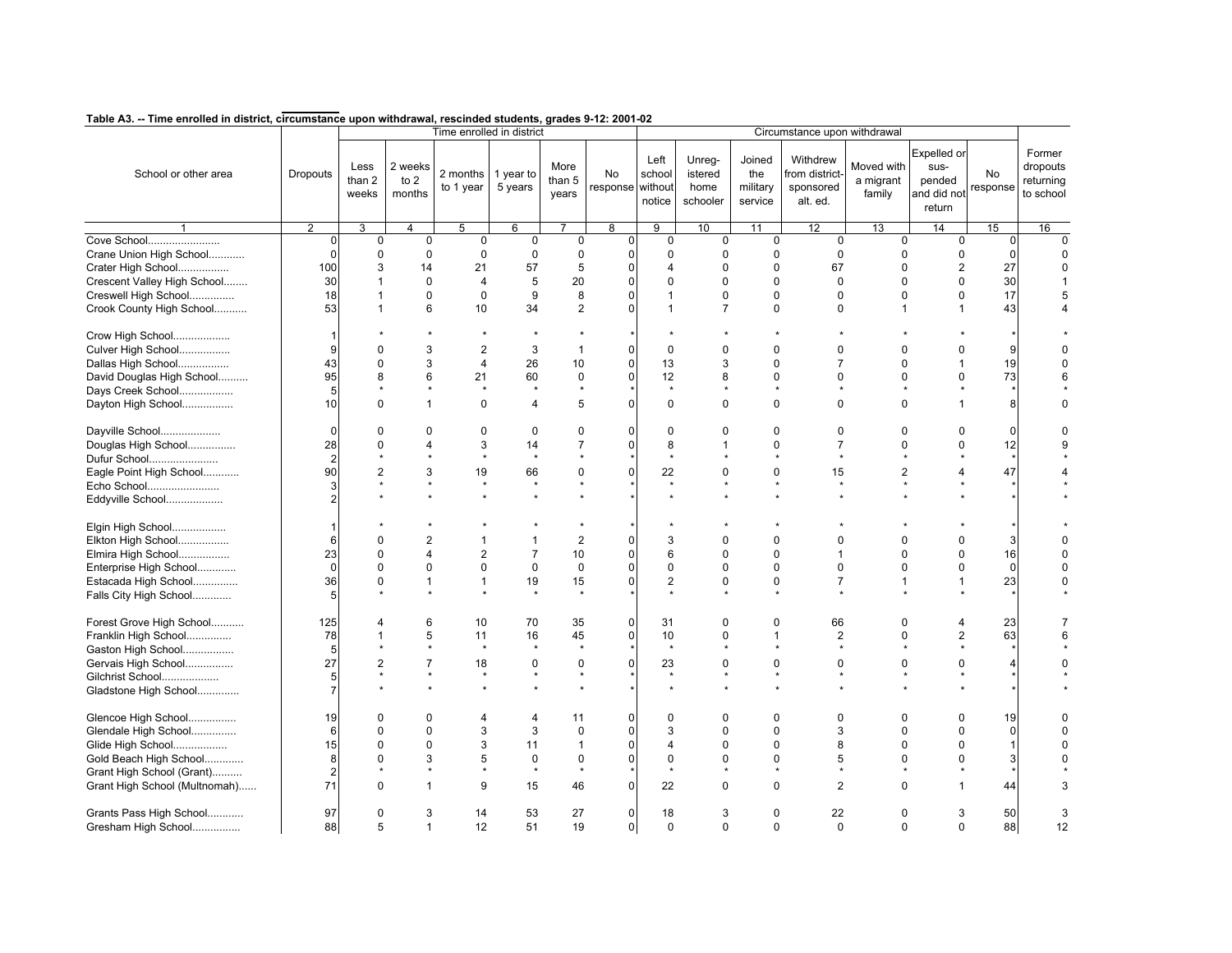**Table A3. -- Time enrolled in district, circumstance upon withdrawal, rescinded students, grades 9-12: 2001-02**

| School or other area | Dropouts | Time enrolled in district | | | | | | Circumstance upon withdrawal | | | | | | | Former dropouts returning to school |
|---|---|---|---|---|---|---|---|---|---|---|---|---|---|---|---|
| | | Less than 2 weeks | 2 weeks to 2 months | 2 months to 1 year | 1 year to 5 years | More than 5 years | No response | Left school without notice | Unreg-istered home schooler | Joined the military service | Withdrew from district-sponsored alt. ed. | Moved with a migrant family | Expelled or sus-pended and did not return | No response | |
| 1 | 2 | 3 | 4 | 5 | 6 | 7 | 8 | 9 | 10 | 11 | 12 | 13 | 14 | 15 | 16 |
| Cove School........................ | 0 | 0 | 0 | 0 | 0 | 0 | 0 | 0 | 0 | 0 | 0 | 0 | 0 | 0 | 0 |
| Crane Union High School............ | 0 | 0 | 0 | 0 | 0 | 0 | 0 | 0 | 0 | 0 | 0 | 0 | 0 | 0 | 0 |
| Crater High School................. | 100 | 3 | 14 | 21 | 57 | 5 | 0 | 4 | 0 | 0 | 67 | 0 | 2 | 27 | 0 |
| Crescent Valley High School........ | 30 | 1 | 0 | 4 | 5 | 20 | 0 | 0 | 0 | 0 | 0 | 0 | 0 | 30 | 1 |
| Creswell High School............... | 18 | 1 | 0 | 0 | 9 | 8 | 0 | 1 | 0 | 0 | 0 | 0 | 0 | 17 | 5 |
| Crook County High School........... | 53 | 1 | 6 | 10 | 34 | 2 | 0 | 1 | 7 | 0 | 0 | 1 | 1 | 43 | 4 |
| Crow High School................... | 1 | * | * | * | * | * | * | * | * | * | * | * | * | * | * |
| Culver High School................. | 9 | 0 | 3 | 2 | 3 | 1 | 0 | 0 | 0 | 0 | 0 | 0 | 0 | 9 | 0 |
| Dallas High School................. | 43 | 0 | 3 | 4 | 26 | 10 | 0 | 13 | 3 | 0 | 7 | 0 | 1 | 19 | 0 |
| David Douglas High School.......... | 95 | 8 | 6 | 21 | 60 | 0 | 0 | 12 | 8 | 0 | 0 | 0 | 0 | 73 | 6 |
| Days Creek School.................. | 5 | * | * | * | * | * | * | * | * | * | * | * | * | * | * |
| Dayton High School................. | 10 | 0 | 1 | 0 | 4 | 5 | 0 | 0 | 0 | 0 | 0 | 0 | 1 | 8 | 0 |
| Dayville School.................... | 0 | 0 | 0 | 0 | 0 | 0 | 0 | 0 | 0 | 0 | 0 | 0 | 0 | 0 | 0 |
| Douglas High School................ | 28 | 0 | 4 | 3 | 14 | 7 | 0 | 8 | 1 | 0 | 7 | 0 | 0 | 12 | 9 |
| Dufur School....................... | 2 | * | * | * | * | * | * | * | * | * | * | * | * | * | * |
| Eagle Point High School............ | 90 | 2 | 3 | 19 | 66 | 0 | 0 | 22 | 0 | 0 | 15 | 2 | 4 | 47 | 4 |
| Echo School........................ | 3 | * | * | * | * | * | * | * | * | * | * | * | * | * | * |
| Eddyville School................... | 2 | * | * | * | * | * | * | * | * | * | * | * | * | * | * |
| Elgin High School.................. | 1 | * | * | * | * | * | * | * | * | * | * | * | * | * | * |
| Elkton High School................. | 6 | 0 | 2 | 1 | 1 | 2 | 0 | 3 | 0 | 0 | 0 | 0 | 0 | 3 | 0 |
| Elmira High School................. | 23 | 0 | 4 | 2 | 7 | 10 | 0 | 6 | 0 | 0 | 1 | 0 | 0 | 16 | 0 |
| Enterprise High School............. | 0 | 0 | 0 | 0 | 0 | 0 | 0 | 0 | 0 | 0 | 0 | 0 | 0 | 0 | 0 |
| Estacada High School............... | 36 | 0 | 1 | 1 | 19 | 15 | 0 | 2 | 0 | 0 | 7 | 1 | 1 | 23 | 0 |
| Falls City High School............. | 5 | * | * | * | * | * | * | * | * | * | * | * | * | * | * |
| Forest Grove High School........... | 125 | 4 | 6 | 10 | 70 | 35 | 0 | 31 | 0 | 0 | 66 | 0 | 4 | 23 | 7 |
| Franklin High School............... | 78 | 1 | 5 | 11 | 16 | 45 | 0 | 10 | 0 | 1 | 2 | 0 | 2 | 63 | 6 |
| Gaston High School................. | 5 | * | * | * | * | * | * | * | * | * | * | * | * | * | * |
| Gervais High School................ | 27 | 2 | 7 | 18 | 0 | 0 | 0 | 23 | 0 | 0 | 0 | 0 | 0 | 4 | 0 |
| Gilchrist School................... | 5 | * | * | * | * | * | * | * | * | * | * | * | * | * | * |
| Gladstone High School.............. | 7 | * | * | * | * | * | * | * | * | * | * | * | * | * | * |
| Glencoe High School................ | 19 | 0 | 0 | 4 | 4 | 11 | 0 | 0 | 0 | 0 | 0 | 0 | 0 | 19 | 0 |
| Glendale High School............... | 6 | 0 | 0 | 3 | 3 | 0 | 0 | 3 | 0 | 0 | 3 | 0 | 0 | 0 | 0 |
| Glide High School.................. | 15 | 0 | 0 | 3 | 11 | 1 | 0 | 4 | 0 | 0 | 8 | 0 | 0 | 1 | 0 |
| Gold Beach High School............. | 8 | 0 | 3 | 5 | 0 | 0 | 0 | 0 | 0 | 0 | 5 | 0 | 0 | 3 | 0 |
| Grant High School (Grant).......... | 2 | * | * | * | * | * | * | * | * | * | * | * | * | * | * |
| Grant High School (Multnomah)...... | 71 | 0 | 1 | 9 | 15 | 46 | 0 | 22 | 0 | 0 | 2 | 0 | 1 | 44 | 3 |
| Grants Pass High School............ | 97 | 0 | 3 | 14 | 53 | 27 | 0 | 18 | 3 | 0 | 22 | 0 | 3 | 50 | 3 |
| Gresham High School................ | 88 | 5 | 1 | 12 | 51 | 19 | 0 | 0 | 0 | 0 | 0 | 0 | 0 | 88 | 12 |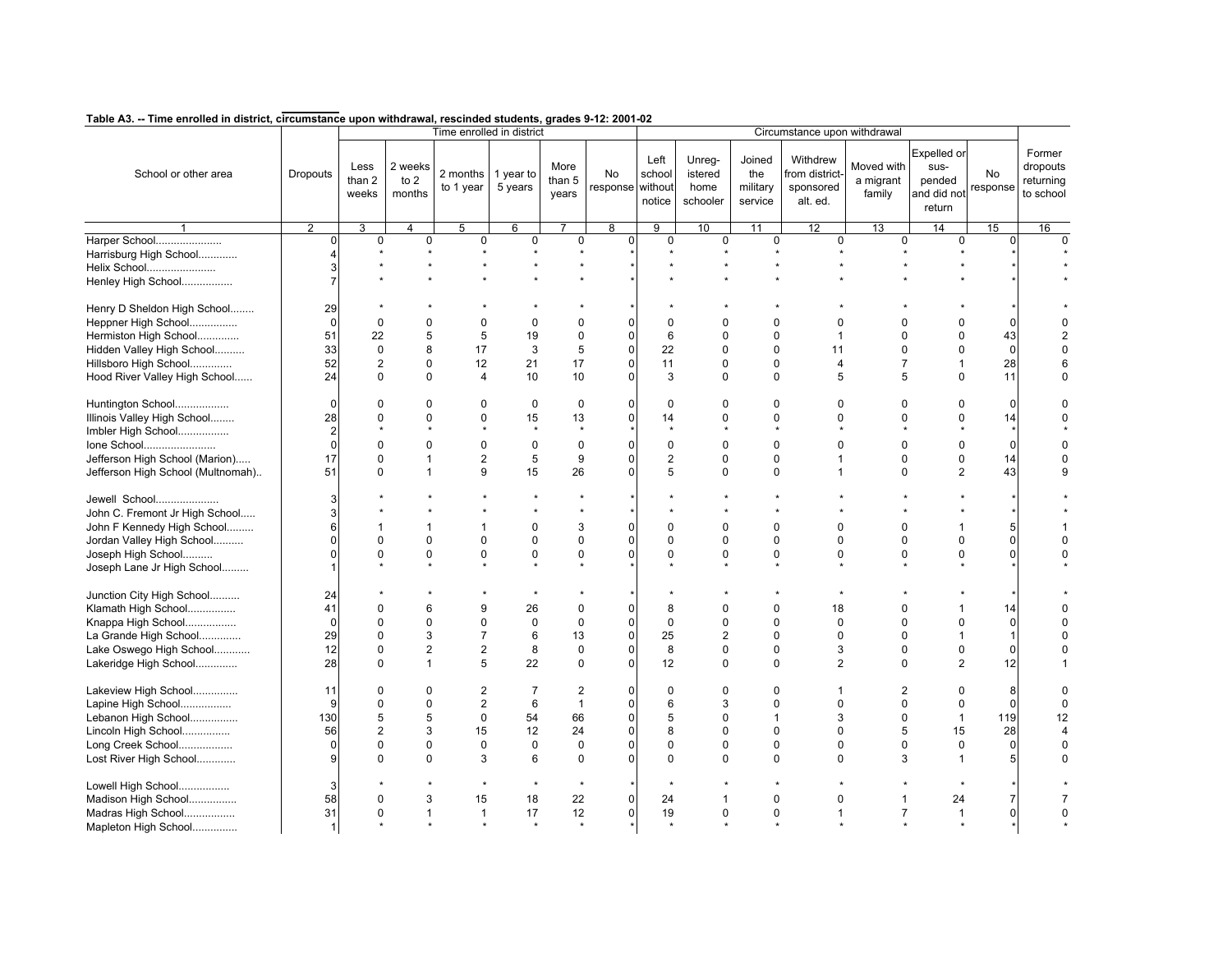**Table A3. -- Time enrolled in district, circumstance upon withdrawal, rescinded students, grades 9-12: 2001-02**

| School or other area | Dropouts | Time enrolled in district | | | | | | Circumstance upon withdrawal | | | | | | | Former dropouts returning to school |
|---|---|---|---|---|---|---|---|---|---|---|---|---|---|---|---|
| | | Less than 2 weeks | 2 weeks to 2 months | 2 months to 1 year | 1 year to 5 years | More than 5 years | No response | Left school without notice | Unreg-istered home schooler | Joined the military service | Withdrew from district-sponsored alt. ed. | Moved with a migrant family | Expelled or sus-pended and did not return | No response | |
| 1 | 2 | 3 | 4 | 5 | 6 | 7 | 8 | 9 | 10 | 11 | 12 | 13 | 14 | 15 | 16 |
| Harper School...................... | 0 | 0 | 0 | 0 | 0 | 0 | 0 | 0 | 0 | 0 | 0 | 0 | 0 | 0 | 0 |
| Harrisburg High School............. | 4 | * | * | * | * | * | * | * | * | * | * | * | * | * | * |
| Helix School....................... | 3 | * | * | * | * | * | * | * | * | * | * | * | * | * | * |
| Henley High School................. | 7 | * | * | * | * | * | * | * | * | * | * | * | * | * | * |
| Henry D Sheldon High School........ | 29 | * | * | * | * | * | * | * | * | * | * | * | * | * | * |
| Heppner High School................ | 0 | 0 | 0 | 0 | 0 | 0 | 0 | 0 | 0 | 0 | 0 | 0 | 0 | 0 | 0 |
| Hermiston High School.............. | 51 | 22 | 5 | 5 | 19 | 0 | 0 | 6 | 0 | 0 | 1 | 0 | 0 | 43 | 2 |
| Hidden Valley High School.......... | 33 | 0 | 8 | 17 | 3 | 5 | 0 | 22 | 0 | 0 | 11 | 0 | 0 | 0 | 0 |
| Hillsboro High School.............. | 52 | 2 | 0 | 12 | 21 | 17 | 0 | 11 | 0 | 0 | 4 | 7 | 1 | 28 | 6 |
| Hood River Valley High School...... | 24 | 0 | 0 | 4 | 10 | 10 | 0 | 3 | 0 | 0 | 5 | 5 | 0 | 11 | 0 |
| Huntington School.................. | 0 | 0 | 0 | 0 | 0 | 0 | 0 | 0 | 0 | 0 | 0 | 0 | 0 | 0 | 0 |
| Illinois Valley High School........ | 28 | 0 | 0 | 0 | 15 | 13 | 0 | 14 | 0 | 0 | 0 | 0 | 0 | 14 | 0 |
| Imbler High School................. | 2 | * | * | * | * | * | * | * | * | * | * | * | * | * | * |
| Ione School........................ | 0 | 0 | 0 | 0 | 0 | 0 | 0 | 0 | 0 | 0 | 0 | 0 | 0 | 0 | 0 |
| Jefferson High School (Marion)..... | 17 | 0 | 1 | 2 | 5 | 9 | 0 | 2 | 0 | 0 | 1 | 0 | 0 | 14 | 0 |
| Jefferson High School (Multnomah).. | 51 | 0 | 1 | 9 | 15 | 26 | 0 | 5 | 0 | 0 | 1 | 0 | 2 | 43 | 9 |
| Jewell School..................... | 3 | * | * | * | * | * | * | * | * | * | * | * | * | * | * |
| John C. Fremont Jr High School..... | 3 | * | * | * | * | * | * | * | * | * | * | * | * | * | * |
| John F Kennedy High School......... | 6 | 1 | 1 | 1 | 0 | 3 | 0 | 0 | 0 | 0 | 0 | 0 | 1 | 5 | 1 |
| Jordan Valley High School.......... | 0 | 0 | 0 | 0 | 0 | 0 | 0 | 0 | 0 | 0 | 0 | 0 | 0 | 0 | 0 |
| Joseph High School.......... | 0 | 0 | 0 | 0 | 0 | 0 | 0 | 0 | 0 | 0 | 0 | 0 | 0 | 0 | 0 |
| Joseph Lane Jr High School......... | 1 | * | * | * | * | * | * | * | * | * | * | * | * | * | * |
| Junction City High School.......... | 24 | * | * | * | * | * | * | * | * | * | * | * | * | * | * |
| Klamath High School................ | 41 | 0 | 6 | 9 | 26 | 0 | 0 | 8 | 0 | 0 | 18 | 0 | 1 | 14 | 0 |
| Knappa High School................. | 0 | 0 | 0 | 0 | 0 | 0 | 0 | 0 | 0 | 0 | 0 | 0 | 0 | 0 | 0 |
| La Grande High School.............. | 29 | 0 | 3 | 7 | 6 | 13 | 0 | 25 | 2 | 0 | 0 | 0 | 1 | 1 | 0 |
| Lake Oswego High School............ | 12 | 0 | 2 | 2 | 8 | 0 | 0 | 8 | 0 | 0 | 3 | 0 | 0 | 0 | 0 |
| Lakeridge High School.............. | 28 | 0 | 1 | 5 | 22 | 0 | 0 | 12 | 0 | 0 | 2 | 0 | 2 | 12 | 1 |
| Lakeview High School............... | 11 | 0 | 0 | 2 | 7 | 2 | 0 | 0 | 0 | 0 | 1 | 2 | 0 | 8 | 0 |
| Lapine High School................. | 9 | 0 | 0 | 2 | 6 | 1 | 0 | 6 | 3 | 0 | 0 | 0 | 0 | 0 | 0 |
| Lebanon High School................ | 130 | 5 | 5 | 0 | 54 | 66 | 0 | 5 | 0 | 1 | 3 | 0 | 1 | 119 | 12 |
| Lincoln High School................ | 56 | 2 | 3 | 15 | 12 | 24 | 0 | 8 | 0 | 0 | 0 | 5 | 15 | 28 | 4 |
| Long Creek School.................. | 0 | 0 | 0 | 0 | 0 | 0 | 0 | 0 | 0 | 0 | 0 | 0 | 0 | 0 | 0 |
| Lost River High School............. | 9 | 0 | 0 | 3 | 6 | 0 | 0 | 0 | 0 | 0 | 0 | 3 | 1 | 5 | 0 |
| Lowell High School................. | 3 | * | * | * | * | * | * | * | * | * | * | * | * | * | * |
| Madison High School................ | 58 | 0 | 3 | 15 | 18 | 22 | 0 | 24 | 1 | 0 | 0 | 1 | 24 | 7 | 7 |
| Madras High School................. | 31 | 0 | 1 | 1 | 17 | 12 | 0 | 19 | 0 | 0 | 1 | 7 | 1 | 0 | 0 |
| Mapleton High School............... | 1 | * | * | * | * | * | * | * | * | * | * | * | * | * | * |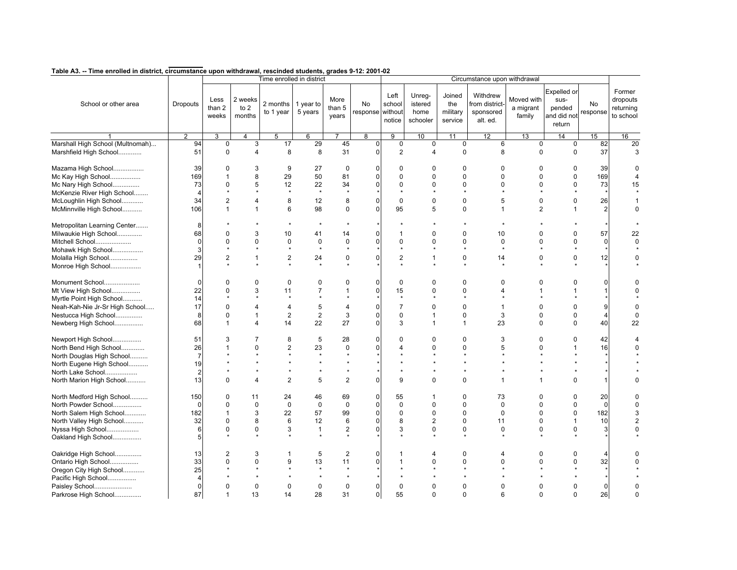**Table A3. -- Time enrolled in district, circumstance upon withdrawal, rescinded students, grades 9-12: 2001-02**

| School or other area | Dropouts | Time enrolled in district | | | | | | Circumstance upon withdrawal | | | | | | | Former dropouts returning to school |
|---|---|---|---|---|---|---|---|---|---|---|---|---|---|---|---|
| | | Less than 2 weeks | 2 weeks to 2 months | 2 months to 1 year | 1 year to 5 years | More than 5 years | No response | Left school without notice | Unreg-istered home schooler | Joined the military service | Withdrew from district-sponsored alt. ed. | Moved with a migrant family | Expelled or sus-pended and did not return | No response | |
| 1 | 2 | 3 | 4 | 5 | 6 | 7 | 8 | 9 | 10 | 11 | 12 | 13 | 14 | 15 | 16 |
| Marshall High School (Multnomah)... | 94 | 0 | 3 | 17 | 29 | 45 | 0 | 0 | 0 | 0 | 6 | 0 | 0 | 82 | 20 |
| Marshfield High School............ | 51 | 0 | 4 | 8 | 8 | 31 | 0 | 2 | 4 | 0 | 8 | 0 | 0 | 37 | 3 |
| Mazama High School................ | 39 | 0 | 3 | 9 | 27 | 0 | 0 | 0 | 0 | 0 | 0 | 0 | 0 | 39 | 0 |
| Mc Kay High School................ | 169 | 1 | 8 | 29 | 50 | 81 | 0 | 0 | 0 | 0 | 0 | 0 | 0 | 169 | 4 |
| Mc Nary High School.............. | 73 | 0 | 5 | 12 | 22 | 34 | 0 | 0 | 0 | 0 | 0 | 0 | 0 | 73 | 15 |
| McKenzie River High School........ | 4 | * | * | * | * | * | * | * | * | * | * | * | * | * | * |
| McLoughlin High School........... | 34 | 2 | 4 | 8 | 12 | 8 | 0 | 0 | 0 | 0 | 5 | 0 | 0 | 26 | 1 |
| McMinnville High School.......... | 106 | 1 | 1 | 6 | 98 | 0 | 0 | 95 | 5 | 0 | 1 | 2 | 1 | 2 | 0 |
| Metropolitan Learning Center....... | 8 | * | * | * | * | * | * | * | * | * | * | * | * | * | * |
| Milwaukie High School............. | 68 | 0 | 3 | 10 | 41 | 14 | 0 | 1 | 0 | 0 | 10 | 0 | 0 | 57 | 22 |
| Mitchell School................... | 0 | 0 | 0 | 0 | 0 | 0 | 0 | 0 | 0 | 0 | 0 | 0 | 0 | 0 | 0 |
| Mohawk High School................ | 3 | * | * | * | * | * | * | * | * | * | * | * | * | * | * |
| Molalla High School............... | 29 | 2 | 1 | 2 | 24 | 0 | 0 | 2 | 1 | 0 | 14 | 0 | 0 | 12 | 0 |
| Monroe High School................ | 1 | * | * | * | * | * | * | * | * | * | * | * | * | * | * |
| Monument School................... | 0 | 0 | 0 | 0 | 0 | 0 | 0 | 0 | 0 | 0 | 0 | 0 | 0 | 0 | 0 |
| Mt View High School............... | 22 | 0 | 3 | 11 | 7 | 1 | 0 | 15 | 0 | 0 | 4 | 1 | 1 | 1 | 0 |
| Myrtle Point High School.......... | 14 | * | * | * | * | * | * | * | * | * | * | * | * | * | * |
| Neah-Kah-Nie Jr-Sr High School..... | 17 | 0 | 4 | 4 | 5 | 4 | 0 | 7 | 0 | 0 | 1 | 0 | 0 | 9 | 0 |
| Nestucca High School.............. | 8 | 0 | 1 | 2 | 2 | 3 | 0 | 0 | 1 | 0 | 3 | 0 | 0 | 4 | 0 |
| Newberg High School............... | 68 | 1 | 4 | 14 | 22 | 27 | 0 | 3 | 1 | 1 | 23 | 0 | 0 | 40 | 22 |
| Newport High School............... | 51 | 3 | 7 | 8 | 5 | 28 | 0 | 0 | 0 | 0 | 3 | 0 | 0 | 42 | 4 |
| North Bend High School............ | 26 | 1 | 0 | 2 | 23 | 0 | 0 | 4 | 0 | 0 | 5 | 0 | 1 | 16 | 0 |
| North Douglas High School.......... | 7 | * | * | * | * | * | * | * | * | * | * | * | * | * | * |
| North Eugene High School........... | 19 | * | * | * | * | * | * | * | * | * | * | * | * | * | * |
| North Lake School................. | 2 | * | * | * | * | * | * | * | * | * | * | * | * | * | * |
| North Marion High School........... | 13 | 0 | 4 | 2 | 5 | 2 | 0 | 9 | 0 | 0 | 1 | 1 | 0 | 1 | 0 |
| North Medford High School.......... | 150 | 0 | 11 | 24 | 46 | 69 | 0 | 55 | 1 | 0 | 73 | 0 | 0 | 20 | 0 |
| North Powder School............... | 0 | 0 | 0 | 0 | 0 | 0 | 0 | 0 | 0 | 0 | 0 | 0 | 0 | 0 | 0 |
| North Salem High School............ | 182 | 1 | 3 | 22 | 57 | 99 | 0 | 0 | 0 | 0 | 0 | 0 | 0 | 182 | 3 |
| North Valley High School........... | 32 | 0 | 8 | 6 | 12 | 6 | 0 | 8 | 2 | 0 | 11 | 0 | 1 | 10 | 2 |
| Nyssa High School................. | 6 | 0 | 0 | 3 | 1 | 2 | 0 | 3 | 0 | 0 | 0 | 0 | 0 | 3 | 0 |
| Oakland High School............... | 5 | * | * | * | * | * | * | * | * | * | * | * | * | * | * |
| Oakridge High School.............. | 13 | 2 | 3 | 1 | 5 | 2 | 0 | 1 | 4 | 0 | 4 | 0 | 0 | 4 | 0 |
| Ontario High School............... | 33 | 0 | 0 | 9 | 13 | 11 | 0 | 1 | 0 | 0 | 0 | 0 | 0 | 32 | 0 |
| Oregon City High School............ | 25 | * | * | * | * | * | * | * | * | * | * | * | * | * | * |
| Pacific High School................ | 4 | * | * | * | * | * | * | * | * | * | * | * | * | * | * |
| Paisley School..................... | 0 | 0 | 0 | 0 | 0 | 0 | 0 | 0 | 0 | 0 | 0 | 0 | 0 | 0 | 0 |
| Parkrose High School.............. | 87 | 1 | 13 | 14 | 28 | 31 | 0 | 55 | 0 | 0 | 6 | 0 | 0 | 26 | 0 |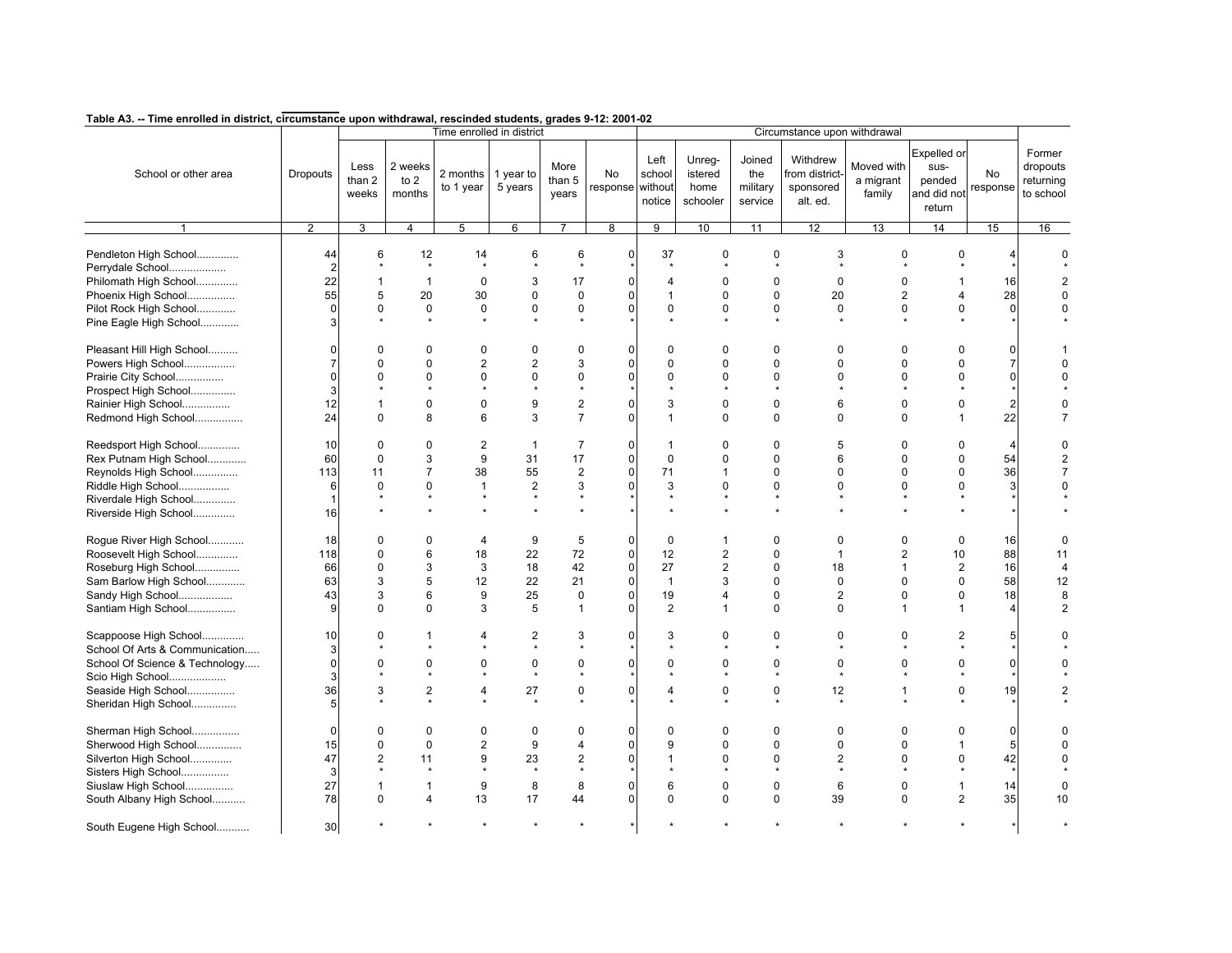**Table A3. -- Time enrolled in district, circumstance upon withdrawal, rescinded students, grades 9-12: 2001-02**

| School or other area | Dropouts | Time enrolled in district | | | | | | Circumstance upon withdrawal | | | | | | | Former dropouts returning to school |
|---|---|---|---|---|---|---|---|---|---|---|---|---|---|---|---|
| | | Less than 2 weeks | 2 weeks to 2 months | 2 months to 1 year | 1 year to 5 years | More than 5 years | No response | Left school without notice | Unreg-istered home schooler | Joined the military service | Withdrew from district-sponsored alt. ed. | Moved with a migrant family | Expelled or sus-pended and did not return | No response | |
| 1 | 2 | 3 | 4 | 5 | 6 | 7 | 8 | 9 | 10 | 11 | 12 | 13 | 14 | 15 | 16 |
| Pendleton High School.............. | 44 | 6 | 12 | 14 | 6 | 6 | 0 | 37 | 0 | 0 | 3 | 0 | 0 | 4 | 0 |
| Perrydale School................... | 2 | * | * | * | * | * | * | * | * | * | * | * | * | * | * |
| Philomath High School.............. | 22 | 1 | 1 | 0 | 3 | 17 | 0 | 4 | 0 | 0 | 0 | 0 | 1 | 16 | 2 |
| Phoenix High School................ | 55 | 5 | 20 | 30 | 0 | 0 | 0 | 1 | 0 | 0 | 20 | 2 | 4 | 28 | 0 |
| Pilot Rock High School............. | 0 | 0 | 0 | 0 | 0 | 0 | 0 | 0 | 0 | 0 | 0 | 0 | 0 | 0 | 0 |
| Pine Eagle High School............. | 3 | * | * | * | * | * | * | * | * | * | * | * | * | * | * |
| Pleasant Hill High School.......... | 0 | 0 | 0 | 0 | 0 | 0 | 0 | 0 | 0 | 0 | 0 | 0 | 0 | 0 | 1 |
| Powers High School................. | 7 | 0 | 0 | 2 | 2 | 3 | 0 | 0 | 0 | 0 | 0 | 0 | 0 | 7 | 0 |
| Prairie City School................ | 0 | 0 | 0 | 0 | 0 | 0 | 0 | 0 | 0 | 0 | 0 | 0 | 0 | 0 | 0 |
| Prospect High School............... | 3 | * | * | * | * | * | * | * | * | * | * | * | * | * | * |
| Rainier High School................ | 12 | 1 | 0 | 0 | 9 | 2 | 0 | 3 | 0 | 0 | 6 | 0 | 0 | 2 | 0 |
| Redmond High School................ | 24 | 0 | 8 | 6 | 3 | 7 | 0 | 1 | 0 | 0 | 0 | 0 | 1 | 22 | 7 |
| Reedsport High School.............. | 10 | 0 | 0 | 2 | 1 | 7 | 0 | 1 | 0 | 0 | 5 | 0 | 0 | 4 | 0 |
| Rex Putnam High School............. | 60 | 0 | 3 | 9 | 31 | 17 | 0 | 0 | 0 | 0 | 6 | 0 | 0 | 54 | 2 |
| Reynolds High School............... | 113 | 11 | 7 | 38 | 55 | 2 | 0 | 71 | 1 | 0 | 0 | 0 | 0 | 36 | 7 |
| Riddle High School................. | 6 | 0 | 0 | 1 | 2 | 3 | 0 | 3 | 0 | 0 | 0 | 0 | 0 | 3 | 0 |
| Riverdale High School.............. | 1 | * | * | * | * | * | * | * | * | * | * | * | * | * | * |
| Riverside High School.............. | 16 | * | * | * | * | * | * | * | * | * | * | * | * | * | * |
| Rogue River High School............ | 18 | 0 | 0 | 4 | 9 | 5 | 0 | 0 | 1 | 0 | 0 | 0 | 0 | 16 | 0 |
| Roosevelt High School.............. | 118 | 0 | 6 | 18 | 22 | 72 | 0 | 12 | 2 | 0 | 1 | 2 | 10 | 88 | 11 |
| Roseburg High School............... | 66 | 0 | 3 | 3 | 18 | 42 | 0 | 27 | 2 | 0 | 18 | 1 | 2 | 16 | 4 |
| Sam Barlow High School............. | 63 | 3 | 5 | 12 | 22 | 21 | 0 | 1 | 3 | 0 | 0 | 0 | 0 | 58 | 12 |
| Sandy High School.................. | 43 | 3 | 6 | 9 | 25 | 0 | 0 | 19 | 4 | 0 | 2 | 0 | 0 | 18 | 8 |
| Santiam High School................ | 9 | 0 | 0 | 3 | 5 | 1 | 0 | 2 | 1 | 0 | 0 | 1 | 1 | 4 | 2 |
| Scappoose High School.............. | 10 | 0 | 1 | 4 | 2 | 3 | 0 | 3 | 0 | 0 | 0 | 0 | 2 | 5 | 0 |
| School Of Arts & Communication..... | 3 | * | * | * | * | * | * | * | * | * | * | * | * | * | * |
| School Of Science & Technology..... | 0 | 0 | 0 | 0 | 0 | 0 | 0 | 0 | 0 | 0 | 0 | 0 | 0 | 0 | 0 |
| Scio High School................... | 3 | * | * | * | * | * | * | * | * | * | * | * | * | * | * |
| Seaside High School................ | 36 | 3 | 2 | 4 | 27 | 0 | 0 | 4 | 0 | 0 | 12 | 1 | 0 | 19 | 2 |
| Sheridan High School............... | 5 | * | * | * | * | * | * | * | * | * | * | * | * | * | * |
| Sherman High School................ | 0 | 0 | 0 | 0 | 0 | 0 | 0 | 0 | 0 | 0 | 0 | 0 | 0 | 0 | 0 |
| Sherwood High School............... | 15 | 0 | 0 | 2 | 9 | 4 | 0 | 9 | 0 | 0 | 0 | 0 | 1 | 5 | 0 |
| Silverton High School.............. | 47 | 2 | 11 | 9 | 23 | 2 | 0 | 1 | 0 | 0 | 2 | 0 | 0 | 42 | 0 |
| Sisters High School................ | 3 | * | * | * | * | * | * | * | * | * | * | * | * | * | * |
| Siuslaw High School................ | 27 | 1 | 1 | 9 | 8 | 8 | 0 | 6 | 0 | 0 | 6 | 0 | 1 | 14 | 0 |
| South Albany High School........... | 78 | 0 | 4 | 13 | 17 | 44 | 0 | 0 | 0 | 0 | 39 | 0 | 2 | 35 | 10 |
| South Eugene High School........... | 30 | * | * | * | * | * | * | * | * | * | * | * | * | * | * |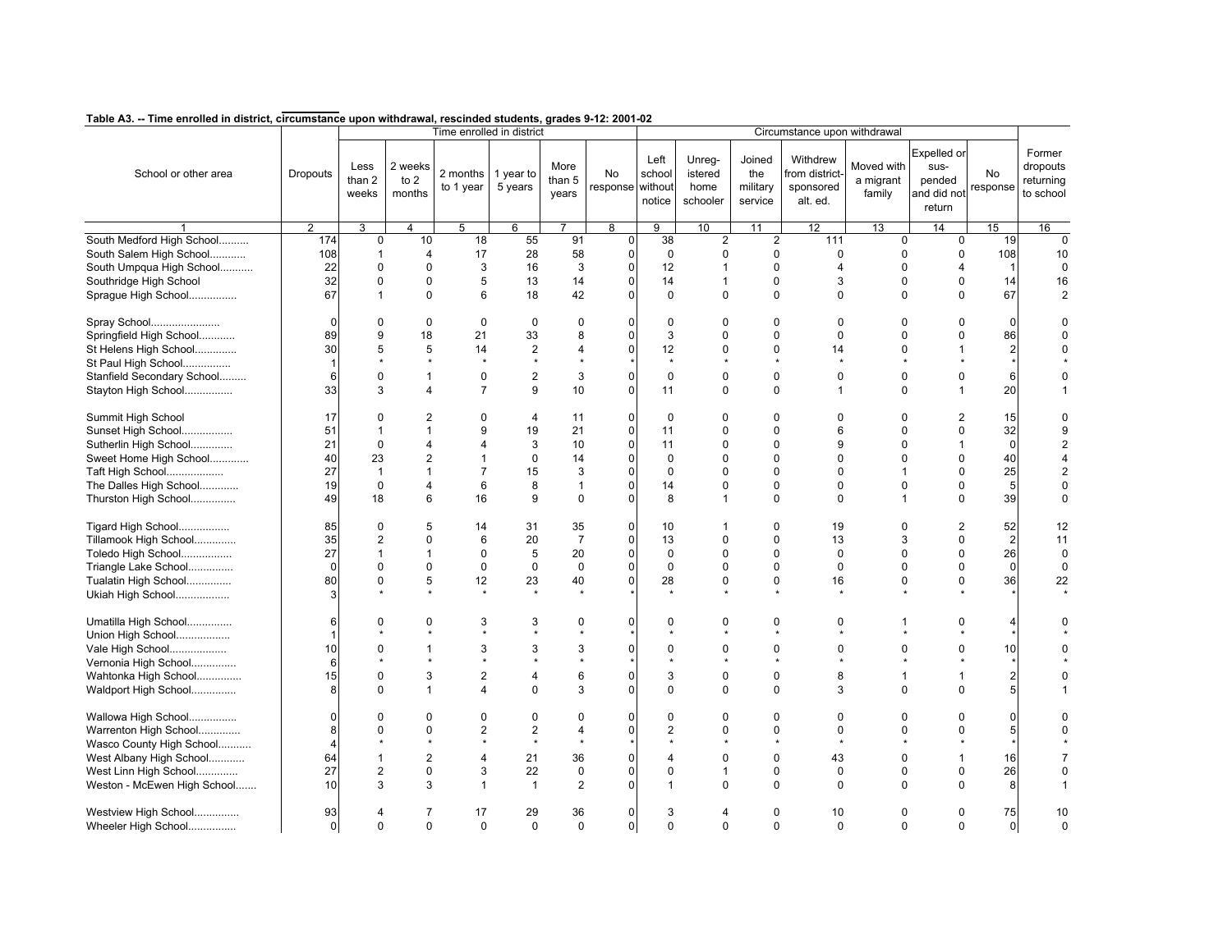**Table A3. -- Time enrolled in district, circumstance upon withdrawal, rescinded students, grades 9-12: 2001-02**

| School or other area | Dropouts | Time enrolled in district | | | | | | Circumstance upon withdrawal | | | | | | | Former dropouts returning to school |
|---|---|---|---|---|---|---|---|---|---|---|---|---|---|---|---|
| | | Less than 2 weeks | 2 weeks to 2 months | 2 months to 1 year | 1 year to 5 years | More than 5 years | No response | Left school without notice | Unreg-istered home schooler | Joined the military service | Withdrew from district-sponsored alt. ed. | Moved with a migrant family | Expelled or sus-pended and did not return | No response | |
| 1 | 2 | 3 | 4 | 5 | 6 | 7 | 8 | 9 | 10 | 11 | 12 | 13 | 14 | 15 | 16 |
| South Medford High School.......... | 174 | 0 | 10 | 18 | 55 | 91 | 0 | 38 | 2 | 2 | 111 | 0 | 0 | 19 | 0 |
| South Salem High School............ | 108 | 1 | 4 | 17 | 28 | 58 | 0 | 0 | 0 | 0 | 0 | 0 | 0 | 108 | 10 |
| South Umpqua High School........... | 22 | 0 | 0 | 3 | 16 | 3 | 0 | 12 | 1 | 0 | 4 | 0 | 4 | 1 | 0 |
| Southridge High School | 32 | 0 | 0 | 5 | 13 | 14 | 0 | 14 | 1 | 0 | 3 | 0 | 0 | 14 | 16 |
| Sprague High School................ | 67 | 1 | 0 | 6 | 18 | 42 | 0 | 0 | 0 | 0 | 0 | 0 | 0 | 67 | 2 |
| Spray School....................... | 0 | 0 | 0 | 0 | 0 | 0 | 0 | 0 | 0 | 0 | 0 | 0 | 0 | 0 | 0 |
| Springfield High School............ | 89 | 9 | 18 | 21 | 33 | 8 | 0 | 3 | 0 | 0 | 0 | 0 | 0 | 86 | 0 |
| St Helens High School.............. | 30 | 5 | 5 | 14 | 2 | 4 | 0 | 12 | 0 | 0 | 14 | 0 | 1 | 2 | 0 |
| St Paul High School................ | 1 | * | * | * | * | * | * | * | * | * | * | * | * | * | * |
| Stanfield Secondary School......... | 6 | 0 | 1 | 0 | 2 | 3 | 0 | 0 | 0 | 0 | 0 | 0 | 0 | 6 | 0 |
| Stayton High School................ | 33 | 3 | 4 | 7 | 9 | 10 | 0 | 11 | 0 | 0 | 1 | 0 | 1 | 20 | 1 |
| Summit High School | 17 | 0 | 2 | 0 | 4 | 11 | 0 | 0 | 0 | 0 | 0 | 0 | 2 | 15 | 0 |
| Sunset High School................. | 51 | 1 | 1 | 9 | 19 | 21 | 0 | 11 | 0 | 0 | 6 | 0 | 0 | 32 | 9 |
| Sutherlin High School.............. | 21 | 0 | 4 | 4 | 3 | 10 | 0 | 11 | 0 | 0 | 9 | 0 | 1 | 0 | 2 |
| Sweet Home High School............ | 40 | 23 | 2 | 1 | 0 | 14 | 0 | 0 | 0 | 0 | 0 | 0 | 0 | 40 | 4 |
| Taft High School................... | 27 | 1 | 1 | 7 | 15 | 3 | 0 | 0 | 0 | 0 | 0 | 1 | 0 | 25 | 2 |
| The Dalles High School............ | 19 | 0 | 4 | 6 | 8 | 1 | 0 | 14 | 0 | 0 | 0 | 0 | 0 | 5 | 0 |
| Thurston High School............... | 49 | 18 | 6 | 16 | 9 | 0 | 0 | 8 | 1 | 0 | 0 | 1 | 0 | 39 | 0 |
| Tigard High School................. | 85 | 0 | 5 | 14 | 31 | 35 | 0 | 10 | 1 | 0 | 19 | 0 | 2 | 52 | 12 |
| Tillamook High School.............. | 35 | 2 | 0 | 6 | 20 | 7 | 0 | 13 | 0 | 0 | 13 | 3 | 0 | 2 | 11 |
| Toledo High School................. | 27 | 1 | 1 | 0 | 5 | 20 | 0 | 0 | 0 | 0 | 0 | 0 | 0 | 26 | 0 |
| Triangle Lake School............... | 0 | 0 | 0 | 0 | 0 | 0 | 0 | 0 | 0 | 0 | 0 | 0 | 0 | 0 | 0 |
| Tualatin High School............... | 80 | 0 | 5 | 12 | 23 | 40 | 0 | 28 | 0 | 0 | 16 | 0 | 0 | 36 | 22 |
| Ukiah High School.................. | 3 | * | * | * | * | * | * | * | * | * | * | * | * | * | * |
| Umatilla High School............... | 6 | 0 | 0 | 3 | 3 | 0 | 0 | 0 | 0 | 0 | 0 | 1 | 0 | 4 | 0 |
| Union High School.................. | 1 | * | * | * | * | * | * | * | * | * | * | * | * | * | * |
| Vale High School................... | 10 | 0 | 1 | 3 | 3 | 3 | 0 | 0 | 0 | 0 | 0 | 0 | 0 | 10 | 0 |
| Vernonia High School............... | 6 | * | * | * | * | * | * | * | * | * | * | * | * | * | * |
| Wahtonka High School............... | 15 | 0 | 3 | 2 | 4 | 6 | 0 | 3 | 0 | 0 | 8 | 1 | 1 | 2 | 0 |
| Waldport High School............... | 8 | 0 | 1 | 4 | 0 | 3 | 0 | 0 | 0 | 0 | 3 | 0 | 0 | 5 | 1 |
| Wallowa High School................ | 0 | 0 | 0 | 0 | 0 | 0 | 0 | 0 | 0 | 0 | 0 | 0 | 0 | 0 | 0 |
| Warrenton High School.............. | 8 | 0 | 0 | 2 | 2 | 4 | 0 | 2 | 0 | 0 | 0 | 0 | 0 | 5 | 0 |
| Wasco County High School........... | 4 | * | * | * | * | * | * | * | * | * | * | * | * | * | * |
| West Albany High School............ | 64 | 1 | 2 | 4 | 21 | 36 | 0 | 4 | 0 | 0 | 43 | 0 | 1 | 16 | 7 |
| West Linn High School.............. | 27 | 2 | 0 | 3 | 22 | 0 | 0 | 0 | 1 | 0 | 0 | 0 | 0 | 26 | 0 |
| Weston - McEwen High School....... | 10 | 3 | 3 | 1 | 1 | 2 | 0 | 1 | 0 | 0 | 0 | 0 | 0 | 8 | 1 |
| Westview High School............... | 93 | 4 | 7 | 17 | 29 | 36 | 0 | 3 | 4 | 0 | 10 | 0 | 0 | 75 | 10 |
| Wheeler High School................ | 0 | 0 | 0 | 0 | 0 | 0 | 0 | 0 | 0 | 0 | 0 | 0 | 0 | 0 | 0 |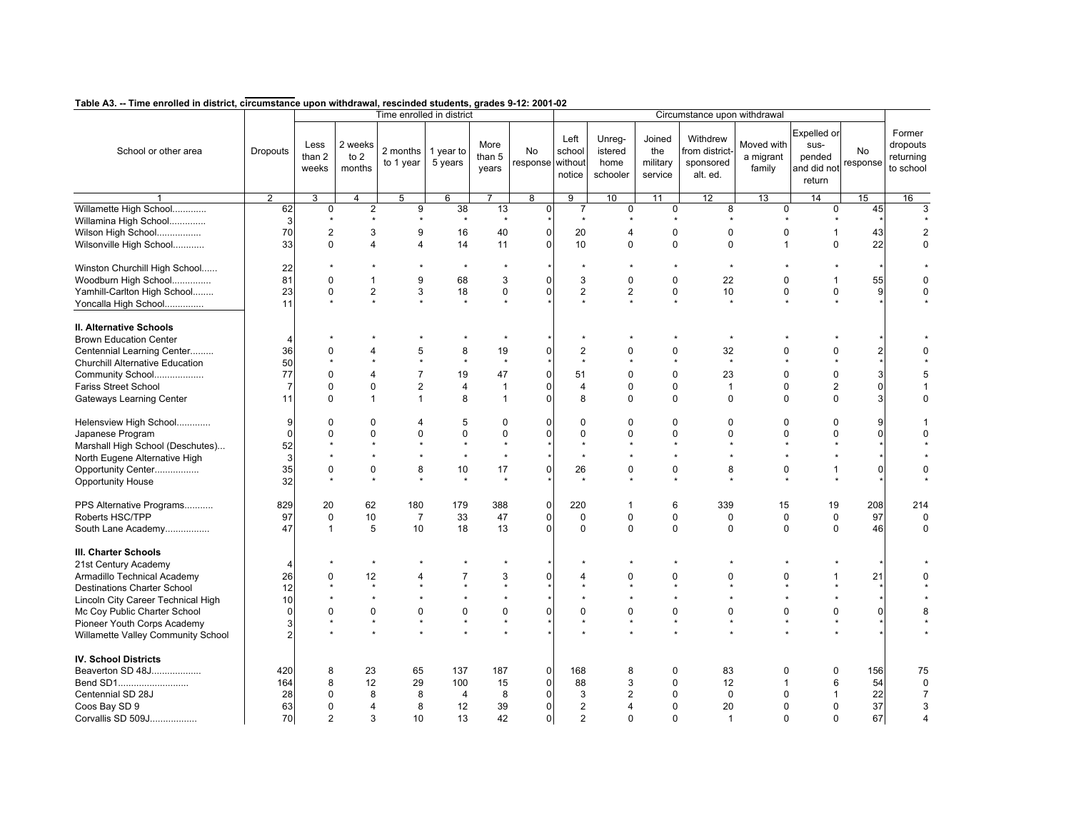**Table A3. -- Time enrolled in district, circumstance upon withdrawal, rescinded students, grades 9-12: 2001-02**

| School or other area | Dropouts | Time enrolled in district | | | | | | Circumstance upon withdrawal | | | | | | | | Former dropouts returning to school |
|---|---|---|---|---|---|---|---|---|---|---|---|---|---|---|---|---|
| | | Less than 2 weeks | 2 weeks to 2 months | 2 months to 1 year | 1 year to 5 years | More than 5 years | No response | Left school without notice | Unregistered home schooler | Joined the military service | Withdrew from district-sponsored alt. ed. | Moved with a migrant family | Expelled or suspended and did not return | No response | |
| 1 | 2 | 3 | 4 | 5 | 6 | 7 | 8 | 9 | 10 | 11 | 12 | 13 | 14 | 15 | 16 |
| Willamette High School............ | 62 | 0 | 2 | 9 | 38 | 13 | 0 | 7 | 0 | 0 | 8 | 0 | 0 | 45 | 3 |
| Willamina High School............. | 3 | * | * | * | * | * | * | * | * | * | * | * | * | * | * |
| Wilson High School................. | 70 | 2 | 3 | 9 | 16 | 40 | 0 | 20 | 4 | 0 | 0 | 0 | 1 | 43 | 2 |
| Wilsonville High School........... | 33 | 0 | 4 | 4 | 14 | 11 | 0 | 10 | 0 | 0 | 0 | 1 | 0 | 22 | 0 |
| Winston Churchill High School...... | 22 | * | * | * | * | * | * | * | * | * | * | * | * | * | * |
| Woodburn High School.............. | 81 | 0 | 1 | 9 | 68 | 3 | 0 | 3 | 0 | 0 | 22 | 0 | 1 | 55 | 0 |
| Yamhill-Carlton High School........ | 23 | 0 | 2 | 3 | 18 | 0 | 0 | 2 | 2 | 0 | 10 | 0 | 0 | 9 | 0 |
| Yoncalla High School.............. | 11 | * | * | * | * | * | * | * | * | * | * | * | * | * | * |
| **II. Alternative Schools** | | | | | | | | | | | | | | | |
| Brown Education Center | 4 | * | * | * | * | * | * | * | * | * | * | * | * | * | * |
| Centennial Learning Center......... | 36 | 0 | 4 | 5 | 8 | 19 | 0 | 2 | 0 | 0 | 32 | 0 | 0 | 2 | 0 |
| Churchill Alternative Education | 50 | * | * | * | * | * | * | * | * | * | * | * | * | * | * |
| Community School.................. | 77 | 0 | 4 | 7 | 19 | 47 | 0 | 51 | 0 | 0 | 23 | 0 | 0 | 3 | 5 |
| Fariss Street School | 7 | 0 | 0 | 2 | 4 | 1 | 0 | 4 | 0 | 0 | 1 | 0 | 2 | 0 | 1 |
| Gateways Learning Center | 11 | 0 | 1 | 1 | 8 | 1 | 0 | 8 | 0 | 0 | 0 | 0 | 0 | 3 | 0 |
| Helensview High School............ | 9 | 0 | 0 | 4 | 5 | 0 | 0 | 0 | 0 | 0 | 0 | 0 | 0 | 9 | 1 |
| Japanese Program | 0 | 0 | 0 | 0 | 0 | 0 | 0 | 0 | 0 | 0 | 0 | 0 | 0 | 0 | 0 |
| Marshall High School (Deschutes)... | 52 | * | * | * | * | * | * | * | * | * | * | * | * | * | * |
| North Eugene Alternative High | 3 | * | * | * | * | * | * | * | * | * | * | * | * | * | * |
| Opportunity Center................ | 35 | 0 | 0 | 8 | 10 | 17 | 0 | 26 | 0 | 0 | 8 | 0 | 1 | 0 | 0 |
| Opportunity House | 32 | * | * | * | * | * | * | * | * | * | * | * | * | * | * |
| PPS Alternative Programs.......... | 829 | 20 | 62 | 180 | 179 | 388 | 0 | 220 | 1 | 6 | 339 | 15 | 19 | 208 | 214 |
| Roberts HSC/TPP | 97 | 0 | 10 | 7 | 33 | 47 | 0 | 0 | 0 | 0 | 0 | 0 | 0 | 97 | 0 |
| South Lane Academy................ | 47 | 1 | 5 | 10 | 18 | 13 | 0 | 0 | 0 | 0 | 0 | 0 | 0 | 46 | 0 |
| **III. Charter Schools** | | | | | | | | | | | | | | | |
| 21st Century Academy | 4 | * | * | * | * | * | * | * | * | * | * | * | * | * | * |
| Armadillo Technical Academy | 26 | 0 | 12 | 4 | 7 | 3 | 0 | 4 | 0 | 0 | 0 | 0 | 1 | 21 | 0 |
| Destinations Charter School | 12 | * | * | * | * | * | * | * | * | * | * | * | * | * | * |
| Lincoln City Career Technical High | 10 | * | * | * | * | * | * | * | * | * | * | * | * | * | * |
| Mc Coy Public Charter School | 0 | 0 | 0 | 0 | 0 | 0 | 0 | 0 | 0 | 0 | 0 | 0 | 0 | 0 | 8 |
| Pioneer Youth Corps Academy | 3 | * | * | * | * | * | * | * | * | * | * | * | * | * | * |
| Willamette Valley Community School | 2 | * | * | * | * | * | * | * | * | * | * | * | * | * | * |
| **IV. School Districts** | | | | | | | | | | | | | | | |
| Beaverton SD 48J.................. | 420 | 8 | 23 | 65 | 137 | 187 | 0 | 168 | 8 | 0 | 83 | 0 | 0 | 156 | 75 |
| Bend SD1.......................... | 164 | 8 | 12 | 29 | 100 | 15 | 0 | 88 | 3 | 0 | 12 | 1 | 6 | 54 | 0 |
| Centennial SD 28J | 28 | 0 | 8 | 8 | 4 | 8 | 0 | 3 | 2 | 0 | 0 | 0 | 1 | 22 | 7 |
| Coos Bay SD 9 | 63 | 0 | 4 | 8 | 12 | 39 | 0 | 2 | 4 | 0 | 20 | 0 | 0 | 37 | 3 |
| Corvallis SD 509J................. | 70 | 2 | 3 | 10 | 13 | 42 | 0 | 2 | 0 | 0 | 1 | 0 | 0 | 67 | 4 |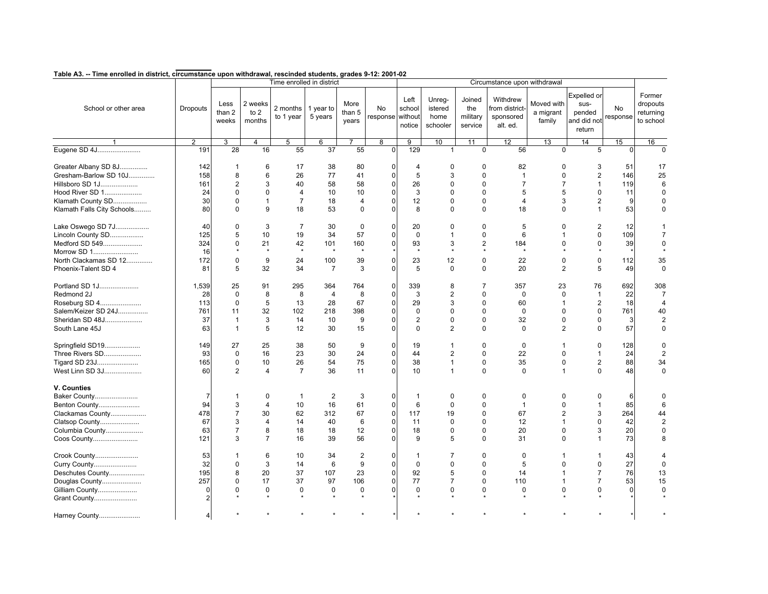**Table A3. -- Time enrolled in district, circumstance upon withdrawal, rescinded students, grades 9-12: 2001-02**

| School or other area | Dropouts | Time enrolled in district | | | | | | Circumstance upon withdrawal | | | | | | | Former dropouts returning to school |
|---|---|---|---|---|---|---|---|---|---|---|---|---|---|---|---|
| | | Less than 2 weeks | 2 weeks to 2 months | 2 months to 1 year | 1 year to 5 years | More than 5 years | No response | Left school without notice | Unreg-istered home schooler | Joined the military service | Withdrew from district-sponsored alt. ed. | Moved with a migrant family | Expelled or sus-pended and did not return | No response | |
| 1 | 2 | 3 | 4 | 5 | 6 | 7 | 8 | 9 | 10 | 11 | 12 | 13 | 14 | 15 | 16 |
| Eugene SD 4J...................... | 191 | 28 | 16 | 55 | 37 | 55 | 0 | 129 | 1 | 0 | 56 | 0 | 5 | 0 | 0 |
| Greater Albany SD 8J.............. | 142 | 1 | 6 | 17 | 38 | 80 | 0 | 4 | 0 | 0 | 82 | 0 | 3 | 51 | 17 |
| Gresham-Barlow SD 10J............. | 158 | 8 | 6 | 26 | 77 | 41 | 0 | 5 | 3 | 0 | 1 | 0 | 2 | 146 | 25 |
| Hillsboro SD 1J................... | 161 | 2 | 3 | 40 | 58 | 58 | 0 | 26 | 0 | 0 | 7 | 7 | 1 | 119 | 6 |
| Hood River SD 1................... | 24 | 0 | 0 | 4 | 10 | 10 | 0 | 3 | 0 | 0 | 5 | 5 | 0 | 11 | 0 |
| Klamath County SD................. | 30 | 0 | 1 | 7 | 18 | 4 | 0 | 12 | 0 | 0 | 4 | 3 | 2 | 9 | 0 |
| Klamath Falls City Schools........ | 80 | 0 | 9 | 18 | 53 | 0 | 0 | 8 | 0 | 0 | 18 | 0 | 1 | 53 | 0 |
| Lake Oswego SD 7J................. | 40 | 0 | 3 | 7 | 30 | 0 | 0 | 20 | 0 | 0 | 5 | 0 | 2 | 12 | 1 |
| Lincoln County SD................. | 125 | 5 | 10 | 19 | 34 | 57 | 0 | 0 | 1 | 0 | 6 | 1 | 0 | 109 | 7 |
| Medford SD 549.................... | 324 | 0 | 21 | 42 | 101 | 160 | 0 | 93 | 3 | 2 | 184 | 0 | 0 | 39 | 0 |
| Morrow SD 1....................... | 16 | * | * | * | * | * | * | * | * | * | * | * | * | * | * |
| North Clackamas SD 12............. | 172 | 0 | 9 | 24 | 100 | 39 | 0 | 23 | 12 | 0 | 22 | 0 | 0 | 112 | 35 |
| Phoenix-Talent SD 4 | 81 | 5 | 32 | 34 | 7 | 3 | 0 | 5 | 0 | 0 | 20 | 2 | 5 | 49 | 0 |
| Portland SD 1J.................... | 1,539 | 25 | 91 | 295 | 364 | 764 | 0 | 339 | 8 | 7 | 357 | 23 | 76 | 692 | 308 |
| Redmond 2J | 28 | 0 | 8 | 8 | 4 | 8 | 0 | 3 | 2 | 0 | 0 | 0 | 1 | 22 | 7 |
| Roseburg SD 4..................... | 113 | 0 | 5 | 13 | 28 | 67 | 0 | 29 | 3 | 0 | 60 | 1 | 2 | 18 | 4 |
| Salem/Keizer SD 24J............... | 761 | 11 | 32 | 102 | 218 | 398 | 0 | 0 | 0 | 0 | 0 | 0 | 0 | 761 | 40 |
| Sheridan SD 48J................... | 37 | 1 | 3 | 14 | 10 | 9 | 0 | 2 | 0 | 0 | 32 | 0 | 0 | 3 | 2 |
| South Lane 45J | 63 | 1 | 5 | 12 | 30 | 15 | 0 | 0 | 2 | 0 | 0 | 2 | 0 | 57 | 0 |
| Springfield SD19.................. | 149 | 27 | 25 | 38 | 50 | 9 | 0 | 19 | 1 | 0 | 0 | 1 | 0 | 128 | 0 |
| Three Rivers SD................... | 93 | 0 | 16 | 23 | 30 | 24 | 0 | 44 | 2 | 0 | 22 | 0 | 1 | 24 | 2 |
| Tigard SD 23J..................... | 165 | 0 | 10 | 26 | 54 | 75 | 0 | 38 | 1 | 0 | 35 | 0 | 2 | 88 | 34 |
| West Linn SD 3J................... | 60 | 2 | 4 | 7 | 36 | 11 | 0 | 10 | 1 | 0 | 0 | 1 | 0 | 48 | 0 |
| **V. Counties** | | | | | | | | | | | | | | | |
| Baker County...................... | 7 | 1 | 0 | 1 | 2 | 3 | 0 | 1 | 0 | 0 | 0 | 0 | 0 | 6 | 0 |
| Benton County..................... | 94 | 3 | 4 | 10 | 16 | 61 | 0 | 6 | 0 | 0 | 1 | 0 | 1 | 85 | 6 |
| Clackamas County.................. | 478 | 7 | 30 | 62 | 312 | 67 | 0 | 117 | 19 | 0 | 67 | 2 | 3 | 264 | 44 |
| Clatsop County.................... | 67 | 3 | 4 | 14 | 40 | 6 | 0 | 11 | 0 | 0 | 12 | 1 | 0 | 42 | 2 |
| Columbia County................... | 63 | 7 | 8 | 18 | 18 | 12 | 0 | 18 | 0 | 0 | 20 | 0 | 3 | 20 | 0 |
| Coos County....................... | 121 | 3 | 7 | 16 | 39 | 56 | 0 | 9 | 5 | 0 | 31 | 0 | 1 | 73 | 8 |
| Crook County...................... | 53 | 1 | 6 | 10 | 34 | 2 | 0 | 1 | 7 | 0 | 0 | 1 | 1 | 43 | 4 |
| Curry County...................... | 32 | 0 | 3 | 14 | 6 | 9 | 0 | 0 | 0 | 0 | 5 | 0 | 0 | 27 | 0 |
| Deschutes County.................. | 195 | 8 | 20 | 37 | 107 | 23 | 0 | 92 | 5 | 0 | 14 | 1 | 7 | 76 | 13 |
| Douglas County.................... | 257 | 0 | 17 | 37 | 97 | 106 | 0 | 77 | 7 | 0 | 110 | 1 | 7 | 53 | 15 |
| Gilliam County.................... | 0 | 0 | 0 | 0 | 0 | 0 | 0 | 0 | 0 | 0 | 0 | 0 | 0 | 0 | 0 |
| Grant County...................... | 2 | * | * | * | * | * | * | * | * | * | * | * | * | * | * |
| Harney County..................... | 4 | * | * | * | * | * | * | * | * | * | * | * | * | * | * |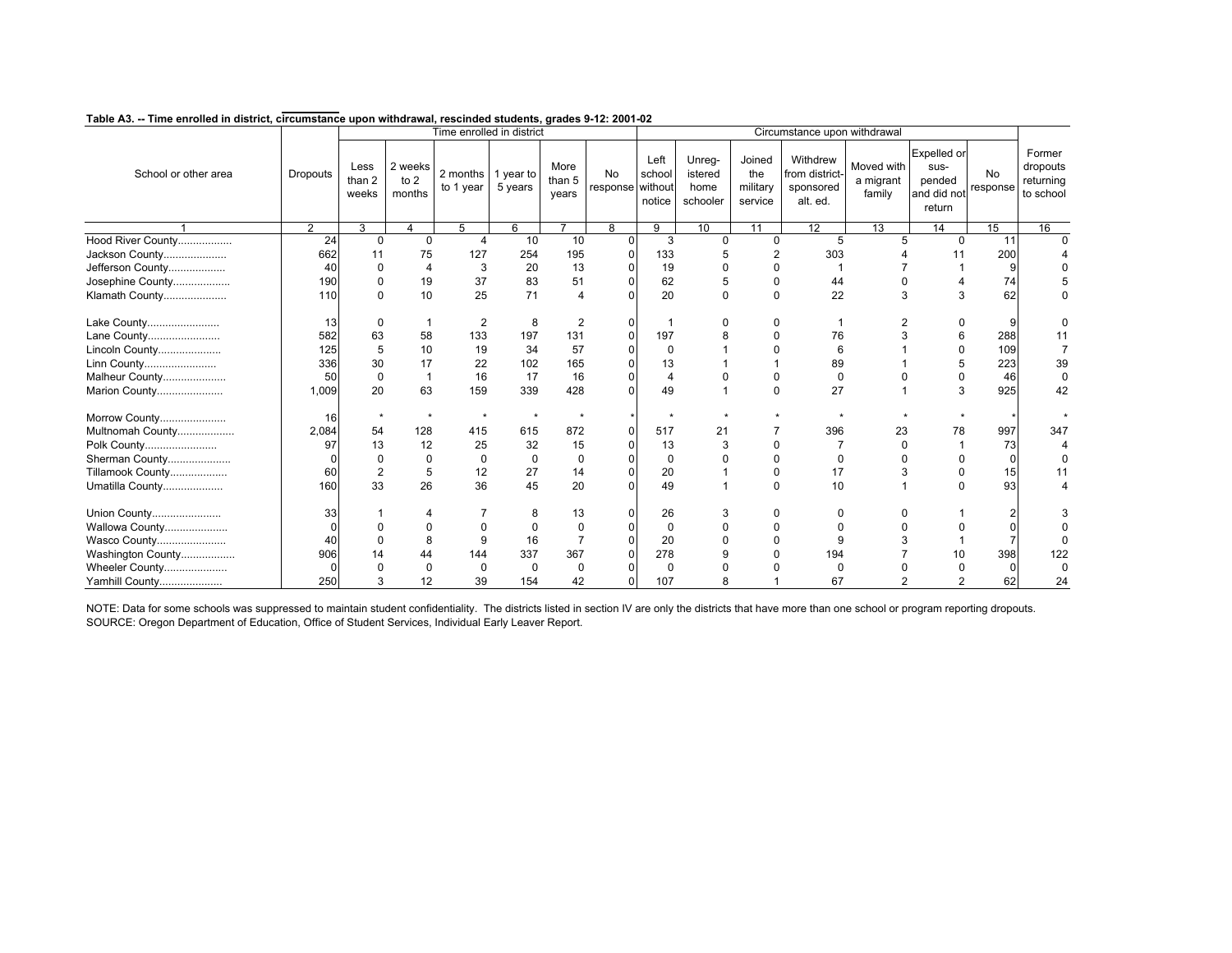**Table A3. -- Time enrolled in district, circumstance upon withdrawal, rescinded students, grades 9-12: 2001-02**

| School or other area | Dropouts | Time enrolled in district | | | | | | Circumstance upon withdrawal | | | | | | | | Former dropouts returning to school |
|---|---|---|---|---|---|---|---|---|---|---|---|---|---|---|---|---|
| | | Less than 2 weeks | 2 weeks to 2 months | 2 months to 1 year | 1 year to 5 years | More than 5 years | No response | Left school without notice | Unreg-istered home schooler | Joined the military service | Withdrew from district-sponsored alt. ed. | Moved with a migrant family | Expelled or sus-pended and did not return | No response | |
| 1 | 2 | 3 | 4 | 5 | 6 | 7 | 8 | 9 | 10 | 11 | 12 | 13 | 14 | 15 | 16 |
| Hood River County.................. | 24 | 0 | 0 | 4 | 10 | 10 | 0 | 3 | 0 | 0 | 5 | 5 | 0 | 11 | 0 |
| Jackson County..................... | 662 | 11 | 75 | 127 | 254 | 195 | 0 | 133 | 5 | 2 | 303 | 4 | 11 | 200 | 4 |
| Jefferson County................... | 40 | 0 | 4 | 3 | 20 | 13 | 0 | 19 | 0 | 0 | 1 | 7 | 1 | 9 | 0 |
| Josephine County................... | 190 | 0 | 19 | 37 | 83 | 51 | 0 | 62 | 5 | 0 | 44 | 0 | 4 | 74 | 5 |
| Klamath County..................... | 110 | 0 | 10 | 25 | 71 | 4 | 0 | 20 | 0 | 0 | 22 | 3 | 3 | 62 | 0 |
| Lake County........................ | 13 | 0 | 1 | 2 | 8 | 2 | 0 | 1 | 0 | 0 | 1 | 2 | 0 | 9 | 0 |
| Lane County........................ | 582 | 63 | 58 | 133 | 197 | 131 | 0 | 197 | 8 | 0 | 76 | 3 | 6 | 288 | 11 |
| Lincoln County..................... | 125 | 5 | 10 | 19 | 34 | 57 | 0 | 0 | 1 | 0 | 6 | 1 | 0 | 109 | 7 |
| Linn County........................ | 336 | 30 | 17 | 22 | 102 | 165 | 0 | 13 | 1 | 1 | 89 | 1 | 5 | 223 | 39 |
| Malheur County..................... | 50 | 0 | 1 | 16 | 17 | 16 | 0 | 4 | 0 | 0 | 0 | 0 | 0 | 46 | 0 |
| Marion County...................... | 1,009 | 20 | 63 | 159 | 339 | 428 | 0 | 49 | 1 | 0 | 27 | 1 | 3 | 925 | 42 |
| Morrow County...................... | 16 | * | * | * | * | * | * | * | * | * | * | * | * | * | * |
| Multnomah County................... | 2,084 | 54 | 128 | 415 | 615 | 872 | 0 | 517 | 21 | 7 | 396 | 23 | 78 | 997 | 347 |
| Polk County........................ | 97 | 13 | 12 | 25 | 32 | 15 | 0 | 13 | 3 | 0 | 7 | 0 | 1 | 73 | 4 |
| Sherman County..................... | 0 | 0 | 0 | 0 | 0 | 0 | 0 | 0 | 0 | 0 | 0 | 0 | 0 | 0 | 0 |
| Tillamook County................... | 60 | 2 | 5 | 12 | 27 | 14 | 0 | 20 | 1 | 0 | 17 | 3 | 0 | 15 | 11 |
| Umatilla County.................... | 160 | 33 | 26 | 36 | 45 | 20 | 0 | 49 | 1 | 0 | 10 | 1 | 0 | 93 | 4 |
| Union County....................... | 33 | 1 | 4 | 7 | 8 | 13 | 0 | 26 | 3 | 0 | 0 | 0 | 1 | 2 | 3 |
| Wallowa County..................... | 0 | 0 | 0 | 0 | 0 | 0 | 0 | 0 | 0 | 0 | 0 | 0 | 0 | 0 | 0 |
| Wasco County....................... | 40 | 0 | 8 | 9 | 16 | 7 | 0 | 20 | 0 | 0 | 9 | 3 | 1 | 7 | 0 |
| Washington County.................. | 906 | 14 | 44 | 144 | 337 | 367 | 0 | 278 | 9 | 0 | 194 | 7 | 10 | 398 | 122 |
| Wheeler County..................... | 0 | 0 | 0 | 0 | 0 | 0 | 0 | 0 | 0 | 0 | 0 | 0 | 0 | 0 | 0 |
| Yamhill County..................... | 250 | 3 | 12 | 39 | 154 | 42 | 0 | 107 | 8 | 1 | 67 | 2 | 2 | 62 | 24 |

NOTE: Data for some schools was suppressed to maintain student confidentiality. The districts listed in section IV are only the districts that have more than one school or program reporting dropouts.
SOURCE: Oregon Department of Education, Office of Student Services, Individual Early Leaver Report.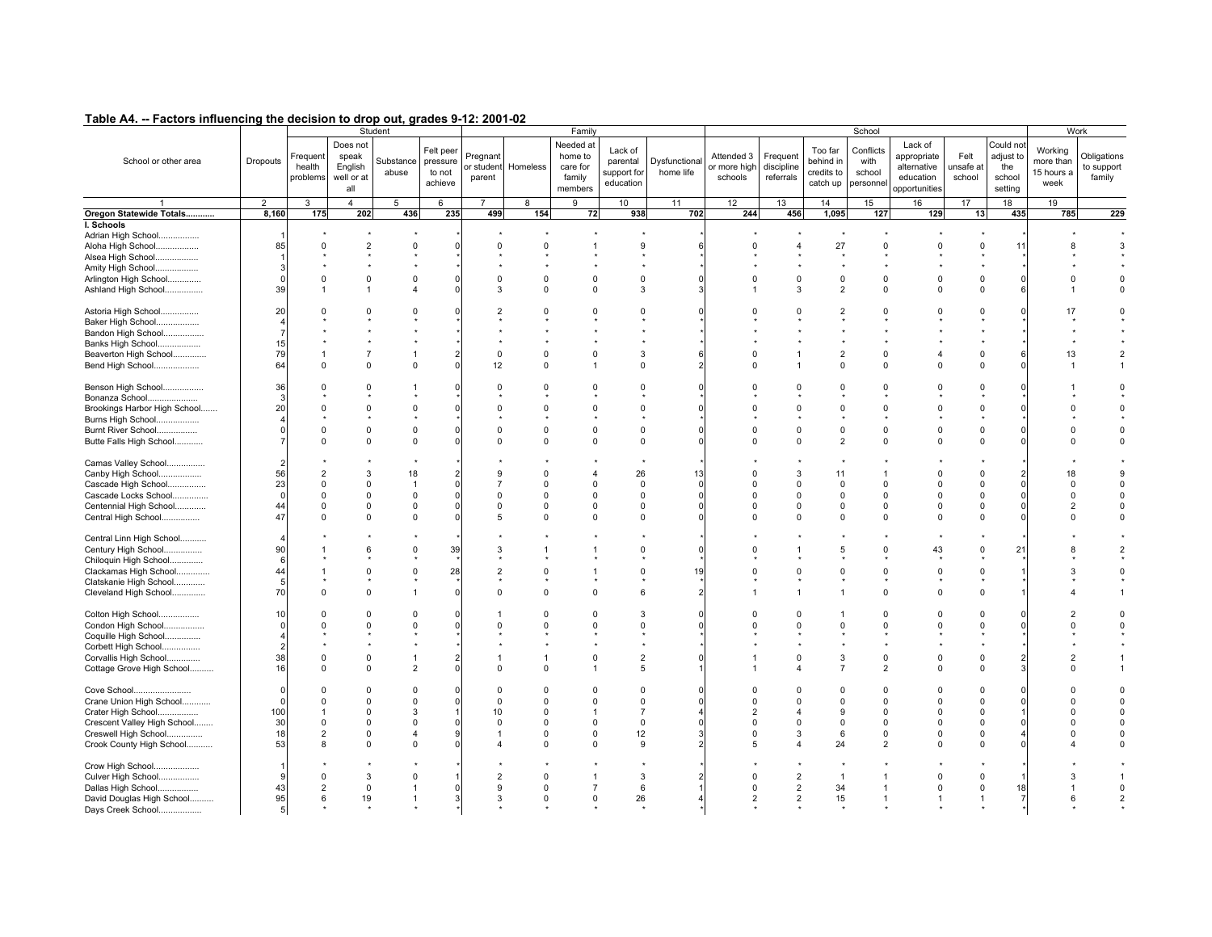## Table A4. -- Factors influencing the decision to drop out, grades 9-12: 2001-02

| School or other area | Dropouts | Student | | | | Family | | | | | School | | | | | | | Work | |
|---|---|---|---|---|---|---|---|---|---|---|---|---|---|---|---|---|---|---|---|
| | | Frequent health problems | Does not speak English well or at all | Substance abuse | Felt peer pressure to not achieve | Pregnant or student parent | Homeless | Needed at home to care for family members | Lack of parental support for education | Dysfunctional home life | Attended 3 or more high schools | Frequent discipline referrals | Too far behind in credits to catch up | Conflicts with school personnel | Lack of appropriate alternative education opportunities | Felt unsafe at school | Could not adjust to the school setting | Working more than 15 hours a week | Obligations to support family |
| 1 | 2 | 3 | 4 | 5 | 6 | 7 | 8 | 9 | 10 | 11 | 12 | 13 | 14 | 15 | 16 | 17 | 18 | 19 | |
| **Oregon Statewide Totals............** | **8,160** | **175** | **202** | **436** | **235** | **499** | **154** | **72** | **938** | **702** | **244** | **456** | **1,095** | **127** | **129** | **13** | **435** | **785** | **229** |
| **I. Schools** | | | | | | | | | | | | | | | | | | | |
| Adrian High School................. | 1 | * | * | * | * | * | * | * | * | * | * | * | * | * | * | * | * | * | * |
| Aloha High School.................. | 85 | 0 | 2 | 0 | 0 | 0 | 0 | 1 | 9 | 6 | 0 | 4 | 27 | 0 | 0 | 0 | 11 | 8 | 3 |
| Alsea High School.................. | 1 | * | * | * | * | * | * | * | * | * | * | * | * | * | * | * | * | * | * |
| Amity High School.................. | 3 | * | * | * | * | * | * | * | * | * | * | * | * | * | * | * | * | * | * |
| Arlington High School.............. | 0 | 0 | 0 | 0 | 0 | 0 | 0 | 0 | 0 | 0 | 0 | 0 | 0 | 0 | 0 | 0 | 0 | 0 | 0 |
| Ashland High School................ | 39 | 1 | 1 | 4 | 0 | 3 | 0 | 0 | 3 | 3 | 1 | 3 | 2 | 0 | 0 | 0 | 6 | 1 | 0 |
| Astoria High School................ | 20 | 0 | 0 | 0 | 0 | 2 | 0 | 0 | 0 | 0 | 0 | 0 | 2 | 0 | 0 | 0 | 0 | 17 | 0 |
| Baker High School.................. | 4 | * | * | * | * | * | * | * | * | * | * | * | * | * | * | * | * | * | * |
| Bandon High School................. | 7 | * | * | * | * | * | * | * | * | * | * | * | * | * | * | * | * | * | * |
| Banks High School.................. | 15 | * | * | * | * | * | * | * | * | * | * | * | * | * | * | * | * | * | * |
| Beaverton High School.............. | 79 | 1 | 7 | 1 | 2 | 0 | 0 | 0 | 3 | 6 | 0 | 1 | 2 | 0 | 4 | 0 | 6 | 13 | 2 |
| Bend High School................... | 64 | 0 | 0 | 0 | 0 | 12 | 0 | 1 | 0 | 2 | 0 | 1 | 0 | 0 | 0 | 0 | 0 | 1 | 1 |
| Benson High School................. | 36 | 0 | 0 | 1 | 0 | 0 | 0 | 0 | 0 | 0 | 0 | 0 | 0 | 0 | 0 | 0 | 0 | 1 | 0 |
| Bonanza School..................... | 3 | * | * | * | * | * | * | * | * | * | * | * | * | * | * | * | * | * | * |
| Brookings Harbor High School....... | 20 | 0 | 0 | 0 | 0 | 0 | 0 | 0 | 0 | 0 | 0 | 0 | 0 | 0 | 0 | 0 | 0 | 0 | 0 |
| Burns High School.................. | 4 | * | * | * | * | * | * | * | * | * | * | * | * | * | * | * | * | * | * |
| Burnt River School................. | 0 | 0 | 0 | 0 | 0 | 0 | 0 | 0 | 0 | 0 | 0 | 0 | 0 | 0 | 0 | 0 | 0 | 0 | 0 |
| Butte Falls High School............ | 7 | 0 | 0 | 0 | 0 | 0 | 0 | 0 | 0 | 0 | 0 | 0 | 2 | 0 | 0 | 0 | 0 | 0 | 0 |
| Camas Valley School................ | 2 | * | * | * | * | * | * | * | * | * | * | * | * | * | * | * | * | * | * |
| Canby High School.................. | 56 | 2 | 3 | 18 | 2 | 9 | 0 | 4 | 26 | 13 | 0 | 3 | 11 | 1 | 0 | 0 | 2 | 18 | 9 |
| Cascade High School................ | 23 | 0 | 0 | 1 | 0 | 7 | 0 | 0 | 0 | 0 | 0 | 0 | 0 | 0 | 0 | 0 | 0 | 0 | 0 |
| Cascade Locks School............... | 0 | 0 | 0 | 0 | 0 | 0 | 0 | 0 | 0 | 0 | 0 | 0 | 0 | 0 | 0 | 0 | 0 | 0 | 0 |
| Centennial High School............. | 44 | 0 | 0 | 0 | 0 | 0 | 0 | 0 | 0 | 0 | 0 | 0 | 0 | 0 | 0 | 0 | 0 | 2 | 0 |
| Central High School................ | 47 | 0 | 0 | 0 | 0 | 5 | 0 | 0 | 0 | 0 | 0 | 0 | 0 | 0 | 0 | 0 | 0 | 0 | 0 |
| Central Linn High School........... | 4 | * | * | * | * | * | * | * | * | * | * | * | * | * | * | * | * | * | * |
| Century High School................ | 90 | 1 | 6 | 0 | 39 | 3 | 1 | 1 | 0 | 0 | 0 | 1 | 5 | 0 | 43 | 0 | 21 | 8 | 2 |
| Chiloquin High School.............. | 6 | * | * | * | * | * | * | * | * | * | * | * | * | * | * | * | * | * | * |
| Clackamas High School.............. | 44 | 1 | 0 | 0 | 28 | 2 | 0 | 1 | 0 | 19 | 0 | 0 | 0 | 0 | 0 | 0 | 1 | 3 | 0 |
| Clatskanie High School............. | 5 | * | * | * | * | * | * | * | * | * | * | * | * | * | * | * | * | * | * |
| Cleveland High School.............. | 70 | 0 | 0 | 1 | 0 | 0 | 0 | 0 | 6 | 2 | 1 | 1 | 1 | 0 | 0 | 0 | 1 | 4 | 1 |
| Colton High School................. | 10 | 0 | 0 | 0 | 0 | 1 | 0 | 0 | 3 | 0 | 0 | 0 | 1 | 0 | 0 | 0 | 0 | 2 | 0 |
| Condon High School................. | 0 | 0 | 0 | 0 | 0 | 0 | 0 | 0 | 0 | 0 | 0 | 0 | 0 | 0 | 0 | 0 | 0 | 0 | 0 |
| Coquille High School............... | 4 | * | * | * | * | * | * | * | * | * | * | * | * | * | * | * | * | * | * |
| Corbett High School................ | 2 | * | * | * | * | * | * | * | * | * | * | * | * | * | * | * | * | * | * |
| Corvallis High School.............. | 38 | 0 | 0 | 1 | 2 | 1 | 1 | 0 | 2 | 0 | 1 | 0 | 3 | 0 | 0 | 0 | 2 | 2 | 1 |
| Cottage Grove High School.......... | 16 | 0 | 0 | 2 | 0 | 0 | 0 | 1 | 5 | 1 | 1 | 4 | 7 | 2 | 0 | 0 | 3 | 0 | 1 |
| Cove School........................ | 0 | 0 | 0 | 0 | 0 | 0 | 0 | 0 | 0 | 0 | 0 | 0 | 0 | 0 | 0 | 0 | 0 | 0 | 0 |
| Crane Union High School............ | 0 | 0 | 0 | 0 | 0 | 0 | 0 | 0 | 0 | 0 | 0 | 0 | 0 | 0 | 0 | 0 | 0 | 0 | 0 |
| Crater High School................. | 100 | 1 | 0 | 3 | 1 | 10 | 0 | 1 | 7 | 4 | 2 | 4 | 9 | 0 | 0 | 0 | 1 | 0 | 0 |
| Crescent Valley High School........ | 30 | 0 | 0 | 0 | 0 | 0 | 0 | 0 | 0 | 0 | 0 | 0 | 0 | 0 | 0 | 0 | 0 | 0 | 0 |
| Creswell High School............... | 18 | 2 | 0 | 4 | 9 | 1 | 0 | 0 | 12 | 3 | 0 | 3 | 6 | 0 | 0 | 0 | 4 | 0 | 0 |
| Crook County High School........... | 53 | 8 | 0 | 0 | 0 | 4 | 0 | 0 | 9 | 2 | 5 | 4 | 24 | 2 | 0 | 0 | 0 | 4 | 0 |
| Crow High School................... | 1 | * | * | * | * | * | * | * | * | * | * | * | * | * | * | * | * | * | * |
| Culver High School................. | 9 | 0 | 3 | 0 | 1 | 2 | 0 | 1 | 3 | 2 | 0 | 2 | 1 | 1 | 0 | 0 | 1 | 3 | 1 |
| Dallas High School................. | 43 | 2 | 0 | 1 | 0 | 9 | 0 | 7 | 6 | 1 | 0 | 2 | 34 | 1 | 0 | 0 | 18 | 1 | 0 |
| David Douglas High School.......... | 95 | 6 | 19 | 1 | 3 | 3 | 0 | 0 | 26 | 4 | 2 | 2 | 15 | 1 | 1 | 1 | 7 | 6 | 2 |
| Days Creek School.................. | 5 | * | * | * | * | * | * | * | * | * | * | * | * | * | * | * | * | * | * |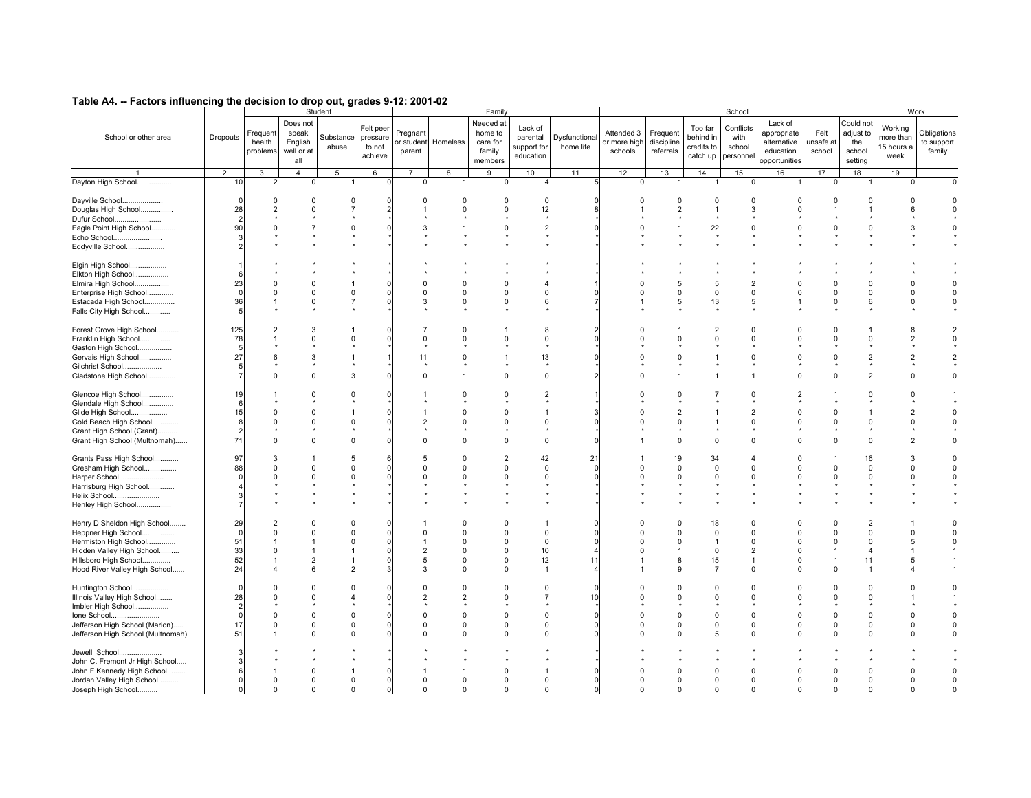## Table A4. -- Factors influencing the decision to drop out, grades 9-12: 2001-02

| School or other area | Dropouts | Student | | | | Family | | | | | School | | | | | | | Work | |
|---|---|---|---|---|---|---|---|---|---|---|---|---|---|---|---|---|---|---|---|
| | | Frequent health problems | Does not speak English well or at all | Substance abuse | Felt peer pressure to not achieve | Pregnant or student parent | Homeless | Needed at home to care for family members | Lack of parental support for education | Dysfunctional home life | Attended 3 or more high schools | Frequent discipline referrals | Too far behind in credits to catch up | Conflicts with school personnel | Lack of appropriate alternative education opportunities | Felt unsafe at school | Could not adjust to the school setting | Working more than 15 hours a week | Obligations to support family |
| 1 | 2 | 3 | 4 | 5 | 6 | 7 | 8 | 9 | 10 | 11 | 12 | 13 | 14 | 15 | 16 | 17 | 18 | 19 | |
| Dayton High School................ | 10 | 2 | 0 | 1 | 0 | 0 | 1 | 0 | 4 | 5 | 0 | 1 | 1 | 0 | 1 | 0 | 1 | 0 | 0 |
| Dayville School.................... | 0 | 0 | 0 | 0 | 0 | 0 | 0 | 0 | 0 | 0 | 0 | 0 | 0 | 0 | 0 | 0 | 0 | 0 | 0 |
| Douglas High School................ | 28 | 2 | 0 | 7 | 2 | 1 | 0 | 0 | 12 | 8 | 1 | 2 | 1 | 3 | 0 | 1 | 1 | 6 | 0 |
| Dufur School....................... | 2 | * | * | * | * | * | * | * | * | * | * | * | * | * | * | * | * | * | * |
| Eagle Point High School............ | 90 | 0 | 7 | 0 | 0 | 3 | 1 | 0 | 2 | 0 | 0 | 1 | 22 | 0 | 0 | 0 | 0 | 3 | 0 |
| Echo School........................ | 3 | * | * | * | * | * | * | * | * | * | * | * | * | * | * | * | * | * | * |
| Eddyville School................... | 2 | * | * | * | * | * | * | * | * | * | * | * | * | * | * | * | * | * | * |
| Elgin High School.................. | 1 | * | * | * | * | * | * | * | * | * | * | * | * | * | * | * | * | * | * |
| Elkton High School................. | 6 | * | * | * | * | * | * | * | * | * | * | * | * | * | * | * | * | * | * |
| Elmira High School................. | 23 | 0 | 0 | 1 | 0 | 0 | 0 | 0 | 4 | 1 | 0 | 5 | 5 | 2 | 0 | 0 | 0 | 0 | 0 |
| Enterprise High School............. | 0 | 0 | 0 | 0 | 0 | 0 | 0 | 0 | 0 | 0 | 0 | 0 | 0 | 0 | 0 | 0 | 0 | 0 | 0 |
| Estacada High School............... | 36 | 1 | 0 | 7 | 0 | 3 | 0 | 0 | 6 | 7 | 1 | 5 | 13 | 5 | 1 | 0 | 6 | 0 | 0 |
| Falls City High School............. | 5 | * | * | * | * | * | * | * | * | * | * | * | * | * | * | * | * | * | * |
| Forest Grove High School........... | 125 | 2 | 3 | 1 | 0 | 7 | 0 | 1 | 8 | 2 | 0 | 1 | 2 | 0 | 0 | 0 | 1 | 8 | 2 |
| Franklin High School............... | 78 | 1 | 0 | 0 | 0 | 0 | 0 | 0 | 0 | 0 | 0 | 0 | 0 | 0 | 0 | 0 | 0 | 2 | 0 |
| Gaston High School................. | 5 | * | * | * | * | * | * | * | * | * | * | * | * | * | * | * | * | * | * |
| Gervais High School................ | 27 | 6 | 3 | 1 | 1 | 11 | 0 | 1 | 13 | 0 | 0 | 0 | 1 | 0 | 0 | 0 | 2 | 2 | 2 |
| Gilchrist School................... | 5 | * | * | * | * | * | * | * | * | * | * | * | * | * | * | * | * | * | * |
| Gladstone High School.............. | 7 | 0 | 0 | 3 | 0 | 0 | 1 | 0 | 0 | 2 | 0 | 1 | 1 | 1 | 0 | 0 | 2 | 0 | 0 |
| Glencoe High School................ | 19 | 1 | 0 | 0 | 0 | 1 | 0 | 0 | 2 | 1 | 0 | 0 | 7 | 0 | 2 | 1 | 0 | 0 | 1 |
| Glendale High School............... | 6 | * | * | * | * | * | * | * | * | * | * | * | * | * | * | * | * | * | * |
| Glide High School.................. | 15 | 0 | 0 | 1 | 0 | 1 | 0 | 0 | 1 | 3 | 0 | 2 | 1 | 2 | 0 | 0 | 1 | 2 | 0 |
| Gold Beach High School............. | 8 | 0 | 0 | 0 | 0 | 2 | 0 | 0 | 0 | 0 | 0 | 0 | 1 | 0 | 0 | 0 | 0 | 0 | 0 |
| Grant High School (Grant).......... | 2 | * | * | * | * | * | * | * | * | * | * | * | * | * | * | * | * | * | * |
| Grant High School (Multnomah)...... | 71 | 0 | 0 | 0 | 0 | 0 | 0 | 0 | 0 | 0 | 1 | 0 | 0 | 0 | 0 | 0 | 0 | 2 | 0 |
| Grants Pass High School............ | 97 | 3 | 1 | 5 | 6 | 5 | 0 | 2 | 42 | 21 | 1 | 19 | 34 | 4 | 0 | 1 | 16 | 3 | 0 |
| Gresham High School................ | 88 | 0 | 0 | 0 | 0 | 0 | 0 | 0 | 0 | 0 | 0 | 0 | 0 | 0 | 0 | 0 | 0 | 0 | 0 |
| Harper School...................... | 0 | 0 | 0 | 0 | 0 | 0 | 0 | 0 | 0 | 0 | 0 | 0 | 0 | 0 | 0 | 0 | 0 | 0 | 0 |
| Harrisburg High School............. | 4 | * | * | * | * | * | * | * | * | * | * | * | * | * | * | * | * | * | * |
| Helix School....................... | 3 | * | * | * | * | * | * | * | * | * | * | * | * | * | * | * | * | * | * |
| Henley High School................. | 7 | * | * | * | * | * | * | * | * | * | * | * | * | * | * | * | * | * | * |
| Henry D Sheldon High School........ | 29 | 2 | 0 | 0 | 0 | 1 | 0 | 0 | 1 | 0 | 0 | 0 | 18 | 0 | 0 | 0 | 2 | 1 | 0 |
| Heppner High School................ | 0 | 0 | 0 | 0 | 0 | 0 | 0 | 0 | 0 | 0 | 0 | 0 | 0 | 0 | 0 | 0 | 0 | 0 | 0 |
| Hermiston High School.............. | 51 | 1 | 1 | 0 | 0 | 1 | 0 | 0 | 0 | 0 | 0 | 0 | 1 | 0 | 0 | 0 | 0 | 5 | 0 |
| Hidden Valley High School.......... | 33 | 0 | 1 | 1 | 0 | 2 | 0 | 0 | 10 | 4 | 0 | 1 | 0 | 2 | 0 | 1 | 4 | 1 | 1 |
| Hillsboro High School.............. | 52 | 1 | 2 | 1 | 0 | 5 | 0 | 0 | 12 | 11 | 1 | 8 | 15 | 1 | 0 | 1 | 11 | 5 | 1 |
| Hood River Valley High School...... | 24 | 4 | 6 | 2 | 3 | 3 | 0 | 0 | 1 | 4 | 1 | 9 | 7 | 0 | 0 | 0 | 1 | 4 | 1 |
| Huntington School.................. | 0 | 0 | 0 | 0 | 0 | 0 | 0 | 0 | 0 | 0 | 0 | 0 | 0 | 0 | 0 | 0 | 0 | 0 | 0 |
| Illinois Valley High School........ | 28 | 0 | 0 | 4 | 0 | 2 | 2 | 0 | 7 | 10 | 0 | 0 | 0 | 0 | 0 | 0 | 0 | 1 | 1 |
| Imbler High School................. | 2 | * | * | * | * | * | * | * | * | * | * | * | * | * | * | * | * | * | * |
| Ione School........................ | 0 | 0 | 0 | 0 | 0 | 0 | 0 | 0 | 0 | 0 | 0 | 0 | 0 | 0 | 0 | 0 | 0 | 0 | 0 |
| Jefferson High School (Marion)..... | 17 | 0 | 0 | 0 | 0 | 0 | 0 | 0 | 0 | 0 | 0 | 0 | 0 | 0 | 0 | 0 | 0 | 0 | 0 |
| Jefferson High School (Multnomah).. | 51 | 1 | 0 | 0 | 0 | 0 | 0 | 0 | 0 | 0 | 0 | 0 | 5 | 0 | 0 | 0 | 0 | 0 | 0 |
| Jewell School...................... | 3 | * | * | * | * | * | * | * | * | * | * | * | * | * | * | * | * | * | * |
| John C. Fremont Jr High School..... | 3 | * | * | * | * | * | * | * | * | * | * | * | * | * | * | * | * | * | * |
| John F Kennedy High School......... | 6 | 1 | 0 | 1 | 0 | 1 | 1 | 0 | 1 | 0 | 0 | 0 | 0 | 0 | 0 | 0 | 0 | 0 | 0 |
| Jordan Valley High School.......... | 0 | 0 | 0 | 0 | 0 | 0 | 0 | 0 | 0 | 0 | 0 | 0 | 0 | 0 | 0 | 0 | 0 | 0 | 0 |
| Joseph High School.......... | 0 | 0 | 0 | 0 | 0 | 0 | 0 | 0 | 0 | 0 | 0 | 0 | 0 | 0 | 0 | 0 | 0 | 0 | 0 |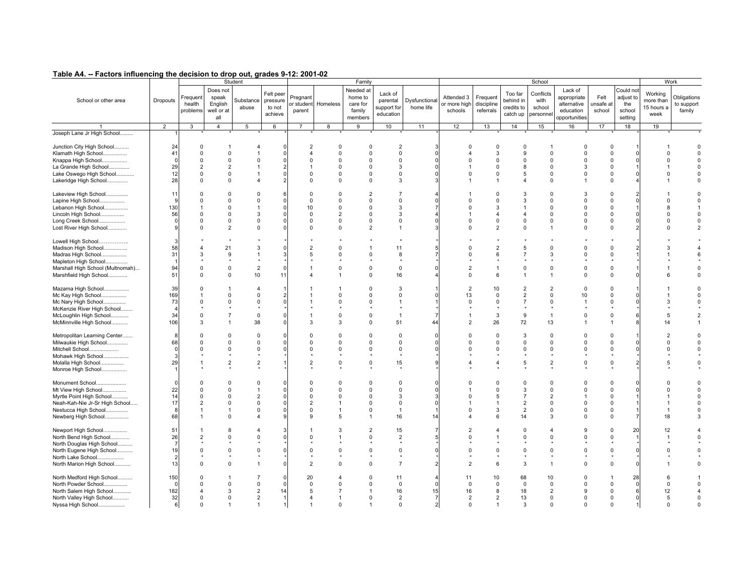## Table A4. -- Factors influencing the decision to drop out, grades 9-12: 2001-02

| School or other area | Dropouts | Student | | | | Family | | | | | School | | | | | | | Work | |
|---|---|---|---|---|---|---|---|---|---|---|---|---|---|---|---|---|---|---|---|
| | | Frequent health problems | Does not speak English well or at all | Substance abuse | Felt peer pressure to not achieve | Pregnant or student parent | Homeless | Needed at home to care for family members | Lack of parental support for education | Dysfunctional home life | Attended 3 or more high schools | Frequent discipline referrals | Too far behind in credits to catch up | Conflicts with school personnel | Lack of appropriate alternative education opportunities | Felt unsafe at school | Could not adjust to the school setting | Working more than 15 hours a week | Obligations to support family |
| 1 | 2 | 3 | 4 | 5 | 6 | 7 | 8 | 9 | 10 | 11 | 12 | 13 | 14 | 15 | 16 | 17 | 18 | 19 | |
| Joseph Lane Jr High School......... | 1 | * | * | * | * | * | * | * | * | * | * | * | * | * | * | * | * | * | * |
| Junction City High School.......... | 24 | 0 | 1 | 4 | 0 | 2 | 0 | 0 | 2 | 3 | 0 | 0 | 0 | 1 | 0 | 0 | 1 | 1 | 0 |
| Klamath High School................ | 41 | 0 | 0 | 1 | 0 | 4 | 0 | 0 | 0 | 0 | 4 | 3 | 9 | 0 | 0 | 0 | 0 | 0 | 0 |
| Knappa High School................. | 0 | 0 | 0 | 0 | 0 | 0 | 0 | 0 | 0 | 0 | 0 | 0 | 0 | 0 | 0 | 0 | 0 | 0 | 0 |
| La Grande High School............. | 29 | 2 | 2 | 1 | 2 | 1 | 0 | 0 | 3 | 0 | 1 | 0 | 8 | 0 | 3 | 0 | 1 | 1 | 0 |
| Lake Oswego High School........... | 12 | 0 | 0 | 1 | 0 | 0 | 0 | 0 | 0 | 0 | 0 | 0 | 5 | 0 | 0 | 0 | 0 | 0 | 0 |
| Lakeridge High School.............. | 28 | 0 | 0 | 4 | 2 | 0 | 0 | 0 | 3 | 3 | 1 | 1 | 4 | 0 | 1 | 0 | 4 | 1 | 0 |
| Lakeview High School............... | 11 | 0 | 0 | 0 | 6 | 0 | 0 | 2 | 7 | 4 | 1 | 0 | 3 | 0 | 3 | 0 | 2 | 1 | 0 |
| Lapine High School................. | 9 | 0 | 0 | 0 | 0 | 0 | 0 | 0 | 0 | 0 | 0 | 0 | 3 | 0 | 0 | 0 | 0 | 0 | 0 |
| Lebanon High School................ | 130 | 1 | 0 | 1 | 0 | 10 | 0 | 0 | 3 | 7 | 0 | 3 | 1 | 0 | 0 | 0 | 1 | 8 | 1 |
| Lincoln High School................ | 56 | 0 | 0 | 3 | 0 | 0 | 2 | 0 | 3 | 4 | 1 | 4 | 4 | 0 | 0 | 0 | 0 | 0 | 0 |
| Long Creek School.................. | 0 | 0 | 0 | 0 | 0 | 0 | 0 | 0 | 0 | 0 | 0 | 0 | 0 | 0 | 0 | 0 | 0 | 0 | 0 |
| Lost River High School............. | 9 | 0 | 2 | 0 | 0 | 0 | 0 | 2 | 1 | 3 | 0 | 2 | 0 | 1 | 0 | 0 | 2 | 0 | 2 |
| Lowell High School…………….. | 3 | * | * | * | * | * | * | * | * | * | * | * | * | * | * | * | * | * | * |
| Madison High School................ | 58 | 4 | 21 | 3 | 0 | 2 | 0 | 1 | 11 | 5 | 0 | 2 | 5 | 0 | 0 | 0 | 2 | 3 | 4 |
| Madras High School................. | 31 | 3 | 9 | 1 | 3 | 5 | 0 | 0 | 8 | 7 | 0 | 6 | 7 | 3 | 0 | 0 | 1 | 1 | 6 |
| Mapleton High School............... | 1 | * | * | * | * | * | * | * | * | * | * | * | * | * | * | * | * | * | * |
| Marshall High School (Multnomah)... | 94 | 0 | 0 | 2 | 0 | 1 | 0 | 0 | 0 | 0 | 2 | 1 | 0 | 0 | 0 | 0 | 1 | 1 | 0 |
| Marshfield High School............ | 51 | 0 | 0 | 10 | 11 | 4 | 1 | 0 | 16 | 4 | 0 | 6 | 1 | 1 | 0 | 0 | 0 | 6 | 0 |
| Mazama High School................. | 39 | 0 | 1 | 4 | 1 | 1 | 1 | 0 | 3 | 1 | 2 | 10 | 2 | 2 | 0 | 0 | 1 | 1 | 0 |
| Mc Kay High School................. | 169 | 1 | 0 | 0 | 2 | 1 | 0 | 0 | 0 | 0 | 13 | 0 | 2 | 0 | 10 | 0 | 0 | 1 | 0 |
| Mc Nary High School............... | 73 | 0 | 0 | 0 | 0 | 1 | 0 | 0 | 1 | 1 | 0 | 0 | 7 | 0 | 1 | 0 | 0 | 3 | 0 |
| McKenzie River High School........ | 4 | * | * | * | * | * | * | * | * | * | * | * | * | * | * | * | * | * | * |
| McLoughlin High School............ | 34 | 0 | 7 | 0 | 0 | 1 | 0 | 0 | 1 | 7 | 1 | 3 | 9 | 1 | 0 | 0 | 6 | 5 | 2 |
| McMinnville High School........... | 106 | 3 | 1 | 38 | 0 | 3 | 3 | 0 | 51 | 44 | 2 | 26 | 72 | 13 | 1 | 1 | 8 | 14 | 1 |
| Metropolitan Learning Center....... | 8 | 0 | 0 | 0 | 0 | 0 | 0 | 0 | 0 | 0 | 0 | 0 | 3 | 0 | 0 | 0 | 1 | 2 | 0 |
| Milwaukie High School.............. | 68 | 0 | 0 | 0 | 0 | 0 | 0 | 0 | 0 | 0 | 0 | 0 | 0 | 0 | 0 | 0 | 0 | 0 | 0 |
| Mitchell School.................... | 0 | 0 | 0 | 0 | 0 | 0 | 0 | 0 | 0 | 0 | 0 | 0 | 0 | 0 | 0 | 0 | 0 | 0 | 0 |
| Mohawk High School................. | 3 | * | * | * | * | * | * | * | * | * | * | * | * | * | * | * | * | * | * |
| Molalla High School................ | 29 | 1 | 2 | 2 | 1 | 2 | 0 | 0 | 15 | 9 | 4 | 4 | 5 | 2 | 0 | 0 | 2 | 5 | 0 |
| Monroe High School................. | 1 | * | * | * | * | * | * | * | * | * | * | * | * | * | * | * | * | * | * |
| Monument School.................... | 0 | 0 | 0 | 0 | 0 | 0 | 0 | 0 | 0 | 0 | 0 | 0 | 0 | 0 | 0 | 0 | 0 | 0 | 0 |
| Mt View High School................ | 22 | 0 | 0 | 1 | 0 | 0 | 0 | 0 | 0 | 0 | 1 | 0 | 3 | 0 | 0 | 0 | 0 | 0 | 0 |
| Myrtle Point High School........... | 14 | 0 | 0 | 2 | 0 | 0 | 0 | 0 | 3 | 3 | 0 | 5 | 7 | 2 | 1 | 0 | 1 | 1 | 0 |
| Neah-Kah-Nie Jr-Sr High School..... | 17 | 2 | 0 | 0 | 0 | 2 | 1 | 0 | 0 | 0 | 1 | 1 | 2 | 0 | 0 | 0 | 1 | 1 | 0 |
| Nestucca High School............... | 8 | 1 | 1 | 0 | 0 | 0 | 1 | 0 | 1 | 1 | 0 | 3 | 2 | 0 | 0 | 0 | 1 | 1 | 0 |
| Newberg High School................ | 68 | 1 | 0 | 4 | 9 | 9 | 5 | 1 | 16 | 14 | 4 | 6 | 14 | 3 | 0 | 0 | 7 | 18 | 3 |
| Newport High School................ | 51 | 1 | 8 | 4 | 3 | 1 | 3 | 2 | 15 | 7 | 2 | 4 | 0 | 4 | 9 | 0 | 20 | 12 | 4 |
| North Bend High School............ | 26 | 2 | 0 | 0 | 0 | 0 | 1 | 0 | 2 | 5 | 0 | 1 | 0 | 0 | 0 | 0 | 1 | 1 | 0 |
| North Douglas High School.......... | 7 | * | * | * | * | * | * | * | * | * | * | * | * | * | * | * | * | * | * |
| North Eugene High School........... | 19 | 0 | 0 | 0 | 0 | 0 | 0 | 0 | 0 | 0 | 0 | 0 | 0 | 0 | 0 | 0 | 0 | 0 | 0 |
| North Lake School.................. | 2 | * | * | * | * | * | * | * | * | * | * | * | * | * | * | * | * | * | * |
| North Marion High School........... | 13 | 0 | 0 | 1 | 0 | 2 | 0 | 0 | 7 | 2 | 2 | 6 | 3 | 1 | 0 | 0 | 0 | 1 | 0 |
| North Medford High School.......... | 150 | 0 | 1 | 7 | 0 | 20 | 4 | 0 | 11 | 4 | 11 | 10 | 68 | 10 | 0 | 1 | 28 | 6 | 1 |
| North Powder School................ | 0 | 0 | 0 | 0 | 0 | 0 | 0 | 0 | 0 | 0 | 0 | 0 | 0 | 0 | 0 | 0 | 0 | 0 | 0 |
| North Salem High School............ | 182 | 4 | 3 | 2 | 14 | 5 | 7 | 1 | 16 | 15 | 16 | 8 | 18 | 2 | 9 | 0 | 6 | 12 | 4 |
| North Valley High School........... | 32 | 0 | 0 | 2 | 1 | 4 | 1 | 0 | 2 | 7 | 2 | 2 | 13 | 0 | 0 | 0 | 0 | 5 | 0 |
| Nyssa High School.................. | 6 | 0 | 1 | 1 | 1 | 1 | 0 | 1 | 0 | 2 | 0 | 1 | 3 | 0 | 0 | 0 | 1 | 0 | 0 |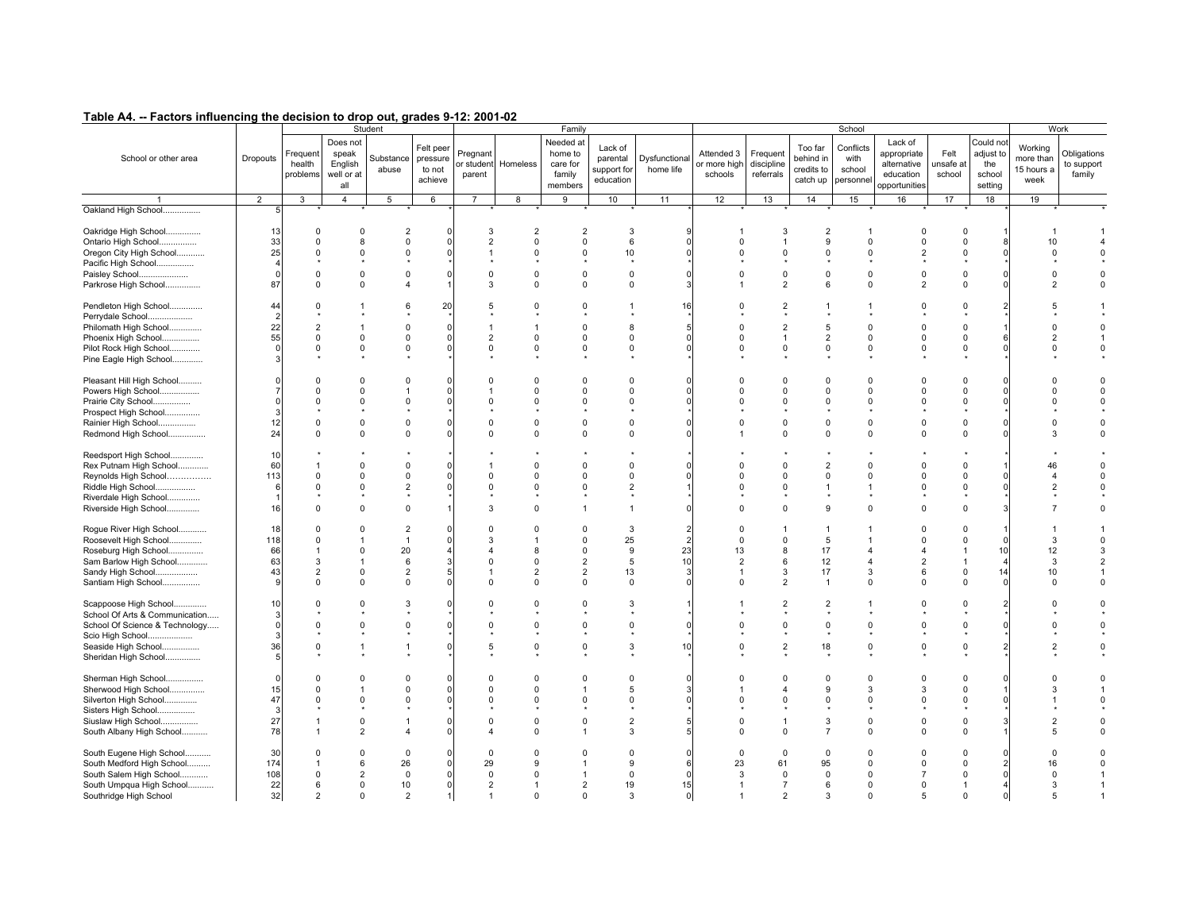## Table A4. -- Factors influencing the decision to drop out, grades 9-12: 2001-02

| School or other area | Dropouts | Student | | | | Family | | | | | School | | | | | | | Work | |
|---|---|---|---|---|---|---|---|---|---|---|---|---|---|---|---|---|---|---|---|
| | | Frequent health problems | Does not speak English well or at all | Substance abuse | Felt peer pressure to not achieve | Pregnant or student parent | Homeless | Needed at home to care for family members | Lack of parental support for education | Dysfunctional home life | Attended 3 or more high schools | Frequent discipline referrals | Too far behind in credits to catch up | Conflicts with school personnel | Lack of appropriate alternative education opportunities | Felt unsafe at school | Could not adjust to the school setting | Working more than 15 hours a week | Obligations to support family |
| 1 | 2 | 3 | 4 | 5 | 6 | 7 | 8 | 9 | 10 | 11 | 12 | 13 | 14 | 15 | 16 | 17 | 18 | 19 | |
| Oakland High School................ | 5 | * | * | * | * | * | * | * | * | * | * | * | * | * | * | * | * | * | * |
| Oakridge High School............... | 13 | 0 | 0 | 2 | 0 | 3 | 2 | 2 | 3 | 9 | 1 | 3 | 2 | 1 | 0 | 0 | 1 | 1 | 1 |
| Ontario High School................ | 33 | 0 | 8 | 0 | 0 | 2 | 0 | 0 | 6 | 0 | 0 | 1 | 9 | 0 | 0 | 0 | 8 | 10 | 4 |
| Oregon City High School............ | 25 | 0 | 0 | 0 | 0 | 1 | 0 | 0 | 10 | 0 | 0 | 0 | 0 | 0 | 2 | 0 | 0 | 0 | 0 |
| Pacific High School................ | 4 | * | * | * | * | * | * | * | * | * | * | * | * | * | * | * | * | * | * |
| Paisley School..................... | 0 | 0 | 0 | 0 | 0 | 0 | 0 | 0 | 0 | 0 | 0 | 0 | 0 | 0 | 0 | 0 | 0 | 0 | 0 |
| Parkrose High School............... | 87 | 0 | 0 | 4 | 1 | 3 | 0 | 0 | 0 | 3 | 1 | 2 | 6 | 0 | 2 | 0 | 0 | 2 | 0 |
| Pendleton High School.............. | 44 | 0 | 1 | 6 | 20 | 5 | 0 | 0 | 1 | 16 | 0 | 2 | 1 | 1 | 0 | 0 | 2 | 5 | 1 |
| Perrydale School................... | 2 | * | * | * | * | * | * | * | * | * | * | * | * | * | * | * | * | * | * |
| Philomath High School.............. | 22 | 2 | 1 | 0 | 0 | 1 | 1 | 0 | 8 | 5 | 0 | 2 | 5 | 0 | 0 | 0 | 1 | 0 | 0 |
| Phoenix High School................ | 55 | 0 | 0 | 0 | 0 | 2 | 0 | 0 | 0 | 0 | 0 | 1 | 2 | 0 | 0 | 0 | 6 | 2 | 1 |
| Pilot Rock High School............. | 0 | 0 | 0 | 0 | 0 | 0 | 0 | 0 | 0 | 0 | 0 | 0 | 0 | 0 | 0 | 0 | 0 | 0 | 0 |
| Pine Eagle High School............. | 3 | * | * | * | * | * | * | * | * | * | * | * | * | * | * | * | * | * | * |
| Pleasant Hill High School.......... | 0 | 0 | 0 | 0 | 0 | 0 | 0 | 0 | 0 | 0 | 0 | 0 | 0 | 0 | 0 | 0 | 0 | 0 | 0 |
| Powers High School................. | 7 | 0 | 0 | 1 | 0 | 1 | 0 | 0 | 0 | 0 | 0 | 0 | 0 | 0 | 0 | 0 | 0 | 0 | 0 |
| Prairie City School................ | 0 | 0 | 0 | 0 | 0 | 0 | 0 | 0 | 0 | 0 | 0 | 0 | 0 | 0 | 0 | 0 | 0 | 0 | 0 |
| Prospect High School............... | 3 | * | * | * | * | * | * | * | * | * | * | * | * | * | * | * | * | * | * |
| Rainier High School................ | 12 | 0 | 0 | 0 | 0 | 0 | 0 | 0 | 0 | 0 | 0 | 0 | 0 | 0 | 0 | 0 | 0 | 0 | 0 |
| Redmond High School................ | 24 | 0 | 0 | 0 | 0 | 0 | 0 | 0 | 0 | 0 | 1 | 0 | 0 | 0 | 0 | 0 | 0 | 3 | 0 |
| Reedsport High School.............. | 10 | * | * | * | * | * | * | * | * | * | * | * | * | * | * | * | * | * | * |
| Rex Putnam High School............. | 60 | 1 | 0 | 0 | 0 | 1 | 0 | 0 | 0 | 0 | 0 | 0 | 2 | 0 | 0 | 0 | 1 | 46 | 0 |
| Reynolds High School............... | 113 | 0 | 0 | 0 | 0 | 0 | 0 | 0 | 0 | 0 | 0 | 0 | 0 | 0 | 0 | 0 | 0 | 4 | 0 |
| Riddle High School................. | 6 | 0 | 0 | 2 | 0 | 0 | 0 | 0 | 2 | 1 | 0 | 0 | 1 | 1 | 0 | 0 | 0 | 2 | 0 |
| Riverdale High School.............. | 1 | * | * | * | * | * | * | * | * | * | * | * | * | * | * | * | * | * | * |
| Riverside High School.............. | 16 | 0 | 0 | 0 | 1 | 3 | 0 | 1 | 1 | 0 | 0 | 0 | 9 | 0 | 0 | 0 | 3 | 7 | 0 |
| Rogue River High School............ | 18 | 0 | 0 | 2 | 0 | 0 | 0 | 0 | 3 | 2 | 0 | 1 | 1 | 1 | 0 | 0 | 1 | 1 | 1 |
| Roosevelt High School.............. | 118 | 0 | 1 | 1 | 0 | 3 | 1 | 0 | 25 | 2 | 0 | 0 | 5 | 1 | 0 | 0 | 0 | 3 | 0 |
| Roseburg High School............... | 66 | 1 | 0 | 20 | 4 | 4 | 8 | 0 | 9 | 23 | 13 | 8 | 17 | 4 | 4 | 1 | 10 | 12 | 3 |
| Sam Barlow High School............. | 63 | 3 | 1 | 6 | 3 | 0 | 0 | 2 | 5 | 10 | 2 | 6 | 12 | 4 | 2 | 1 | 4 | 3 | 2 |
| Sandy High School.................. | 43 | 2 | 0 | 2 | 5 | 1 | 2 | 2 | 13 | 3 | 1 | 3 | 17 | 3 | 6 | 0 | 14 | 10 | 1 |
| Santiam High School................ | 9 | 0 | 0 | 0 | 0 | 0 | 0 | 0 | 0 | 0 | 0 | 2 | 1 | 0 | 0 | 0 | 0 | 0 | 0 |
| Scappoose High School.............. | 10 | 0 | 0 | 3 | 0 | 0 | 0 | 0 | 3 | 1 | 1 | 2 | 2 | 1 | 0 | 0 | 2 | 0 | 0 |
| School Of Arts & Communication..... | 3 | * | * | * | * | * | * | * | * | * | * | * | * | * | * | * | * | * | * |
| School Of Science & Technology..... | 0 | 0 | 0 | 0 | 0 | 0 | 0 | 0 | 0 | 0 | 0 | 0 | 0 | 0 | 0 | 0 | 0 | 0 | 0 |
| Scio High School................... | 3 | * | * | * | * | * | * | * | * | * | * | * | * | * | * | * | * | * | * |
| Seaside High School................ | 36 | 0 | 1 | 1 | 0 | 5 | 0 | 0 | 3 | 10 | 0 | 2 | 18 | 0 | 0 | 0 | 2 | 2 | 0 |
| Sheridan High School............... | 5 | * | * | * | * | * | * | * | * | * | * | * | * | * | * | * | * | * | * |
| Sherman High School................ | 0 | 0 | 0 | 0 | 0 | 0 | 0 | 0 | 0 | 0 | 0 | 0 | 0 | 0 | 0 | 0 | 0 | 0 | 0 |
| Sherwood High School............... | 15 | 0 | 1 | 0 | 0 | 0 | 0 | 1 | 5 | 3 | 1 | 4 | 9 | 3 | 3 | 0 | 1 | 3 | 1 |
| Silverton High School.............. | 47 | 0 | 0 | 0 | 0 | 0 | 0 | 0 | 0 | 0 | 0 | 0 | 0 | 0 | 0 | 0 | 0 | 1 | 0 |
| Sisters High School................ | 3 | * | * | * | * | * | * | * | * | * | * | * | * | * | * | * | * | * | * |
| Siuslaw High School................ | 27 | 1 | 0 | 1 | 0 | 0 | 0 | 0 | 2 | 5 | 0 | 1 | 3 | 0 | 0 | 0 | 3 | 2 | 0 |
| South Albany High School........... | 78 | 1 | 2 | 4 | 0 | 4 | 0 | 1 | 3 | 5 | 0 | 0 | 7 | 0 | 0 | 0 | 1 | 5 | 0 |
| South Eugene High School........... | 30 | 0 | 0 | 0 | 0 | 0 | 0 | 0 | 0 | 0 | 0 | 0 | 0 | 0 | 0 | 0 | 0 | 0 | 0 |
| South Medford High School.......... | 174 | 1 | 6 | 26 | 0 | 29 | 9 | 1 | 9 | 6 | 23 | 61 | 95 | 0 | 0 | 0 | 2 | 16 | 0 |
| South Salem High School............ | 108 | 0 | 2 | 0 | 0 | 0 | 0 | 1 | 0 | 0 | 3 | 0 | 0 | 0 | 7 | 0 | 0 | 0 | 1 |
| South Umpqua High School........... | 22 | 6 | 0 | 10 | 0 | 2 | 1 | 2 | 19 | 15 | 1 | 7 | 6 | 0 | 0 | 1 | 4 | 3 | 1 |
| Southridge High School | 32 | 2 | 0 | 2 | 1 | 1 | 0 | 0 | 3 | 0 | 1 | 2 | 3 | 0 | 5 | 0 | 0 | 5 | 1 |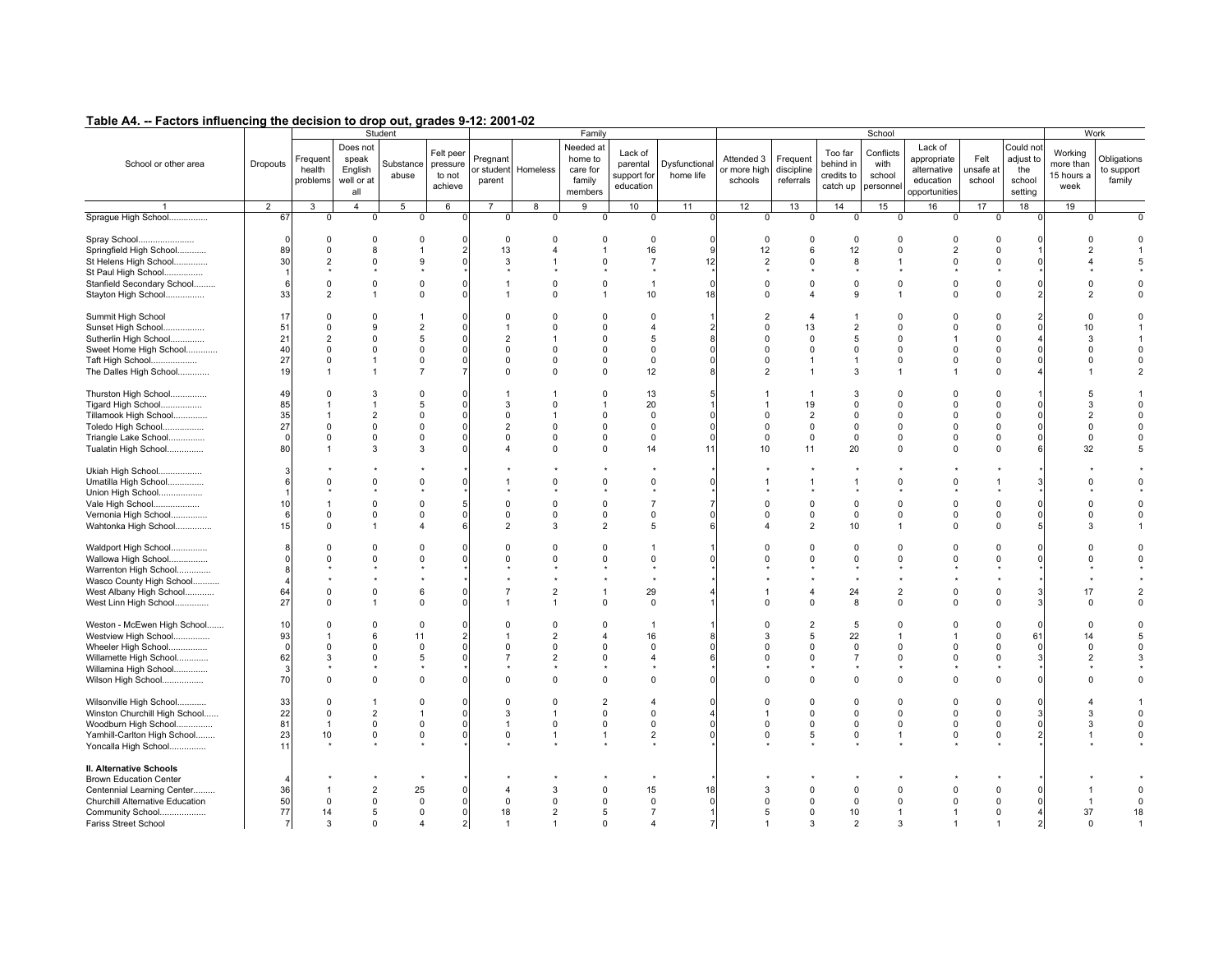## Table A4. -- Factors influencing the decision to drop out, grades 9-12: 2001-02

| School or other area | Dropouts | Student | | | | Family | | | | | School | | | | | | | Work | |
|---|---|---|---|---|---|---|---|---|---|---|---|---|---|---|---|---|---|---|---|
| | | Frequent health problems | Does not speak English well or at all | Substance abuse | Felt peer pressure to not achieve | Pregnant or student parent | Homeless | Needed at home to care for family members | Lack of parental support for education | Dysfunctional home life | Attended 3 or more high schools | Frequent discipline referrals | Too far behind in credits to catch up | Conflicts with school personnel | Lack of appropriate alternative education opportunities | Felt unsafe at school | Could not adjust to the school setting | Working more than 15 hours a week | Obligations to support family |
| 1 | 2 | 3 | 4 | 5 | 6 | 7 | 8 | 9 | 10 | 11 | 12 | 13 | 14 | 15 | 16 | 17 | 18 | 19 | |
| Sprague High School................ | 67 | 0 | 0 | 0 | 0 | 0 | 0 | 0 | 0 | 0 | 0 | 0 | 0 | 0 | 0 | 0 | 0 | 0 | 0 |
| Spray School....................... | 0 | 0 | 0 | 0 | 0 | 0 | 0 | 0 | 0 | 0 | 0 | 0 | 0 | 0 | 0 | 0 | 0 | 0 | 0 |
| Springfield High School............ | 89 | 0 | 8 | 1 | 2 | 13 | 4 | 1 | 16 | 9 | 12 | 6 | 12 | 0 | 2 | 0 | 1 | 2 | 1 |
| St Helens High School.............. | 30 | 2 | 0 | 9 | 0 | 3 | 1 | 0 | 7 | 12 | 2 | 0 | 8 | 1 | 0 | 0 | 0 | 4 | 5 |
| St Paul High School................ | 1 | * | * | * | * | * | * | * | * | * | * | * | * | * | * | * | * | * | * |
| Stanfield Secondary School......... | 6 | 0 | 0 | 0 | 0 | 1 | 0 | 0 | 1 | 0 | 0 | 0 | 0 | 0 | 0 | 0 | 0 | 0 | 0 |
| Stayton High School................ | 33 | 2 | 1 | 0 | 0 | 1 | 0 | 1 | 10 | 18 | 0 | 4 | 9 | 1 | 0 | 0 | 2 | 2 | 0 |
| Summit High School | 17 | 0 | 0 | 1 | 0 | 0 | 0 | 0 | 0 | 1 | 2 | 4 | 1 | 0 | 0 | 0 | 2 | 0 | 0 |
| Sunset High School................. | 51 | 0 | 9 | 2 | 0 | 1 | 0 | 0 | 4 | 2 | 0 | 13 | 2 | 0 | 0 | 0 | 0 | 10 | 1 |
| Sutherlin High School.............. | 21 | 2 | 0 | 5 | 0 | 2 | 1 | 0 | 5 | 8 | 0 | 0 | 5 | 0 | 1 | 0 | 4 | 3 | 1 |
| Sweet Home High School............. | 40 | 0 | 0 | 0 | 0 | 0 | 0 | 0 | 0 | 0 | 0 | 0 | 0 | 0 | 0 | 0 | 0 | 0 | 0 |
| Taft High School................... | 27 | 0 | 1 | 0 | 0 | 0 | 0 | 0 | 0 | 0 | 0 | 1 | 1 | 0 | 0 | 0 | 0 | 0 | 0 |
| The Dalles High School............. | 19 | 1 | 1 | 7 | 7 | 0 | 0 | 0 | 12 | 8 | 2 | 1 | 3 | 1 | 1 | 0 | 4 | 1 | 2 |
| Thurston High School............... | 49 | 0 | 3 | 0 | 0 | 1 | 1 | 0 | 13 | 5 | 1 | 1 | 3 | 0 | 0 | 0 | 1 | 5 | 1 |
| Tigard High School................. | 85 | 1 | 1 | 5 | 0 | 3 | 0 | 1 | 20 | 1 | 1 | 19 | 0 | 0 | 0 | 0 | 0 | 3 | 0 |
| Tillamook High School.............. | 35 | 1 | 2 | 0 | 0 | 0 | 1 | 0 | 0 | 0 | 0 | 2 | 0 | 0 | 0 | 0 | 0 | 2 | 0 |
| Toledo High School................. | 27 | 0 | 0 | 0 | 0 | 2 | 0 | 0 | 0 | 0 | 0 | 0 | 0 | 0 | 0 | 0 | 0 | 0 | 0 |
| Triangle Lake School............... | 0 | 0 | 0 | 0 | 0 | 0 | 0 | 0 | 0 | 0 | 0 | 0 | 0 | 0 | 0 | 0 | 0 | 0 | 0 |
| Tualatin High School............... | 80 | 1 | 3 | 3 | 0 | 4 | 0 | 0 | 14 | 11 | 10 | 11 | 20 | 0 | 0 | 0 | 6 | 32 | 5 |
| Ukiah High School.................. | 3 | * | * | * | * | * | * | * | * | * | * | * | * | * | * | * | * | * | * |
| Umatilla High School............... | 6 | 0 | 0 | 0 | 0 | 1 | 0 | 0 | 0 | 0 | 1 | 1 | 1 | 0 | 0 | 1 | 3 | 0 | 0 |
| Union High School.................. | 1 | * | * | * | * | * | * | * | * | * | * | * | * | * | * | * | * | * | * |
| Vale High School................... | 10 | 1 | 0 | 0 | 5 | 0 | 0 | 0 | 7 | 7 | 0 | 0 | 0 | 0 | 0 | 0 | 0 | 0 | 0 |
| Vernonia High School............... | 6 | 0 | 0 | 0 | 0 | 0 | 0 | 0 | 0 | 0 | 0 | 0 | 0 | 0 | 0 | 0 | 0 | 0 | 0 |
| Wahtonka High School............... | 15 | 0 | 1 | 4 | 6 | 2 | 3 | 2 | 5 | 6 | 4 | 2 | 10 | 1 | 0 | 0 | 5 | 3 | 1 |
| Waldport High School............... | 8 | 0 | 0 | 0 | 0 | 0 | 0 | 0 | 1 | 1 | 0 | 0 | 0 | 0 | 0 | 0 | 0 | 0 | 0 |
| Wallowa High School................ | 0 | 0 | 0 | 0 | 0 | 0 | 0 | 0 | 0 | 0 | 0 | 0 | 0 | 0 | 0 | 0 | 0 | 0 | 0 |
| Warrenton High School.............. | 8 | * | * | * | * | * | * | * | * | * | * | * | * | * | * | * | * | * | * |
| Wasco County High School........... | 4 | * | * | * | * | * | * | * | * | * | * | * | * | * | * | * | * | * | * |
| West Albany High School............ | 64 | 0 | 0 | 6 | 0 | 7 | 2 | 1 | 29 | 4 | 1 | 4 | 24 | 2 | 0 | 0 | 3 | 17 | 2 |
| West Linn High School.............. | 27 | 0 | 1 | 0 | 0 | 1 | 1 | 0 | 0 | 1 | 0 | 0 | 8 | 0 | 0 | 0 | 3 | 0 | 0 |
| Weston - McEwen High School....... | 10 | 0 | 0 | 0 | 0 | 0 | 0 | 0 | 1 | 1 | 0 | 2 | 5 | 0 | 0 | 0 | 0 | 0 | 0 |
| Westview High School............... | 93 | 1 | 6 | 11 | 2 | 1 | 2 | 4 | 16 | 8 | 3 | 5 | 22 | 1 | 1 | 0 | 61 | 14 | 5 |
| Wheeler High School................ | 0 | 0 | 0 | 0 | 0 | 0 | 0 | 0 | 0 | 0 | 0 | 0 | 0 | 0 | 0 | 0 | 0 | 0 | 0 |
| Willamette High School............. | 62 | 3 | 0 | 5 | 0 | 7 | 2 | 0 | 4 | 6 | 0 | 0 | 7 | 0 | 0 | 0 | 3 | 2 | 3 |
| Willamina High School.............. | 3 | * | * | * | * | * | * | * | * | * | * | * | * | * | * | * | * | * | * |
| Wilson High School................. | 70 | 0 | 0 | 0 | 0 | 0 | 0 | 0 | 0 | 0 | 0 | 0 | 0 | 0 | 0 | 0 | 0 | 0 | 0 |
| Wilsonville High School............ | 33 | 0 | 1 | 0 | 0 | 0 | 0 | 2 | 4 | 0 | 0 | 0 | 0 | 0 | 0 | 0 | 0 | 4 | 1 |
| Winston Churchill High School...... | 22 | 0 | 2 | 1 | 0 | 3 | 1 | 0 | 0 | 4 | 1 | 0 | 0 | 0 | 0 | 0 | 3 | 3 | 0 |
| Woodburn High School............... | 81 | 1 | 0 | 0 | 0 | 1 | 0 | 0 | 0 | 0 | 0 | 0 | 0 | 0 | 0 | 0 | 0 | 3 | 0 |
| Yamhill-Carlton High School........ | 23 | 10 | 0 | 0 | 0 | 0 | 1 | 1 | 2 | 0 | 0 | 5 | 0 | 1 | 0 | 0 | 2 | 1 | 0 |
| Yoncalla High School............... | 11 | * | * | * | * | * | * | * | * | * | * | * | * | * | * | * | * | * | * |
| **II. Alternative Schools** | | | | | | | | | | | | | | | | | | | |
| Brown Education Center | 4 | * | * | * | * | * | * | * | * | * | * | * | * | * | * | * | * | * | * |
| Centennial Learning Center......... | 36 | 1 | 2 | 25 | 0 | 4 | 3 | 0 | 15 | 18 | 3 | 0 | 0 | 0 | 0 | 0 | 0 | 1 | 0 |
| Churchill Alternative Education | 50 | 0 | 0 | 0 | 0 | 0 | 0 | 0 | 0 | 0 | 0 | 0 | 0 | 0 | 0 | 0 | 0 | 1 | 0 |
| Community School................... | 77 | 14 | 5 | 0 | 0 | 18 | 2 | 5 | 7 | 1 | 5 | 0 | 10 | 1 | 1 | 0 | 4 | 37 | 18 |
| Fariss Street School | 7 | 3 | 0 | 4 | 2 | 1 | 1 | 0 | 4 | 7 | 1 | 3 | 2 | 3 | 1 | 1 | 2 | 0 | 1 |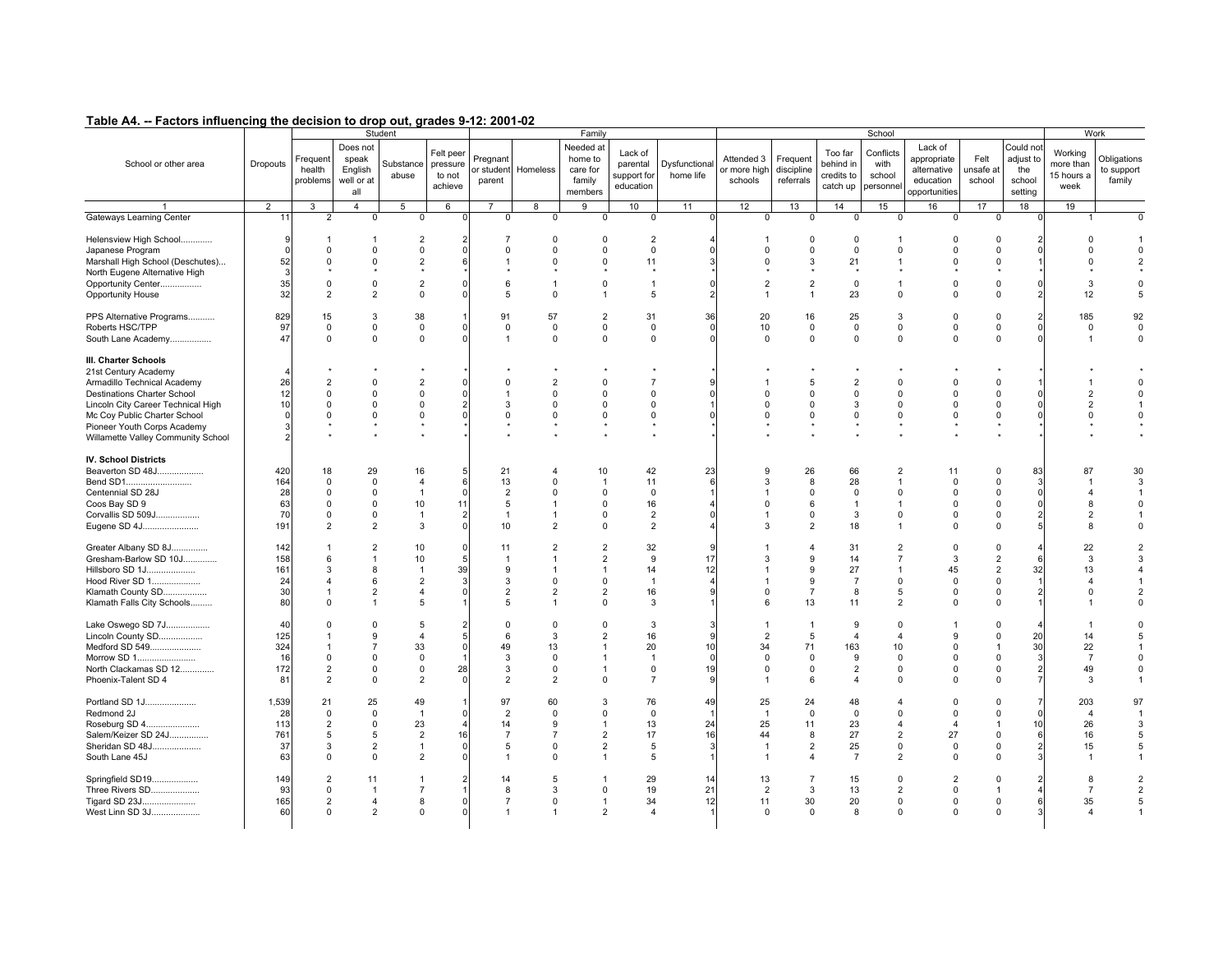## Table A4. -- Factors influencing the decision to drop out, grades 9-12: 2001-02

| School or other area | Dropouts | Student | | | | Family | | | | | School | | | | | | | Work | |
|---|---|---|---|---|---|---|---|---|---|---|---|---|---|---|---|---|---|---|---|
| | | Frequent health problems | Does not speak English well or at all | Substance abuse | Felt peer pressure to not achieve | Pregnant or student parent | Homeless | Needed at home to care for family members | Lack of parental support for education | Dysfunctional home life | Attended 3 or more high schools | Frequent discipline referrals | Too far behind in credits to catch up | Conflicts with school personnel | Lack of appropriate alternative education opportunities | Felt unsafe at school | Could not adjust to the school setting | Working more than 15 hours a week | Obligations to support family |
| 1 | 2 | 3 | 4 | 5 | 6 | 7 | 8 | 9 | 10 | 11 | 12 | 13 | 14 | 15 | 16 | 17 | 18 | 19 | |
| Gateways Learning Center | 11 | 2 | 0 | 0 | 0 | 0 | 0 | 0 | 0 | 0 | 0 | 0 | 0 | 0 | 0 | 0 | 0 | 1 | 0 |
| Helensview High School............. | 9 | 1 | 1 | 2 | 2 | 7 | 0 | 0 | 2 | 4 | 1 | 0 | 0 | 1 | 0 | 0 | 2 | 0 | 1 |
| Japanese Program | 0 | 0 | 0 | 0 | 0 | 0 | 0 | 0 | 0 | 0 | 0 | 0 | 0 | 0 | 0 | 0 | 0 | 0 | 0 |
| Marshall High School (Deschutes)... | 52 | 0 | 0 | 2 | 6 | 1 | 0 | 0 | 11 | 3 | 0 | 3 | 21 | 1 | 0 | 0 | 1 | 0 | 2 |
| North Eugene Alternative High | 3 | * | * | * | * | * | * | * | * | * | * | * | * | * | * | * | * | * | * |
| Opportunity Center................. | 35 | 0 | 0 | 2 | 0 | 6 | 1 | 0 | 1 | 0 | 2 | 2 | 0 | 1 | 0 | 0 | 0 | 3 | 0 |
| Opportunity House | 32 | 2 | 2 | 0 | 0 | 5 | 0 | 1 | 5 | 2 | 1 | 1 | 23 | 0 | 0 | 0 | 2 | 12 | 5 |
| PPS Alternative Programs........... | 829 | 15 | 3 | 38 | 1 | 91 | 57 | 2 | 31 | 36 | 20 | 16 | 25 | 3 | 0 | 0 | 2 | 185 | 92 |
| Roberts HSC/TPP | 97 | 0 | 0 | 0 | 0 | 0 | 0 | 0 | 0 | 0 | 10 | 0 | 0 | 0 | 0 | 0 | 0 | 0 | 0 |
| South Lane Academy................. | 47 | 0 | 0 | 0 | 0 | 1 | 0 | 0 | 0 | 0 | 0 | 0 | 0 | 0 | 0 | 0 | 0 | 1 | 0 |
| **III. Charter Schools** | | | | | | | | | | | | | | | | | | | |
| 21st Century Academy | 4 | * | * | * | * | * | * | * | * | * | * | * | * | * | * | * | * | * | * |
| Armadillo Technical Academy | 26 | 2 | 0 | 2 | 0 | 0 | 2 | 0 | 7 | 9 | 1 | 5 | 2 | 0 | 0 | 0 | 1 | 1 | 0 |
| Destinations Charter School | 12 | 0 | 0 | 0 | 0 | 1 | 0 | 0 | 0 | 0 | 0 | 0 | 0 | 0 | 0 | 0 | 0 | 2 | 0 |
| Lincoln City Career Technical High | 10 | 0 | 0 | 0 | 2 | 3 | 0 | 0 | 0 | 1 | 0 | 0 | 3 | 0 | 0 | 0 | 0 | 2 | 1 |
| Mc Coy Public Charter School | 0 | 0 | 0 | 0 | 0 | 0 | 0 | 0 | 0 | 0 | 0 | 0 | 0 | 0 | 0 | 0 | 0 | 0 | 0 |
| Pioneer Youth Corps Academy | 3 | * | * | * | * | * | * | * | * | * | * | * | * | * | * | * | * | * | * |
| Willamette Valley Community School | 2 | * | * | * | * | * | * | * | * | * | * | * | * | * | * | * | * | * | * |
| **IV. School Districts** | | | | | | | | | | | | | | | | | | | |
| Beaverton SD 48J................... | 420 | 18 | 29 | 16 | 5 | 21 | 4 | 10 | 42 | 23 | 9 | 26 | 66 | 2 | 11 | 0 | 83 | 87 | 30 |
| Bend SD1............................ | 164 | 0 | 0 | 4 | 6 | 13 | 0 | 1 | 11 | 6 | 3 | 8 | 28 | 1 | 0 | 0 | 3 | 1 | 3 |
| Centennial SD 28J | 28 | 0 | 0 | 1 | 0 | 2 | 0 | 0 | 0 | 1 | 1 | 0 | 0 | 0 | 0 | 0 | 0 | 4 | 1 |
| Coos Bay SD 9 | 63 | 0 | 0 | 10 | 11 | 5 | 1 | 0 | 16 | 4 | 0 | 6 | 1 | 1 | 0 | 0 | 0 | 8 | 0 |
| Corvallis SD 509J.................. | 70 | 0 | 0 | 1 | 2 | 1 | 1 | 0 | 2 | 0 | 1 | 0 | 3 | 0 | 0 | 0 | 2 | 2 | 1 |
| Eugene SD 4J....................... | 191 | 2 | 2 | 3 | 0 | 10 | 2 | 0 | 2 | 4 | 3 | 2 | 18 | 1 | 0 | 0 | 5 | 8 | 0 |
| Greater Albany SD 8J............... | 142 | 1 | 2 | 10 | 0 | 11 | 2 | 2 | 32 | 9 | 1 | 4 | 31 | 2 | 0 | 0 | 4 | 22 | 2 |
| Gresham-Barlow SD 10J.............. | 158 | 6 | 1 | 10 | 5 | 1 | 1 | 2 | 9 | 17 | 3 | 9 | 14 | 7 | 3 | 2 | 6 | 3 | 3 |
| Hillsboro SD 1J.................... | 161 | 3 | 8 | 1 | 39 | 9 | 1 | 1 | 14 | 12 | 1 | 9 | 27 | 1 | 45 | 2 | 32 | 13 | 4 |
| Hood River SD 1.................... | 24 | 4 | 6 | 2 | 3 | 3 | 0 | 0 | 1 | 4 | 1 | 9 | 7 | 0 | 0 | 0 | 1 | 4 | 1 |
| Klamath County SD.................. | 30 | 1 | 2 | 4 | 0 | 2 | 2 | 2 | 16 | 9 | 0 | 7 | 8 | 5 | 0 | 0 | 2 | 0 | 2 |
| Klamath Falls City Schools......... | 80 | 0 | 1 | 5 | 1 | 5 | 1 | 0 | 3 | 1 | 6 | 13 | 11 | 2 | 0 | 0 | 1 | 1 | 0 |
| Lake Oswego SD 7J.................. | 40 | 0 | 0 | 5 | 2 | 0 | 0 | 0 | 3 | 3 | 1 | 1 | 9 | 0 | 1 | 0 | 4 | 1 | 0 |
| Lincoln County SD.................. | 125 | 1 | 9 | 4 | 5 | 6 | 3 | 2 | 16 | 9 | 2 | 5 | 4 | 4 | 9 | 0 | 20 | 14 | 5 |
| Medford SD 549..................... | 324 | 1 | 7 | 33 | 0 | 49 | 13 | 1 | 20 | 10 | 34 | 71 | 163 | 10 | 0 | 1 | 30 | 22 | 1 |
| Morrow SD 1........................ | 16 | 0 | 0 | 0 | 1 | 3 | 0 | 1 | 1 | 0 | 0 | 0 | 9 | 0 | 0 | 0 | 3 | 7 | 0 |
| North Clackamas SD 12.............. | 172 | 2 | 0 | 0 | 28 | 3 | 0 | 1 | 0 | 19 | 0 | 0 | 2 | 0 | 0 | 0 | 2 | 49 | 0 |
| Phoenix-Talent SD 4 | 81 | 2 | 0 | 2 | 0 | 2 | 2 | 0 | 7 | 9 | 1 | 6 | 4 | 0 | 0 | 0 | 7 | 3 | 1 |
| Portland SD 1J..................... | 1,539 | 21 | 25 | 49 | 1 | 97 | 60 | 3 | 76 | 49 | 25 | 24 | 48 | 4 | 0 | 0 | 7 | 203 | 97 |
| Redmond 2J | 28 | 0 | 0 | 1 | 0 | 2 | 0 | 0 | 0 | 1 | 1 | 0 | 0 | 0 | 0 | 0 | 0 | 4 | 1 |
| Roseburg SD 4...................... | 113 | 2 | 0 | 23 | 4 | 14 | 9 | 1 | 13 | 24 | 25 | 11 | 23 | 4 | 4 | 1 | 10 | 26 | 3 |
| Salem/Keizer SD 24J................ | 761 | 5 | 5 | 2 | 16 | 7 | 7 | 2 | 17 | 16 | 44 | 8 | 27 | 2 | 27 | 0 | 6 | 16 | 5 |
| Sheridan SD 48J.................... | 37 | 3 | 2 | 1 | 0 | 5 | 0 | 2 | 5 | 3 | 1 | 2 | 25 | 0 | 0 | 0 | 2 | 15 | 5 |
| South Lane 45J | 63 | 0 | 0 | 2 | 0 | 1 | 0 | 1 | 5 | 1 | 1 | 4 | 7 | 2 | 0 | 0 | 3 | 1 | 1 |
| Springfield SD19................... | 149 | 2 | 11 | 1 | 2 | 14 | 5 | 1 | 29 | 14 | 13 | 7 | 15 | 0 | 2 | 0 | 2 | 8 | 2 |
| Three Rivers SD.................... | 93 | 0 | 1 | 7 | 1 | 8 | 3 | 0 | 19 | 21 | 2 | 3 | 13 | 2 | 0 | 1 | 4 | 7 | 2 |
| Tigard SD 23J...................... | 165 | 2 | 4 | 8 | 0 | 7 | 0 | 1 | 34 | 12 | 11 | 30 | 20 | 0 | 0 | 0 | 6 | 35 | 5 |
| West Linn SD 3J.................... | 60 | 0 | 2 | 0 | 0 | 1 | 1 | 2 | 4 | 1 | 0 | 0 | 8 | 0 | 0 | 0 | 3 | 4 | 1 |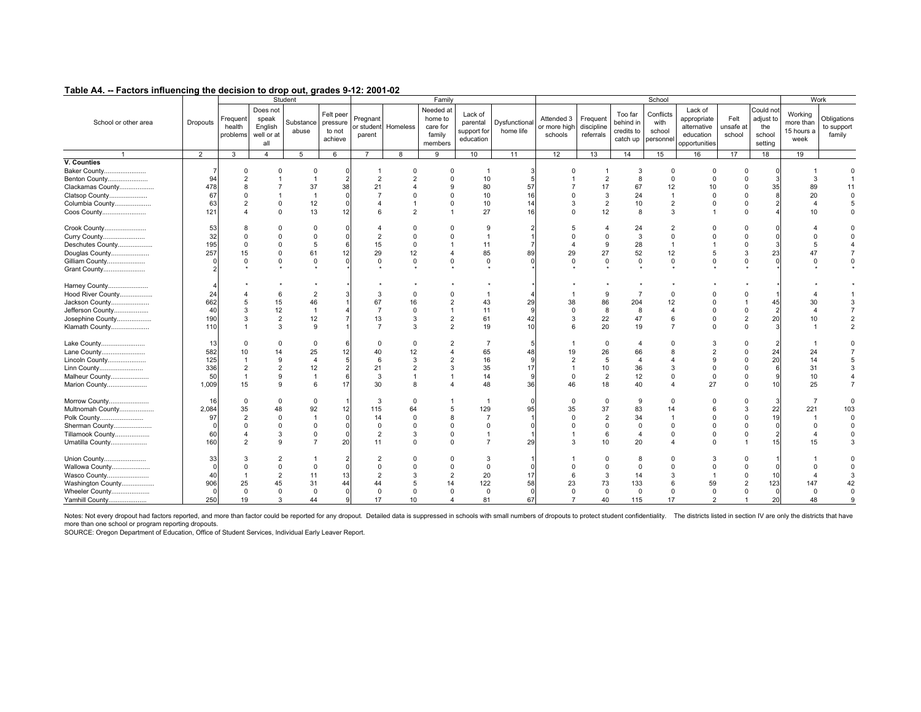## Table A4. -- Factors influencing the decision to drop out, grades 9-12: 2001-02

| School or other area | Dropouts | Student | | | | Family | | | | | School | | | | | | | Work | |
|---|---|---|---|---|---|---|---|---|---|---|---|---|---|---|---|---|---|---|---|
| | | Frequent health problems | Does not speak English well or at all | Substance abuse | Felt peer pressure to not achieve | Pregnant or student parent | Homeless | Needed at home to care for family members | Lack of parental support for education | Dysfunctional home life | Attended 3 or more high schools | Frequent discipline referrals | Too far behind in credits to catch up | Conflicts with school personnel | Lack of appropriate alternative education opportunities | Felt unsafe at school | Could not adjust to the school setting | Working more than 15 hours a week | Obligations to support family |
| 1 | 2 | 3 | 4 | 5 | 6 | 7 | 8 | 9 | 10 | 11 | 12 | 13 | 14 | 15 | 16 | 17 | 18 | 19 | |
| **V. Counties** | | | | | | | | | | | | | | | | | | | |
| Baker County....................... | 7 | 0 | 0 | 0 | 0 | 1 | 0 | 0 | 1 | 3 | 0 | 1 | 3 | 0 | 0 | 0 | 0 | 1 | 0 |
| Benton County...................... | 94 | 2 | 1 | 1 | 2 | 2 | 2 | 0 | 10 | 5 | 1 | 2 | 8 | 0 | 0 | 0 | 3 | 3 | 1 |
| Clackamas County................... | 478 | 8 | 7 | 37 | 38 | 21 | 4 | 9 | 80 | 57 | 7 | 17 | 67 | 12 | 10 | 0 | 35 | 89 | 11 |
| Clatsop County..................... | 67 | 0 | 1 | 1 | 0 | 7 | 0 | 0 | 10 | 16 | 0 | 3 | 24 | 1 | 0 | 0 | 8 | 20 | 0 |
| Columbia County.................... | 63 | 2 | 0 | 12 | 0 | 4 | 1 | 0 | 10 | 14 | 3 | 2 | 10 | 2 | 0 | 0 | 2 | 4 | 5 |
| Coos County........................ | 121 | 4 | 0 | 13 | 12 | 6 | 2 | 1 | 27 | 16 | 0 | 12 | 8 | 3 | 1 | 0 | 4 | 10 | 0 |
| Crook County....................... | 53 | 8 | 0 | 0 | 0 | 4 | 0 | 0 | 9 | 2 | 5 | 4 | 24 | 2 | 0 | 0 | 0 | 4 | 0 |
| Curry County....................... | 32 | 0 | 0 | 0 | 0 | 2 | 0 | 0 | 1 | 1 | 0 | 0 | 3 | 0 | 0 | 0 | 0 | 0 | 0 |
| Deschutes County................... | 195 | 0 | 0 | 5 | 6 | 15 | 0 | 1 | 11 | 7 | 4 | 9 | 28 | 1 | 1 | 0 | 3 | 5 | 4 |
| Douglas County..................... | 257 | 15 | 0 | 61 | 12 | 29 | 12 | 4 | 85 | 89 | 29 | 27 | 52 | 12 | 5 | 3 | 23 | 47 | 7 |
| Gilliam County..................... | 0 | 0 | 0 | 0 | 0 | 0 | 0 | 0 | 0 | 0 | 0 | 0 | 0 | 0 | 0 | 0 | 0 | 0 | 0 |
| Grant County....................... | 2 | * | * | * | * | * | * | * | * | * | * | * | * | * | * | * | * | * | * |
| Harney County...................... | 4 | * | * | * | * | * | * | * | * | * | * | * | * | * | * | * | * | * | * |
| Hood River County.................. | 24 | 4 | 6 | 2 | 3 | 3 | 0 | 0 | 1 | 4 | 1 | 9 | 7 | 0 | 0 | 0 | 1 | 4 | 1 |
| Jackson County..................... | 662 | 5 | 15 | 46 | 1 | 67 | 16 | 2 | 43 | 29 | 38 | 86 | 204 | 12 | 0 | 1 | 45 | 30 | 3 |
| Jefferson County................... | 40 | 3 | 12 | 1 | 4 | 7 | 0 | 1 | 11 | 9 | 0 | 8 | 8 | 4 | 0 | 0 | 2 | 4 | 7 |
| Josephine County................... | 190 | 3 | 2 | 12 | 7 | 13 | 3 | 2 | 61 | 42 | 3 | 22 | 47 | 6 | 0 | 2 | 20 | 10 | 2 |
| Klamath County..................... | 110 | 1 | 3 | 9 | 1 | 7 | 3 | 2 | 19 | 10 | 6 | 20 | 19 | 7 | 0 | 0 | 3 | 1 | 2 |
| Lake County........................ | 13 | 0 | 0 | 0 | 6 | 0 | 0 | 2 | 7 | 5 | 1 | 0 | 4 | 0 | 3 | 0 | 2 | 1 | 0 |
| Lane County........................ | 582 | 10 | 14 | 25 | 12 | 40 | 12 | 4 | 65 | 48 | 19 | 26 | 66 | 8 | 2 | 0 | 24 | 24 | 7 |
| Lincoln County..................... | 125 | 1 | 9 | 4 | 5 | 6 | 3 | 2 | 16 | 9 | 2 | 5 | 4 | 4 | 9 | 0 | 20 | 14 | 5 |
| Linn County........................ | 336 | 2 | 2 | 12 | 2 | 21 | 2 | 3 | 35 | 17 | 1 | 10 | 36 | 3 | 0 | 0 | 6 | 31 | 3 |
| Malheur County..................... | 50 | 1 | 9 | 1 | 6 | 3 | 1 | 1 | 14 | 9 | 0 | 2 | 12 | 0 | 0 | 0 | 9 | 10 | 4 |
| Marion County...................... | 1,009 | 15 | 9 | 6 | 17 | 30 | 8 | 4 | 48 | 36 | 46 | 18 | 40 | 4 | 27 | 0 | 10 | 25 | 7 |
| Morrow County...................... | 16 | 0 | 0 | 0 | 1 | 3 | 0 | 1 | 1 | 0 | 0 | 0 | 9 | 0 | 0 | 0 | 3 | 7 | 0 |
| Multnomah County................... | 2,084 | 35 | 48 | 92 | 12 | 115 | 64 | 5 | 129 | 95 | 35 | 37 | 83 | 14 | 6 | 3 | 22 | 221 | 103 |
| Polk County........................ | 97 | 2 | 0 | 1 | 0 | 14 | 0 | 8 | 7 | 1 | 0 | 2 | 34 | 1 | 0 | 0 | 19 | 1 | 0 |
| Sherman County..................... | 0 | 0 | 0 | 0 | 0 | 0 | 0 | 0 | 0 | 0 | 0 | 0 | 0 | 0 | 0 | 0 | 0 | 0 | 0 |
| Tillamook County................... | 60 | 4 | 3 | 0 | 0 | 2 | 3 | 0 | 1 | 1 | 1 | 6 | 4 | 0 | 0 | 0 | 2 | 4 | 0 |
| Umatilla County.................... | 160 | 2 | 9 | 7 | 20 | 11 | 0 | 0 | 7 | 29 | 3 | 10 | 20 | 4 | 0 | 1 | 15 | 15 | 3 |
| Union County....................... | 33 | 3 | 2 | 1 | 2 | 2 | 0 | 0 | 3 | 1 | 1 | 0 | 8 | 0 | 3 | 0 | 1 | 1 | 0 |
| Wallowa County..................... | 0 | 0 | 0 | 0 | 0 | 0 | 0 | 0 | 0 | 0 | 0 | 0 | 0 | 0 | 0 | 0 | 0 | 0 | 0 |
| Wasco County....................... | 40 | 1 | 2 | 11 | 13 | 2 | 3 | 2 | 20 | 17 | 6 | 3 | 14 | 3 | 1 | 0 | 10 | 4 | 3 |
| Washington County.................. | 906 | 25 | 45 | 31 | 44 | 44 | 5 | 14 | 122 | 58 | 23 | 73 | 133 | 6 | 59 | 2 | 123 | 147 | 42 |
| Wheeler County..................... | 0 | 0 | 0 | 0 | 0 | 0 | 0 | 0 | 0 | 0 | 0 | 0 | 0 | 0 | 0 | 0 | 0 | 0 | 0 |
| Yamhill County..................... | 250 | 19 | 3 | 44 | 9 | 17 | 10 | 4 | 81 | 67 | 7 | 40 | 115 | 17 | 2 | 1 | 20 | 48 | 9 |

Notes: Not every dropout had factors reported, and more than factor could be reported for any dropout. Detailed data is suppressed in schools with small numbers of dropouts to protect student confidentiality. The districts listed in section IV are only the districts that have more than one school or program reporting dropouts.

SOURCE: Oregon Department of Education, Office of Student Services, Individual Early Leaver Report.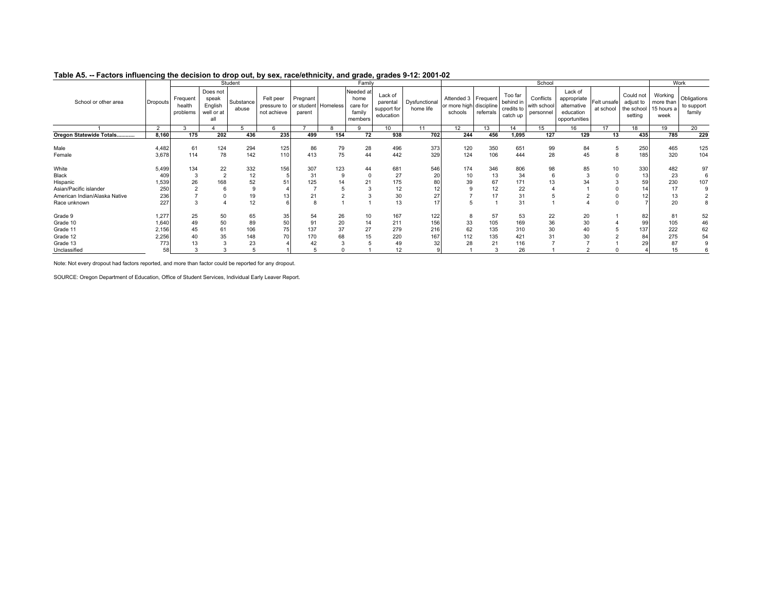**Table A5. -- Factors influencing the decision to drop out, by sex, race/ethnicity, and grade, grades 9-12: 2001-02**

| School or other area | Dropouts | Student | | | | Family | | | | | School | | | | | | | Work | |
|---|---|---|---|---|---|---|---|---|---|---|---|---|---|---|---|---|---|---|---|
| | | Frequent health problems | Does not speak English well or at all | Substance abuse | Felt peer pressure to not achieve | Pregnant or student parent | Homeless | Needed at home care for family members | Lack of parental support for education | Dysfunctional home life | Attended 3 or more high schools | Frequent discipline referrals | Too far behind in credits to catch up | Conflicts with school personnel | Lack of appropriate alternative education opportunities | Felt unsafe at school | Could not adjust to the school setting | Working more than 15 hours a week | Obligations to support family |
| 1 | 2 | 3 | 4 | 5 | 6 | 7 | 8 | 9 | 10 | 11 | 12 | 13 | 14 | 15 | 16 | 17 | 18 | 19 | 20 |
| **Oregon Statewide Totals............** | **8,160** | **175** | **202** | **436** | **235** | **499** | **154** | **72** | **938** | **702** | **244** | **456** | **1,095** | **127** | **129** | **13** | **435** | **785** | **229** |
| Male | 4,482 | 61 | 124 | 294 | 125 | 86 | 79 | 28 | 496 | 373 | 120 | 350 | 651 | 99 | 84 | 5 | 250 | 465 | 125 |
| Female | 3,678 | 114 | 78 | 142 | 110 | 413 | 75 | 44 | 442 | 329 | 124 | 106 | 444 | 28 | 45 | 8 | 185 | 320 | 104 |
| White | 5,499 | 134 | 22 | 332 | 156 | 307 | 123 | 44 | 681 | 546 | 174 | 346 | 806 | 98 | 85 | 10 | 330 | 482 | 97 |
| Black | 409 | 3 | 2 | 12 | 5 | 31 | 9 | 0 | 27 | 20 | 10 | 13 | 34 | 6 | 3 | 0 | 13 | 23 | 6 |
| Hispanic | 1,539 | 26 | 168 | 52 | 51 | 125 | 14 | 21 | 175 | 80 | 39 | 67 | 171 | 13 | 34 | 3 | 59 | 230 | 107 |
| Asian/Pacific islander | 250 | 2 | 6 | 9 | 4 | 7 | 5 | 3 | 12 | 12 | 9 | 12 | 22 | 4 | 1 | 0 | 14 | 17 | 9 |
| American Indian/Alaska Native | 236 | 7 | 0 | 19 | 13 | 21 | 2 | 3 | 30 | 27 | 7 | 17 | 31 | 5 | 2 | 0 | 12 | 13 | 2 |
| Race unknown | 227 | 3 | 4 | 12 | 6 | 8 | 1 | 1 | 13 | 17 | 5 | 1 | 31 | 1 | 4 | 0 | 7 | 20 | 8 |
| Grade 9 | 1,277 | 25 | 50 | 65 | 35 | 54 | 26 | 10 | 167 | 122 | 8 | 57 | 53 | 22 | 20 | 1 | 82 | 81 | 52 |
| Grade 10 | 1,640 | 49 | 50 | 89 | 50 | 91 | 20 | 14 | 211 | 156 | 33 | 105 | 169 | 36 | 30 | 4 | 99 | 105 | 46 |
| Grade 11 | 2,156 | 45 | 61 | 106 | 75 | 137 | 37 | 27 | 279 | 216 | 62 | 135 | 310 | 30 | 40 | 5 | 137 | 222 | 62 |
| Grade 12 | 2,256 | 40 | 35 | 148 | 70 | 170 | 68 | 15 | 220 | 167 | 112 | 135 | 421 | 31 | 30 | 2 | 84 | 275 | 54 |
| Grade 13 | 773 | 13 | 3 | 23 | 4 | 42 | 3 | 5 | 49 | 32 | 28 | 21 | 116 | 7 | 7 | 1 | 29 | 87 | 9 |
| Unclassified | 58 | 3 | 3 | 5 | 1 | 5 | 0 | 1 | 12 | 9 | 1 | 3 | 26 | 1 | 2 | 0 | 4 | 15 | 6 |

Note: Not every dropout had factors reported, and more than factor could be reported for any dropout.

SOURCE: Oregon Department of Education, Office of Student Services, Individual Early Leaver Report.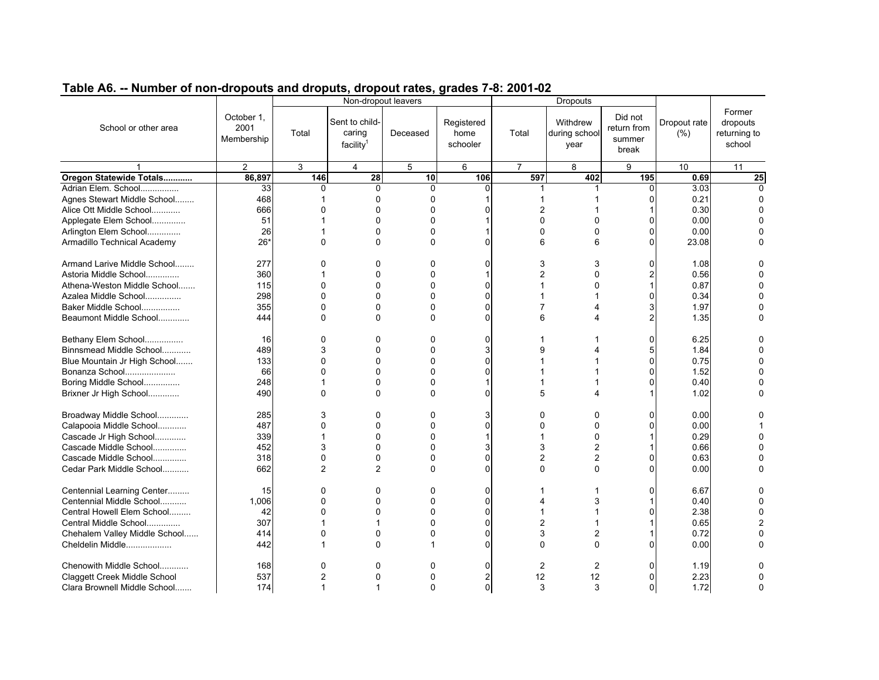## Table A6. -- Number of non-dropouts and droputs, dropout rates, grades 7-8: 2001-02

| School or other area | October 1, 2001 Membership | Non-dropout leavers | | | | Dropouts | | | Dropout rate (%) | Former dropouts returning to school |
|---|---|---|---|---|---|---|---|---|---|---|
| | | Total | Sent to child-caring facility[1] | Deceased | Registered home schooler | Total | Withdrew during school year | Did not return from summer break | | |
| 1 | 2 | 3 | 4 | 5 | 6 | 7 | 8 | 9 | 10 | 11 |
| **Oregon Statewide Totals...........** | **86,897** | **146** | **28** | **10** | **106** | **597** | **402** | **195** | **0.69** | **25** |
| Adrian Elem. School................ | 33 | 0 | 0 | 0 | 0 | 1 | 1 | 0 | 3.03 | 0 |
| Agnes Stewart Middle School........ | 468 | 1 | 0 | 0 | 1 | 1 | 1 | 0 | 0.21 | 0 |
| Alice Ott Middle School............ | 666 | 0 | 0 | 0 | 0 | 2 | 1 | 1 | 0.30 | 0 |
| Applegate Elem School.............. | 51 | 1 | 0 | 0 | 1 | 0 | 0 | 0 | 0.00 | 0 |
| Arlington Elem School.............. | 26 | 1 | 0 | 0 | 1 | 0 | 0 | 0 | 0.00 | 0 |
| Armadillo Technical Academy | 26* | 0 | 0 | 0 | 0 | 6 | 6 | 0 | 23.08 | 0 |
| Armand Larive Middle School........ | 277 | 0 | 0 | 0 | 0 | 3 | 3 | 0 | 1.08 | 0 |
| Astoria Middle School.............. | 360 | 1 | 0 | 0 | 1 | 2 | 0 | 2 | 0.56 | 0 |
| Athena-Weston Middle School....... | 115 | 0 | 0 | 0 | 0 | 1 | 0 | 1 | 0.87 | 0 |
| Azalea Middle School............... | 298 | 0 | 0 | 0 | 0 | 1 | 1 | 0 | 0.34 | 0 |
| Baker Middle School................ | 355 | 0 | 0 | 0 | 0 | 7 | 4 | 3 | 1.97 | 0 |
| Beaumont Middle School............ | 444 | 0 | 0 | 0 | 0 | 6 | 4 | 2 | 1.35 | 0 |
| Bethany Elem School................ | 16 | 0 | 0 | 0 | 0 | 1 | 1 | 0 | 6.25 | 0 |
| Binnsmead Middle School............ | 489 | 3 | 0 | 0 | 3 | 9 | 4 | 5 | 1.84 | 0 |
| Blue Mountain Jr High School....... | 133 | 0 | 0 | 0 | 0 | 1 | 1 | 0 | 0.75 | 0 |
| Bonanza School..................... | 66 | 0 | 0 | 0 | 0 | 1 | 1 | 0 | 1.52 | 0 |
| Boring Middle School............... | 248 | 1 | 0 | 0 | 1 | 1 | 1 | 0 | 0.40 | 0 |
| Brixner Jr High School............. | 490 | 0 | 0 | 0 | 0 | 5 | 4 | 1 | 1.02 | 0 |
| Broadway Middle School............. | 285 | 3 | 0 | 0 | 3 | 0 | 0 | 0 | 0.00 | 0 |
| Calapooia Middle School............ | 487 | 0 | 0 | 0 | 0 | 0 | 0 | 0 | 0.00 | 1 |
| Cascade Jr High School............. | 339 | 1 | 0 | 0 | 1 | 1 | 0 | 1 | 0.29 | 0 |
| Cascade Middle School.............. | 452 | 3 | 0 | 0 | 3 | 3 | 2 | 1 | 0.66 | 0 |
| Cascade Middle School.............. | 318 | 0 | 0 | 0 | 0 | 2 | 2 | 0 | 0.63 | 0 |
| Cedar Park Middle School........... | 662 | 2 | 2 | 0 | 0 | 0 | 0 | 0 | 0.00 | 0 |
| Centennial Learning Center......... | 15 | 0 | 0 | 0 | 0 | 1 | 1 | 0 | 6.67 | 0 |
| Centennial Middle School........... | 1,006 | 0 | 0 | 0 | 0 | 4 | 3 | 1 | 0.40 | 0 |
| Central Howell Elem School......... | 42 | 0 | 0 | 0 | 0 | 1 | 1 | 0 | 2.38 | 0 |
| Central Middle School.............. | 307 | 1 | 1 | 0 | 0 | 2 | 1 | 1 | 0.65 | 2 |
| Chehalem Valley Middle School...... | 414 | 0 | 0 | 0 | 0 | 3 | 2 | 1 | 0.72 | 0 |
| Cheldelin Middle................... | 442 | 1 | 0 | 1 | 0 | 0 | 0 | 0 | 0.00 | 0 |
| Chenowith Middle School............ | 168 | 0 | 0 | 0 | 0 | 2 | 2 | 0 | 1.19 | 0 |
| Claggett Creek Middle School | 537 | 2 | 0 | 0 | 2 | 12 | 12 | 0 | 2.23 | 0 |
| Clara Brownell Middle School....... | 174 | 1 | 1 | 0 | 0 | 3 | 3 | 0 | 1.72 | 0 |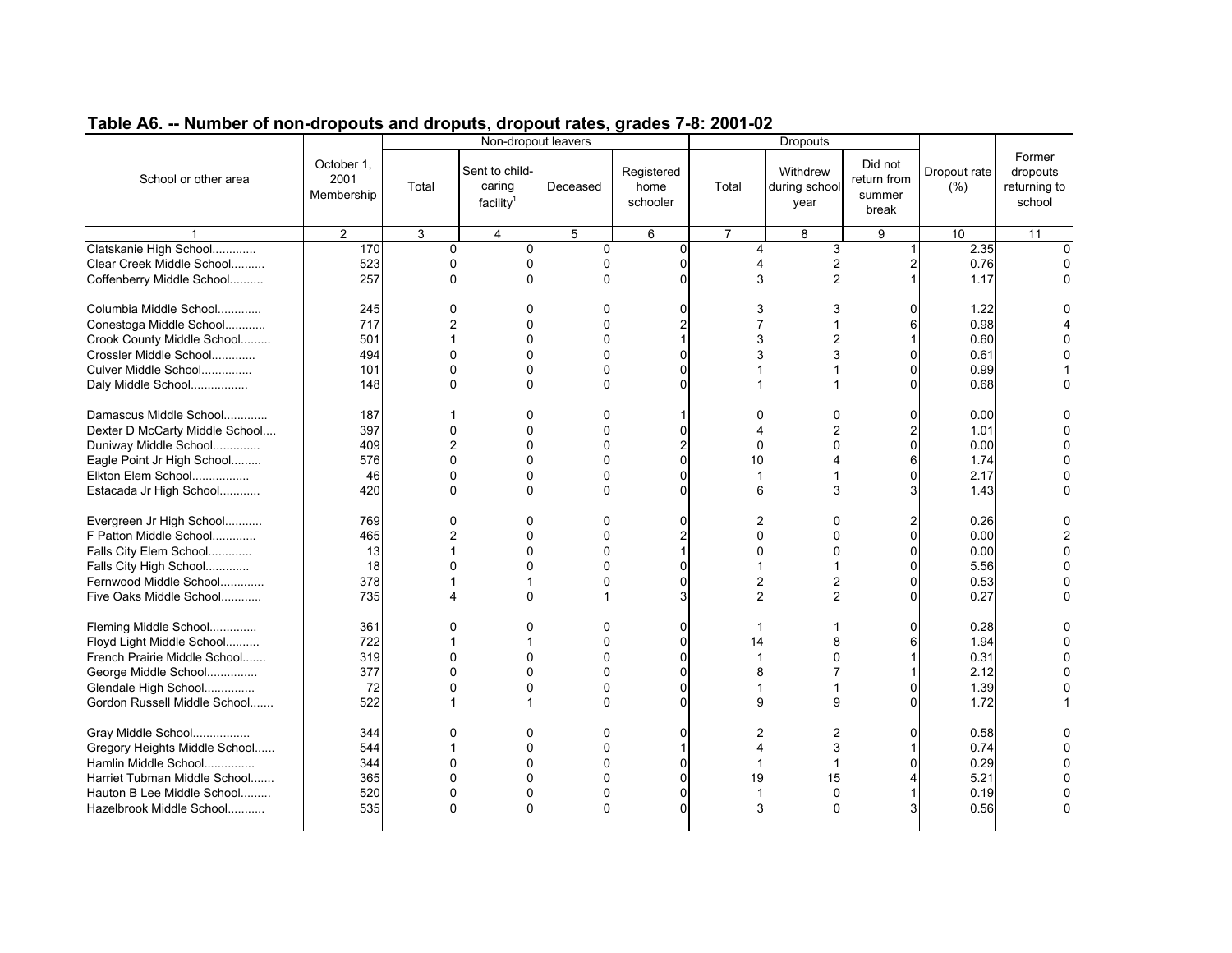## Table A6. -- Number of non-dropouts and droputs, dropout rates, grades 7-8: 2001-02

| School or other area | October 1, 2001 Membership | Non-dropout leavers | | | | Dropouts | | | Dropout rate (%) | Former dropouts returning to school |
|---|---|---|---|---|---|---|---|---|---|---|
| | | Total | Sent to child-caring facility[1] | Deceased | Registered home schooler | Total | Withdrew during school year | Did not return from summer break | | |
| 1 | 2 | 3 | 4 | 5 | 6 | 7 | 8 | 9 | 10 | 11 |
| Clatskanie High School............. | 170 | 0 | 0 | 0 | 0 | 4 | 3 | 1 | 2.35 | 0 |
| Clear Creek Middle School.......... | 523 | 0 | 0 | 0 | 0 | 4 | 2 | 2 | 0.76 | 0 |
| Coffenberry Middle School.......... | 257 | 0 | 0 | 0 | 0 | 3 | 2 | 1 | 1.17 | 0 |
| Columbia Middle School............. | 245 | 0 | 0 | 0 | 0 | 3 | 3 | 0 | 1.22 | 0 |
| Conestoga Middle School............ | 717 | 2 | 0 | 0 | 2 | 7 | 1 | 6 | 0.98 | 4 |
| Crook County Middle School......... | 501 | 1 | 0 | 0 | 1 | 3 | 2 | 1 | 0.60 | 0 |
| Crossler Middle School............. | 494 | 0 | 0 | 0 | 0 | 3 | 3 | 0 | 0.61 | 0 |
| Culver Middle School............... | 101 | 0 | 0 | 0 | 0 | 1 | 1 | 0 | 0.99 | 1 |
| Daly Middle School................. | 148 | 0 | 0 | 0 | 0 | 1 | 1 | 0 | 0.68 | 0 |
| Damascus Middle School............. | 187 | 1 | 0 | 0 | 1 | 0 | 0 | 0 | 0.00 | 0 |
| Dexter D McCarty Middle School.... | 397 | 0 | 0 | 0 | 0 | 4 | 2 | 2 | 1.01 | 0 |
| Duniway Middle School.............. | 409 | 2 | 0 | 0 | 2 | 0 | 0 | 0 | 0.00 | 0 |
| Eagle Point Jr High School......... | 576 | 0 | 0 | 0 | 0 | 10 | 4 | 6 | 1.74 | 0 |
| Elkton Elem School................. | 46 | 0 | 0 | 0 | 0 | 1 | 1 | 0 | 2.17 | 0 |
| Estacada Jr High School............ | 420 | 0 | 0 | 0 | 0 | 6 | 3 | 3 | 1.43 | 0 |
| Evergreen Jr High School........... | 769 | 0 | 0 | 0 | 0 | 2 | 0 | 2 | 0.26 | 0 |
| F Patton Middle School............. | 465 | 2 | 0 | 0 | 2 | 0 | 0 | 0 | 0.00 | 2 |
| Falls City Elem School............. | 13 | 1 | 0 | 0 | 1 | 0 | 0 | 0 | 0.00 | 0 |
| Falls City High School............. | 18 | 0 | 0 | 0 | 0 | 1 | 1 | 0 | 5.56 | 0 |
| Fernwood Middle School............. | 378 | 1 | 1 | 0 | 0 | 2 | 2 | 0 | 0.53 | 0 |
| Five Oaks Middle School............ | 735 | 4 | 0 | 1 | 3 | 2 | 2 | 0 | 0.27 | 0 |
| Fleming Middle School.............. | 361 | 0 | 0 | 0 | 0 | 1 | 1 | 0 | 0.28 | 0 |
| Floyd Light Middle School.......... | 722 | 1 | 1 | 0 | 0 | 14 | 8 | 6 | 1.94 | 0 |
| French Prairie Middle School....... | 319 | 0 | 0 | 0 | 0 | 1 | 0 | 1 | 0.31 | 0 |
| George Middle School............... | 377 | 0 | 0 | 0 | 0 | 8 | 7 | 1 | 2.12 | 0 |
| Glendale High School............... | 72 | 0 | 0 | 0 | 0 | 1 | 1 | 0 | 1.39 | 0 |
| Gordon Russell Middle School....... | 522 | 1 | 1 | 0 | 0 | 9 | 9 | 0 | 1.72 | 1 |
| Gray Middle School................. | 344 | 0 | 0 | 0 | 0 | 2 | 2 | 0 | 0.58 | 0 |
| Gregory Heights Middle School...... | 544 | 1 | 0 | 0 | 1 | 4 | 3 | 1 | 0.74 | 0 |
| Hamlin Middle School............... | 344 | 0 | 0 | 0 | 0 | 1 | 1 | 0 | 0.29 | 0 |
| Harriet Tubman Middle School....... | 365 | 0 | 0 | 0 | 0 | 19 | 15 | 4 | 5.21 | 0 |
| Hauton B Lee Middle School......... | 520 | 0 | 0 | 0 | 0 | 1 | 0 | 1 | 0.19 | 0 |
| Hazelbrook Middle School........... | 535 | 0 | 0 | 0 | 0 | 3 | 0 | 3 | 0.56 | 0 |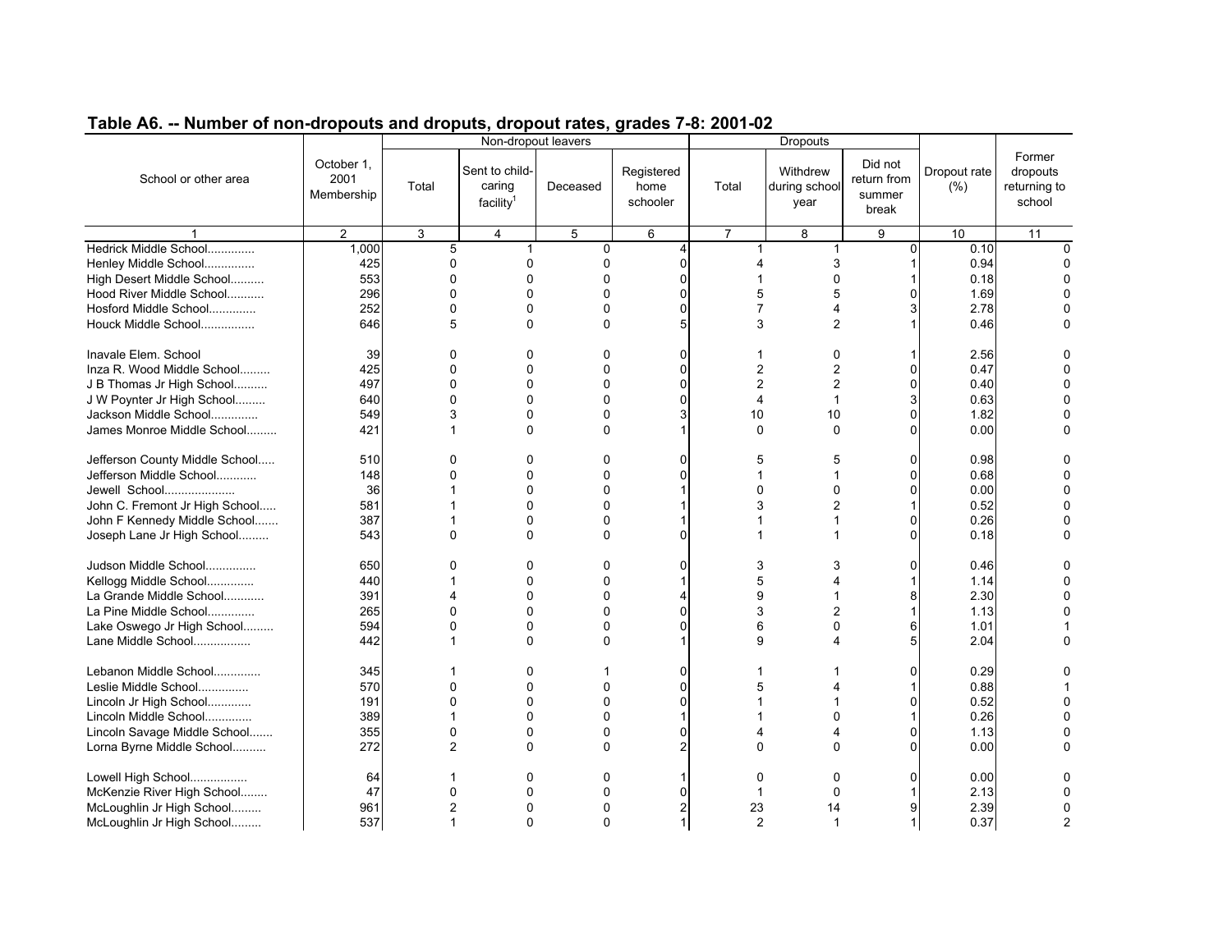## Table A6. -- Number of non-dropouts and droputs, dropout rates, grades 7-8: 2001-02

| School or other area | October 1, 2001 Membership | Non-dropout leavers | | | | Dropouts | | | Dropout rate (%) | Former dropouts returning to school |
|---|---|---|---|---|---|---|---|---|---|---|
| | | Total | Sent to child-caring facility[1] | Deceased | Registered home schooler | Total | Withdrew during school year | Did not return from summer break | | |
| 1 | 2 | 3 | 4 | 5 | 6 | 7 | 8 | 9 | 10 | 11 |
| Hedrick Middle School.............. | 1,000 | 5 | 1 | 0 | 4 | 1 | 1 | 0 | 0.10 | 0 |
| Henley Middle School............... | 425 | 0 | 0 | 0 | 0 | 4 | 3 | 1 | 0.94 | 0 |
| High Desert Middle School.......... | 553 | 0 | 0 | 0 | 0 | 1 | 0 | 1 | 0.18 | 0 |
| Hood River Middle School........... | 296 | 0 | 0 | 0 | 0 | 5 | 5 | 0 | 1.69 | 0 |
| Hosford Middle School.............. | 252 | 0 | 0 | 0 | 0 | 7 | 4 | 3 | 2.78 | 0 |
| Houck Middle School................ | 646 | 5 | 0 | 0 | 5 | 3 | 2 | 1 | 0.46 | 0 |
| Inavale Elem. School | 39 | 0 | 0 | 0 | 0 | 1 | 0 | 1 | 2.56 | 0 |
| Inza R. Wood Middle School......... | 425 | 0 | 0 | 0 | 0 | 2 | 2 | 0 | 0.47 | 0 |
| J B Thomas Jr High School.......... | 497 | 0 | 0 | 0 | 0 | 2 | 2 | 0 | 0.40 | 0 |
| J W Poynter Jr High School......... | 640 | 0 | 0 | 0 | 0 | 4 | 1 | 3 | 0.63 | 0 |
| Jackson Middle School.............. | 549 | 3 | 0 | 0 | 3 | 10 | 10 | 0 | 1.82 | 0 |
| James Monroe Middle School......... | 421 | 1 | 0 | 0 | 1 | 0 | 0 | 0 | 0.00 | 0 |
| Jefferson County Middle School..... | 510 | 0 | 0 | 0 | 0 | 5 | 5 | 0 | 0.98 | 0 |
| Jefferson Middle School............ | 148 | 0 | 0 | 0 | 0 | 1 | 1 | 0 | 0.68 | 0 |
| Jewell School..................... | 36 | 1 | 0 | 0 | 1 | 0 | 0 | 0 | 0.00 | 0 |
| John C. Fremont Jr High School..... | 581 | 1 | 0 | 0 | 1 | 3 | 2 | 1 | 0.52 | 0 |
| John F Kennedy Middle School....... | 387 | 1 | 0 | 0 | 1 | 1 | 1 | 0 | 0.26 | 0 |
| Joseph Lane Jr High School......... | 543 | 0 | 0 | 0 | 0 | 1 | 1 | 0 | 0.18 | 0 |
| Judson Middle School............... | 650 | 0 | 0 | 0 | 0 | 3 | 3 | 0 | 0.46 | 0 |
| Kellogg Middle School.............. | 440 | 1 | 0 | 0 | 1 | 5 | 4 | 1 | 1.14 | 0 |
| La Grande Middle School............ | 391 | 4 | 0 | 0 | 4 | 9 | 1 | 8 | 2.30 | 0 |
| La Pine Middle School.............. | 265 | 0 | 0 | 0 | 0 | 3 | 2 | 1 | 1.13 | 0 |
| Lake Oswego Jr High School......... | 594 | 0 | 0 | 0 | 0 | 6 | 0 | 6 | 1.01 | 1 |
| Lane Middle School................. | 442 | 1 | 0 | 0 | 1 | 9 | 4 | 5 | 2.04 | 0 |
| Lebanon Middle School.............. | 345 | 1 | 0 | 1 | 0 | 1 | 1 | 0 | 0.29 | 0 |
| Leslie Middle School............... | 570 | 0 | 0 | 0 | 0 | 5 | 4 | 1 | 0.88 | 1 |
| Lincoln Jr High School............. | 191 | 0 | 0 | 0 | 0 | 1 | 1 | 0 | 0.52 | 0 |
| Lincoln Middle School.............. | 389 | 1 | 0 | 0 | 1 | 1 | 0 | 1 | 0.26 | 0 |
| Lincoln Savage Middle School....... | 355 | 0 | 0 | 0 | 0 | 4 | 4 | 0 | 1.13 | 0 |
| Lorna Byrne Middle School.......... | 272 | 2 | 0 | 0 | 2 | 0 | 0 | 0 | 0.00 | 0 |
| Lowell High School................. | 64 | 1 | 0 | 0 | 1 | 0 | 0 | 0 | 0.00 | 0 |
| McKenzie River High School........ | 47 | 0 | 0 | 0 | 0 | 1 | 0 | 1 | 2.13 | 0 |
| McLoughlin Jr High School......... | 961 | 2 | 0 | 0 | 2 | 23 | 14 | 9 | 2.39 | 0 |
| McLoughlin Jr High School......... | 537 | 1 | 0 | 0 | 1 | 2 | 1 | 1 | 0.37 | 2 |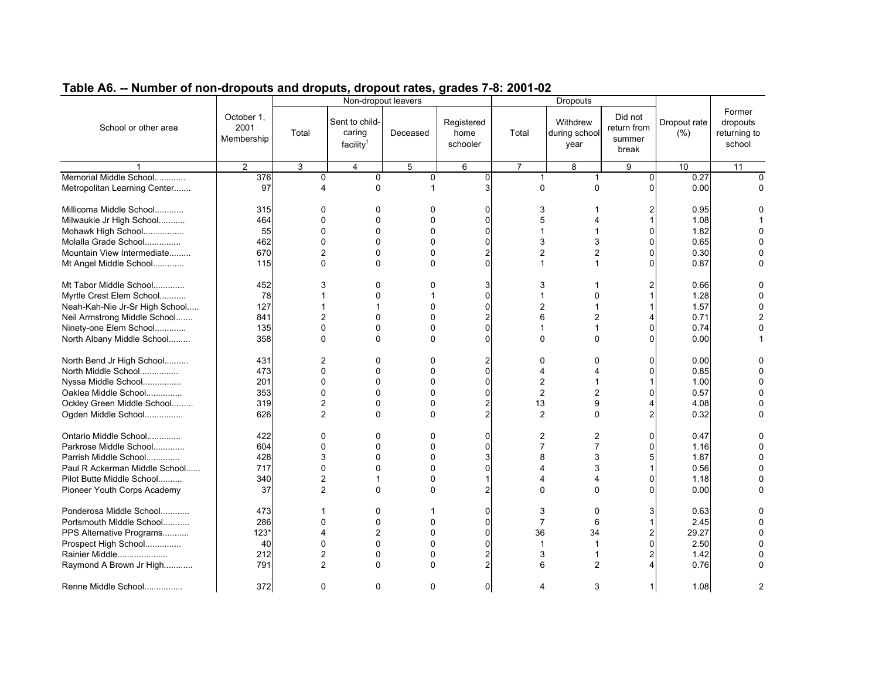## Table A6. -- Number of non-dropouts and droputs, dropout rates, grades 7-8: 2001-02

| School or other area | October 1, 2001 Membership | Non-dropout leavers | | | | Dropouts | | | Dropout rate (%) | Former dropouts returning to school |
|---|---|---|---|---|---|---|---|---|---|---|
| | | Total | Sent to child-caring facility[1] | Deceased | Registered home schooler | Total | Withdrew during school year | Did not return from summer break | | |
| 1 | 2 | 3 | 4 | 5 | 6 | 7 | 8 | 9 | 10 | 11 |
| Memorial Middle School............. | 376 | 0 | 0 | 0 | 0 | 1 | 1 | 0 | 0.27 | 0 |
| Metropolitan Learning Center....... | 97 | 4 | 0 | 1 | 3 | 0 | 0 | 0 | 0.00 | 0 |
| Millicoma Middle School............ | 315 | 0 | 0 | 0 | 0 | 3 | 1 | 2 | 0.95 | 0 |
| Milwaukie Jr High School........... | 464 | 0 | 0 | 0 | 0 | 5 | 4 | 1 | 1.08 | 1 |
| Mohawk High School................. | 55 | 0 | 0 | 0 | 0 | 1 | 1 | 0 | 1.82 | 0 |
| Molalla Grade School............... | 462 | 0 | 0 | 0 | 0 | 3 | 3 | 0 | 0.65 | 0 |
| Mountain View Intermediate......... | 670 | 2 | 0 | 0 | 2 | 2 | 2 | 0 | 0.30 | 0 |
| Mt Angel Middle School............. | 115 | 0 | 0 | 0 | 0 | 1 | 1 | 0 | 0.87 | 0 |
| Mt Tabor Middle School............. | 452 | 3 | 0 | 0 | 3 | 3 | 1 | 2 | 0.66 | 0 |
| Myrtle Crest Elem School........... | 78 | 1 | 0 | 1 | 0 | 1 | 0 | 1 | 1.28 | 0 |
| Neah-Kah-Nie Jr-Sr High School..... | 127 | 1 | 1 | 0 | 0 | 2 | 1 | 1 | 1.57 | 0 |
| Neil Armstrong Middle School....... | 841 | 2 | 0 | 0 | 2 | 6 | 2 | 4 | 0.71 | 2 |
| Ninety-one Elem School............. | 135 | 0 | 0 | 0 | 0 | 1 | 1 | 0 | 0.74 | 0 |
| North Albany Middle School......... | 358 | 0 | 0 | 0 | 0 | 0 | 0 | 0 | 0.00 | 1 |
| North Bend Jr High School.......... | 431 | 2 | 0 | 0 | 2 | 0 | 0 | 0 | 0.00 | 0 |
| North Middle School................ | 473 | 0 | 0 | 0 | 0 | 4 | 4 | 0 | 0.85 | 0 |
| Nyssa Middle School................ | 201 | 0 | 0 | 0 | 0 | 2 | 1 | 1 | 1.00 | 0 |
| Oaklea Middle School............... | 353 | 0 | 0 | 0 | 0 | 2 | 2 | 0 | 0.57 | 0 |
| Ockley Green Middle School......... | 319 | 2 | 0 | 0 | 2 | 13 | 9 | 4 | 4.08 | 0 |
| Ogden Middle School................ | 626 | 2 | 0 | 0 | 2 | 2 | 0 | 2 | 0.32 | 0 |
| Ontario Middle School.............. | 422 | 0 | 0 | 0 | 0 | 2 | 2 | 0 | 0.47 | 0 |
| Parkrose Middle School............. | 604 | 0 | 0 | 0 | 0 | 7 | 7 | 0 | 1.16 | 0 |
| Parrish Middle School.............. | 428 | 3 | 0 | 0 | 3 | 8 | 3 | 5 | 1.87 | 0 |
| Paul R Ackerman Middle School...... | 717 | 0 | 0 | 0 | 0 | 4 | 3 | 1 | 0.56 | 0 |
| Pilot Butte Middle School.......... | 340 | 2 | 1 | 0 | 1 | 4 | 4 | 0 | 1.18 | 0 |
| Pioneer Youth Corps Academy | 37 | 2 | 0 | 0 | 2 | 0 | 0 | 0 | 0.00 | 0 |
| Ponderosa Middle School............ | 473 | 1 | 0 | 1 | 0 | 3 | 0 | 3 | 0.63 | 0 |
| Portsmouth Middle School........... | 286 | 0 | 0 | 0 | 0 | 7 | 6 | 1 | 2.45 | 0 |
| PPS Alternative Programs........... | 123* | 4 | 2 | 0 | 0 | 36 | 34 | 2 | 29.27 | 0 |
| Prospect High School............... | 40 | 0 | 0 | 0 | 0 | 1 | 1 | 0 | 2.50 | 0 |
| Rainier Middle..................... | 212 | 2 | 0 | 0 | 2 | 3 | 1 | 2 | 1.42 | 0 |
| Raymond A Brown Jr High............ | 791 | 2 | 0 | 0 | 2 | 6 | 2 | 4 | 0.76 | 0 |
| Renne Middle School................ | 372 | 0 | 0 | 0 | 0 | 4 | 3 | 1 | 1.08 | 2 |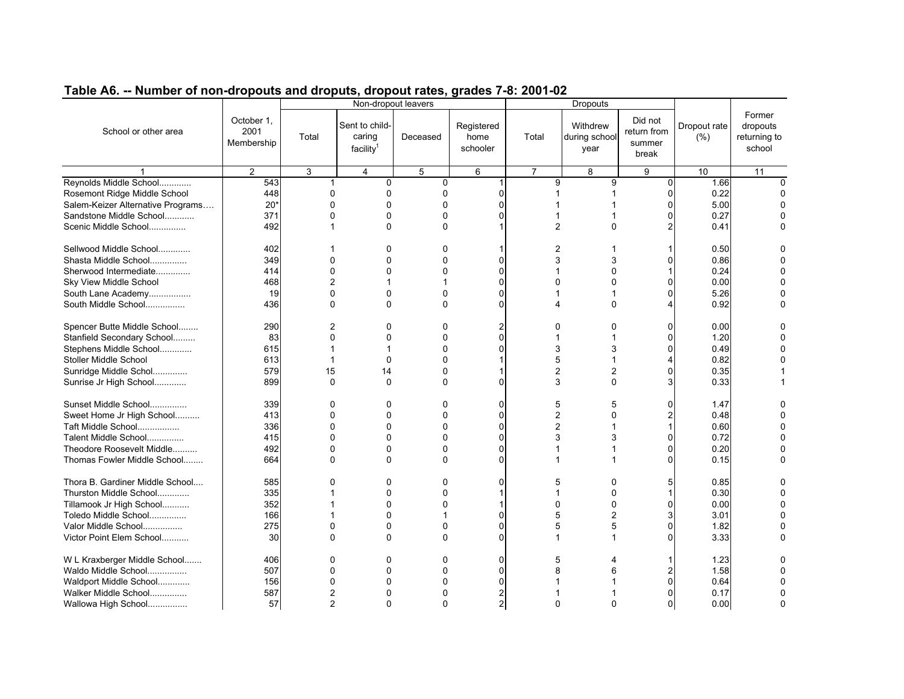## Table A6. -- Number of non-dropouts and droputs, dropout rates, grades 7-8: 2001-02

| School or other area | October 1, 2001 Membership | Non-dropout leavers | | | | Dropouts | | | Dropout rate (%) | Former dropouts returning to school |
|---|---|---|---|---|---|---|---|---|---|---|
| | | Total | Sent to child-caring facility[1] | Deceased | Registered home schooler | Total | Withdrew during school year | Did not return from summer break | | |
| 1 | 2 | 3 | 4 | 5 | 6 | 7 | 8 | 9 | 10 | 11 |
| Reynolds Middle School............. | 543 | 1 | 0 | 0 | 1 | 9 | 9 | 0 | 1.66 | 0 |
| Rosemont Ridge Middle School | 448 | 0 | 0 | 0 | 0 | 1 | 1 | 0 | 0.22 | 0 |
| Salem-Keizer Alternative Programs.... | 20* | 0 | 0 | 0 | 0 | 1 | 1 | 0 | 5.00 | 0 |
| Sandstone Middle School............ | 371 | 0 | 0 | 0 | 0 | 1 | 1 | 0 | 0.27 | 0 |
| Scenic Middle School............... | 492 | 1 | 0 | 0 | 1 | 2 | 0 | 2 | 0.41 | 0 |
| Sellwood Middle School............. | 402 | 1 | 0 | 0 | 1 | 2 | 1 | 1 | 0.50 | 0 |
| Shasta Middle School............... | 349 | 0 | 0 | 0 | 0 | 3 | 3 | 0 | 0.86 | 0 |
| Sherwood Intermediate.............. | 414 | 0 | 0 | 0 | 0 | 1 | 0 | 1 | 0.24 | 0 |
| Sky View Middle School | 468 | 2 | 1 | 1 | 0 | 0 | 0 | 0 | 0.00 | 0 |
| South Lane Academy................. | 19 | 0 | 0 | 0 | 0 | 1 | 1 | 0 | 5.26 | 0 |
| South Middle School................ | 436 | 0 | 0 | 0 | 0 | 4 | 0 | 4 | 0.92 | 0 |
| Spencer Butte Middle School........ | 290 | 2 | 0 | 0 | 2 | 0 | 0 | 0 | 0.00 | 0 |
| Stanfield Secondary School......... | 83 | 0 | 0 | 0 | 0 | 1 | 1 | 0 | 1.20 | 0 |
| Stephens Middle School............. | 615 | 1 | 1 | 0 | 0 | 3 | 3 | 0 | 0.49 | 0 |
| Stoller Middle School | 613 | 1 | 0 | 0 | 1 | 5 | 1 | 4 | 0.82 | 0 |
| Sunridge Middle Schol.............. | 579 | 15 | 14 | 0 | 1 | 2 | 2 | 0 | 0.35 | 1 |
| Sunrise Jr High School............. | 899 | 0 | 0 | 0 | 0 | 3 | 0 | 3 | 0.33 | 1 |
| Sunset Middle School............... | 339 | 0 | 0 | 0 | 0 | 5 | 5 | 0 | 1.47 | 0 |
| Sweet Home Jr High School.......... | 413 | 0 | 0 | 0 | 0 | 2 | 0 | 2 | 0.48 | 0 |
| Taft Middle School................. | 336 | 0 | 0 | 0 | 0 | 2 | 1 | 1 | 0.60 | 0 |
| Talent Middle School............... | 415 | 0 | 0 | 0 | 0 | 3 | 3 | 0 | 0.72 | 0 |
| Theodore Roosevelt Middle.......... | 492 | 0 | 0 | 0 | 0 | 1 | 1 | 0 | 0.20 | 0 |
| Thomas Fowler Middle School........ | 664 | 0 | 0 | 0 | 0 | 1 | 1 | 0 | 0.15 | 0 |
| Thora B. Gardiner Middle School.... | 585 | 0 | 0 | 0 | 0 | 5 | 0 | 5 | 0.85 | 0 |
| Thurston Middle School............. | 335 | 1 | 0 | 0 | 1 | 1 | 0 | 1 | 0.30 | 0 |
| Tillamook Jr High School........... | 352 | 1 | 0 | 0 | 1 | 0 | 0 | 0 | 0.00 | 0 |
| Toledo Middle School............... | 166 | 1 | 0 | 1 | 0 | 5 | 2 | 3 | 3.01 | 0 |
| Valor Middle School................ | 275 | 0 | 0 | 0 | 0 | 5 | 5 | 0 | 1.82 | 0 |
| Victor Point Elem School........... | 30 | 0 | 0 | 0 | 0 | 1 | 1 | 0 | 3.33 | 0 |
| W L Kraxberger Middle School....... | 406 | 0 | 0 | 0 | 0 | 5 | 4 | 1 | 1.23 | 0 |
| Waldo Middle School................ | 507 | 0 | 0 | 0 | 0 | 8 | 6 | 2 | 1.58 | 0 |
| Waldport Middle School............. | 156 | 0 | 0 | 0 | 0 | 1 | 1 | 0 | 0.64 | 0 |
| Walker Middle School............... | 587 | 2 | 0 | 0 | 2 | 1 | 1 | 0 | 0.17 | 0 |
| Wallowa High School................ | 57 | 2 | 0 | 0 | 2 | 0 | 0 | 0 | 0.00 | 0 |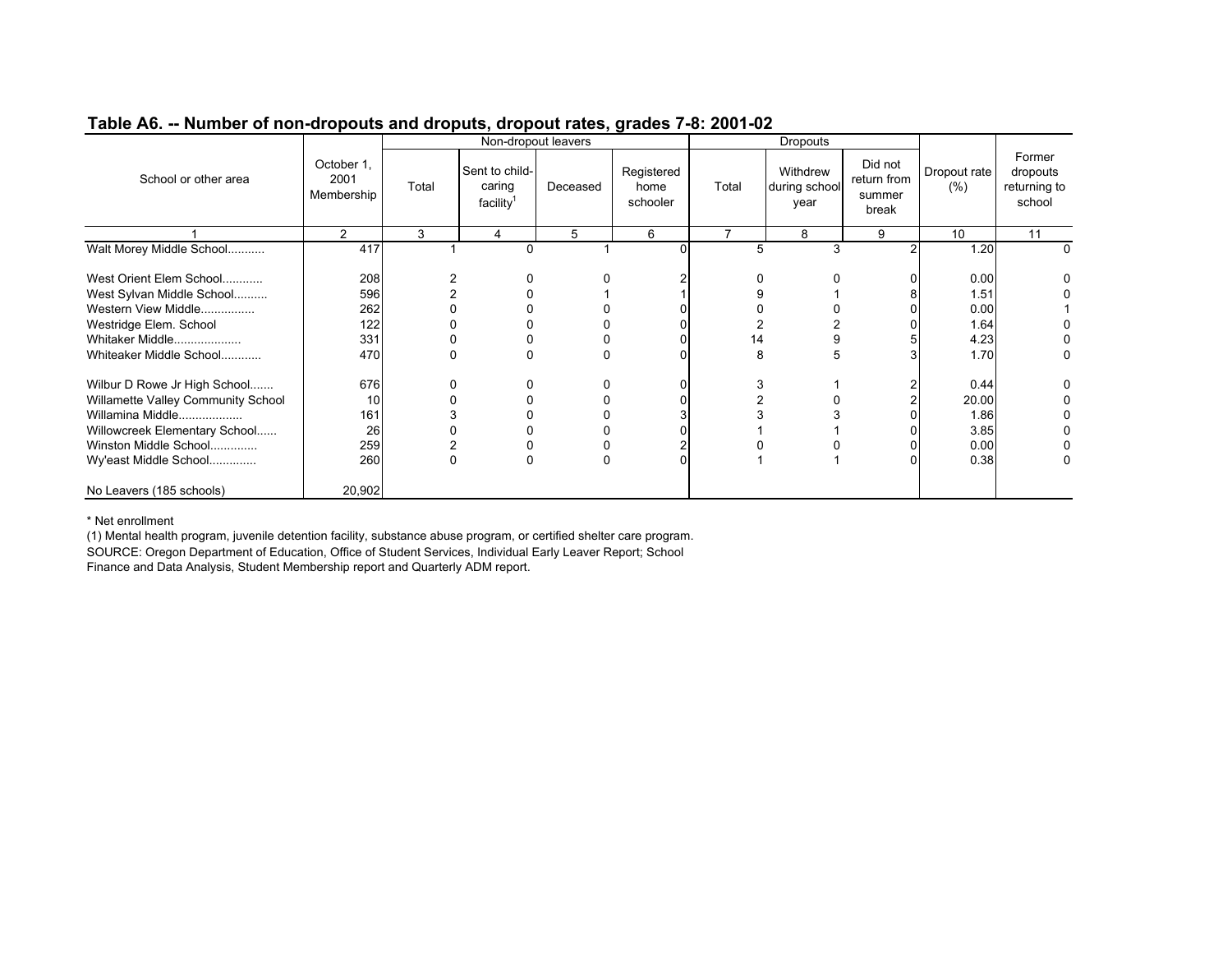## Table A6. -- Number of non-dropouts and droputs, dropout rates, grades 7-8: 2001-02

| School or other area | October 1, 2001 Membership | Non-dropout leavers | | | | Dropouts | | | Dropout rate (%) | Former dropouts returning to school |
|---|---|---|---|---|---|---|---|---|---|---|
| | | Total | Sent to child-caring facility[1] | Deceased | Registered home schooler | Total | Withdrew during school year | Did not return from summer break | | |
| 1 | 2 | 3 | 4 | 5 | 6 | 7 | 8 | 9 | 10 | 11 |
| Walt Morey Middle School........... | 417 | 1 | 0 | 1 | 0 | 5 | 3 | 2 | 1.20 | 0 |
| West Orient Elem School............ | 208 | 2 | 0 | 0 | 2 | 0 | 0 | 0 | 0.00 | 0 |
| West Sylvan Middle School.......... | 596 | 2 | 0 | 1 | 1 | 9 | 1 | 8 | 1.51 | 0 |
| Western View Middle................ | 262 | 0 | 0 | 0 | 0 | 0 | 0 | 0 | 0.00 | 1 |
| Westridge Elem. School | 122 | 0 | 0 | 0 | 0 | 2 | 2 | 0 | 1.64 | 0 |
| Whitaker Middle.................... | 331 | 0 | 0 | 0 | 0 | 14 | 9 | 5 | 4.23 | 0 |
| Whiteaker Middle School............ | 470 | 0 | 0 | 0 | 0 | 8 | 5 | 3 | 1.70 | 0 |
| Wilbur D Rowe Jr High School....... | 676 | 0 | 0 | 0 | 0 | 3 | 1 | 2 | 0.44 | 0 |
| Willamette Valley Community School | 10 | 0 | 0 | 0 | 0 | 2 | 0 | 2 | 20.00 | 0 |
| Willamina Middle................... | 161 | 3 | 0 | 0 | 3 | 3 | 3 | 0 | 1.86 | 0 |
| Willowcreek Elementary School...... | 26 | 0 | 0 | 0 | 0 | 1 | 1 | 0 | 3.85 | 0 |
| Winston Middle School.............. | 259 | 2 | 0 | 0 | 2 | 0 | 0 | 0 | 0.00 | 0 |
| Wy'east Middle School.............. | 260 | 0 | 0 | 0 | 0 | 1 | 1 | 0 | 0.38 | 0 |
| No Leavers (185 schools) | 20,902 | | | | | | | | | |

* Net enrollment

(1) Mental health program, juvenile detention facility, substance abuse program, or certified shelter care program.

SOURCE: Oregon Department of Education, Office of Student Services, Individual Early Leaver Report; School Finance and Data Analysis, Student Membership report and Quarterly ADM report.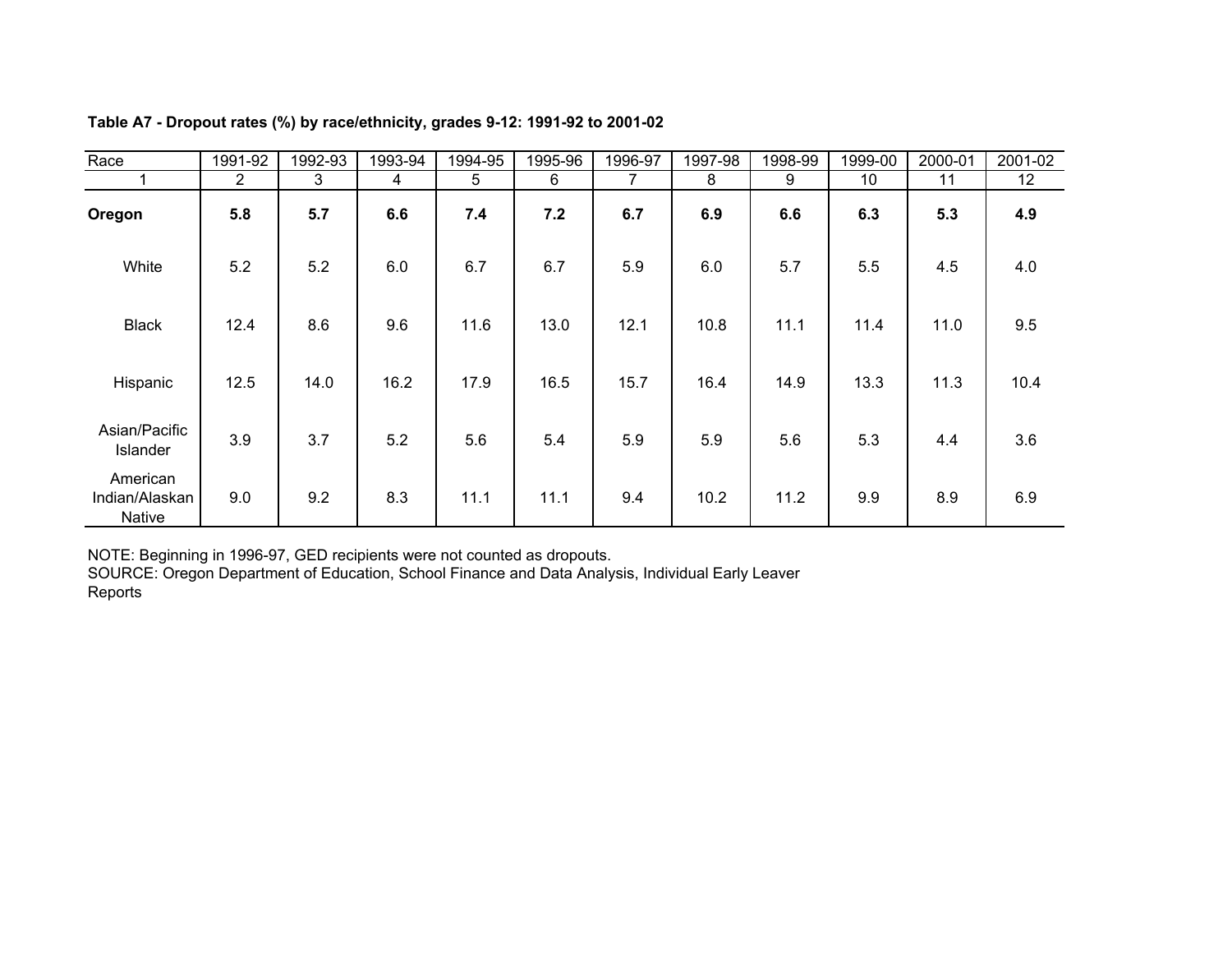**Table A7 - Dropout rates (%) by race/ethnicity, grades 9-12: 1991-92 to 2001-02**

| Race | 1991-92 | 1992-93 | 1993-94 | 1994-95 | 1995-96 | 1996-97 | 1997-98 | 1998-99 | 1999-00 | 2000-01 | 2001-02 |
|---|---|---|---|---|---|---|---|---|---|---|---|
| 1 | 2 | 3 | 4 | 5 | 6 | 7 | 8 | 9 | 10 | 11 | 12 |
| **Oregon** | **5.8** | **5.7** | **6.6** | **7.4** | **7.2** | **6.7** | **6.9** | **6.6** | **6.3** | **5.3** | **4.9** |
| White | 5.2 | 5.2 | 6.0 | 6.7 | 6.7 | 5.9 | 6.0 | 5.7 | 5.5 | 4.5 | 4.0 |
| Black | 12.4 | 8.6 | 9.6 | 11.6 | 13.0 | 12.1 | 10.8 | 11.1 | 11.4 | 11.0 | 9.5 |
| Hispanic | 12.5 | 14.0 | 16.2 | 17.9 | 16.5 | 15.7 | 16.4 | 14.9 | 13.3 | 11.3 | 10.4 |
| Asian/Pacific Islander | 3.9 | 3.7 | 5.2 | 5.6 | 5.4 | 5.9 | 5.9 | 5.6 | 5.3 | 4.4 | 3.6 |
| American Indian/Alaskan Native | 9.0 | 9.2 | 8.3 | 11.1 | 11.1 | 9.4 | 10.2 | 11.2 | 9.9 | 8.9 | 6.9 |

NOTE: Beginning in 1996-97, GED recipients were not counted as dropouts.
SOURCE: Oregon Department of Education, School Finance and Data Analysis, Individual Early Leaver Reports